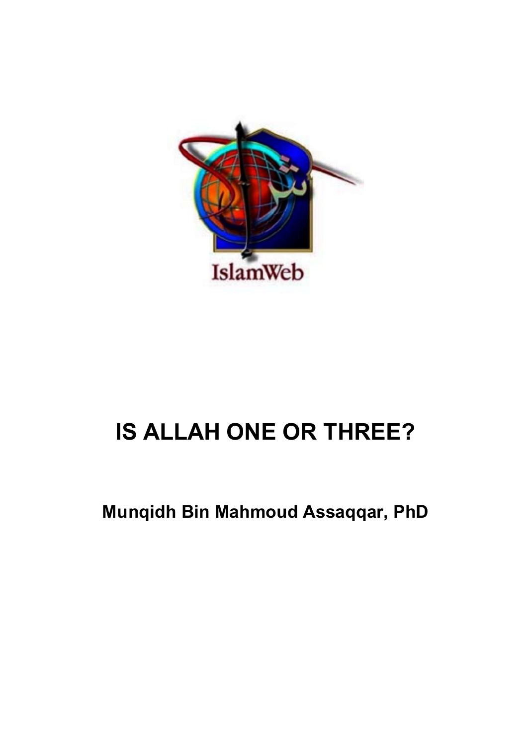IslamWeb

# IS ALLAH ONE OR THREE?

**Munqidh Bin Mahmoud Assaqqar, PhD**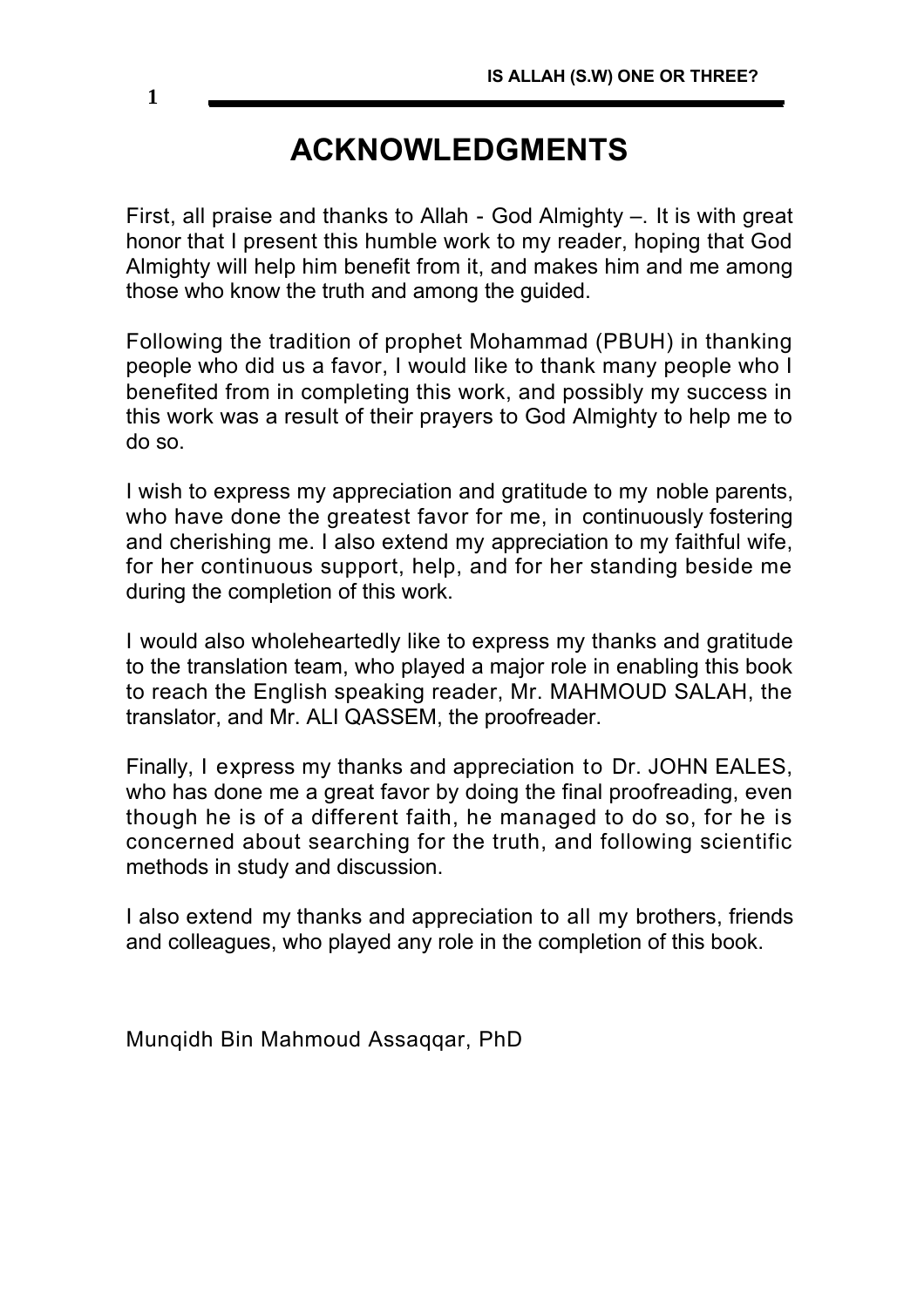# ACKNOWLEDGMENTS

First, all praise and thanks to Allah - God Almighty –. It is with great honor that I present this humble work to my reader, hoping that God Almighty will help him benefit from it, and makes him and me among those who know the truth and among the guided.

Following the tradition of prophet Mohammad (PBUH) in thanking people who did us a favor, I would like to thank many people who I benefited from in completing this work, and possibly my success in this work was a result of their prayers to God Almighty to help me to do so.

I wish to express my appreciation and gratitude to my noble parents, who have done the greatest favor for me, in continuously fostering and cherishing me. I also extend my appreciation to my faithful wife, for her continuous support, help, and for her standing beside me during the completion of this work.

I would also wholeheartedly like to express my thanks and gratitude to the translation team, who played a major role in enabling this book to reach the English speaking reader, Mr. MAHMOUD SALAH, the translator, and Mr. ALI QASSEM, the proofreader.

Finally, I express my thanks and appreciation to Dr. JOHN EALES, who has done me a great favor by doing the final proofreading, even though he is of a different faith, he managed to do so, for he is concerned about searching for the truth, and following scientific methods in study and discussion.

I also extend my thanks and appreciation to all my brothers, friends and colleagues, who played any role in the completion of this book.

Munqidh Bin Mahmoud Assaqqar, PhD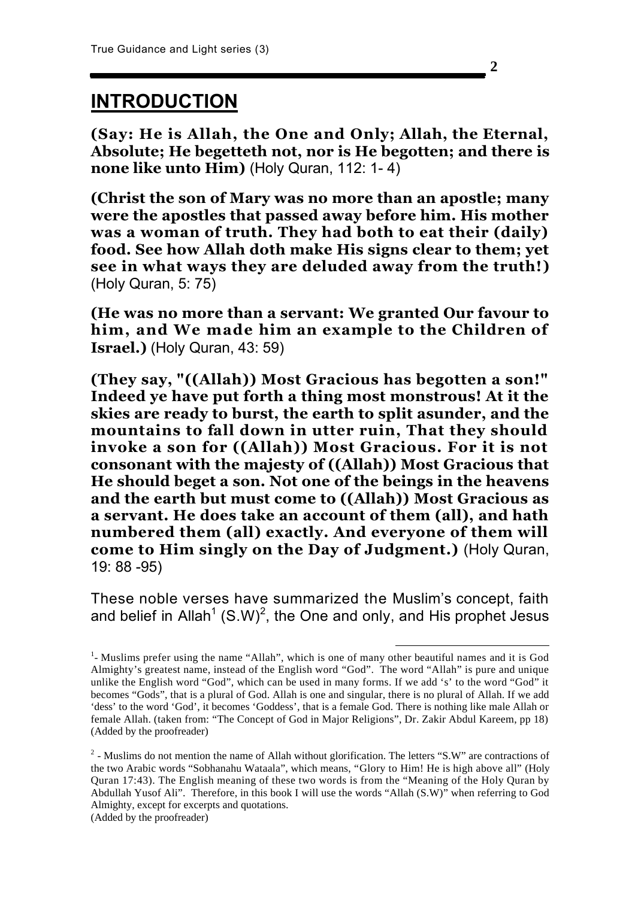# INTRODUCTION

**(Say: He is Allah, the One and Only; Allah, the Eternal, Absolute; He begetteth not, nor is He begotten; and there is none like unto Him)** (Holy Quran, 112: 1- 4)

**(Christ the son of Mary was no more than an apostle; many were the apostles that passed away before him. His mother was a woman of truth. They had both to eat their (daily) food. See how Allah doth make His signs clear to them; yet see in what ways they are deluded away from the truth!)** (Holy Quran, 5: 75)

**(He was no more than a servant: We granted Our favour to him, and We made him an example to the Children of Israel.)** (Holy Quran, 43: 59)

**(They say, "((Allah)) Most Gracious has begotten a son!" Indeed ye have put forth a thing most monstrous! At it the skies are ready to burst, the earth to split asunder, and the mountains to fall down in utter ruin, That they should invoke a son for ((Allah)) Most Gracious. For it is not consonant with the majesty of ((Allah)) Most Gracious that He should beget a son. Not one of the beings in the heavens and the earth but must come to ((Allah)) Most Gracious as a servant. He does take an account of them (all), and hath numbered them (all) exactly. And everyone of them will come to Him singly on the Day of Judgment.)** (Holy Quran, 19: 88 -95)

These noble verses have summarized the Muslim's concept, faith and belief in Allah[1] (S.W)[2], the One and only, and His prophet Jesus

---

[1]- Muslims prefer using the name "Allah", which is one of many other beautiful names and it is God Almighty's greatest name, instead of the English word "God". The word "Allah" is pure and unique unlike the English word "God", which can be used in many forms. If we add 's' to the word "God" it becomes "Gods", that is a plural of God. Allah is one and singular, there is no plural of Allah. If we add 'dess' to the word 'God', it becomes 'Goddess', that is a female God. There is nothing like male Allah or female Allah. (taken from: "The Concept of God in Major Religions", Dr. Zakir Abdul Kareem, pp 18) (Added by the proofreader)

[2] - Muslims do not mention the name of Allah without glorification. The letters "S.W" are contractions of the two Arabic words "Sobhanahu Wataala", which means, "Glory to Him! He is high above all" (Holy Quran 17:43). The English meaning of these two words is from the "Meaning of the Holy Quran by Abdullah Yusof Ali". Therefore, in this book I will use the words "Allah (S.W)" when referring to God Almighty, except for excerpts and quotations.
(Added by the proofreader)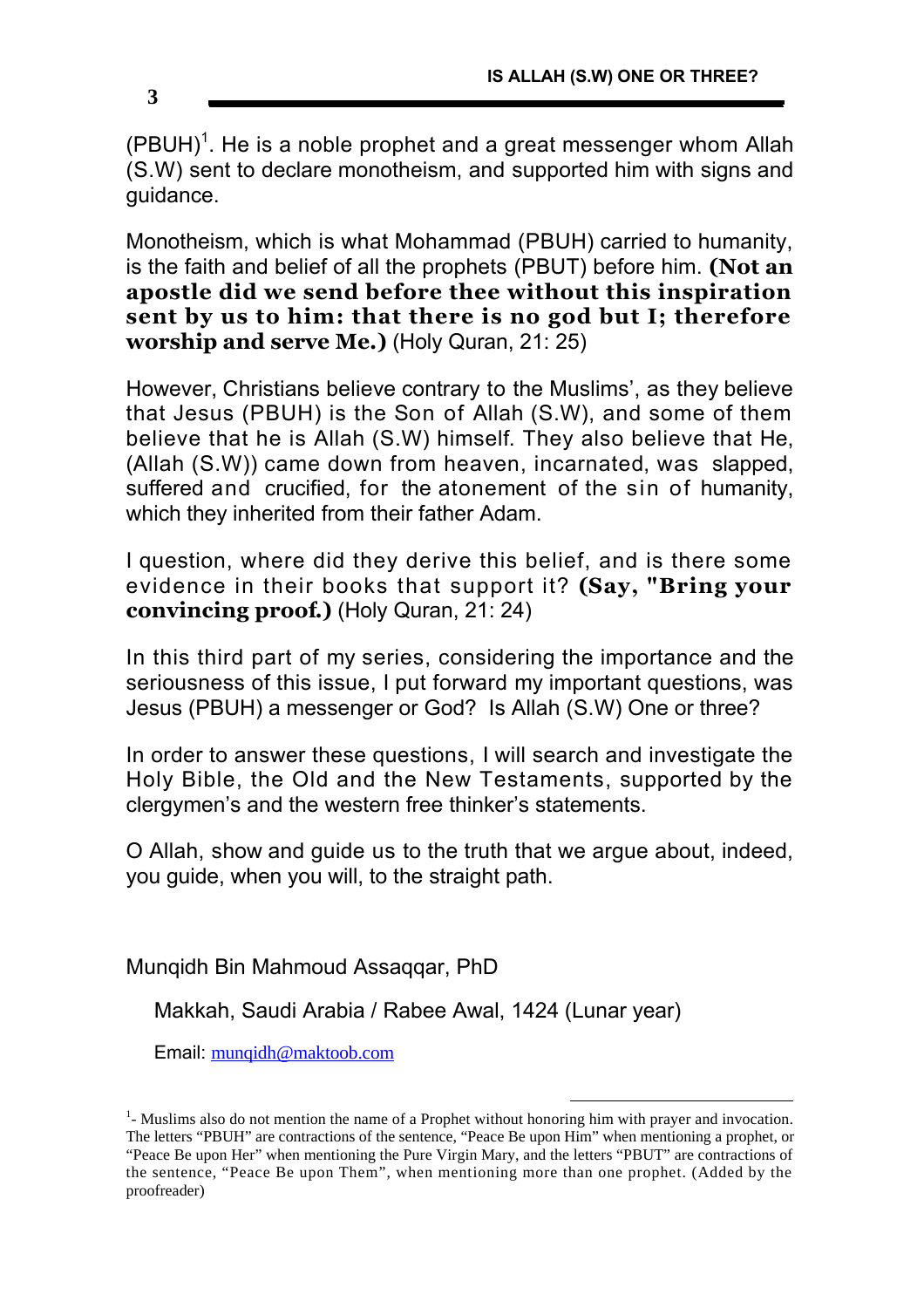(PBUH)[1]. He is a noble prophet and a great messenger whom Allah (S.W) sent to declare monotheism, and supported him with signs and guidance.

Monotheism, which is what Mohammad (PBUH) carried to humanity, is the faith and belief of all the prophets (PBUT) before him. **(Not an apostle did we send before thee without this inspiration sent by us to him: that there is no god but I; therefore worship and serve Me.)** (Holy Quran, 21: 25)

However, Christians believe contrary to the Muslims', as they believe that Jesus (PBUH) is the Son of Allah (S.W), and some of them believe that he is Allah (S.W) himself. They also believe that He, (Allah (S.W)) came down from heaven, incarnated, was slapped, suffered and crucified, for the atonement of the sin of humanity, which they inherited from their father Adam.

I question, where did they derive this belief, and is there some evidence in their books that support it? **(Say, "Bring your convincing proof.)** (Holy Quran, 21: 24)

In this third part of my series, considering the importance and the seriousness of this issue, I put forward my important questions, was Jesus (PBUH) a messenger or God? Is Allah (S.W) One or three?

In order to answer these questions, I will search and investigate the Holy Bible, the Old and the New Testaments, supported by the clergymen's and the western free thinker's statements.

O Allah, show and guide us to the truth that we argue about, indeed, you guide, when you will, to the straight path.

Munqidh Bin Mahmoud Assaqqar, PhD

Makkah, Saudi Arabia / Rabee Awal, 1424 (Lunar year)

Email: munqidh@maktoob.com

---

[1]- Muslims also do not mention the name of a Prophet without honoring him with prayer and invocation. The letters "PBUH" are contractions of the sentence, "Peace Be upon Him" when mentioning a prophet, or "Peace Be upon Her" when mentioning the Pure Virgin Mary, and the letters "PBUT" are contractions of the sentence, "Peace Be upon Them", when mentioning more than one prophet. (Added by the proofreader)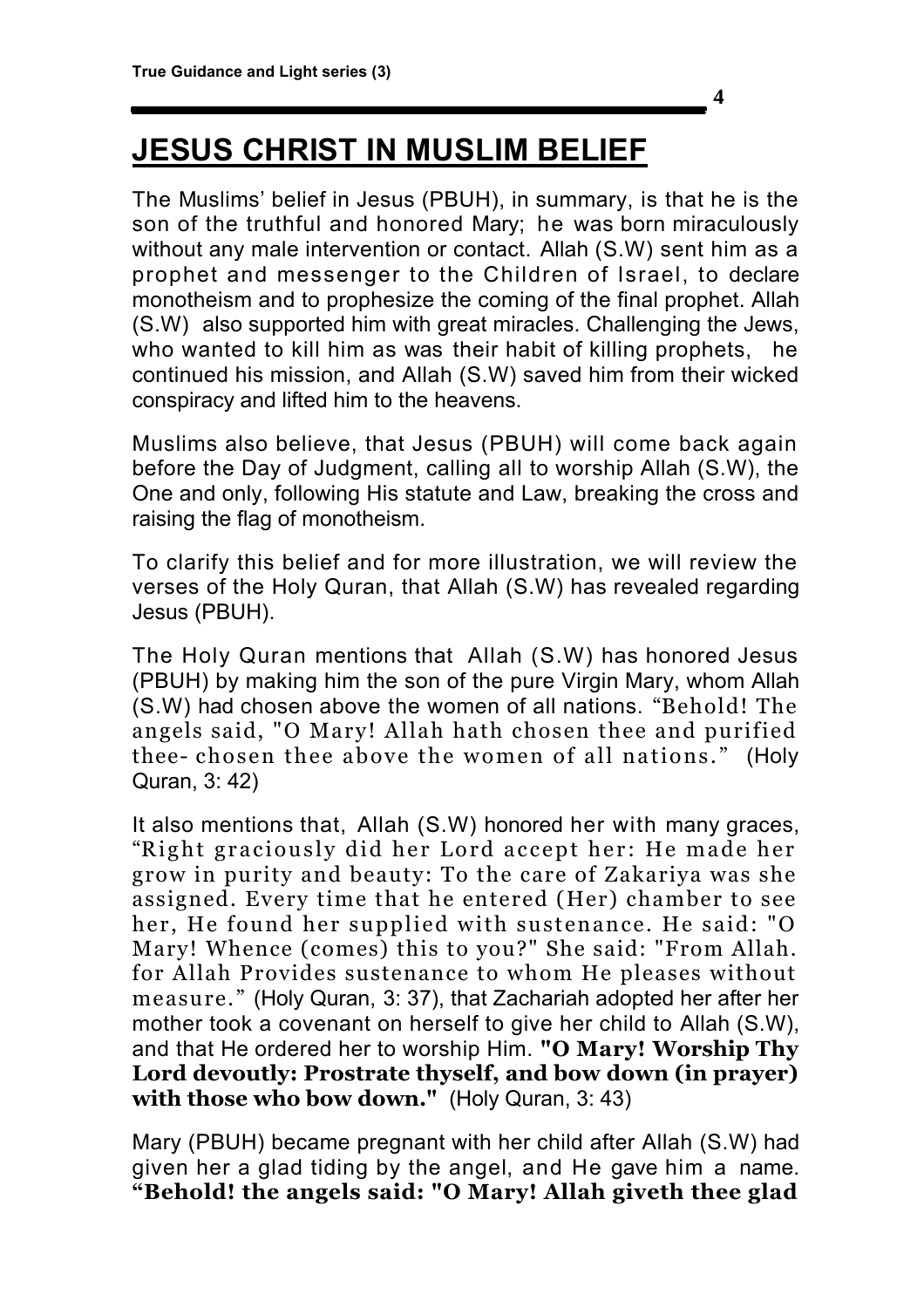# JESUS CHRIST IN MUSLIM BELIEF

The Muslims' belief in Jesus (PBUH), in summary, is that he is the son of the truthful and honored Mary; he was born miraculously without any male intervention or contact. Allah (S.W) sent him as a prophet and messenger to the Children of Israel, to declare monotheism and to prophesize the coming of the final prophet. Allah (S.W) also supported him with great miracles. Challenging the Jews, who wanted to kill him as was their habit of killing prophets, he continued his mission, and Allah (S.W) saved him from their wicked conspiracy and lifted him to the heavens.

Muslims also believe, that Jesus (PBUH) will come back again before the Day of Judgment, calling all to worship Allah (S.W), the One and only, following His statute and Law, breaking the cross and raising the flag of monotheism.

To clarify this belief and for more illustration, we will review the verses of the Holy Quran, that Allah (S.W) has revealed regarding Jesus (PBUH).

The Holy Quran mentions that Allah (S.W) has honored Jesus (PBUH) by making him the son of the pure Virgin Mary, whom Allah (S.W) had chosen above the women of all nations. "Behold! The angels said, "O Mary! Allah hath chosen thee and purified thee- chosen thee above the women of all nations." (Holy Quran, 3: 42)

It also mentions that, Allah (S.W) honored her with many graces, "Right graciously did her Lord accept her: He made her grow in purity and beauty: To the care of Zakariya was she assigned. Every time that he entered (Her) chamber to see her, He found her supplied with sustenance. He said: "O Mary! Whence (comes) this to you?" She said: "From Allah. for Allah Provides sustenance to whom He pleases without measure." (Holy Quran, 3: 37), that Zachariah adopted her after her mother took a covenant on herself to give her child to Allah (S.W), and that He ordered her to worship Him. **"O Mary! Worship Thy Lord devoutly: Prostrate thyself, and bow down (in prayer) with those who bow down."** (Holy Quran, 3: 43)

Mary (PBUH) became pregnant with her child after Allah (S.W) had given her a glad tiding by the angel, and He gave him a name. **"Behold! the angels said: "O Mary! Allah giveth thee glad**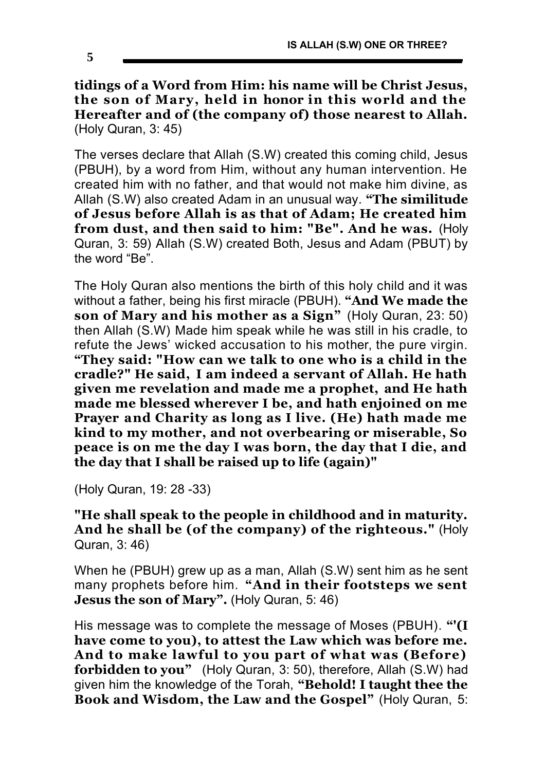**tidings of a Word from Him: his name will be Christ Jesus, the son of Mary, held in honor in this world and the Hereafter and of (the company of) those nearest to Allah.** (Holy Quran, 3: 45)

The verses declare that Allah (S.W) created this coming child, Jesus (PBUH), by a word from Him, without any human intervention. He created him with no father, and that would not make him divine, as Allah (S.W) also created Adam in an unusual way. **"The similitude of Jesus before Allah is as that of Adam; He created him from dust, and then said to him: "Be". And he was.** (Holy Quran, 3: 59) Allah (S.W) created Both, Jesus and Adam (PBUT) by the word "Be".

The Holy Quran also mentions the birth of this holy child and it was without a father, being his first miracle (PBUH). **"And We made the son of Mary and his mother as a Sign"** (Holy Quran, 23: 50) then Allah (S.W) Made him speak while he was still in his cradle, to refute the Jews' wicked accusation to his mother, the pure virgin. **"They said: "How can we talk to one who is a child in the cradle?" He said, I am indeed a servant of Allah. He hath given me revelation and made me a prophet, and He hath made me blessed wherever I be, and hath enjoined on me Prayer and Charity as long as I live. (He) hath made me kind to my mother, and not overbearing or miserable, So peace is on me the day I was born, the day that I die, and the day that I shall be raised up to life (again)"**

(Holy Quran, 19: 28 -33)

**"He shall speak to the people in childhood and in maturity. And he shall be (of the company) of the righteous."** (Holy Quran, 3: 46)

When he (PBUH) grew up as a man, Allah (S.W) sent him as he sent many prophets before him. **"And in their footsteps we sent Jesus the son of Mary".** (Holy Quran, 5: 46)

His message was to complete the message of Moses (PBUH). **"'(I have come to you), to attest the Law which was before me. And to make lawful to you part of what was (Before) forbidden to you"** (Holy Quran, 3: 50), therefore, Allah (S.W) had given him the knowledge of the Torah, **"Behold! I taught thee the Book and Wisdom, the Law and the Gospel"** (Holy Quran, 5: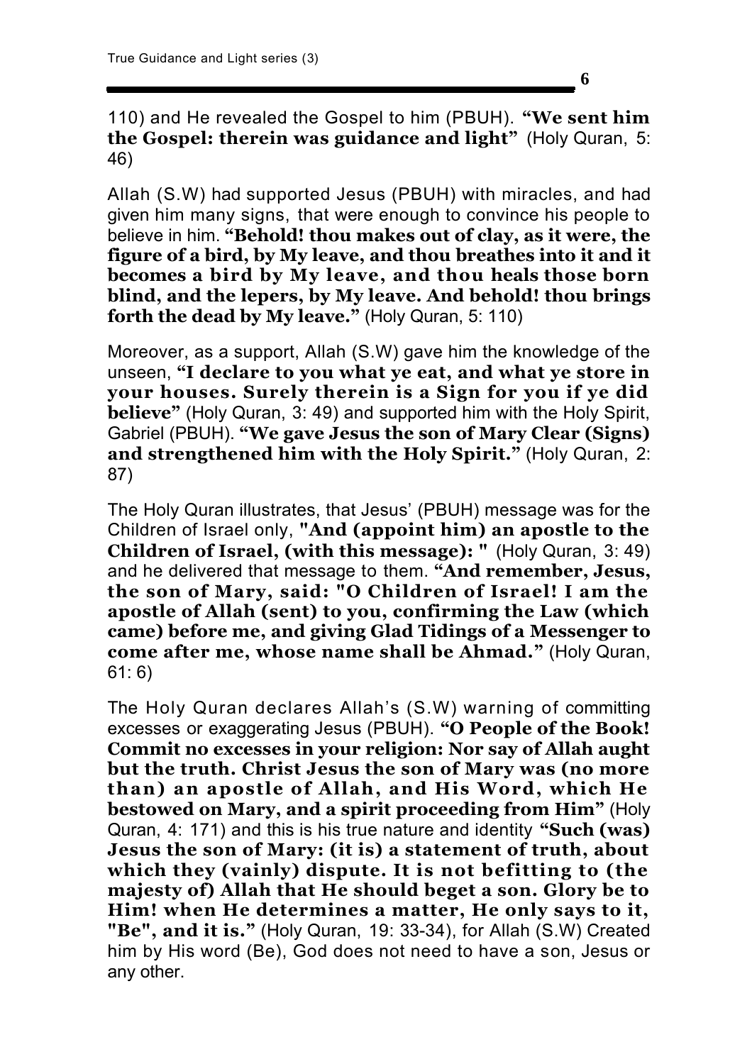110) and He revealed the Gospel to him (PBUH). **"We sent him the Gospel: therein was guidance and light"** (Holy Quran, 5: 46)

Allah (S.W) had supported Jesus (PBUH) with miracles, and had given him many signs, that were enough to convince his people to believe in him. **"Behold! thou makes out of clay, as it were, the figure of a bird, by My leave, and thou breathes into it and it becomes a bird by My leave, and thou heals those born blind, and the lepers, by My leave. And behold! thou brings forth the dead by My leave."** (Holy Quran, 5: 110)

Moreover, as a support, Allah (S.W) gave him the knowledge of the unseen, **"I declare to you what ye eat, and what ye store in your houses. Surely therein is a Sign for you if ye did believe"** (Holy Quran, 3: 49) and supported him with the Holy Spirit, Gabriel (PBUH). **"We gave Jesus the son of Mary Clear (Signs) and strengthened him with the Holy Spirit."** (Holy Quran, 2: 87)

The Holy Quran illustrates, that Jesus' (PBUH) message was for the Children of Israel only, **"And (appoint him) an apostle to the Children of Israel, (with this message): "** (Holy Quran, 3: 49) and he delivered that message to them. **"And remember, Jesus, the son of Mary, said: "O Children of Israel! I am the apostle of Allah (sent) to you, confirming the Law (which came) before me, and giving Glad Tidings of a Messenger to come after me, whose name shall be Ahmad."** (Holy Quran, 61: 6)

The Holy Quran declares Allah's (S.W) warning of committing excesses or exaggerating Jesus (PBUH). **"O People of the Book! Commit no excesses in your religion: Nor say of Allah aught but the truth. Christ Jesus the son of Mary was (no more than) an apostle of Allah, and His Word, which He bestowed on Mary, and a spirit proceeding from Him"** (Holy Quran, 4: 171) and this is his true nature and identity **"Such (was) Jesus the son of Mary: (it is) a statement of truth, about which they (vainly) dispute. It is not befitting to (the majesty of) Allah that He should beget a son. Glory be to Him! when He determines a matter, He only says to it, "Be", and it is."** (Holy Quran, 19: 33-34), for Allah (S.W) Created him by His word (Be), God does not need to have a son, Jesus or any other.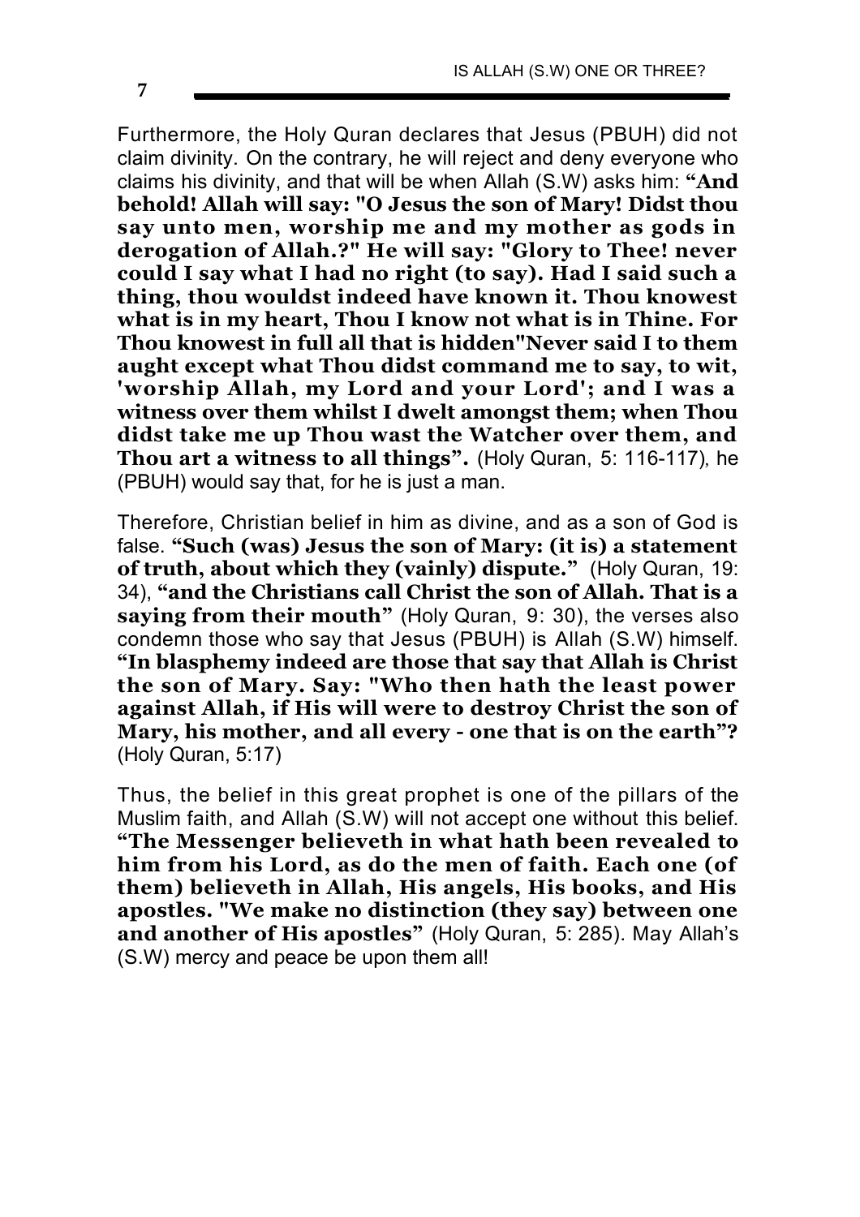Furthermore, the Holy Quran declares that Jesus (PBUH) did not claim divinity. On the contrary, he will reject and deny everyone who claims his divinity, and that will be when Allah (S.W) asks him: **"And behold! Allah will say: "O Jesus the son of Mary! Didst thou say unto men, worship me and my mother as gods in derogation of Allah.?" He will say: "Glory to Thee! never could I say what I had no right (to say). Had I said such a thing, thou wouldst indeed have known it. Thou knowest what is in my heart, Thou I know not what is in Thine. For Thou knowest in full all that is hidden"Never said I to them aught except what Thou didst command me to say, to wit, 'worship Allah, my Lord and your Lord'; and I was a witness over them whilst I dwelt amongst them; when Thou didst take me up Thou wast the Watcher over them, and Thou art a witness to all things".** (Holy Quran, 5: 116-117), he (PBUH) would say that, for he is just a man.

Therefore, Christian belief in him as divine, and as a son of God is false. **"Such (was) Jesus the son of Mary: (it is) a statement of truth, about which they (vainly) dispute."** (Holy Quran, 19: 34), **"and the Christians call Christ the son of Allah. That is a saying from their mouth"** (Holy Quran, 9: 30), the verses also condemn those who say that Jesus (PBUH) is Allah (S.W) himself. **"In blasphemy indeed are those that say that Allah is Christ the son of Mary. Say: "Who then hath the least power against Allah, if His will were to destroy Christ the son of Mary, his mother, and all every - one that is on the earth"?** (Holy Quran, 5:17)

Thus, the belief in this great prophet is one of the pillars of the Muslim faith, and Allah (S.W) will not accept one without this belief. **"The Messenger believeth in what hath been revealed to him from his Lord, as do the men of faith. Each one (of them) believeth in Allah, His angels, His books, and His apostles. "We make no distinction (they say) between one and another of His apostles"** (Holy Quran, 5: 285). May Allah's (S.W) mercy and peace be upon them all!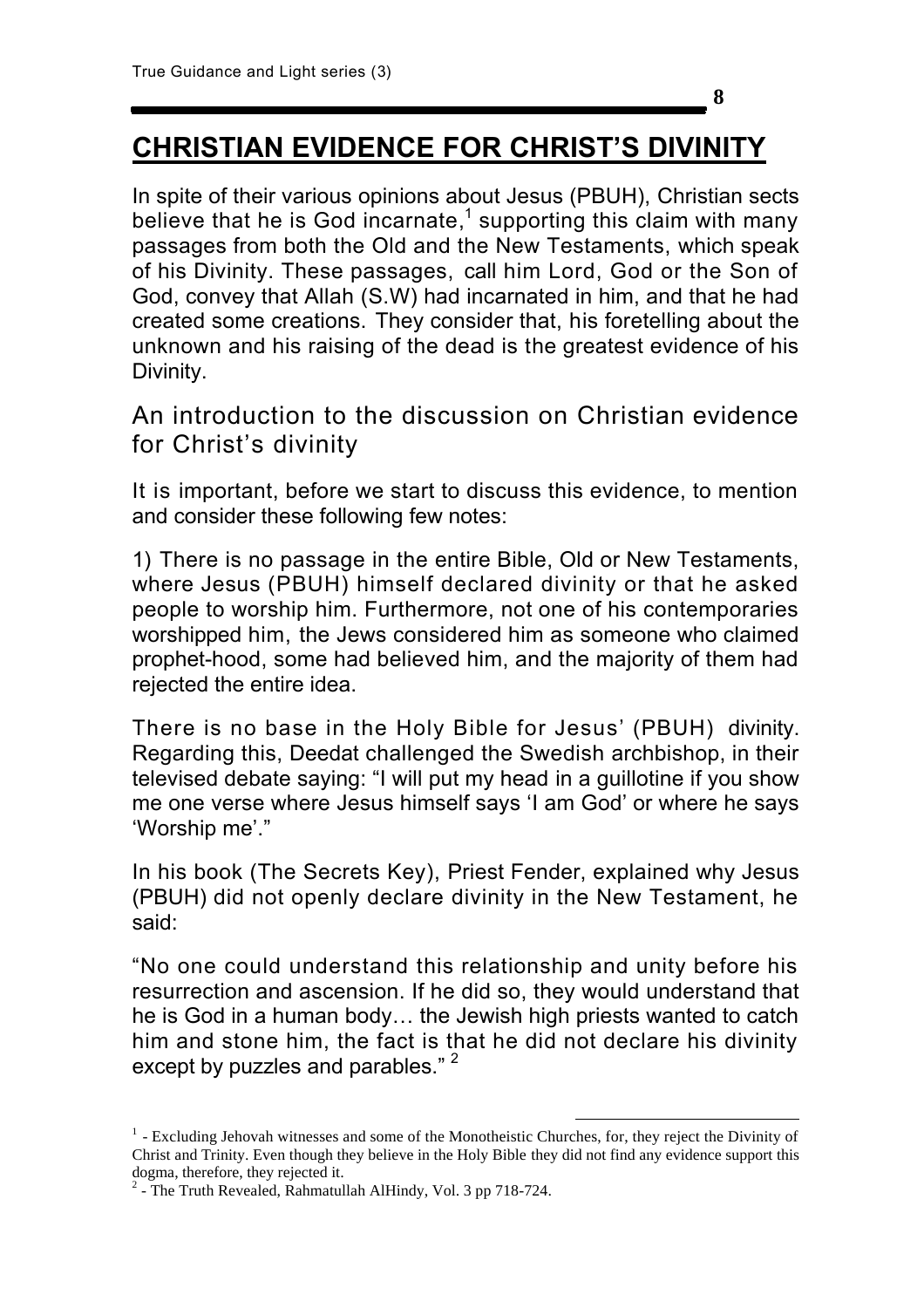# CHRISTIAN EVIDENCE FOR CHRIST'S DIVINITY

In spite of their various opinions about Jesus (PBUH), Christian sects believe that he is God incarnate,[1] supporting this claim with many passages from both the Old and the New Testaments, which speak of his Divinity. These passages, call him Lord, God or the Son of God, convey that Allah (S.W) had incarnated in him, and that he had created some creations. They consider that, his foretelling about the unknown and his raising of the dead is the greatest evidence of his Divinity.

## An introduction to the discussion on Christian evidence for Christ's divinity

It is important, before we start to discuss this evidence, to mention and consider these following few notes:

1) There is no passage in the entire Bible, Old or New Testaments, where Jesus (PBUH) himself declared divinity or that he asked people to worship him. Furthermore, not one of his contemporaries worshipped him, the Jews considered him as someone who claimed prophet-hood, some had believed him, and the majority of them had rejected the entire idea.

There is no base in the Holy Bible for Jesus' (PBUH) divinity. Regarding this, Deedat challenged the Swedish archbishop, in their televised debate saying: "I will put my head in a guillotine if you show me one verse where Jesus himself says 'I am God' or where he says 'Worship me'."

In his book (The Secrets Key), Priest Fender, explained why Jesus (PBUH) did not openly declare divinity in the New Testament, he said:

"No one could understand this relationship and unity before his resurrection and ascension. If he did so, they would understand that he is God in a human body… the Jewish high priests wanted to catch him and stone him, the fact is that he did not declare his divinity except by puzzles and parables." [2]

---

[1] - Excluding Jehovah witnesses and some of the Monotheistic Churches, for, they reject the Divinity of Christ and Trinity. Even though they believe in the Holy Bible they did not find any evidence support this dogma, therefore, they rejected it.

[2] - The Truth Revealed, Rahmatullah AlHindy, Vol. 3 pp 718-724.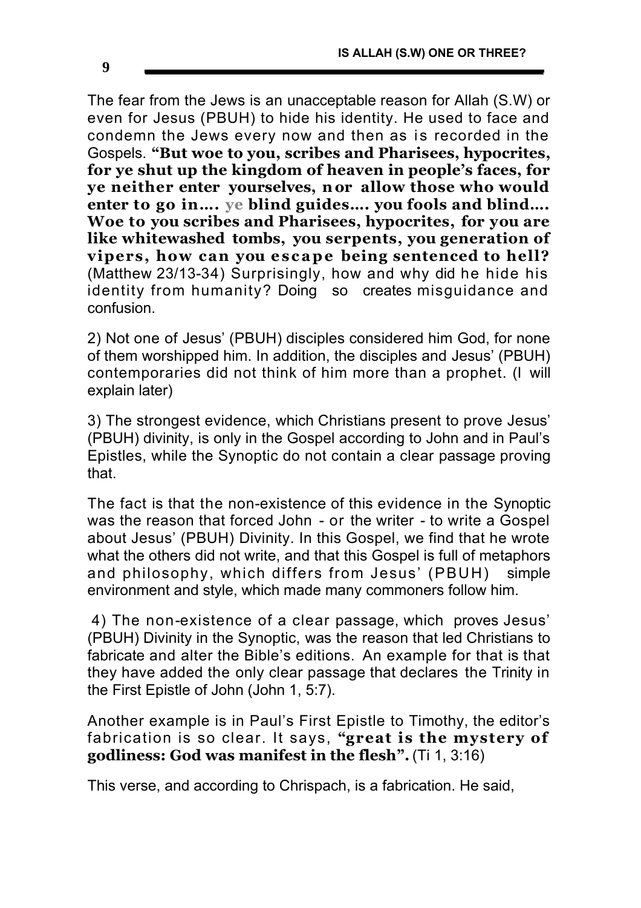The fear from the Jews is an unacceptable reason for Allah (S.W) or even for Jesus (PBUH) to hide his identity. He used to face and condemn the Jews every now and then as is recorded in the Gospels. **"But woe to you, scribes and Pharisees, hypocrites, for ye shut up the kingdom of heaven in people's faces, for ye neither enter yourselves, nor allow those who would enter to go in…. ye blind guides…. you fools and blind…. Woe to you scribes and Pharisees, hypocrites, for you are like whitewashed tombs, you serpents, you generation of vipers, how can you escape being sentenced to hell?** (Matthew 23/13-34) Surprisingly, how and why did he hide his identity from humanity? Doing so creates misguidance and confusion.

2) Not one of Jesus' (PBUH) disciples considered him God, for none of them worshipped him. In addition, the disciples and Jesus' (PBUH) contemporaries did not think of him more than a prophet. (I will explain later)

3) The strongest evidence, which Christians present to prove Jesus' (PBUH) divinity, is only in the Gospel according to John and in Paul's Epistles, while the Synoptic do not contain a clear passage proving that.

The fact is that the non-existence of this evidence in the Synoptic was the reason that forced John - or the writer - to write a Gospel about Jesus' (PBUH) Divinity. In this Gospel, we find that he wrote what the others did not write, and that this Gospel is full of metaphors and philosophy, which differs from Jesus' (PBUH) simple environment and style, which made many commoners follow him.

4) The non-existence of a clear passage, which proves Jesus' (PBUH) Divinity in the Synoptic, was the reason that led Christians to fabricate and alter the Bible's editions. An example for that is that they have added the only clear passage that declares the Trinity in the First Epistle of John (John 1, 5:7).

Another example is in Paul's First Epistle to Timothy, the editor's fabrication is so clear. It says, **"great is the mystery of godliness: God was manifest in the flesh".** (Ti 1, 3:16)

This verse, and according to Chrispach, is a fabrication. He said,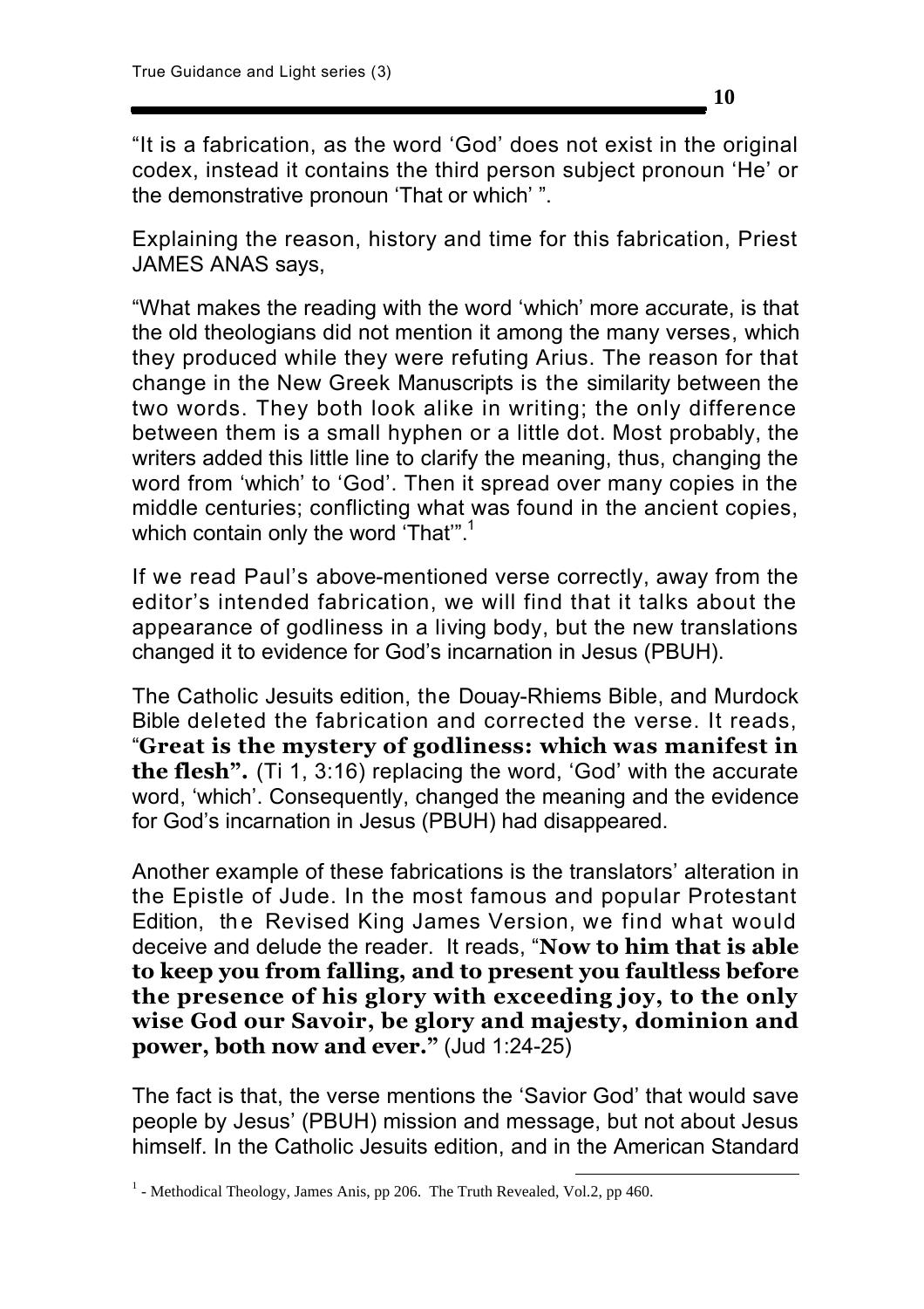"It is a fabrication, as the word 'God' does not exist in the original codex, instead it contains the third person subject pronoun 'He' or the demonstrative pronoun 'That or which' ".

Explaining the reason, history and time for this fabrication, Priest JAMES ANAS says,

"What makes the reading with the word 'which' more accurate, is that the old theologians did not mention it among the many verses, which they produced while they were refuting Arius. The reason for that change in the New Greek Manuscripts is the similarity between the two words. They both look alike in writing; the only difference between them is a small hyphen or a little dot. Most probably, the writers added this little line to clarify the meaning, thus, changing the word from 'which' to 'God'. Then it spread over many copies in the middle centuries; conflicting what was found in the ancient copies, which contain only the word 'That'".[1]

If we read Paul's above-mentioned verse correctly, away from the editor's intended fabrication, we will find that it talks about the appearance of godliness in a living body, but the new translations changed it to evidence for God's incarnation in Jesus (PBUH).

The Catholic Jesuits edition, the Douay-Rhiems Bible, and Murdock Bible deleted the fabrication and corrected the verse. It reads, "**Great is the mystery of godliness: which was manifest in the flesh".** (Ti 1, 3:16) replacing the word, 'God' with the accurate word, 'which'. Consequently, changed the meaning and the evidence for God's incarnation in Jesus (PBUH) had disappeared.

Another example of these fabrications is the translators' alteration in the Epistle of Jude. In the most famous and popular Protestant Edition, the Revised King James Version, we find what would deceive and delude the reader. It reads, "**Now to him that is able to keep you from falling, and to present you faultless before the presence of his glory with exceeding joy, to the only wise God our Savoir, be glory and majesty, dominion and power, both now and ever."** (Jud 1:24-25)

The fact is that, the verse mentions the 'Savior God' that would save people by Jesus' (PBUH) mission and message, but not about Jesus himself. In the Catholic Jesuits edition, and in the American Standard

---

[1] - Methodical Theology, James Anis, pp 206. The Truth Revealed, Vol.2, pp 460.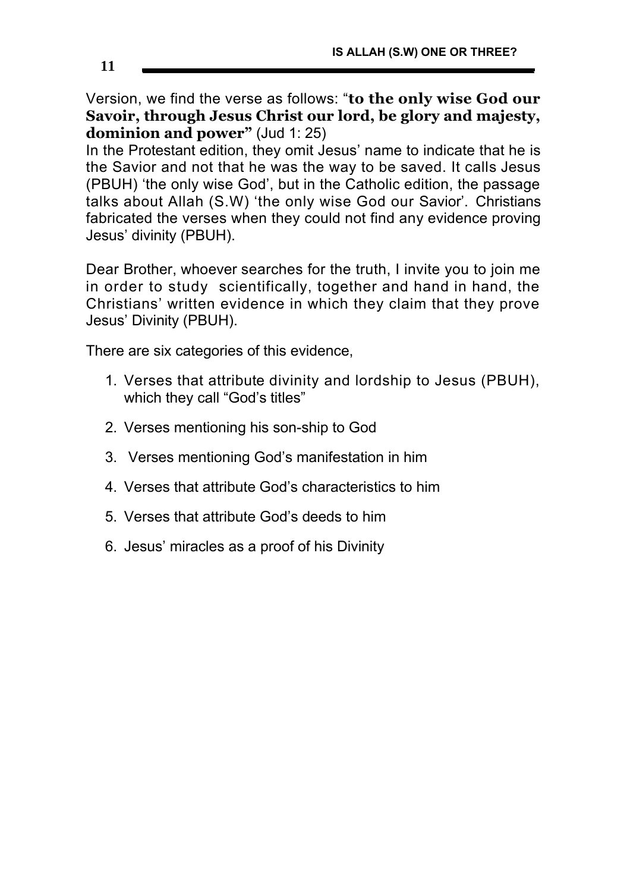Version, we find the verse as follows: "**to the only wise God our Savoir, through Jesus Christ our lord, be glory and majesty, dominion and power"** (Jud 1: 25)

In the Protestant edition, they omit Jesus' name to indicate that he is the Savior and not that he was the way to be saved. It calls Jesus (PBUH) 'the only wise God', but in the Catholic edition, the passage talks about Allah (S.W) 'the only wise God our Savior'. Christians fabricated the verses when they could not find any evidence proving Jesus' divinity (PBUH).

Dear Brother, whoever searches for the truth, I invite you to join me in order to study scientifically, together and hand in hand, the Christians' written evidence in which they claim that they prove Jesus' Divinity (PBUH).

There are six categories of this evidence,

1. Verses that attribute divinity and lordship to Jesus (PBUH), which they call "God's titles"
2. Verses mentioning his son-ship to God
3. Verses mentioning God's manifestation in him
4. Verses that attribute God's characteristics to him
5. Verses that attribute God's deeds to him
6. Jesus' miracles as a proof of his Divinity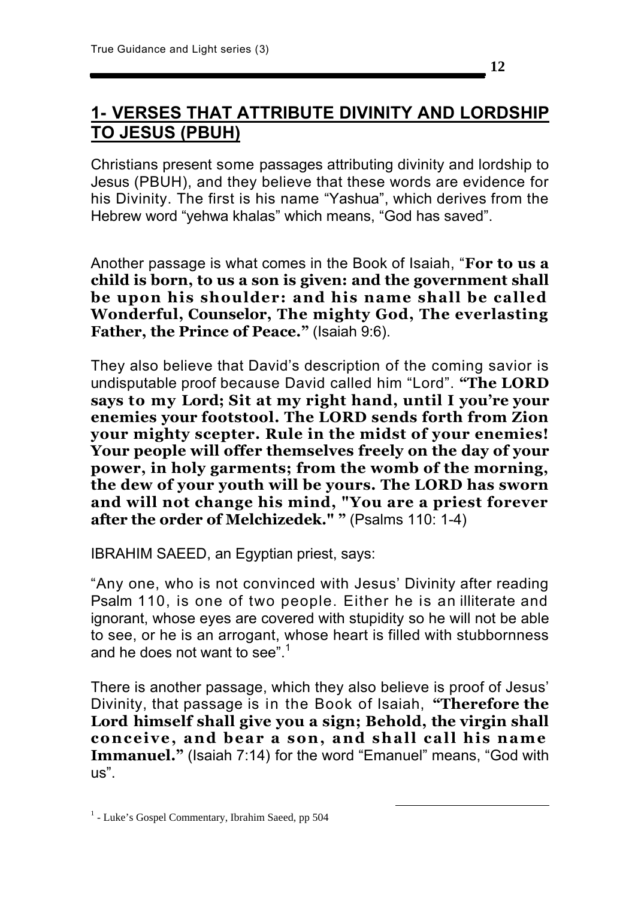## 1- VERSES THAT ATTRIBUTE DIVINITY AND LORDSHIP TO JESUS (PBUH)

Christians present some passages attributing divinity and lordship to Jesus (PBUH), and they believe that these words are evidence for his Divinity. The first is his name "Yashua", which derives from the Hebrew word "yehwa khalas" which means, "God has saved".

Another passage is what comes in the Book of Isaiah, "**For to us a child is born, to us a son is given: and the government shall be upon his shoulder: and his name shall be called Wonderful, Counselor, The mighty God, The everlasting Father, the Prince of Peace."** (Isaiah 9:6).

They also believe that David's description of the coming savior is undisputable proof because David called him "Lord". **"The LORD says to my Lord; Sit at my right hand, until I you're your enemies your footstool. The LORD sends forth from Zion your mighty scepter. Rule in the midst of your enemies! Your people will offer themselves freely on the day of your power, in holy garments; from the womb of the morning, the dew of your youth will be yours. The LORD has sworn and will not change his mind, "You are a priest forever after the order of Melchizedek." "** (Psalms 110: 1-4)

IBRAHIM SAEED, an Egyptian priest, says:

"Any one, who is not convinced with Jesus' Divinity after reading Psalm 110, is one of two people. Either he is an illiterate and ignorant, whose eyes are covered with stupidity so he will not be able to see, or he is an arrogant, whose heart is filled with stubbornness and he does not want to see".[1]

There is another passage, which they also believe is proof of Jesus' Divinity, that passage is in the Book of Isaiah, **"Therefore the Lord himself shall give you a sign; Behold, the virgin shall conceive, and bear a son, and shall call his name Immanuel."** (Isaiah 7:14) for the word "Emanuel" means, "God with us".

[1] - Luke's Gospel Commentary, Ibrahim Saeed, pp 504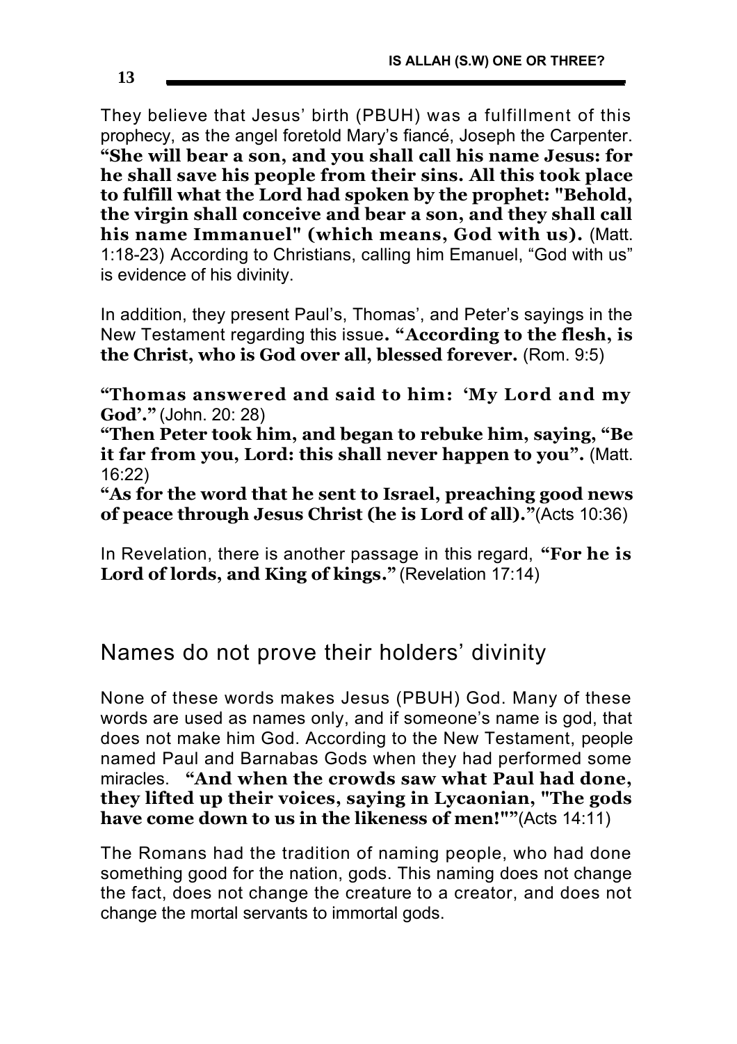They believe that Jesus' birth (PBUH) was a fulfillment of this prophecy, as the angel foretold Mary's fiancé, Joseph the Carpenter. **"She will bear a son, and you shall call his name Jesus: for he shall save his people from their sins. All this took place to fulfill what the Lord had spoken by the prophet: "Behold, the virgin shall conceive and bear a son, and they shall call his name Immanuel" (which means, God with us).** (Matt. 1:18-23) According to Christians, calling him Emanuel, "God with us" is evidence of his divinity.

In addition, they present Paul's, Thomas', and Peter's sayings in the New Testament regarding this issue**. "According to the flesh, is the Christ, who is God over all, blessed forever.** (Rom. 9:5)

**"Thomas answered and said to him: 'My Lord and my God'."** (John. 20: 28)

**"Then Peter took him, and began to rebuke him, saying, "Be it far from you, Lord: this shall never happen to you".** (Matt. 16:22)

**"As for the word that he sent to Israel, preaching good news of peace through Jesus Christ (he is Lord of all)."**(Acts 10:36)

In Revelation, there is another passage in this regard, **"For he is Lord of lords, and King of kings."** (Revelation 17:14)

## Names do not prove their holders' divinity

None of these words makes Jesus (PBUH) God. Many of these words are used as names only, and if someone's name is god, that does not make him God. According to the New Testament, people named Paul and Barnabas Gods when they had performed some miracles. **"And when the crowds saw what Paul had done, they lifted up their voices, saying in Lycaonian, "The gods have come down to us in the likeness of men!""**(Acts 14:11)

The Romans had the tradition of naming people, who had done something good for the nation, gods. This naming does not change the fact, does not change the creature to a creator, and does not change the mortal servants to immortal gods.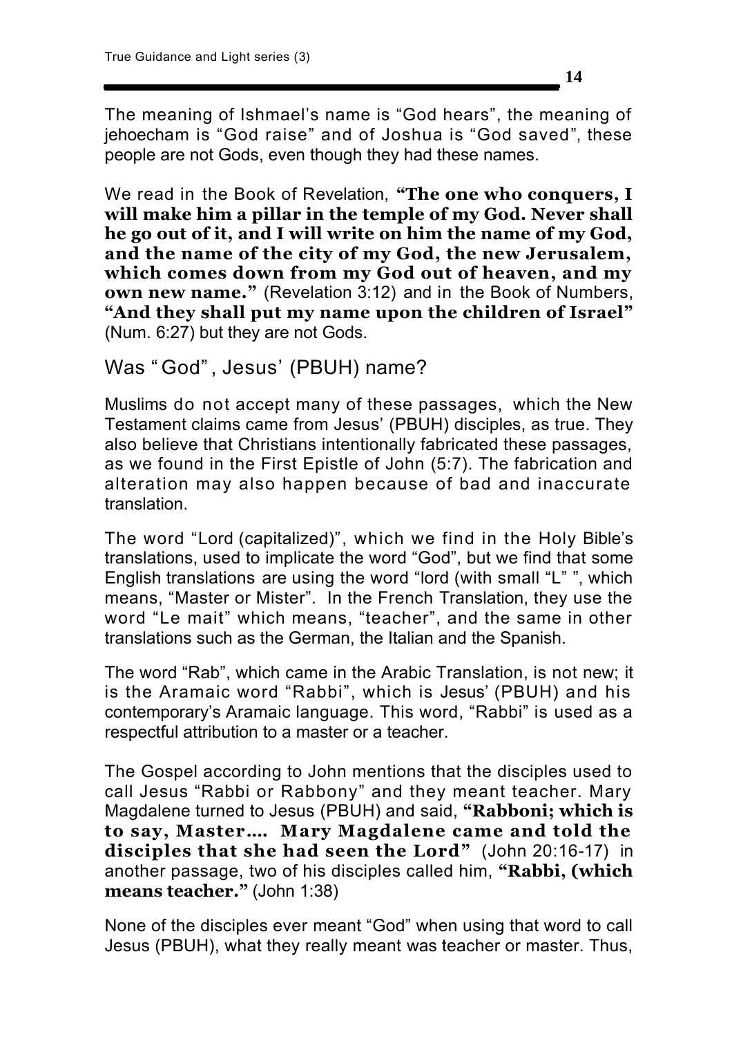The meaning of Ishmael's name is "God hears", the meaning of jehoecham is "God raise" and of Joshua is "God saved", these people are not Gods, even though they had these names.

We read in the Book of Revelation, **"The one who conquers, I will make him a pillar in the temple of my God. Never shall he go out of it, and I will write on him the name of my God, and the name of the city of my God, the new Jerusalem, which comes down from my God out of heaven, and my own new name."** (Revelation 3:12) and in the Book of Numbers, **"And they shall put my name upon the children of Israel"** (Num. 6:27) but they are not Gods.

## Was "God", Jesus' (PBUH) name?

Muslims do not accept many of these passages, which the New Testament claims came from Jesus' (PBUH) disciples, as true. They also believe that Christians intentionally fabricated these passages, as we found in the First Epistle of John (5:7). The fabrication and alteration may also happen because of bad and inaccurate translation.

The word "Lord (capitalized)", which we find in the Holy Bible's translations, used to implicate the word "God", but we find that some English translations are using the word "lord (with small "L" ", which means, "Master or Mister". In the French Translation, they use the word "Le mait" which means, "teacher", and the same in other translations such as the German, the Italian and the Spanish.

The word "Rab", which came in the Arabic Translation, is not new; it is the Aramaic word "Rabbi", which is Jesus' (PBUH) and his contemporary's Aramaic language. This word, "Rabbi" is used as a respectful attribution to a master or a teacher.

The Gospel according to John mentions that the disciples used to call Jesus "Rabbi or Rabbony" and they meant teacher. Mary Magdalene turned to Jesus (PBUH) and said, **"Rabboni; which is to say, Master…. Mary Magdalene came and told the disciples that she had seen the Lord"** (John 20:16-17) in another passage, two of his disciples called him, **"Rabbi, (which means teacher."** (John 1:38)

None of the disciples ever meant "God" when using that word to call Jesus (PBUH), what they really meant was teacher or master. Thus,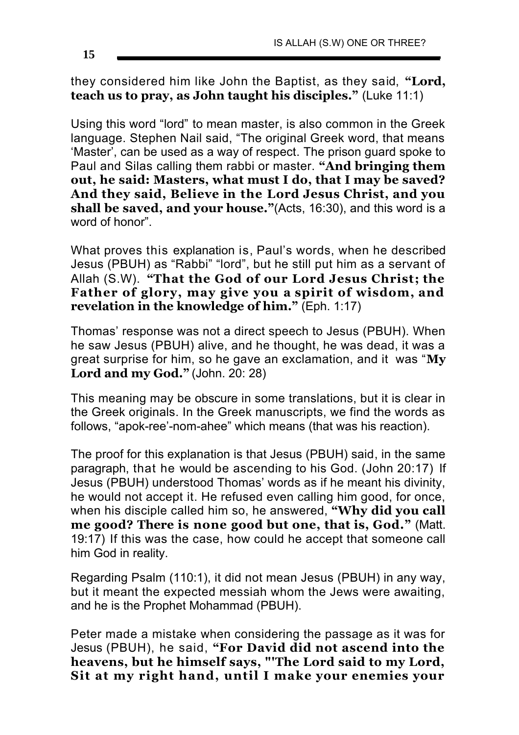they considered him like John the Baptist, as they said, **"Lord, teach us to pray, as John taught his disciples."** (Luke 11:1)

Using this word "lord" to mean master, is also common in the Greek language. Stephen Nail said, "The original Greek word, that means 'Master', can be used as a way of respect. The prison guard spoke to Paul and Silas calling them rabbi or master. **"And bringing them out, he said: Masters, what must I do, that I may be saved? And they said, Believe in the Lord Jesus Christ, and you shall be saved, and your house."**(Acts, 16:30), and this word is a word of honor".

What proves this explanation is, Paul's words, when he described Jesus (PBUH) as "Rabbi" "lord", but he still put him as a servant of Allah (S.W). **"That the God of our Lord Jesus Christ; the Father of glory, may give you a spirit of wisdom, and revelation in the knowledge of him."** (Eph. 1:17)

Thomas' response was not a direct speech to Jesus (PBUH). When he saw Jesus (PBUH) alive, and he thought, he was dead, it was a great surprise for him, so he gave an exclamation, and it was "**My Lord and my God."** (John. 20: 28)

This meaning may be obscure in some translations, but it is clear in the Greek originals. In the Greek manuscripts, we find the words as follows, "apok-ree'-nom-ahee" which means (that was his reaction).

The proof for this explanation is that Jesus (PBUH) said, in the same paragraph, that he would be ascending to his God. (John 20:17) If Jesus (PBUH) understood Thomas' words as if he meant his divinity, he would not accept it. He refused even calling him good, for once, when his disciple called him so, he answered, **"Why did you call me good? There is none good but one, that is, God."** (Matt. 19:17) If this was the case, how could he accept that someone call him God in reality.

Regarding Psalm (110:1), it did not mean Jesus (PBUH) in any way, but it meant the expected messiah whom the Jews were awaiting, and he is the Prophet Mohammad (PBUH).

Peter made a mistake when considering the passage as it was for Jesus (PBUH), he said, **"For David did not ascend into the heavens, but he himself says, "'The Lord said to my Lord, Sit at my right hand, until I make your enemies your**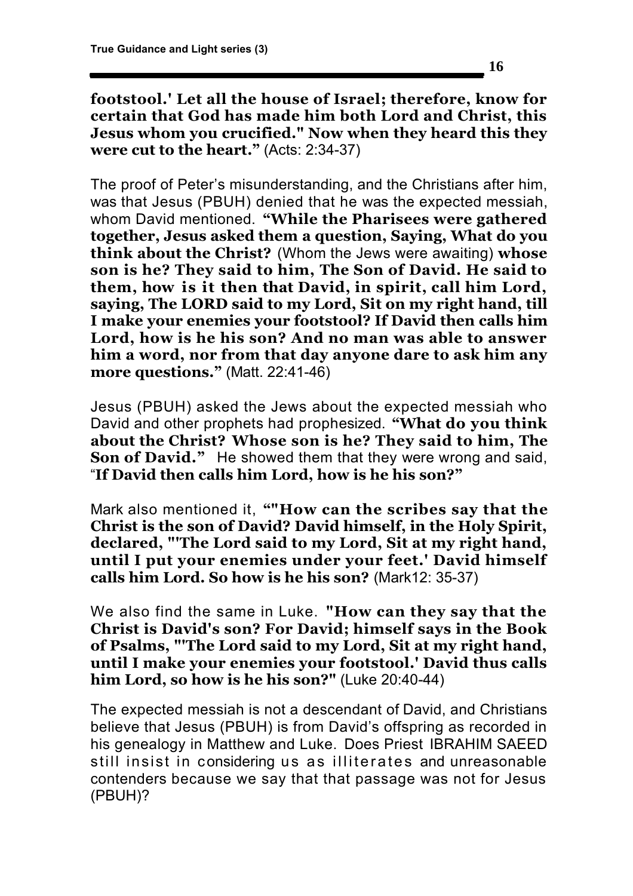**footstool.' Let all the house of Israel; therefore, know for certain that God has made him both Lord and Christ, this Jesus whom you crucified." Now when they heard this they were cut to the heart."** (Acts: 2:34-37)

The proof of Peter's misunderstanding, and the Christians after him, was that Jesus (PBUH) denied that he was the expected messiah, whom David mentioned. **"While the Pharisees were gathered together, Jesus asked them a question, Saying, What do you think about the Christ?** (Whom the Jews were awaiting) **whose son is he? They said to him, The Son of David. He said to them, how is it then that David, in spirit, call him Lord, saying, The LORD said to my Lord, Sit on my right hand, till I make your enemies your footstool? If David then calls him Lord, how is he his son? And no man was able to answer him a word, nor from that day anyone dare to ask him any more questions."** (Matt. 22:41-46)

Jesus (PBUH) asked the Jews about the expected messiah who David and other prophets had prophesized. **"What do you think about the Christ? Whose son is he? They said to him, The Son of David."** He showed them that they were wrong and said, "**If David then calls him Lord, how is he his son?"**

Mark also mentioned it, **""How can the scribes say that the Christ is the son of David? David himself, in the Holy Spirit, declared, "'The Lord said to my Lord, Sit at my right hand, until I put your enemies under your feet.' David himself calls him Lord. So how is he his son?** (Mark12: 35-37)

We also find the same in Luke. **"How can they say that the Christ is David's son? For David; himself says in the Book of Psalms, "'The Lord said to my Lord, Sit at my right hand, until I make your enemies your footstool.' David thus calls him Lord, so how is he his son?"** (Luke 20:40-44)

The expected messiah is not a descendant of David, and Christians believe that Jesus (PBUH) is from David's offspring as recorded in his genealogy in Matthew and Luke. Does Priest IBRAHIM SAEED still insist in considering us as illiterates and unreasonable contenders because we say that that passage was not for Jesus (PBUH)?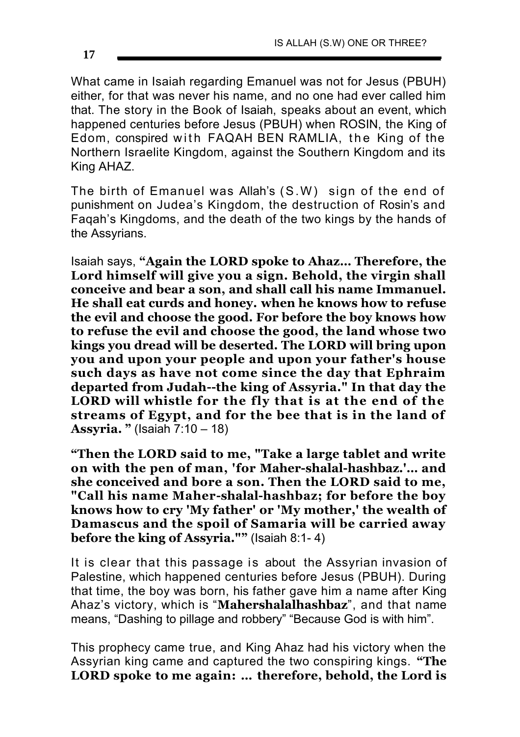What came in Isaiah regarding Emanuel was not for Jesus (PBUH) either, for that was never his name, and no one had ever called him that. The story in the Book of Isaiah, speaks about an event, which happened centuries before Jesus (PBUH) when ROSIN, the King of Edom, conspired with FAQAH BEN RAMLIA, the King of the Northern Israelite Kingdom, against the Southern Kingdom and its King AHAZ.

The birth of Emanuel was Allah's (S.W) sign of the end of punishment on Judea's Kingdom, the destruction of Rosin's and Faqah's Kingdoms, and the death of the two kings by the hands of the Assyrians.

Isaiah says, **"Again the LORD spoke to Ahaz... Therefore, the Lord himself will give you a sign. Behold, the virgin shall conceive and bear a son, and shall call his name Immanuel. He shall eat curds and honey. when he knows how to refuse the evil and choose the good. For before the boy knows how to refuse the evil and choose the good, the land whose two kings you dread will be deserted. The LORD will bring upon you and upon your people and upon your father's house such days as have not come since the day that Ephraim departed from Judah--the king of Assyria." In that day the LORD will whistle for the fly that is at the end of the streams of Egypt, and for the bee that is in the land of Assyria. "** (Isaiah 7:10 – 18)

**"Then the LORD said to me, "Take a large tablet and write on with the pen of man, 'for Maher-shalal-hashbaz.'... and she conceived and bore a son. Then the LORD said to me, "Call his name Maher-shalal-hashbaz; for before the boy knows how to cry 'My father' or 'My mother,' the wealth of Damascus and the spoil of Samaria will be carried away before the king of Assyria.""** (Isaiah 8:1- 4)

It is clear that this passage is about the Assyrian invasion of Palestine, which happened centuries before Jesus (PBUH). During that time, the boy was born, his father gave him a name after King Ahaz's victory, which is "**Mahershalalhashbaz**", and that name means, "Dashing to pillage and robbery" "Because God is with him".

This prophecy came true, and King Ahaz had his victory when the Assyrian king came and captured the two conspiring kings. **"The LORD spoke to me again: ... therefore, behold, the Lord is**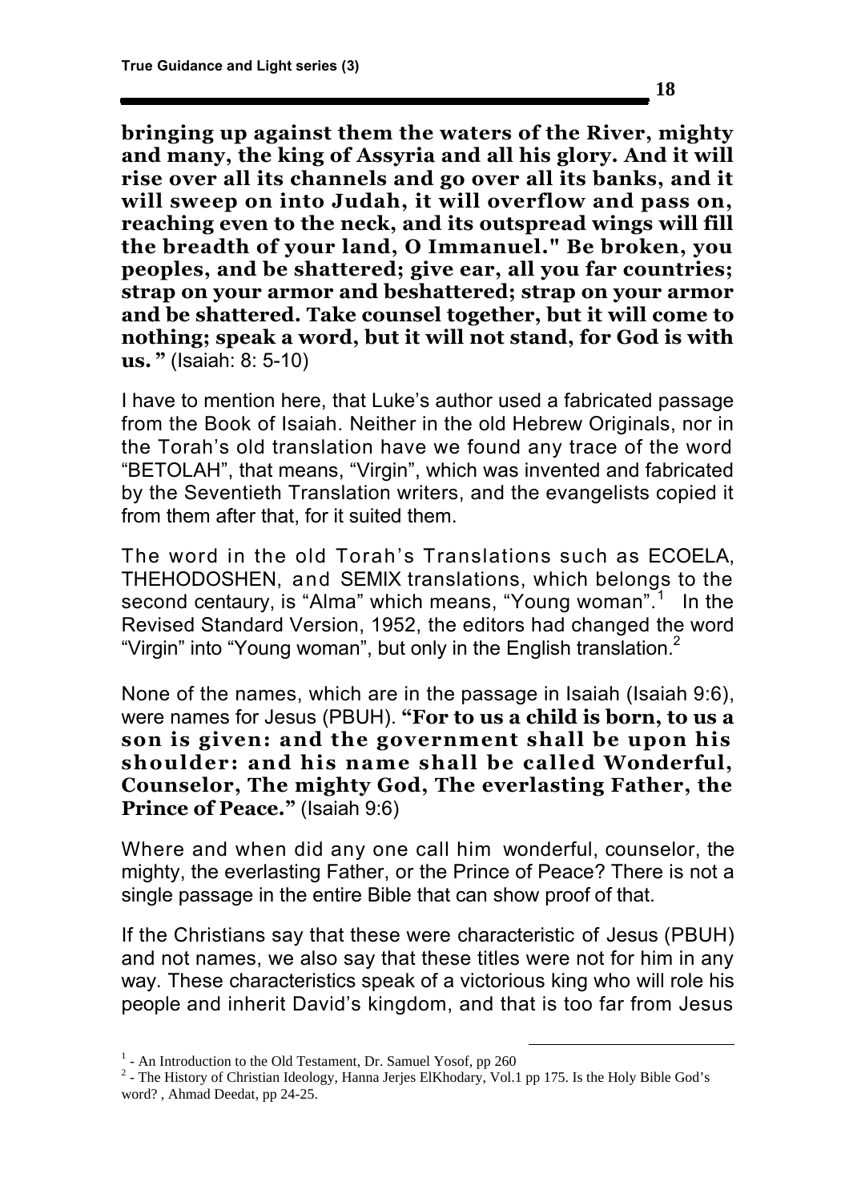**bringing up against them the waters of the River, mighty and many, the king of Assyria and all his glory. And it will rise over all its channels and go over all its banks, and it will sweep on into Judah, it will overflow and pass on, reaching even to the neck, and its outspread wings will fill the breadth of your land, O Immanuel." Be broken, you peoples, and be shattered; give ear, all you far countries; strap on your armor and beshattered; strap on your armor and be shattered. Take counsel together, but it will come to nothing; speak a word, but it will not stand, for God is with us. "** (Isaiah: 8: 5-10)

I have to mention here, that Luke's author used a fabricated passage from the Book of Isaiah. Neither in the old Hebrew Originals, nor in the Torah's old translation have we found any trace of the word "BETOLAH", that means, "Virgin", which was invented and fabricated by the Seventieth Translation writers, and the evangelists copied it from them after that, for it suited them.

The word in the old Torah's Translations such as ECOELA, THEHODOSHEN, and SEMIX translations, which belongs to the second centaury, is "Alma" which means, "Young woman".[1] In the Revised Standard Version, 1952, the editors had changed the word "Virgin" into "Young woman", but only in the English translation.[2]

None of the names, which are in the passage in Isaiah (Isaiah 9:6), were names for Jesus (PBUH). **"For to us a child is born, to us a son is given: and the government shall be upon his shoulder: and his name shall be called Wonderful, Counselor, The mighty God, The everlasting Father, the Prince of Peace."** (Isaiah 9:6)

Where and when did any one call him wonderful, counselor, the mighty, the everlasting Father, or the Prince of Peace? There is not a single passage in the entire Bible that can show proof of that.

If the Christians say that these were characteristic of Jesus (PBUH) and not names, we also say that these titles were not for him in any way. These characteristics speak of a victorious king who will role his people and inherit David's kingdom, and that is too far from Jesus

---

[1] - An Introduction to the Old Testament, Dr. Samuel Yosof, pp 260

[2] - The History of Christian Ideology, Hanna Jerjes ElKhodary, Vol.1 pp 175. Is the Holy Bible God's word? , Ahmad Deedat, pp 24-25.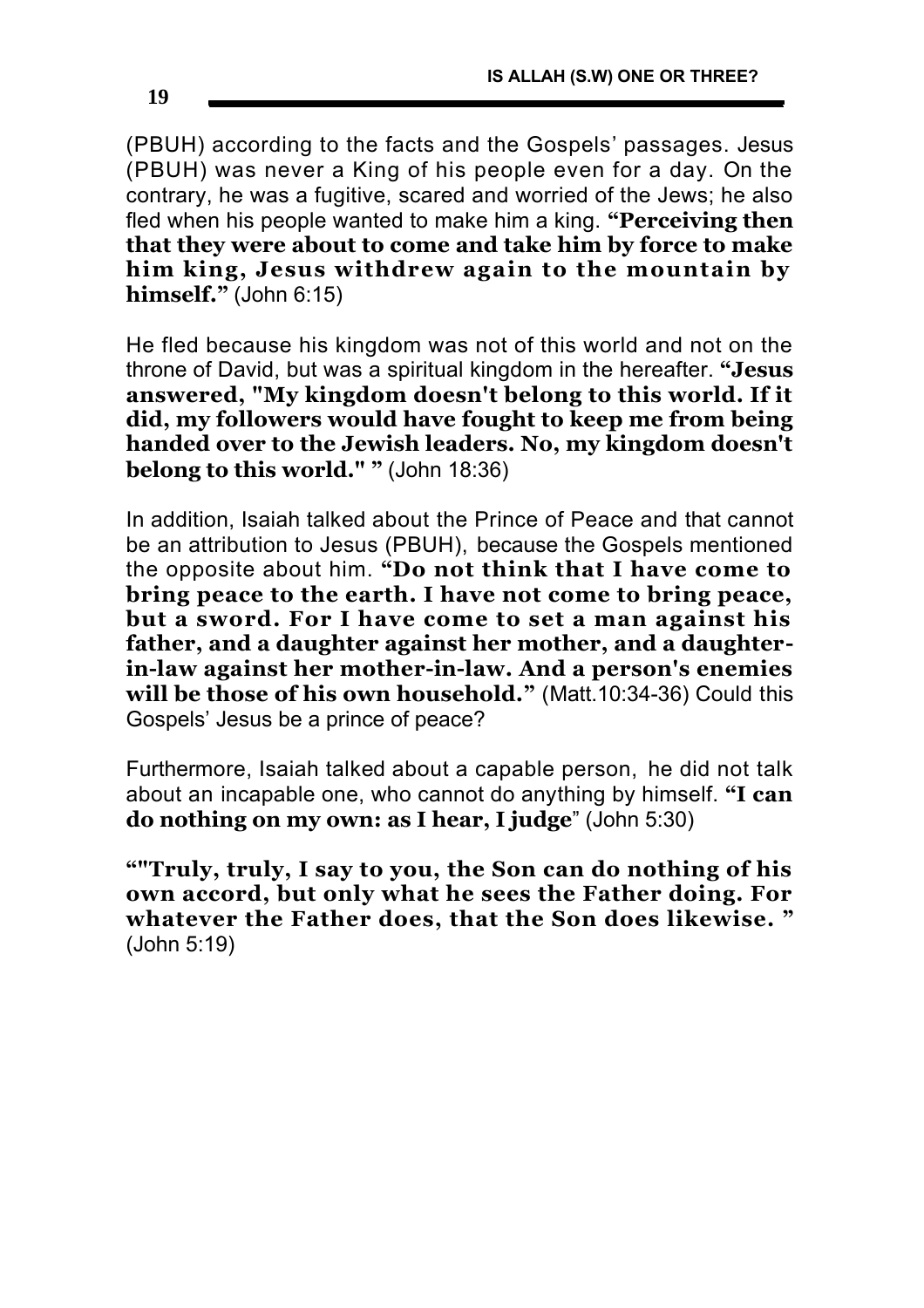(PBUH) according to the facts and the Gospels' passages. Jesus (PBUH) was never a King of his people even for a day. On the contrary, he was a fugitive, scared and worried of the Jews; he also fled when his people wanted to make him a king. **"Perceiving then that they were about to come and take him by force to make him king, Jesus withdrew again to the mountain by himself."** (John 6:15)

He fled because his kingdom was not of this world and not on the throne of David, but was a spiritual kingdom in the hereafter. **"Jesus answered, "My kingdom doesn't belong to this world. If it did, my followers would have fought to keep me from being handed over to the Jewish leaders. No, my kingdom doesn't belong to this world." "** (John 18:36)

In addition, Isaiah talked about the Prince of Peace and that cannot be an attribution to Jesus (PBUH), because the Gospels mentioned the opposite about him. **"Do not think that I have come to bring peace to the earth. I have not come to bring peace, but a sword. For I have come to set a man against his father, and a daughter against her mother, and a daughter-in-law against her mother-in-law. And a person's enemies will be those of his own household."** (Matt.10:34-36) Could this Gospels' Jesus be a prince of peace?

Furthermore, Isaiah talked about a capable person, he did not talk about an incapable one, who cannot do anything by himself. **"I can do nothing on my own: as I hear, I judge**" (John 5:30)

**""Truly, truly, I say to you, the Son can do nothing of his own accord, but only what he sees the Father doing. For whatever the Father does, that the Son does likewise. "** (John 5:19)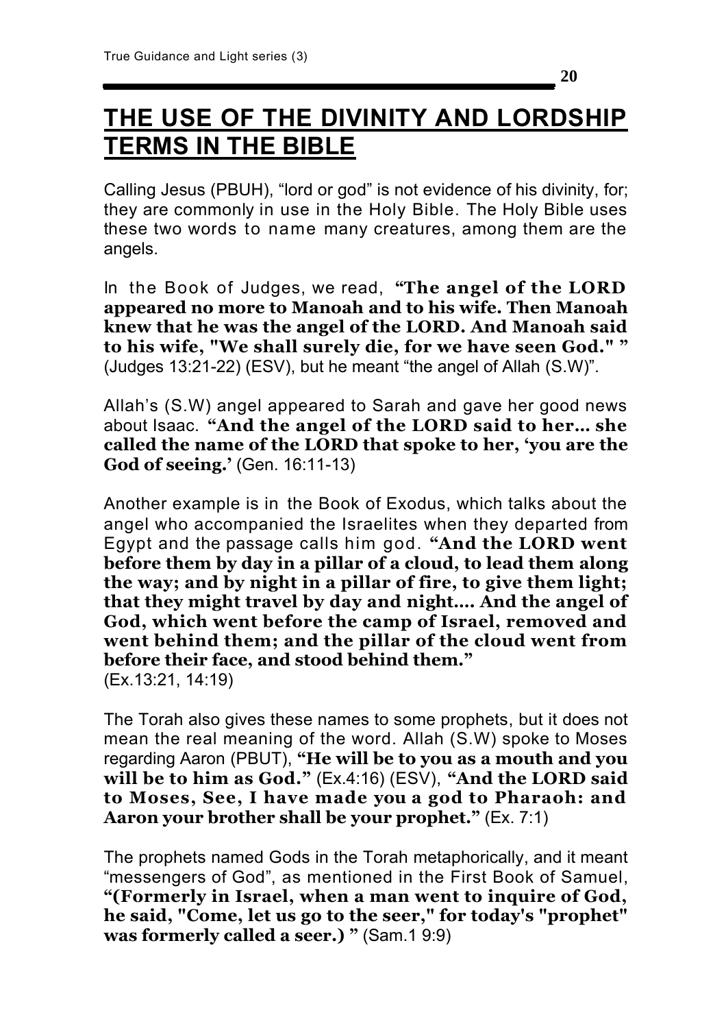# THE USE OF THE DIVINITY AND LORDSHIP TERMS IN THE BIBLE

Calling Jesus (PBUH), "lord or god" is not evidence of his divinity, for; they are commonly in use in the Holy Bible. The Holy Bible uses these two words to name many creatures, among them are the angels.

In the Book of Judges, we read, **"The angel of the LORD appeared no more to Manoah and to his wife. Then Manoah knew that he was the angel of the LORD. And Manoah said to his wife, "We shall surely die, for we have seen God." "** (Judges 13:21-22) (ESV), but he meant "the angel of Allah (S.W)".

Allah's (S.W) angel appeared to Sarah and gave her good news about Isaac. **"And the angel of the LORD said to her… she called the name of the LORD that spoke to her, 'you are the God of seeing.'** (Gen. 16:11-13)

Another example is in the Book of Exodus, which talks about the angel who accompanied the Israelites when they departed from Egypt and the passage calls him god. **"And the LORD went before them by day in a pillar of a cloud, to lead them along the way; and by night in a pillar of fire, to give them light; that they might travel by day and night…. And the angel of God, which went before the camp of Israel, removed and went behind them; and the pillar of the cloud went from before their face, and stood behind them."** (Ex.13:21, 14:19)

The Torah also gives these names to some prophets, but it does not mean the real meaning of the word. Allah (S.W) spoke to Moses regarding Aaron (PBUT), **"He will be to you as a mouth and you will be to him as God."** (Ex.4:16) (ESV), **"And the LORD said to Moses, See, I have made you a god to Pharaoh: and Aaron your brother shall be your prophet."** (Ex. 7:1)

The prophets named Gods in the Torah metaphorically, and it meant "messengers of God", as mentioned in the First Book of Samuel, **"(Formerly in Israel, when a man went to inquire of God, he said, "Come, let us go to the seer," for today's "prophet" was formerly called a seer.) "** (Sam.1 9:9)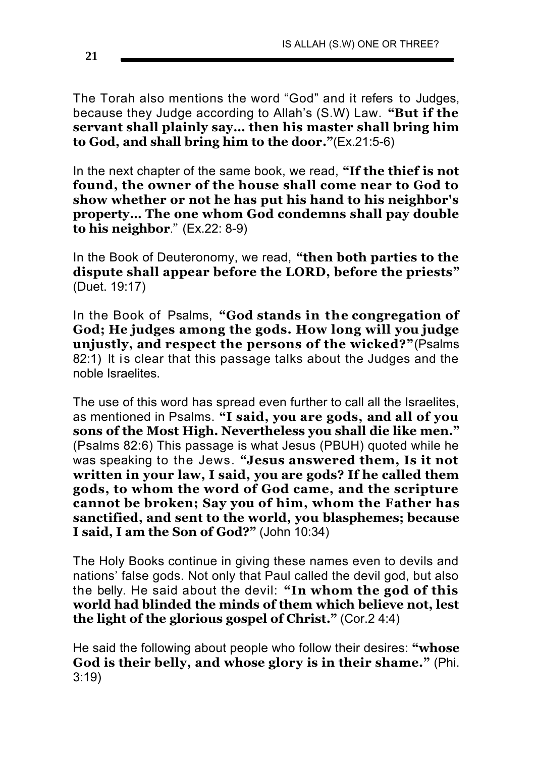The Torah also mentions the word “God” and it refers to Judges, because they Judge according to Allah’s (S.W) Law. **“But if the servant shall plainly say... then his master shall bring him to God, and shall bring him to the door.”**(Ex.21:5-6)

In the next chapter of the same book, we read, **“If the thief is not found, the owner of the house shall come near to God to show whether or not he has put his hand to his neighbor's property... The one whom God condemns shall pay double to his neighbor**.” (Ex.22: 8-9)

In the Book of Deuteronomy, we read, **“then both parties to the dispute shall appear before the LORD, before the priests”** (Duet. 19:17)

In the Book of Psalms, **“God stands in the congregation of God; He judges among the gods. How long will you judge unjustly, and respect the persons of the wicked?”**(Psalms 82:1) It is clear that this passage talks about the Judges and the noble Israelites.

The use of this word has spread even further to call all the Israelites, as mentioned in Psalms. **“I said, you are gods, and all of you sons of the Most High. Nevertheless you shall die like men.”** (Psalms 82:6) This passage is what Jesus (PBUH) quoted while he was speaking to the Jews. **“Jesus answered them, Is it not written in your law, I said, you are gods? If he called them gods, to whom the word of God came, and the scripture cannot be broken; Say you of him, whom the Father has sanctified, and sent to the world, you blasphemes; because I said, I am the Son of God?”** (John 10:34)

The Holy Books continue in giving these names even to devils and nations’ false gods. Not only that Paul called the devil god, but also the belly. He said about the devil: **“In whom the god of this world had blinded the minds of them which believe not, lest the light of the glorious gospel of Christ.”** (Cor.2 4:4)

He said the following about people who follow their desires: **“whose God is their belly, and whose glory is in their shame.”** (Phi. 3:19)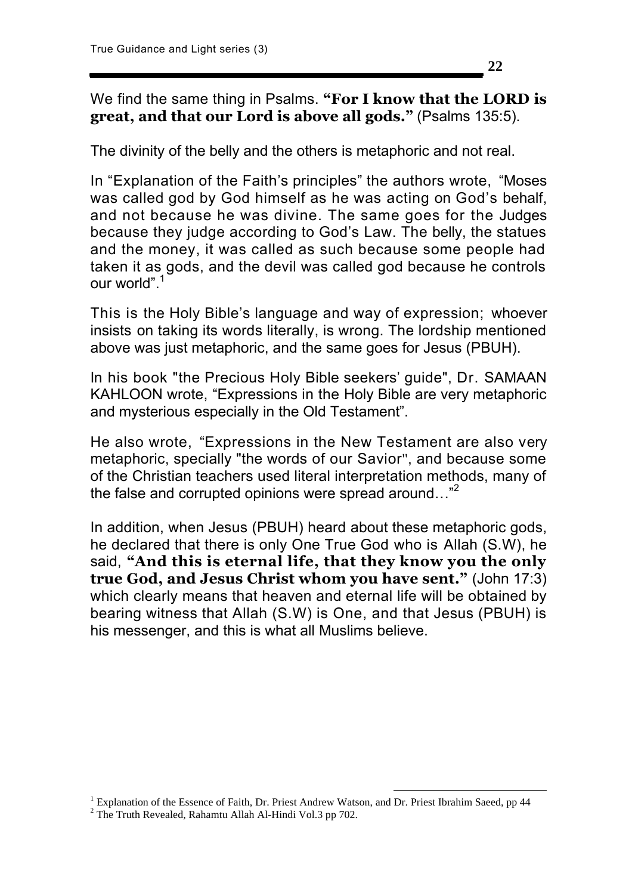We find the same thing in Psalms. **"For I know that the LORD is great, and that our Lord is above all gods."** (Psalms 135:5).

The divinity of the belly and the others is metaphoric and not real.

In "Explanation of the Faith's principles" the authors wrote, "Moses was called god by God himself as he was acting on God's behalf, and not because he was divine. The same goes for the Judges because they judge according to God's Law. The belly, the statues and the money, it was called as such because some people had taken it as gods, and the devil was called god because he controls our world".[1]

This is the Holy Bible's language and way of expression; whoever insists on taking its words literally, is wrong. The lordship mentioned above was just metaphoric, and the same goes for Jesus (PBUH).

In his book "the Precious Holy Bible seekers' guide", Dr. SAMAAN KAHLOON wrote, "Expressions in the Holy Bible are very metaphoric and mysterious especially in the Old Testament".

He also wrote, "Expressions in the New Testament are also very metaphoric, specially "the words of our Savior", and because some of the Christian teachers used literal interpretation methods, many of the false and corrupted opinions were spread around…"[2]

In addition, when Jesus (PBUH) heard about these metaphoric gods, he declared that there is only One True God who is Allah (S.W), he said, **"And this is eternal life, that they know you the only true God, and Jesus Christ whom you have sent."** (John 17:3) which clearly means that heaven and eternal life will be obtained by bearing witness that Allah (S.W) is One, and that Jesus (PBUH) is his messenger, and this is what all Muslims believe.

---

[1] Explanation of the Essence of Faith, Dr. Priest Andrew Watson, and Dr. Priest Ibrahim Saeed, pp 44

[2] The Truth Revealed, Rahamtu Allah Al-Hindi Vol.3 pp 702.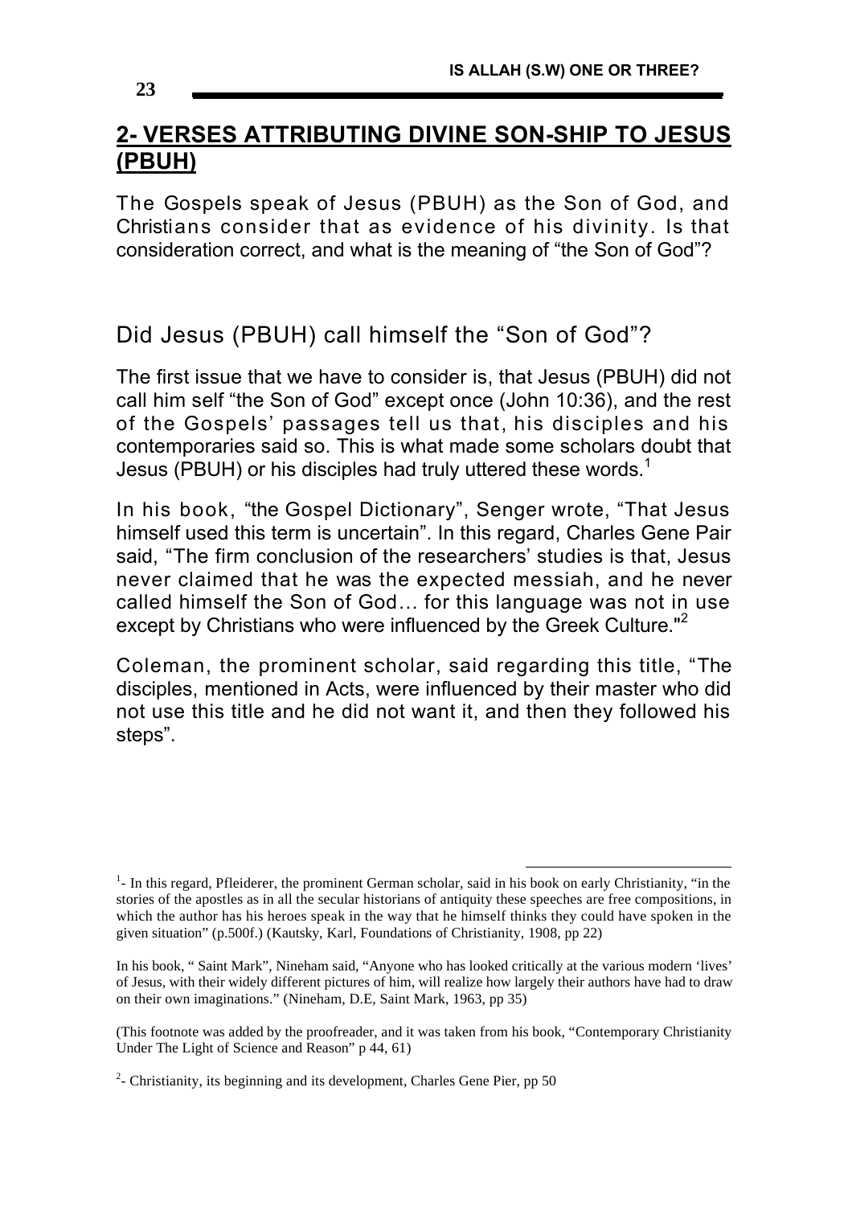## 2- VERSES ATTRIBUTING DIVINE SON-SHIP TO JESUS (PBUH)

The Gospels speak of Jesus (PBUH) as the Son of God, and Christians consider that as evidence of his divinity. Is that consideration correct, and what is the meaning of "the Son of God"?

### Did Jesus (PBUH) call himself the "Son of God"?

The first issue that we have to consider is, that Jesus (PBUH) did not call him self "the Son of God" except once (John 10:36), and the rest of the Gospels' passages tell us that, his disciples and his contemporaries said so. This is what made some scholars doubt that Jesus (PBUH) or his disciples had truly uttered these words.[1]

In his book, "the Gospel Dictionary", Senger wrote, "That Jesus himself used this term is uncertain". In this regard, Charles Gene Pair said, "The firm conclusion of the researchers' studies is that, Jesus never claimed that he was the expected messiah, and he never called himself the Son of God… for this language was not in use except by Christians who were influenced by the Greek Culture."[2]

Coleman, the prominent scholar, said regarding this title, "The disciples, mentioned in Acts, were influenced by their master who did not use this title and he did not want it, and then they followed his steps".

---

[1]- In this regard, Pfleiderer, the prominent German scholar, said in his book on early Christianity, "in the stories of the apostles as in all the secular historians of antiquity these speeches are free compositions, in which the author has his heroes speak in the way that he himself thinks they could have spoken in the given situation" (p.500f.) (Kautsky, Karl, Foundations of Christianity, 1908, pp 22)

In his book, " Saint Mark", Nineham said, "Anyone who has looked critically at the various modern 'lives' of Jesus, with their widely different pictures of him, will realize how largely their authors have had to draw on their own imaginations." (Nineham, D.E, Saint Mark, 1963, pp 35)

(This footnote was added by the proofreader, and it was taken from his book, "Contemporary Christianity Under The Light of Science and Reason" p 44, 61)

[2]- Christianity, its beginning and its development, Charles Gene Pier, pp 50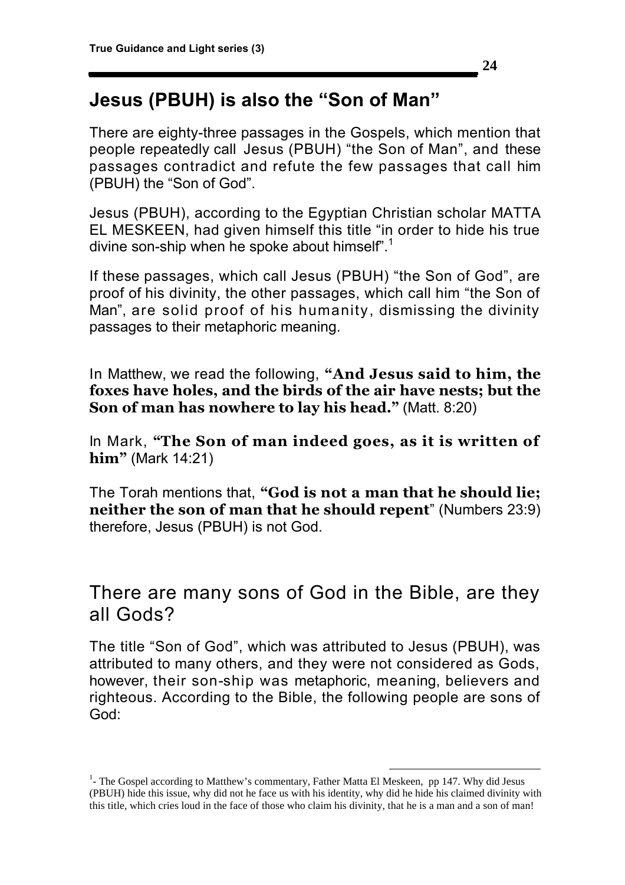## Jesus (PBUH) is also the "Son of Man"

There are eighty-three passages in the Gospels, which mention that people repeatedly call Jesus (PBUH) "the Son of Man", and these passages contradict and refute the few passages that call him (PBUH) the "Son of God".

Jesus (PBUH), according to the Egyptian Christian scholar MATTA EL MESKEEN, had given himself this title "in order to hide his true divine son-ship when he spoke about himself".[1]

If these passages, which call Jesus (PBUH) "the Son of God", are proof of his divinity, the other passages, which call him "the Son of Man", are solid proof of his humanity, dismissing the divinity passages to their metaphoric meaning.

In Matthew, we read the following, **"And Jesus said to him, the foxes have holes, and the birds of the air have nests; but the Son of man has nowhere to lay his head."** (Matt. 8:20)

In Mark, **"The Son of man indeed goes, as it is written of him"** (Mark 14:21)

The Torah mentions that, **"God is not a man that he should lie; neither the son of man that he should repent**" (Numbers 23:9) therefore, Jesus (PBUH) is not God.

## There are many sons of God in the Bible, are they all Gods?

The title "Son of God", which was attributed to Jesus (PBUH), was attributed to many others, and they were not considered as Gods, however, their son-ship was metaphoric, meaning, believers and righteous. According to the Bible, the following people are sons of God:

---

[1]- The Gospel according to Matthew's commentary, Father Matta El Meskeen, pp 147. Why did Jesus (PBUH) hide this issue, why did not he face us with his identity, why did he hide his claimed divinity with this title, which cries loud in the face of those who claim his divinity, that he is a man and a son of man!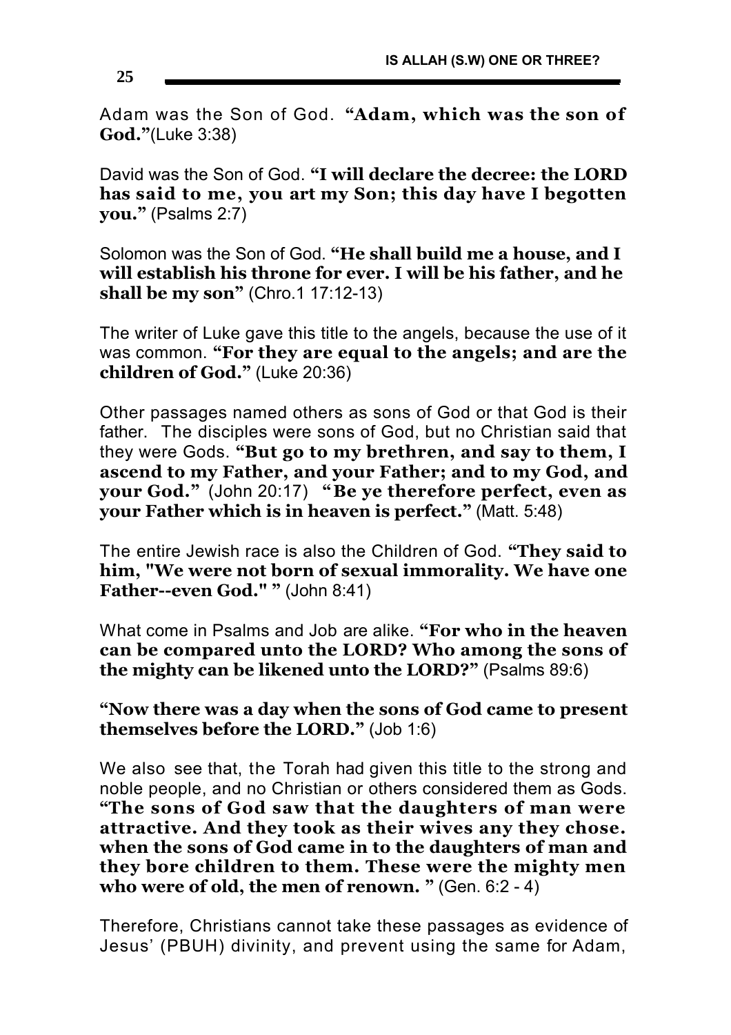Adam was the Son of God. **“Adam, which was the son of God.”**(Luke 3:38)

David was the Son of God. **“I will declare the decree: the LORD has said to me, you art my Son; this day have I begotten you.”** (Psalms 2:7)

Solomon was the Son of God. **“He shall build me a house, and I will establish his throne for ever. I will be his father, and he shall be my son”** (Chro.1 17:12-13)

The writer of Luke gave this title to the angels, because the use of it was common. **“For they are equal to the angels; and are the children of God.”** (Luke 20:36)

Other passages named others as sons of God or that God is their father. The disciples were sons of God, but no Christian said that they were Gods. **“But go to my brethren, and say to them, I ascend to my Father, and your Father; and to my God, and your God.”** (John 20:17) **“Be ye therefore perfect, even as your Father which is in heaven is perfect.”** (Matt. 5:48)

The entire Jewish race is also the Children of God. **“They said to him, "We were not born of sexual immorality. We have one Father--even God." ”** (John 8:41)

What come in Psalms and Job are alike. **“For who in the heaven can be compared unto the LORD? Who among the sons of the mighty can be likened unto the LORD?”** (Psalms 89:6)

**“Now there was a day when the sons of God came to present themselves before the LORD.”** (Job 1:6)

We also see that, the Torah had given this title to the strong and noble people, and no Christian or others considered them as Gods. **“The sons of God saw that the daughters of man were attractive. And they took as their wives any they chose. when the sons of God came in to the daughters of man and they bore children to them. These were the mighty men who were of old, the men of renown. ”** (Gen. 6:2 - 4)

Therefore, Christians cannot take these passages as evidence of Jesus’ (PBUH) divinity, and prevent using the same for Adam,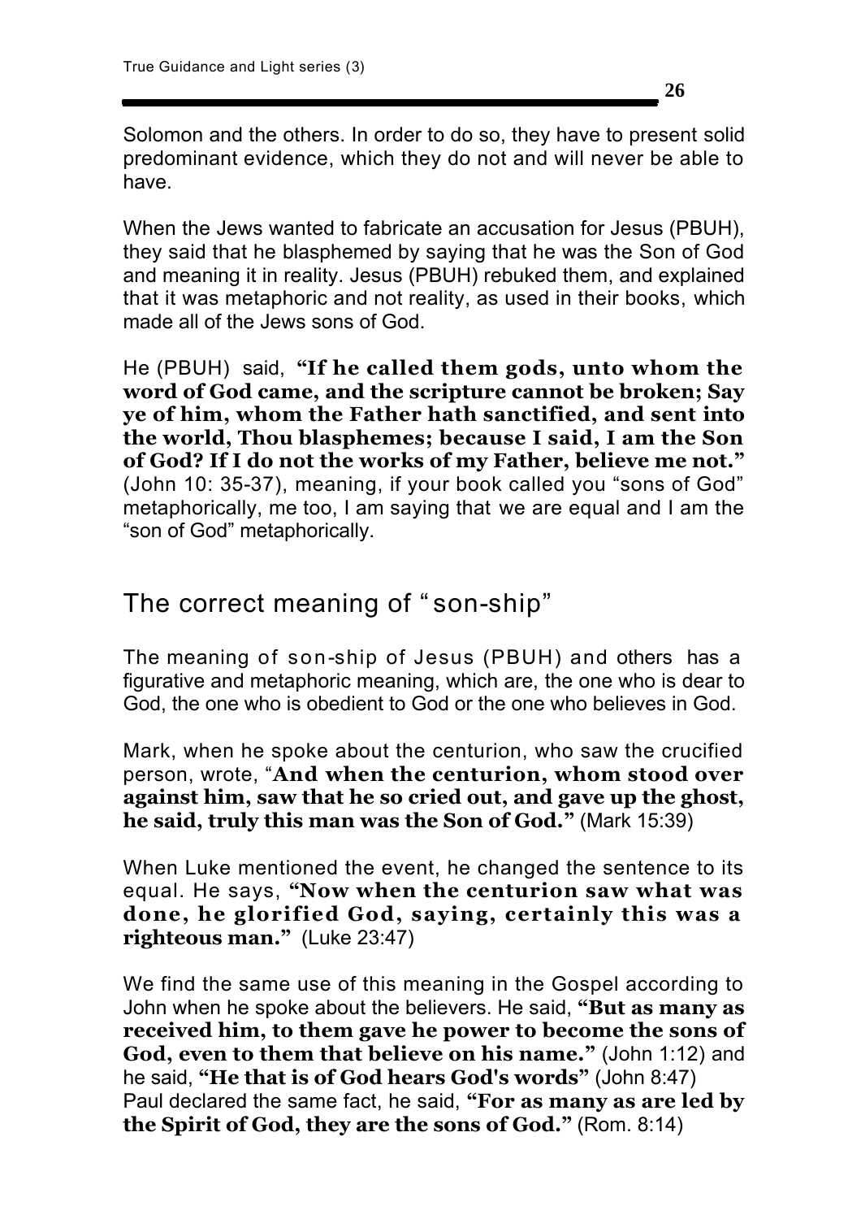Solomon and the others. In order to do so, they have to present solid predominant evidence, which they do not and will never be able to have.

When the Jews wanted to fabricate an accusation for Jesus (PBUH), they said that he blasphemed by saying that he was the Son of God and meaning it in reality. Jesus (PBUH) rebuked them, and explained that it was metaphoric and not reality, as used in their books, which made all of the Jews sons of God.

He (PBUH) said, **"If he called them gods, unto whom the word of God came, and the scripture cannot be broken; Say ye of him, whom the Father hath sanctified, and sent into the world, Thou blasphemes; because I said, I am the Son of God? If I do not the works of my Father, believe me not."** (John 10: 35-37), meaning, if your book called you "sons of God" metaphorically, me too, I am saying that we are equal and I am the "son of God" metaphorically.

## The correct meaning of "son-ship"

The meaning of son-ship of Jesus (PBUH) and others has a figurative and metaphoric meaning, which are, the one who is dear to God, the one who is obedient to God or the one who believes in God.

Mark, when he spoke about the centurion, who saw the crucified person, wrote, "**And when the centurion, whom stood over against him, saw that he so cried out, and gave up the ghost, he said, truly this man was the Son of God."** (Mark 15:39)

When Luke mentioned the event, he changed the sentence to its equal. He says, **"Now when the centurion saw what was done, he glorified God, saying, certainly this was a righteous man."** (Luke 23:47)

We find the same use of this meaning in the Gospel according to John when he spoke about the believers. He said, **"But as many as received him, to them gave he power to become the sons of God, even to them that believe on his name."** (John 1:12) and he said, **"He that is of God hears God's words"** (John 8:47)
Paul declared the same fact, he said, **"For as many as are led by the Spirit of God, they are the sons of God."** (Rom. 8:14)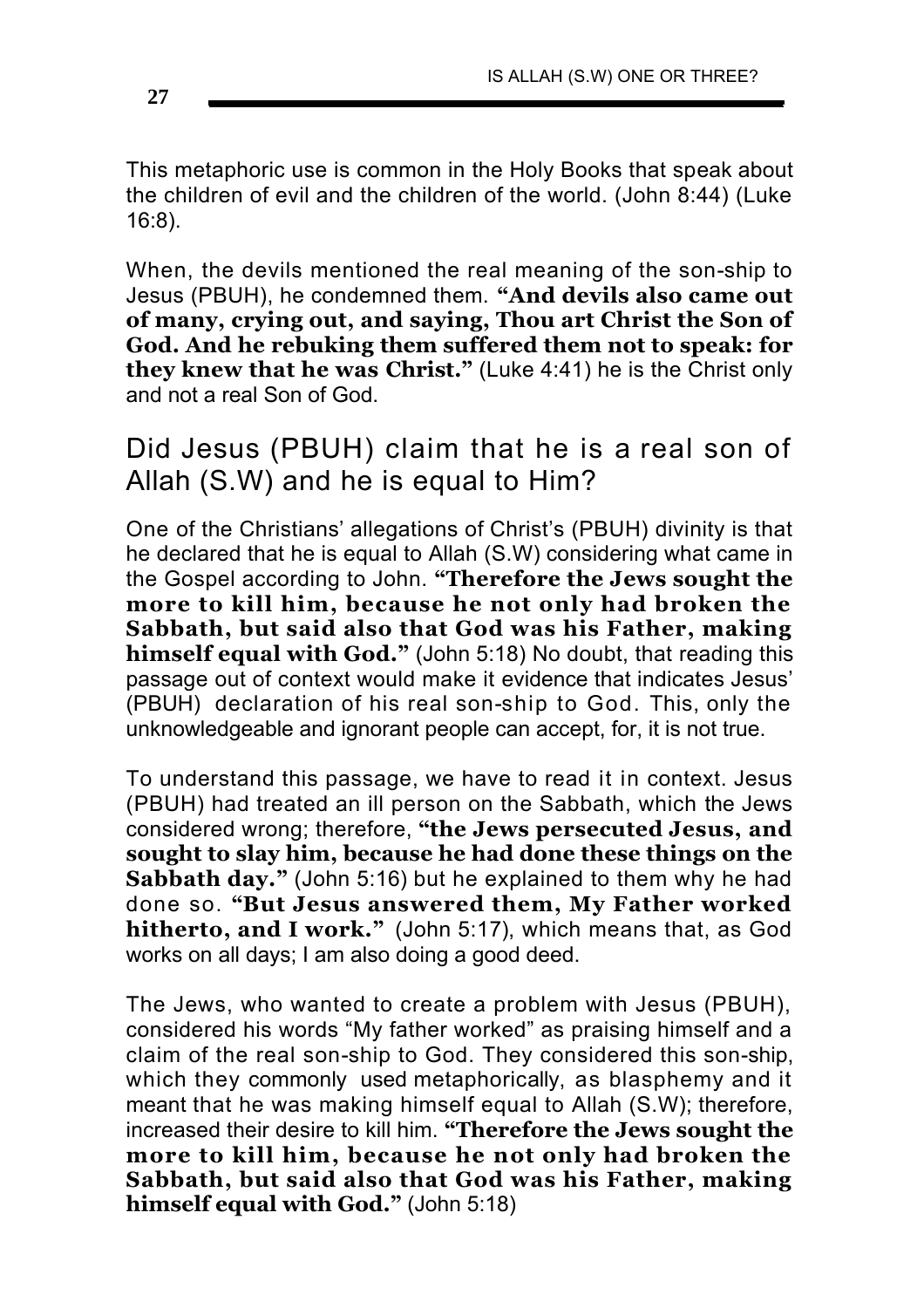This metaphoric use is common in the Holy Books that speak about the children of evil and the children of the world. (John 8:44) (Luke 16:8).

When, the devils mentioned the real meaning of the son-ship to Jesus (PBUH), he condemned them. **"And devils also came out of many, crying out, and saying, Thou art Christ the Son of God. And he rebuking them suffered them not to speak: for they knew that he was Christ."** (Luke 4:41) he is the Christ only and not a real Son of God.

## Did Jesus (PBUH) claim that he is a real son of Allah (S.W) and he is equal to Him?

One of the Christians' allegations of Christ's (PBUH) divinity is that he declared that he is equal to Allah (S.W) considering what came in the Gospel according to John. **"Therefore the Jews sought the more to kill him, because he not only had broken the Sabbath, but said also that God was his Father, making himself equal with God."** (John 5:18) No doubt, that reading this passage out of context would make it evidence that indicates Jesus' (PBUH) declaration of his real son-ship to God. This, only the unknowledgeable and ignorant people can accept, for, it is not true.

To understand this passage, we have to read it in context. Jesus (PBUH) had treated an ill person on the Sabbath, which the Jews considered wrong; therefore, **"the Jews persecuted Jesus, and sought to slay him, because he had done these things on the Sabbath day."** (John 5:16) but he explained to them why he had done so. **"But Jesus answered them, My Father worked hitherto, and I work."** (John 5:17), which means that, as God works on all days; I am also doing a good deed.

The Jews, who wanted to create a problem with Jesus (PBUH), considered his words "My father worked" as praising himself and a claim of the real son-ship to God. They considered this son-ship, which they commonly used metaphorically, as blasphemy and it meant that he was making himself equal to Allah (S.W); therefore, increased their desire to kill him. **"Therefore the Jews sought the more to kill him, because he not only had broken the Sabbath, but said also that God was his Father, making himself equal with God."** (John 5:18)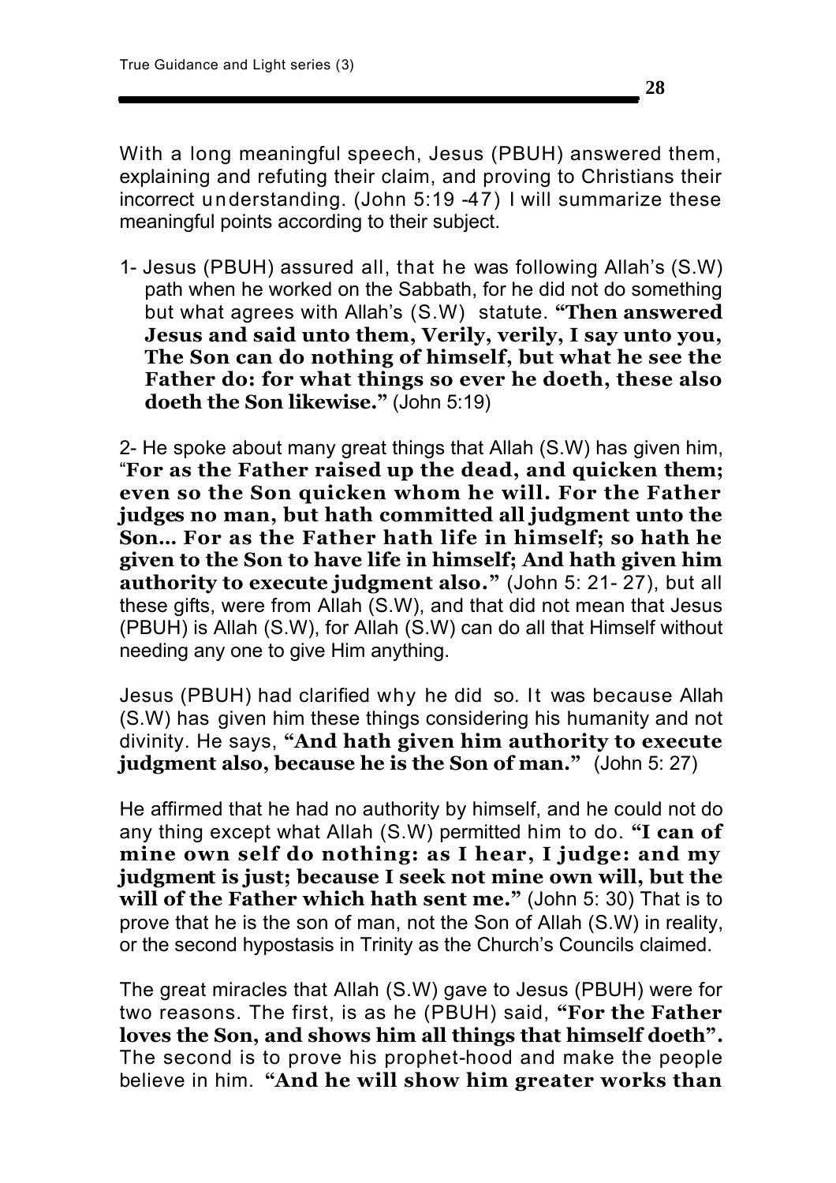With a long meaningful speech, Jesus (PBUH) answered them, explaining and refuting their claim, and proving to Christians their incorrect understanding. (John 5:19 -47) I will summarize these meaningful points according to their subject.

1- Jesus (PBUH) assured all, that he was following Allah's (S.W) path when he worked on the Sabbath, for he did not do something but what agrees with Allah's (S.W) statute. **"Then answered Jesus and said unto them, Verily, verily, I say unto you, The Son can do nothing of himself, but what he see the Father do: for what things so ever he doeth, these also doeth the Son likewise."** (John 5:19)

2- He spoke about many great things that Allah (S.W) has given him, "**For as the Father raised up the dead, and quicken them; even so the Son quicken whom he will. For the Father judges no man, but hath committed all judgment unto the Son... For as the Father hath life in himself; so hath he given to the Son to have life in himself; And hath given him authority to execute judgment also."** (John 5: 21- 27), but all these gifts, were from Allah (S.W), and that did not mean that Jesus (PBUH) is Allah (S.W), for Allah (S.W) can do all that Himself without needing any one to give Him anything.

Jesus (PBUH) had clarified why he did so. It was because Allah (S.W) has given him these things considering his humanity and not divinity. He says, **"And hath given him authority to execute judgment also, because he is the Son of man."** (John 5: 27)

He affirmed that he had no authority by himself, and he could not do any thing except what Allah (S.W) permitted him to do. **"I can of mine own self do nothing: as I hear, I judge: and my judgment is just; because I seek not mine own will, but the will of the Father which hath sent me."** (John 5: 30) That is to prove that he is the son of man, not the Son of Allah (S.W) in reality, or the second hypostasis in Trinity as the Church's Councils claimed.

The great miracles that Allah (S.W) gave to Jesus (PBUH) were for two reasons. The first, is as he (PBUH) said, **"For the Father loves the Son, and shows him all things that himself doeth".** The second is to prove his prophet-hood and make the people believe in him. **"And he will show him greater works than**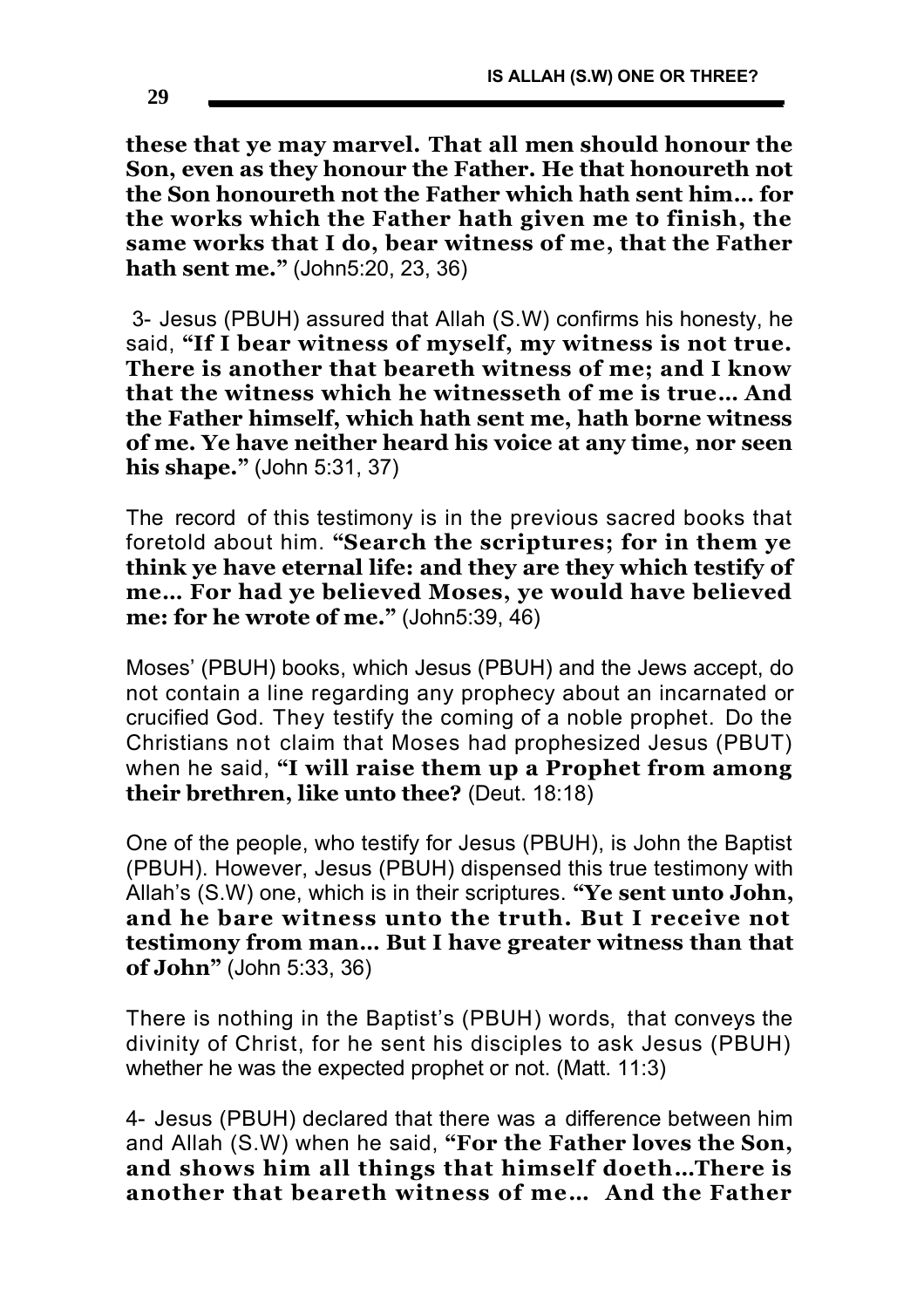**these that ye may marvel. That all men should honour the Son, even as they honour the Father. He that honoureth not the Son honoureth not the Father which hath sent him... for the works which the Father hath given me to finish, the same works that I do, bear witness of me, that the Father hath sent me."** (John5:20, 23, 36)

3- Jesus (PBUH) assured that Allah (S.W) confirms his honesty, he said, **"If I bear witness of myself, my witness is not true. There is another that beareth witness of me; and I know that the witness which he witnesseth of me is true... And the Father himself, which hath sent me, hath borne witness of me. Ye have neither heard his voice at any time, nor seen his shape."** (John 5:31, 37)

The record of this testimony is in the previous sacred books that foretold about him. **"Search the scriptures; for in them ye think ye have eternal life: and they are they which testify of me... For had ye believed Moses, ye would have believed me: for he wrote of me."** (John5:39, 46)

Moses' (PBUH) books, which Jesus (PBUH) and the Jews accept, do not contain a line regarding any prophecy about an incarnated or crucified God. They testify the coming of a noble prophet. Do the Christians not claim that Moses had prophesized Jesus (PBUT) when he said, **"I will raise them up a Prophet from among their brethren, like unto thee?** (Deut. 18:18)

One of the people, who testify for Jesus (PBUH), is John the Baptist (PBUH). However, Jesus (PBUH) dispensed this true testimony with Allah's (S.W) one, which is in their scriptures. **"Ye sent unto John, and he bare witness unto the truth. But I receive not testimony from man... But I have greater witness than that of John"** (John 5:33, 36)

There is nothing in the Baptist's (PBUH) words, that conveys the divinity of Christ, for he sent his disciples to ask Jesus (PBUH) whether he was the expected prophet or not. (Matt. 11:3)

4- Jesus (PBUH) declared that there was a difference between him and Allah (S.W) when he said, **"For the Father loves the Son, and shows him all things that himself doeth...There is another that beareth witness of me... And the Father**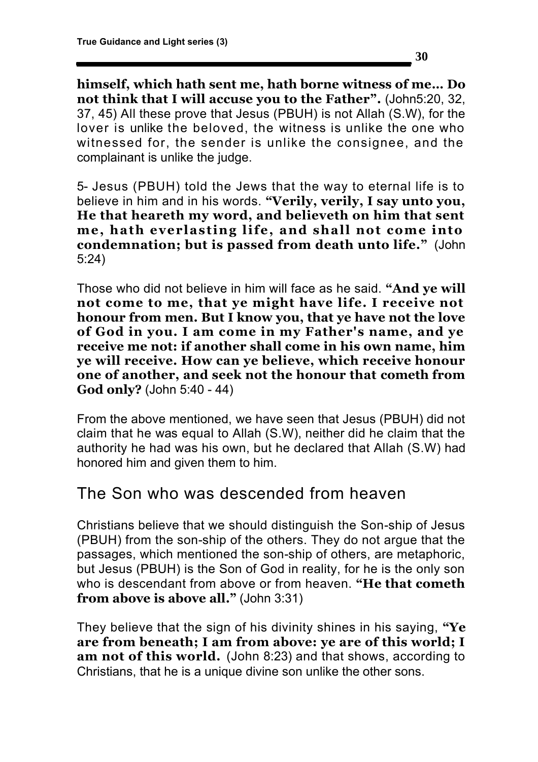**himself, which hath sent me, hath borne witness of me... Do not think that I will accuse you to the Father".** (John5:20, 32, 37, 45) All these prove that Jesus (PBUH) is not Allah (S.W), for the lover is unlike the beloved, the witness is unlike the one who witnessed for, the sender is unlike the consignee, and the complainant is unlike the judge.

5- Jesus (PBUH) told the Jews that the way to eternal life is to believe in him and in his words. **"Verily, verily, I say unto you, He that heareth my word, and believeth on him that sent me, hath everlasting life, and shall not come into condemnation; but is passed from death unto life."** (John 5:24)

Those who did not believe in him will face as he said. **"And ye will not come to me, that ye might have life. I receive not honour from men. But I know you, that ye have not the love of God in you. I am come in my Father's name, and ye receive me not: if another shall come in his own name, him ye will receive. How can ye believe, which receive honour one of another, and seek not the honour that cometh from God only?** (John 5:40 - 44)

From the above mentioned, we have seen that Jesus (PBUH) did not claim that he was equal to Allah (S.W), neither did he claim that the authority he had was his own, but he declared that Allah (S.W) had honored him and given them to him.

## The Son who was descended from heaven

Christians believe that we should distinguish the Son-ship of Jesus (PBUH) from the son-ship of the others. They do not argue that the passages, which mentioned the son-ship of others, are metaphoric, but Jesus (PBUH) is the Son of God in reality, for he is the only son who is descendant from above or from heaven. **"He that cometh from above is above all."** (John 3:31)

They believe that the sign of his divinity shines in his saying, **"Ye are from beneath; I am from above: ye are of this world; I am not of this world.** (John 8:23) and that shows, according to Christians, that he is a unique divine son unlike the other sons.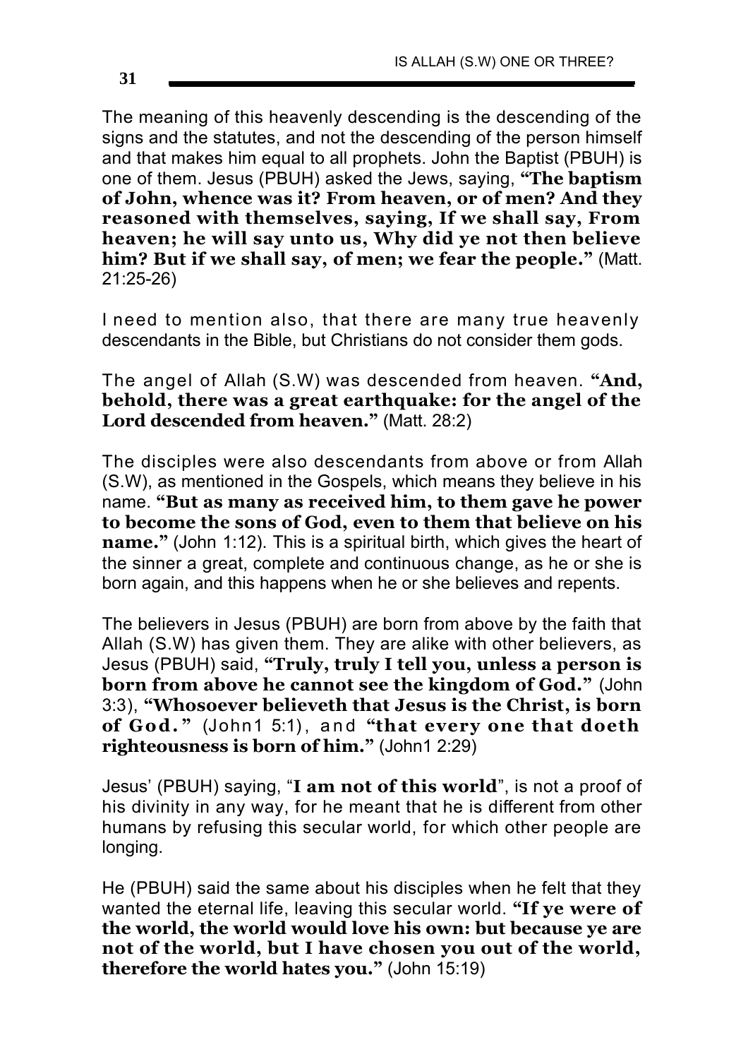The meaning of this heavenly descending is the descending of the signs and the statutes, and not the descending of the person himself and that makes him equal to all prophets. John the Baptist (PBUH) is one of them. Jesus (PBUH) asked the Jews, saying, **"The baptism of John, whence was it? From heaven, or of men? And they reasoned with themselves, saying, If we shall say, From heaven; he will say unto us, Why did ye not then believe him? But if we shall say, of men; we fear the people."** (Matt. 21:25-26)

I need to mention also, that there are many true heavenly descendants in the Bible, but Christians do not consider them gods.

The angel of Allah (S.W) was descended from heaven. **"And, behold, there was a great earthquake: for the angel of the Lord descended from heaven."** (Matt. 28:2)

The disciples were also descendants from above or from Allah (S.W), as mentioned in the Gospels, which means they believe in his name. **"But as many as received him, to them gave he power to become the sons of God, even to them that believe on his name."** (John 1:12). This is a spiritual birth, which gives the heart of the sinner a great, complete and continuous change, as he or she is born again, and this happens when he or she believes and repents.

The believers in Jesus (PBUH) are born from above by the faith that Allah (S.W) has given them. They are alike with other believers, as Jesus (PBUH) said, **"Truly, truly I tell you, unless a person is born from above he cannot see the kingdom of God."** (John 3:3), **"Whosoever believeth that Jesus is the Christ, is born of God."** (John1 5:1), and **"that every one that doeth righteousness is born of him."** (John1 2:29)

Jesus' (PBUH) saying, "**I am not of this world**", is not a proof of his divinity in any way, for he meant that he is different from other humans by refusing this secular world, for which other people are longing.

He (PBUH) said the same about his disciples when he felt that they wanted the eternal life, leaving this secular world. **"If ye were of the world, the world would love his own: but because ye are not of the world, but I have chosen you out of the world, therefore the world hates you."** (John 15:19)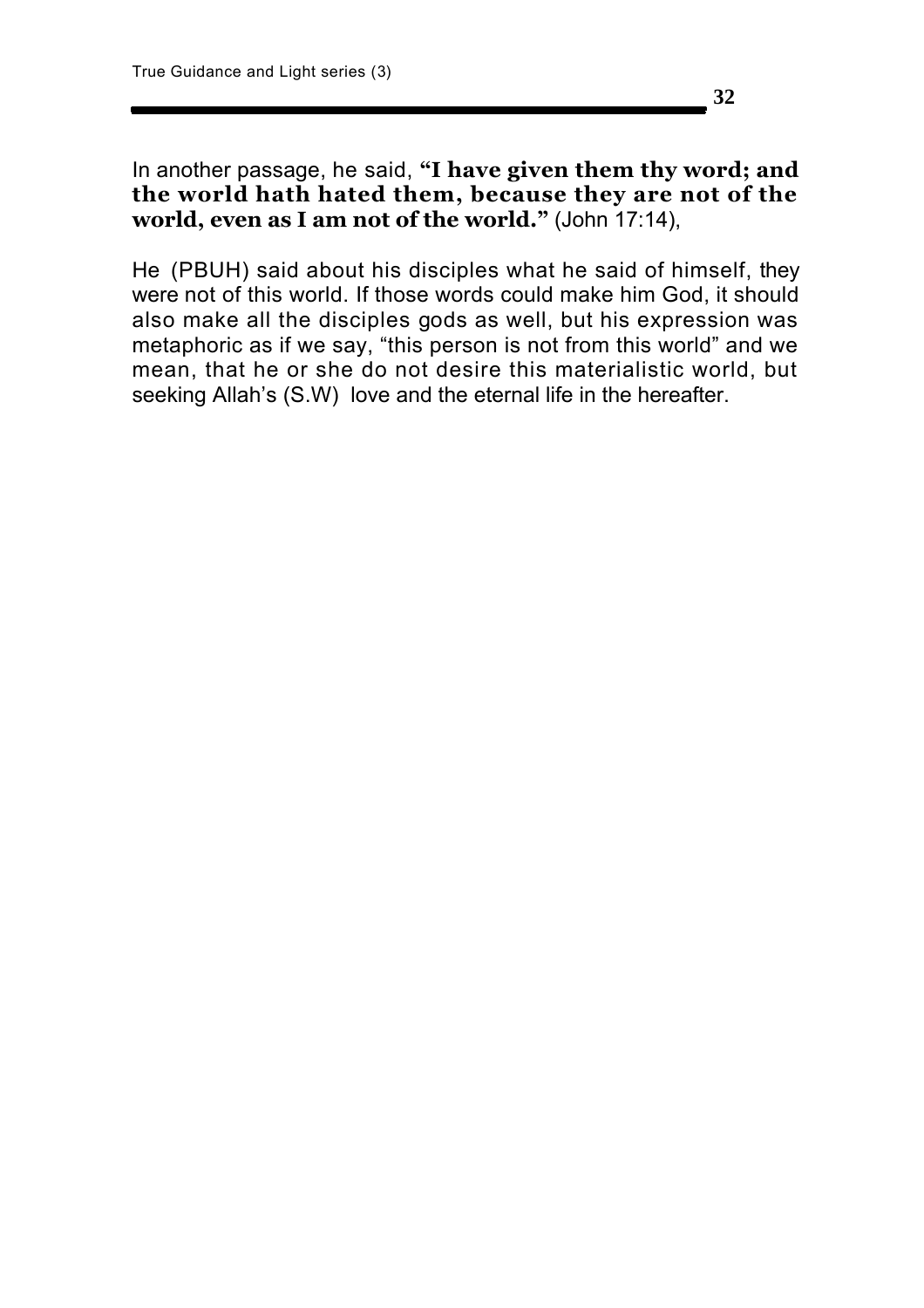In another passage, he said, **"I have given them thy word; and the world hath hated them, because they are not of the world, even as I am not of the world."** (John 17:14),

He (PBUH) said about his disciples what he said of himself, they were not of this world. If those words could make him God, it should also make all the disciples gods as well, but his expression was metaphoric as if we say, "this person is not from this world" and we mean, that he or she do not desire this materialistic world, but seeking Allah's (S.W) love and the eternal life in the hereafter.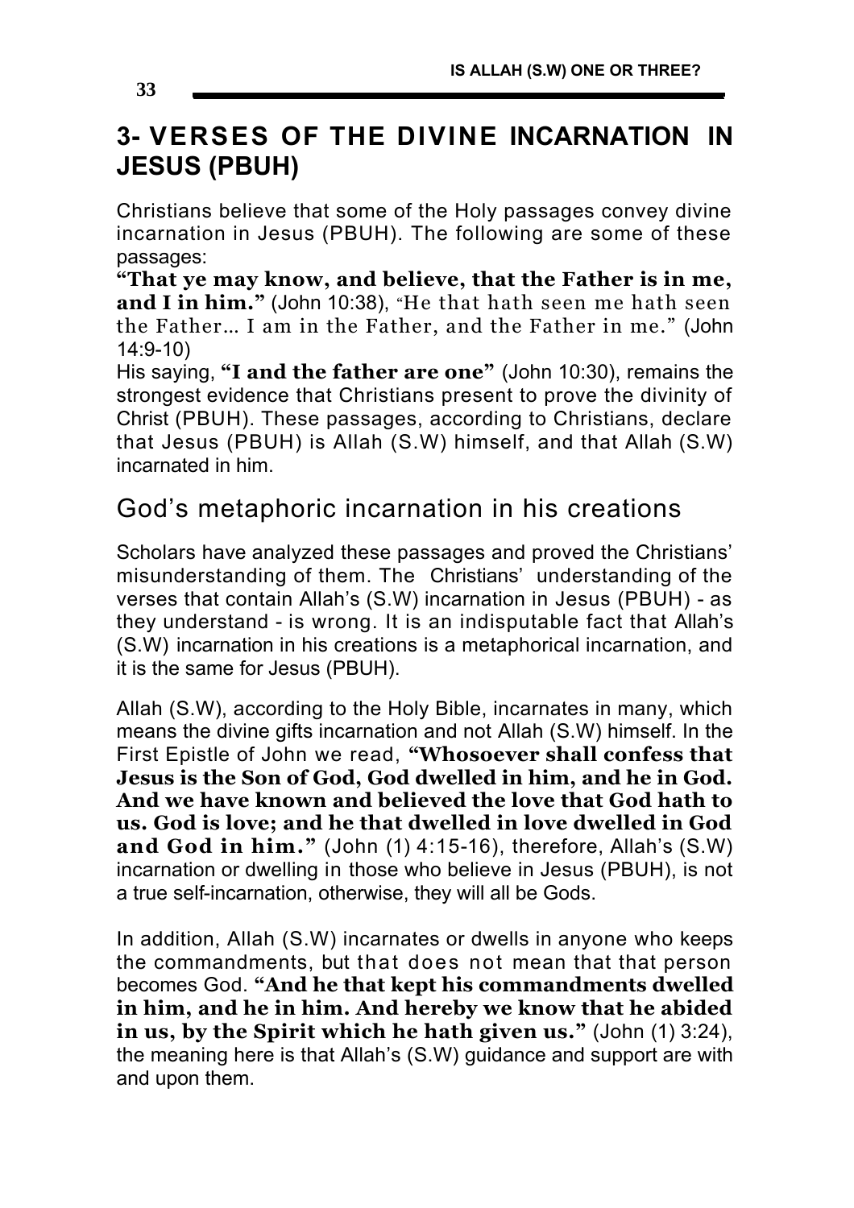## 3- VERSES OF THE DIVINE INCARNATION IN JESUS (PBUH)

Christians believe that some of the Holy passages convey divine incarnation in Jesus (PBUH). The following are some of these passages:

**"That ye may know, and believe, that the Father is in me, and I in him."** (John 10:38), "He that hath seen me hath seen the Father... I am in the Father, and the Father in me." (John 14:9-10)

His saying, **"I and the father are one"** (John 10:30), remains the strongest evidence that Christians present to prove the divinity of Christ (PBUH). These passages, according to Christians, declare that Jesus (PBUH) is Allah (S.W) himself, and that Allah (S.W) incarnated in him.

### God's metaphoric incarnation in his creations

Scholars have analyzed these passages and proved the Christians' misunderstanding of them. The Christians' understanding of the verses that contain Allah's (S.W) incarnation in Jesus (PBUH) - as they understand - is wrong. It is an indisputable fact that Allah's (S.W) incarnation in his creations is a metaphorical incarnation, and it is the same for Jesus (PBUH).

Allah (S.W), according to the Holy Bible, incarnates in many, which means the divine gifts incarnation and not Allah (S.W) himself. In the First Epistle of John we read, **"Whosoever shall confess that Jesus is the Son of God, God dwelled in him, and he in God. And we have known and believed the love that God hath to us. God is love; and he that dwelled in love dwelled in God and God in him."** (John (1) 4:15-16), therefore, Allah's (S.W) incarnation or dwelling in those who believe in Jesus (PBUH), is not a true self-incarnation, otherwise, they will all be Gods.

In addition, Allah (S.W) incarnates or dwells in anyone who keeps the commandments, but that does not mean that that person becomes God. **"And he that kept his commandments dwelled in him, and he in him. And hereby we know that he abided in us, by the Spirit which he hath given us."** (John (1) 3:24), the meaning here is that Allah's (S.W) guidance and support are with and upon them.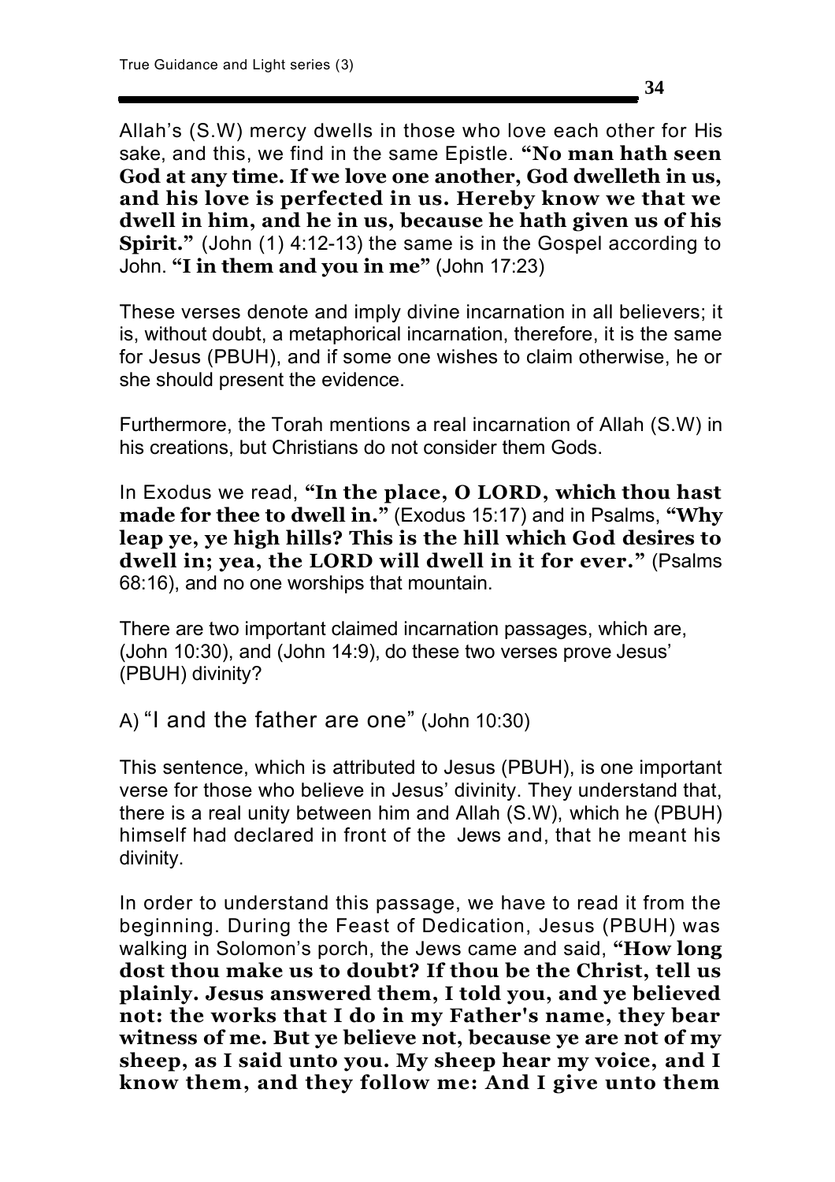Allah's (S.W) mercy dwells in those who love each other for His sake, and this, we find in the same Epistle. **"No man hath seen God at any time. If we love one another, God dwelleth in us, and his love is perfected in us. Hereby know we that we dwell in him, and he in us, because he hath given us of his Spirit."** (John (1) 4:12-13) the same is in the Gospel according to John. **"I in them and you in me"** (John 17:23)

These verses denote and imply divine incarnation in all believers; it is, without doubt, a metaphorical incarnation, therefore, it is the same for Jesus (PBUH), and if some one wishes to claim otherwise, he or she should present the evidence.

Furthermore, the Torah mentions a real incarnation of Allah (S.W) in his creations, but Christians do not consider them Gods.

In Exodus we read, **"In the place, O LORD, which thou hast made for thee to dwell in."** (Exodus 15:17) and in Psalms, **"Why leap ye, ye high hills? This is the hill which God desires to dwell in; yea, the LORD will dwell in it for ever."** (Psalms 68:16), and no one worships that mountain.

There are two important claimed incarnation passages, which are, (John 10:30), and (John 14:9), do these two verses prove Jesus' (PBUH) divinity?

A) "I and the father are one" (John 10:30)

This sentence, which is attributed to Jesus (PBUH), is one important verse for those who believe in Jesus' divinity. They understand that, there is a real unity between him and Allah (S.W), which he (PBUH) himself had declared in front of the Jews and, that he meant his divinity.

In order to understand this passage, we have to read it from the beginning. During the Feast of Dedication, Jesus (PBUH) was walking in Solomon's porch, the Jews came and said, **"How long dost thou make us to doubt? If thou be the Christ, tell us plainly. Jesus answered them, I told you, and ye believed not: the works that I do in my Father's name, they bear witness of me. But ye believe not, because ye are not of my sheep, as I said unto you. My sheep hear my voice, and I know them, and they follow me: And I give unto them**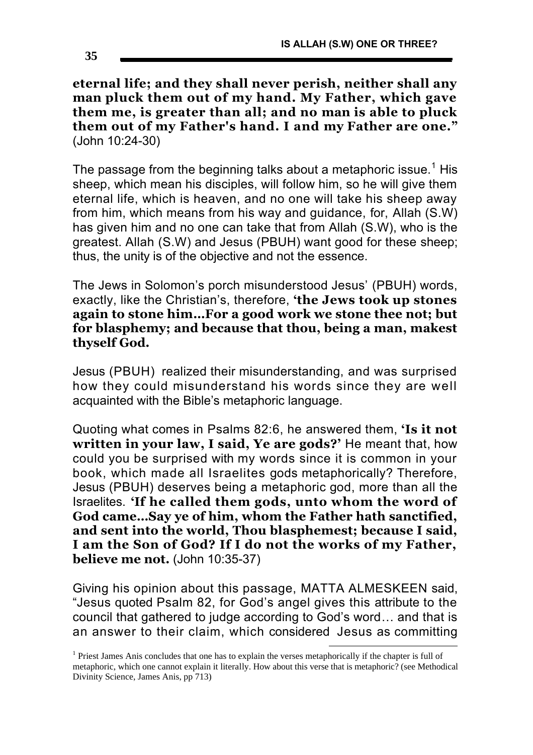**eternal life; and they shall never perish, neither shall any man pluck them out of my hand. My Father, which gave them me, is greater than all; and no man is able to pluck them out of my Father's hand. I and my Father are one."** (John 10:24-30)

The passage from the beginning talks about a metaphoric issue.[1] His sheep, which mean his disciples, will follow him, so he will give them eternal life, which is heaven, and no one will take his sheep away from him, which means from his way and guidance, for, Allah (S.W) has given him and no one can take that from Allah (S.W), who is the greatest. Allah (S.W) and Jesus (PBUH) want good for these sheep; thus, the unity is of the objective and not the essence.

The Jews in Solomon's porch misunderstood Jesus' (PBUH) words, exactly, like the Christian's, therefore, **'the Jews took up stones again to stone him…For a good work we stone thee not; but for blasphemy; and because that thou, being a man, makest thyself God.**

Jesus (PBUH) realized their misunderstanding, and was surprised how they could misunderstand his words since they are well acquainted with the Bible's metaphoric language.

Quoting what comes in Psalms 82:6, he answered them, **'Is it not written in your law, I said, Ye are gods?'** He meant that, how could you be surprised with my words since it is common in your book, which made all Israelites gods metaphorically? Therefore, Jesus (PBUH) deserves being a metaphoric god, more than all the Israelites. **'If he called them gods, unto whom the word of God came…Say ye of him, whom the Father hath sanctified, and sent into the world, Thou blasphemest; because I said, I am the Son of God? If I do not the works of my Father, believe me not.** (John 10:35-37)

Giving his opinion about this passage, MATTA ALMESKEEN said, "Jesus quoted Psalm 82, for God's angel gives this attribute to the council that gathered to judge according to God's word… and that is an answer to their claim, which considered Jesus as committing

[1] Priest James Anis concludes that one has to explain the verses metaphorically if the chapter is full of metaphoric, which one cannot explain it literally. How about this verse that is metaphoric? (see Methodical Divinity Science, James Anis, pp 713)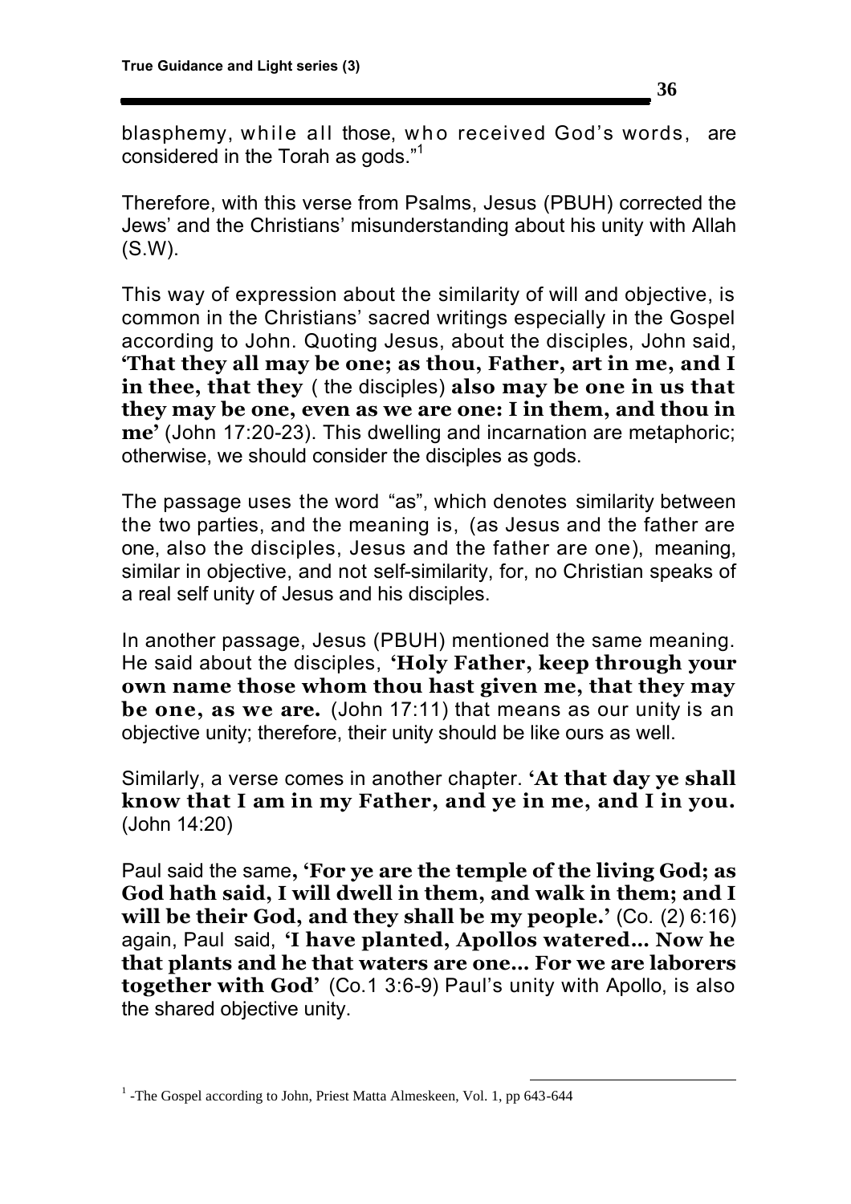blasphemy, while all those, who received God's words, are considered in the Torah as gods."[1]

Therefore, with this verse from Psalms, Jesus (PBUH) corrected the Jews' and the Christians' misunderstanding about his unity with Allah (S.W).

This way of expression about the similarity of will and objective, is common in the Christians' sacred writings especially in the Gospel according to John. Quoting Jesus, about the disciples, John said, **'That they all may be one; as thou, Father, art in me, and I in thee, that they** ( the disciples) **also may be one in us that they may be one, even as we are one: I in them, and thou in me'** (John 17:20-23). This dwelling and incarnation are metaphoric; otherwise, we should consider the disciples as gods.

The passage uses the word "as", which denotes similarity between the two parties, and the meaning is, (as Jesus and the father are one, also the disciples, Jesus and the father are one), meaning, similar in objective, and not self-similarity, for, no Christian speaks of a real self unity of Jesus and his disciples.

In another passage, Jesus (PBUH) mentioned the same meaning. He said about the disciples, **'Holy Father, keep through your own name those whom thou hast given me, that they may be one, as we are.** (John 17:11) that means as our unity is an objective unity; therefore, their unity should be like ours as well.

Similarly, a verse comes in another chapter. **'At that day ye shall know that I am in my Father, and ye in me, and I in you.** (John 14:20)

Paul said the same**, 'For ye are the temple of the living God; as God hath said, I will dwell in them, and walk in them; and I will be their God, and they shall be my people.'** (Co. (2) 6:16) again, Paul said, **'I have planted, Apollos watered... Now he that plants and he that waters are one... For we are laborers together with God'** (Co.1 3:6-9) Paul's unity with Apollo, is also the shared objective unity.

[1] -The Gospel according to John, Priest Matta Almeskeen, Vol. 1, pp 643-644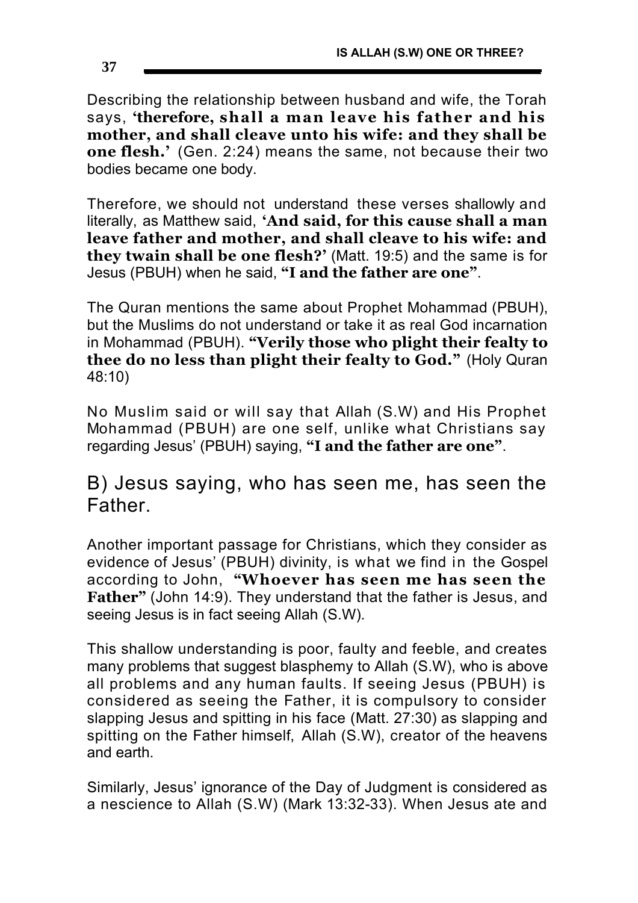Describing the relationship between husband and wife, the Torah says, '**therefore, shall a man leave his father and his mother, and shall cleave unto his wife: and they shall be one flesh.**' (Gen. 2:24) means the same, not because their two bodies became one body.

Therefore, we should not understand these verses shallowly and literally, as Matthew said, '**And said, for this cause shall a man leave father and mother, and shall cleave to his wife: and they twain shall be one flesh?**' (Matt. 19:5) and the same is for Jesus (PBUH) when he said, **"I and the father are one"**.

The Quran mentions the same about Prophet Mohammad (PBUH), but the Muslims do not understand or take it as real God incarnation in Mohammad (PBUH). **"Verily those who plight their fealty to thee do no less than plight their fealty to God."** (Holy Quran 48:10)

No Muslim said or will say that Allah (S.W) and His Prophet Mohammad (PBUH) are one self, unlike what Christians say regarding Jesus' (PBUH) saying, **"I and the father are one"**.

## B) Jesus saying, who has seen me, has seen the Father.

Another important passage for Christians, which they consider as evidence of Jesus' (PBUH) divinity, is what we find in the Gospel according to John, **"Whoever has seen me has seen the Father"** (John 14:9). They understand that the father is Jesus, and seeing Jesus is in fact seeing Allah (S.W).

This shallow understanding is poor, faulty and feeble, and creates many problems that suggest blasphemy to Allah (S.W), who is above all problems and any human faults. If seeing Jesus (PBUH) is considered as seeing the Father, it is compulsory to consider slapping Jesus and spitting in his face (Matt. 27:30) as slapping and spitting on the Father himself, Allah (S.W), creator of the heavens and earth.

Similarly, Jesus' ignorance of the Day of Judgment is considered as a nescience to Allah (S.W) (Mark 13:32-33). When Jesus ate and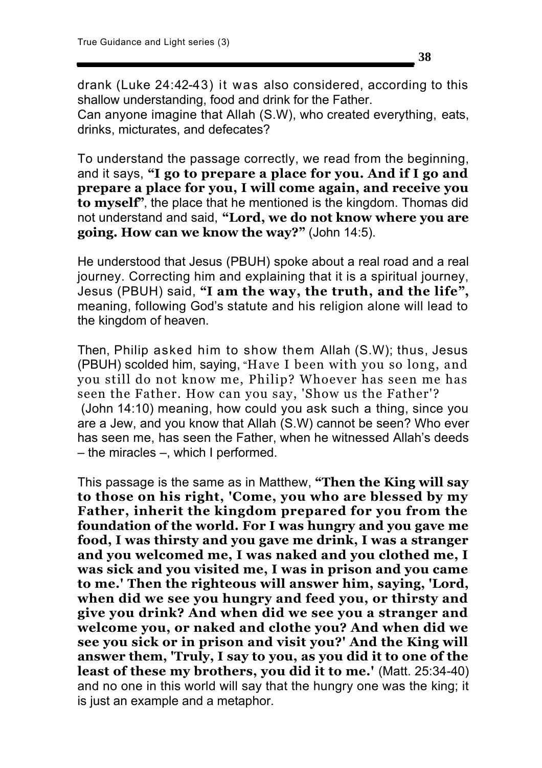drank (Luke 24:42-43) it was also considered, according to this shallow understanding, food and drink for the Father.
Can anyone imagine that Allah (S.W), who created everything, eats, drinks, micturates, and defecates?

To understand the passage correctly, we read from the beginning, and it says, **"I go to prepare a place for you. And if I go and prepare a place for you, I will come again, and receive you to myself"**, the place that he mentioned is the kingdom. Thomas did not understand and said, **"Lord, we do not know where you are going. How can we know the way?"** (John 14:5).

He understood that Jesus (PBUH) spoke about a real road and a real journey. Correcting him and explaining that it is a spiritual journey, Jesus (PBUH) said, **"I am the way, the truth, and the life",** meaning, following God's statute and his religion alone will lead to the kingdom of heaven.

Then, Philip asked him to show them Allah (S.W); thus, Jesus (PBUH) scolded him, saying, "Have I been with you so long, and you still do not know me, Philip? Whoever has seen me has seen the Father. How can you say, 'Show us the Father'?
(John 14:10) meaning, how could you ask such a thing, since you are a Jew, and you know that Allah (S.W) cannot be seen? Who ever has seen me, has seen the Father, when he witnessed Allah's deeds – the miracles –, which I performed.

This passage is the same as in Matthew, **"Then the King will say to those on his right, 'Come, you who are blessed by my Father, inherit the kingdom prepared for you from the foundation of the world. For I was hungry and you gave me food, I was thirsty and you gave me drink, I was a stranger and you welcomed me, I was naked and you clothed me, I was sick and you visited me, I was in prison and you came to me.' Then the righteous will answer him, saying, 'Lord, when did we see you hungry and feed you, or thirsty and give you drink? And when did we see you a stranger and welcome you, or naked and clothe you? And when did we see you sick or in prison and visit you?' And the King will answer them, 'Truly, I say to you, as you did it to one of the least of these my brothers, you did it to me.'** (Matt. 25:34-40) and no one in this world will say that the hungry one was the king; it is just an example and a metaphor.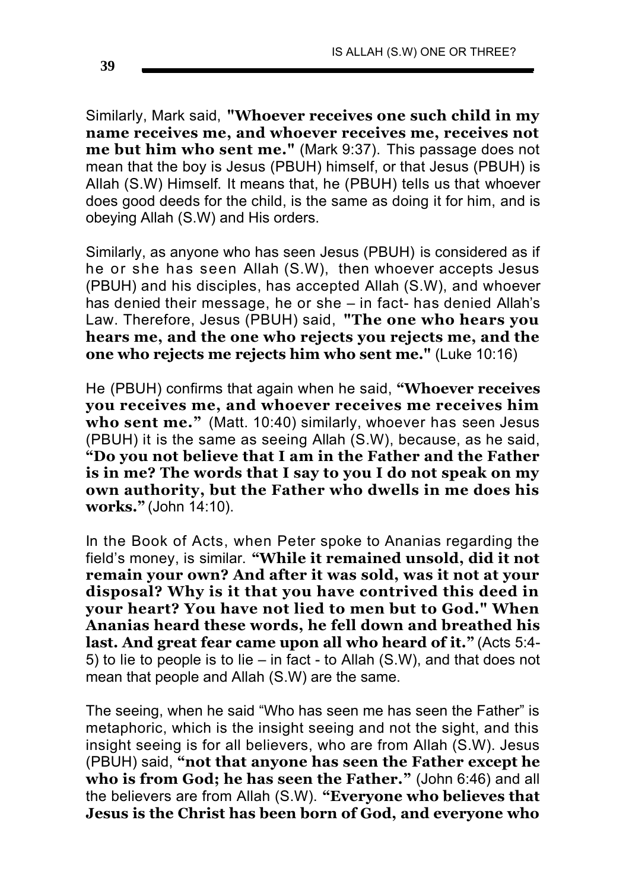Similarly, Mark said, **"Whoever receives one such child in my name receives me, and whoever receives me, receives not me but him who sent me."** (Mark 9:37). This passage does not mean that the boy is Jesus (PBUH) himself, or that Jesus (PBUH) is Allah (S.W) Himself. It means that, he (PBUH) tells us that whoever does good deeds for the child, is the same as doing it for him, and is obeying Allah (S.W) and His orders.

Similarly, as anyone who has seen Jesus (PBUH) is considered as if he or she has seen Allah (S.W), then whoever accepts Jesus (PBUH) and his disciples, has accepted Allah (S.W), and whoever has denied their message, he or she – in fact- has denied Allah's Law. Therefore, Jesus (PBUH) said, **"The one who hears you hears me, and the one who rejects you rejects me, and the one who rejects me rejects him who sent me."** (Luke 10:16)

He (PBUH) confirms that again when he said, **"Whoever receives you receives me, and whoever receives me receives him who sent me."** (Matt. 10:40) similarly, whoever has seen Jesus (PBUH) it is the same as seeing Allah (S.W), because, as he said, **"Do you not believe that I am in the Father and the Father is in me? The words that I say to you I do not speak on my own authority, but the Father who dwells in me does his works."** (John 14:10).

In the Book of Acts, when Peter spoke to Ananias regarding the field's money, is similar. **"While it remained unsold, did it not remain your own? And after it was sold, was it not at your disposal? Why is it that you have contrived this deed in your heart? You have not lied to men but to God." When Ananias heard these words, he fell down and breathed his last. And great fear came upon all who heard of it."** (Acts 5:4-5) to lie to people is to lie – in fact - to Allah (S.W), and that does not mean that people and Allah (S.W) are the same.

The seeing, when he said "Who has seen me has seen the Father" is metaphoric, which is the insight seeing and not the sight, and this insight seeing is for all believers, who are from Allah (S.W). Jesus (PBUH) said, **"not that anyone has seen the Father except he who is from God; he has seen the Father."** (John 6:46) and all the believers are from Allah (S.W). **"Everyone who believes that Jesus is the Christ has been born of God, and everyone who**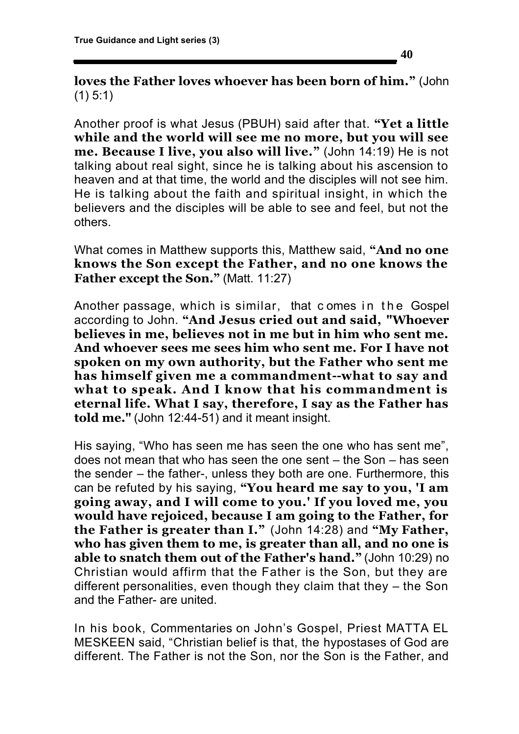**loves the Father loves whoever has been born of him."** (John (1) 5:1)

Another proof is what Jesus (PBUH) said after that. **"Yet a little while and the world will see me no more, but you will see me. Because I live, you also will live."** (John 14:19) He is not talking about real sight, since he is talking about his ascension to heaven and at that time, the world and the disciples will not see him. He is talking about the faith and spiritual insight, in which the believers and the disciples will be able to see and feel, but not the others.

What comes in Matthew supports this, Matthew said, **"And no one knows the Son except the Father, and no one knows the Father except the Son."** (Matt. 11:27)

Another passage, which is similar, that comes in the Gospel according to John. **"And Jesus cried out and said, "Whoever believes in me, believes not in me but in him who sent me. And whoever sees me sees him who sent me. For I have not spoken on my own authority, but the Father who sent me has himself given me a commandment--what to say and what to speak. And I know that his commandment is eternal life. What I say, therefore, I say as the Father has told me."** (John 12:44-51) and it meant insight.

His saying, "Who has seen me has seen the one who has sent me", does not mean that who has seen the one sent – the Son – has seen the sender – the father-, unless they both are one. Furthermore, this can be refuted by his saying, **"You heard me say to you, 'I am going away, and I will come to you.' If you loved me, you would have rejoiced, because I am going to the Father, for the Father is greater than I."** (John 14:28) and **"My Father, who has given them to me, is greater than all, and no one is able to snatch them out of the Father's hand."** (John 10:29) no Christian would affirm that the Father is the Son, but they are different personalities, even though they claim that they – the Son and the Father- are united.

In his book, Commentaries on John's Gospel, Priest MATTA EL MESKEEN said, "Christian belief is that, the hypostases of God are different. The Father is not the Son, nor the Son is the Father, and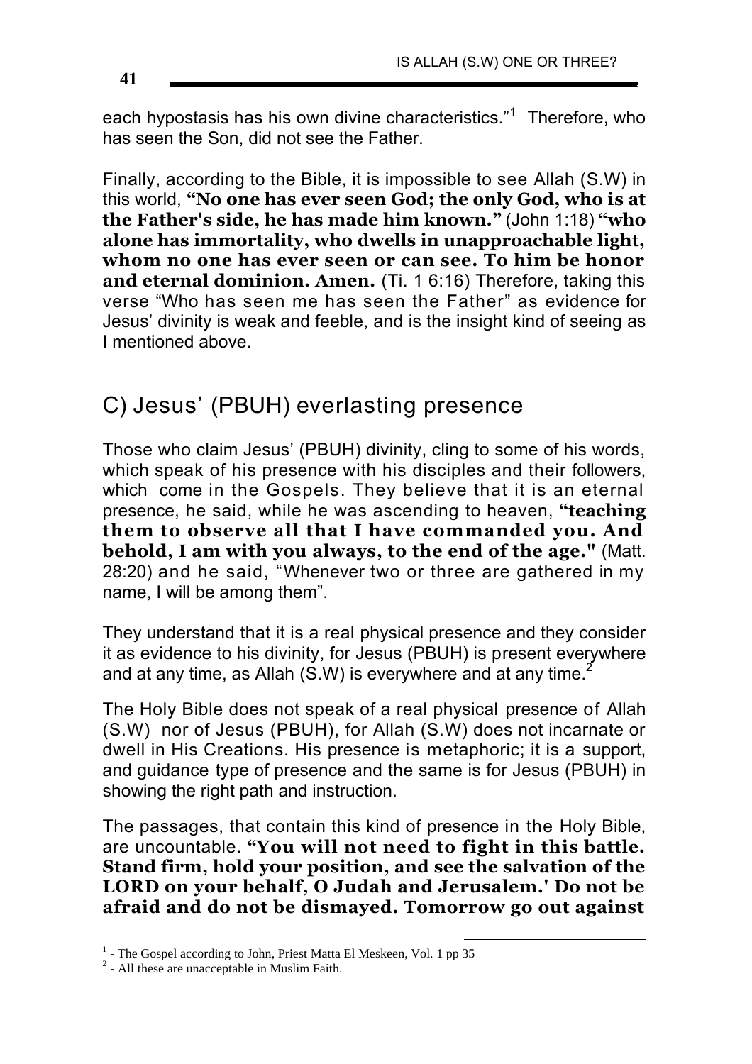each hypostasis has his own divine characteristics."[1] Therefore, who has seen the Son, did not see the Father.

Finally, according to the Bible, it is impossible to see Allah (S.W) in this world, **"No one has ever seen God; the only God, who is at the Father's side, he has made him known."** (John 1:18) **"who alone has immortality, who dwells in unapproachable light, whom no one has ever seen or can see. To him be honor and eternal dominion. Amen.** (Ti. 1 6:16) Therefore, taking this verse "Who has seen me has seen the Father" as evidence for Jesus' divinity is weak and feeble, and is the insight kind of seeing as I mentioned above.

## C) Jesus' (PBUH) everlasting presence

Those who claim Jesus' (PBUH) divinity, cling to some of his words, which speak of his presence with his disciples and their followers, which come in the Gospels. They believe that it is an eternal presence, he said, while he was ascending to heaven, **"teaching them to observe all that I have commanded you. And behold, I am with you always, to the end of the age."** (Matt. 28:20) and he said, "Whenever two or three are gathered in my name, I will be among them".

They understand that it is a real physical presence and they consider it as evidence to his divinity, for Jesus (PBUH) is present everywhere and at any time, as Allah (S.W) is everywhere and at any time.[2]

The Holy Bible does not speak of a real physical presence of Allah (S.W) nor of Jesus (PBUH), for Allah (S.W) does not incarnate or dwell in His Creations. His presence is metaphoric; it is a support, and guidance type of presence and the same is for Jesus (PBUH) in showing the right path and instruction.

The passages, that contain this kind of presence in the Holy Bible, are uncountable. **"You will not need to fight in this battle. Stand firm, hold your position, and see the salvation of the LORD on your behalf, O Judah and Jerusalem.' Do not be afraid and do not be dismayed. Tomorrow go out against**

---

[1] - The Gospel according to John, Priest Matta El Meskeen, Vol. 1 pp 35

[2] - All these are unacceptable in Muslim Faith.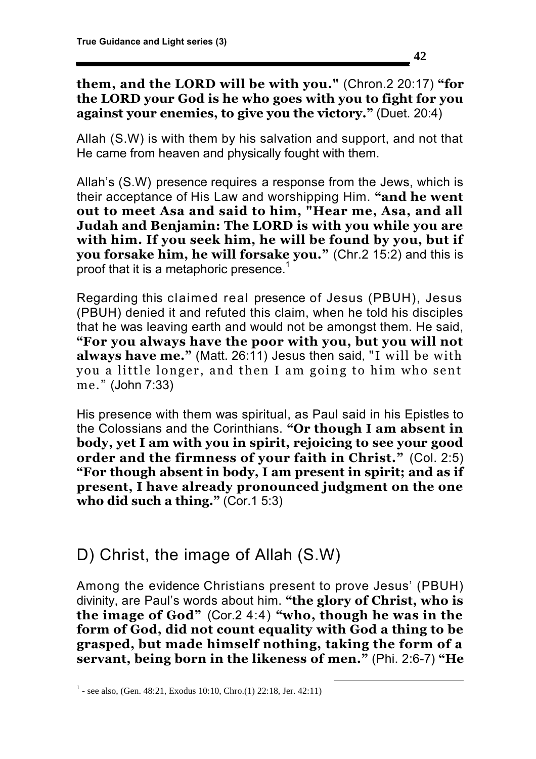**them, and the LORD will be with you."** (Chron.2 20:17) **"for the LORD your God is he who goes with you to fight for you against your enemies, to give you the victory."** (Duet. 20:4)

Allah (S.W) is with them by his salvation and support, and not that He came from heaven and physically fought with them.

Allah's (S.W) presence requires a response from the Jews, which is their acceptance of His Law and worshipping Him. **"and he went out to meet Asa and said to him, "Hear me, Asa, and all Judah and Benjamin: The LORD is with you while you are with him. If you seek him, he will be found by you, but if you forsake him, he will forsake you."** (Chr.2 15:2) and this is proof that it is a metaphoric presence.[1]

Regarding this claimed real presence of Jesus (PBUH), Jesus (PBUH) denied it and refuted this claim, when he told his disciples that he was leaving earth and would not be amongst them. He said, **"For you always have the poor with you, but you will not always have me."** (Matt. 26:11) Jesus then said, "I will be with you a little longer, and then I am going to him who sent me." (John 7:33)

His presence with them was spiritual, as Paul said in his Epistles to the Colossians and the Corinthians. **"Or though I am absent in body, yet I am with you in spirit, rejoicing to see your good order and the firmness of your faith in Christ."** (Col. 2:5) **"For though absent in body, I am present in spirit; and as if present, I have already pronounced judgment on the one who did such a thing."** (Cor.1 5:3)

## D) Christ, the image of Allah (S.W)

Among the evidence Christians present to prove Jesus' (PBUH) divinity, are Paul's words about him. **"the glory of Christ, who is the image of God"** (Cor.2 4:4) **"who, though he was in the form of God, did not count equality with God a thing to be grasped, but made himself nothing, taking the form of a servant, being born in the likeness of men."** (Phi. 2:6-7) **"He**

---

[1] - see also, (Gen. 48:21, Exodus 10:10, Chro.(1) 22:18, Jer. 42:11)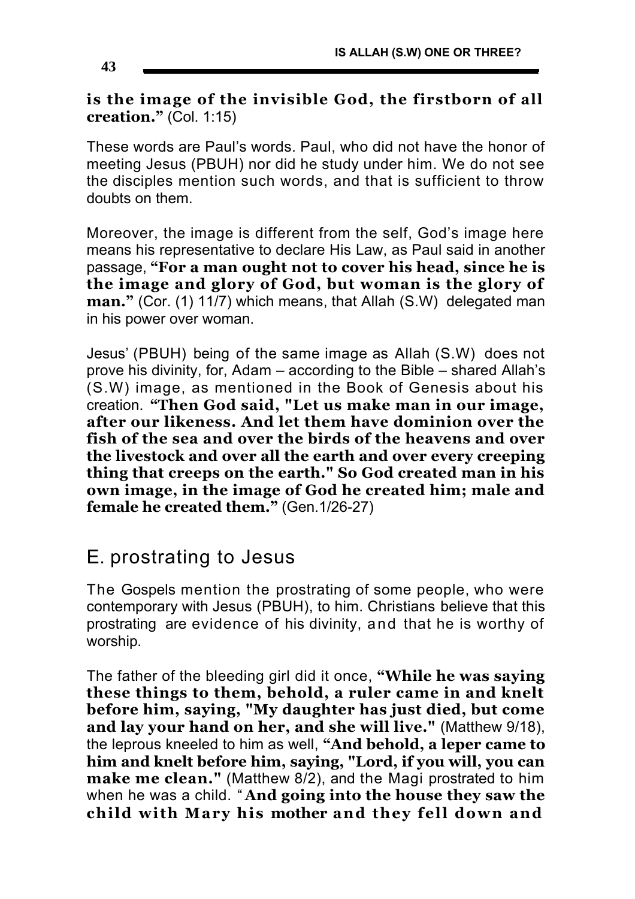**is the image of the invisible God, the firstborn of all creation."** (Col. 1:15)

These words are Paul's words. Paul, who did not have the honor of meeting Jesus (PBUH) nor did he study under him. We do not see the disciples mention such words, and that is sufficient to throw doubts on them.

Moreover, the image is different from the self, God's image here means his representative to declare His Law, as Paul said in another passage, **"For a man ought not to cover his head, since he is the image and glory of God, but woman is the glory of man."** (Cor. (1) 11/7) which means, that Allah (S.W) delegated man in his power over woman.

Jesus' (PBUH) being of the same image as Allah (S.W) does not prove his divinity, for, Adam – according to the Bible – shared Allah's (S.W) image, as mentioned in the Book of Genesis about his creation. **"Then God said, "Let us make man in our image, after our likeness. And let them have dominion over the fish of the sea and over the birds of the heavens and over the livestock and over all the earth and over every creeping thing that creeps on the earth." So God created man in his own image, in the image of God he created him; male and female he created them."** (Gen.1/26-27)

## E. prostrating to Jesus

The Gospels mention the prostrating of some people, who were contemporary with Jesus (PBUH), to him. Christians believe that this prostrating are evidence of his divinity, and that he is worthy of worship.

The father of the bleeding girl did it once, **"While he was saying these things to them, behold, a ruler came in and knelt before him, saying, "My daughter has just died, but come and lay your hand on her, and she will live."** (Matthew 9/18), the leprous kneeled to him as well, **"And behold, a leper came to him and knelt before him, saying, "Lord, if you will, you can make me clean."** (Matthew 8/2), and the Magi prostrated to him when he was a child. "**And going into the house they saw the child with Mary his mother and they fell down and**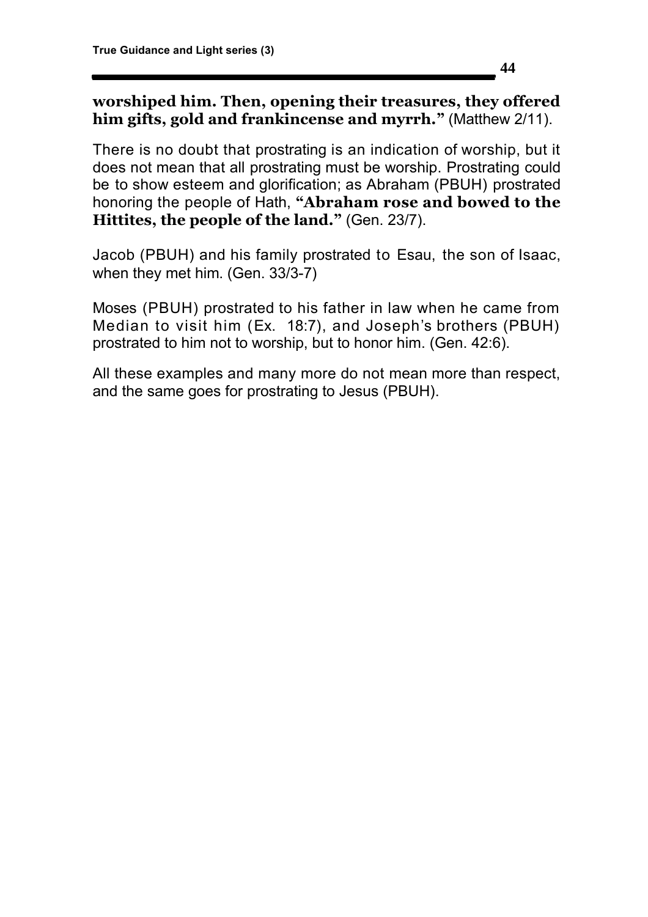**worshiped him. Then, opening their treasures, they offered him gifts, gold and frankincense and myrrh."** (Matthew 2/11).

There is no doubt that prostrating is an indication of worship, but it does not mean that all prostrating must be worship. Prostrating could be to show esteem and glorification; as Abraham (PBUH) prostrated honoring the people of Hath, **"Abraham rose and bowed to the Hittites, the people of the land."** (Gen. 23/7).

Jacob (PBUH) and his family prostrated to Esau, the son of Isaac, when they met him. (Gen. 33/3-7)

Moses (PBUH) prostrated to his father in law when he came from Median to visit him (Ex. 18:7), and Joseph's brothers (PBUH) prostrated to him not to worship, but to honor him. (Gen. 42:6).

All these examples and many more do not mean more than respect, and the same goes for prostrating to Jesus (PBUH).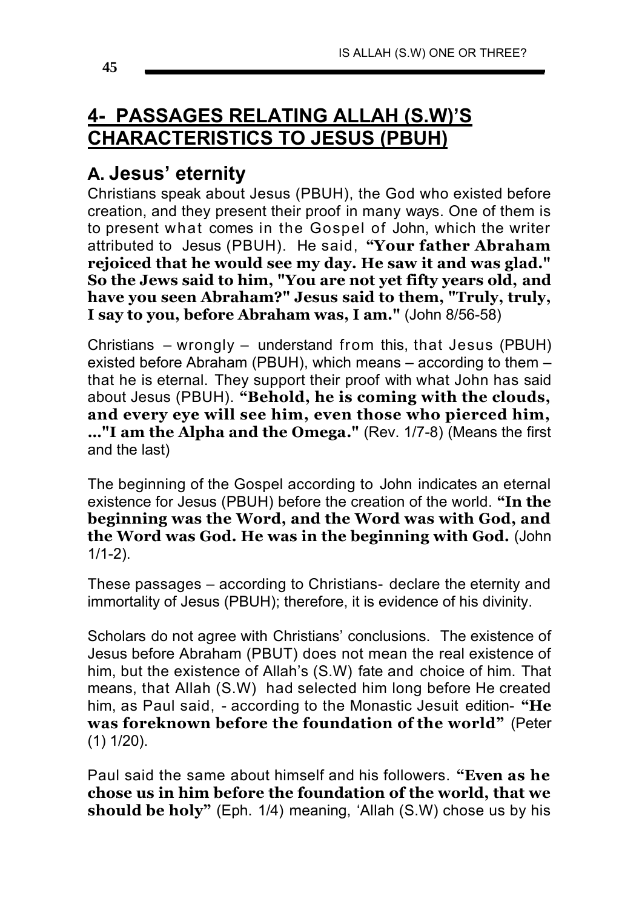## 4- PASSAGES RELATING ALLAH (S.W)'S CHARACTERISTICS TO JESUS (PBUH)

### A. Jesus' eternity

Christians speak about Jesus (PBUH), the God who existed before creation, and they present their proof in many ways. One of them is to present what comes in the Gospel of John, which the writer attributed to Jesus (PBUH). He said, **"Your father Abraham rejoiced that he would see my day. He saw it and was glad." So the Jews said to him, "You are not yet fifty years old, and have you seen Abraham?" Jesus said to them, "Truly, truly, I say to you, before Abraham was, I am."** (John 8/56-58)

Christians – wrongly – understand from this, that Jesus (PBUH) existed before Abraham (PBUH), which means – according to them – that he is eternal. They support their proof with what John has said about Jesus (PBUH). **"Behold, he is coming with the clouds, and every eye will see him, even those who pierced him, ..."I am the Alpha and the Omega."** (Rev. 1/7-8) (Means the first and the last)

The beginning of the Gospel according to John indicates an eternal existence for Jesus (PBUH) before the creation of the world. **"In the beginning was the Word, and the Word was with God, and the Word was God. He was in the beginning with God.** (John 1/1-2).

These passages – according to Christians- declare the eternity and immortality of Jesus (PBUH); therefore, it is evidence of his divinity.

Scholars do not agree with Christians' conclusions. The existence of Jesus before Abraham (PBUT) does not mean the real existence of him, but the existence of Allah's (S.W) fate and choice of him. That means, that Allah (S.W) had selected him long before He created him, as Paul said, - according to the Monastic Jesuit edition- **"He was foreknown before the foundation of the world"** (Peter (1) 1/20).

Paul said the same about himself and his followers. **"Even as he chose us in him before the foundation of the world, that we should be holy"** (Eph. 1/4) meaning, 'Allah (S.W) chose us by his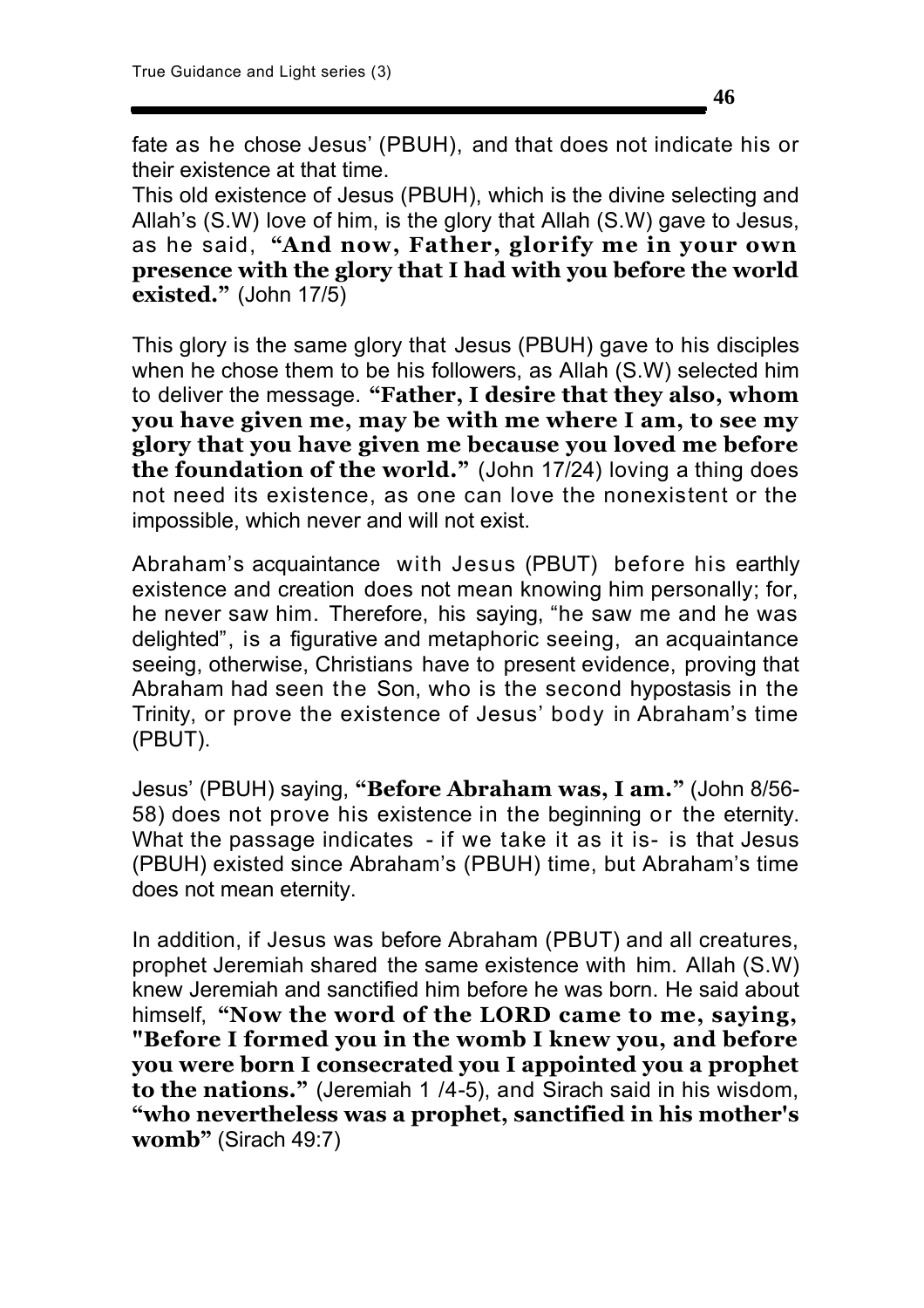fate as he chose Jesus' (PBUH), and that does not indicate his or their existence at that time.

This old existence of Jesus (PBUH), which is the divine selecting and Allah's (S.W) love of him, is the glory that Allah (S.W) gave to Jesus, as he said, **"And now, Father, glorify me in your own presence with the glory that I had with you before the world existed."** (John 17/5)

This glory is the same glory that Jesus (PBUH) gave to his disciples when he chose them to be his followers, as Allah (S.W) selected him to deliver the message. **"Father, I desire that they also, whom you have given me, may be with me where I am, to see my glory that you have given me because you loved me before the foundation of the world."** (John 17/24) loving a thing does not need its existence, as one can love the nonexistent or the impossible, which never and will not exist.

Abraham's acquaintance with Jesus (PBUT) before his earthly existence and creation does not mean knowing him personally; for, he never saw him. Therefore, his saying, "he saw me and he was delighted", is a figurative and metaphoric seeing, an acquaintance seeing, otherwise, Christians have to present evidence, proving that Abraham had seen the Son, who is the second hypostasis in the Trinity, or prove the existence of Jesus' body in Abraham's time (PBUT).

Jesus' (PBUH) saying, **"Before Abraham was, I am."** (John 8/56-58) does not prove his existence in the beginning or the eternity. What the passage indicates - if we take it as it is- is that Jesus (PBUH) existed since Abraham's (PBUH) time, but Abraham's time does not mean eternity.

In addition, if Jesus was before Abraham (PBUT) and all creatures, prophet Jeremiah shared the same existence with him. Allah (S.W) knew Jeremiah and sanctified him before he was born. He said about himself, **"Now the word of the LORD came to me, saying, "Before I formed you in the womb I knew you, and before you were born I consecrated you I appointed you a prophet to the nations."** (Jeremiah 1 /4-5), and Sirach said in his wisdom, **"who nevertheless was a prophet, sanctified in his mother's womb"** (Sirach 49:7)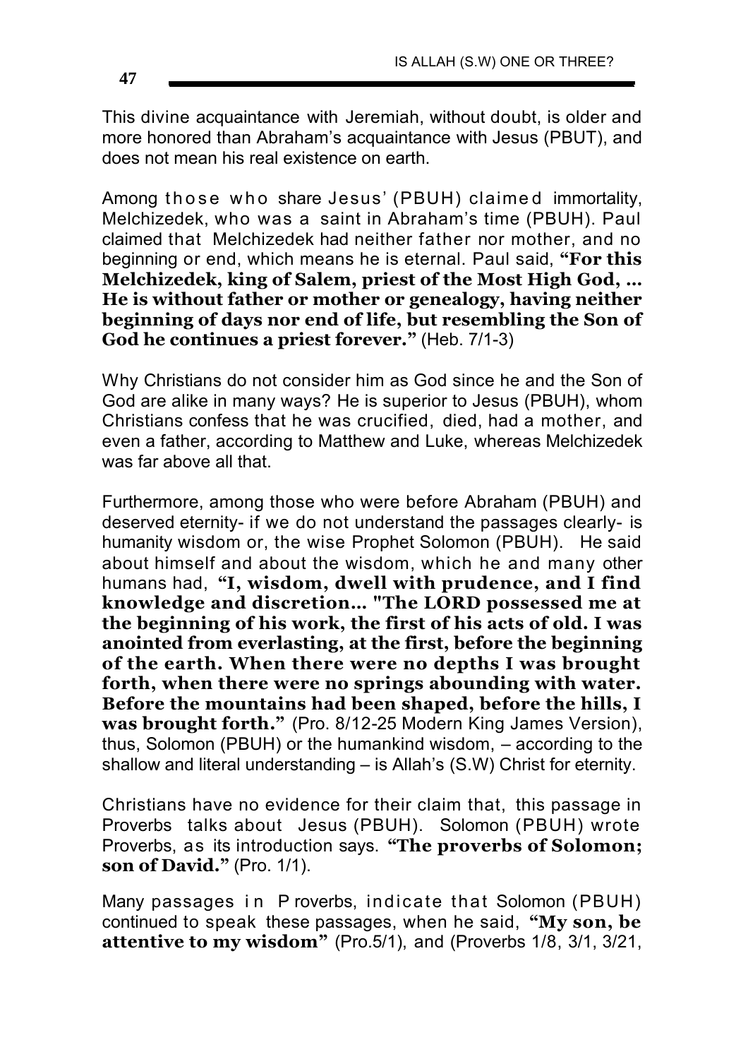This divine acquaintance with Jeremiah, without doubt, is older and more honored than Abraham's acquaintance with Jesus (PBUT), and does not mean his real existence on earth.

Among those who share Jesus' (PBUH) claimed immortality, Melchizedek, who was a saint in Abraham's time (PBUH). Paul claimed that Melchizedek had neither father nor mother, and no beginning or end, which means he is eternal. Paul said, **"For this Melchizedek, king of Salem, priest of the Most High God, … He is without father or mother or genealogy, having neither beginning of days nor end of life, but resembling the Son of God he continues a priest forever."** (Heb. 7/1-3)

Why Christians do not consider him as God since he and the Son of God are alike in many ways? He is superior to Jesus (PBUH), whom Christians confess that he was crucified, died, had a mother, and even a father, according to Matthew and Luke, whereas Melchizedek was far above all that.

Furthermore, among those who were before Abraham (PBUH) and deserved eternity- if we do not understand the passages clearly- is humanity wisdom or, the wise Prophet Solomon (PBUH). He said about himself and about the wisdom, which he and many other humans had, **"I, wisdom, dwell with prudence, and I find knowledge and discretion… "The LORD possessed me at the beginning of his work, the first of his acts of old. I was anointed from everlasting, at the first, before the beginning of the earth. When there were no depths I was brought forth, when there were no springs abounding with water. Before the mountains had been shaped, before the hills, I was brought forth."** (Pro. 8/12-25 Modern King James Version), thus, Solomon (PBUH) or the humankind wisdom, – according to the shallow and literal understanding – is Allah's (S.W) Christ for eternity.

Christians have no evidence for their claim that, this passage in Proverbs talks about Jesus (PBUH). Solomon (PBUH) wrote Proverbs, as its introduction says. **"The proverbs of Solomon; son of David."** (Pro. 1/1).

Many passages in Proverbs, indicate that Solomon (PBUH) continued to speak these passages, when he said, **"My son, be attentive to my wisdom"** (Pro.5/1), and (Proverbs 1/8, 3/1, 3/21,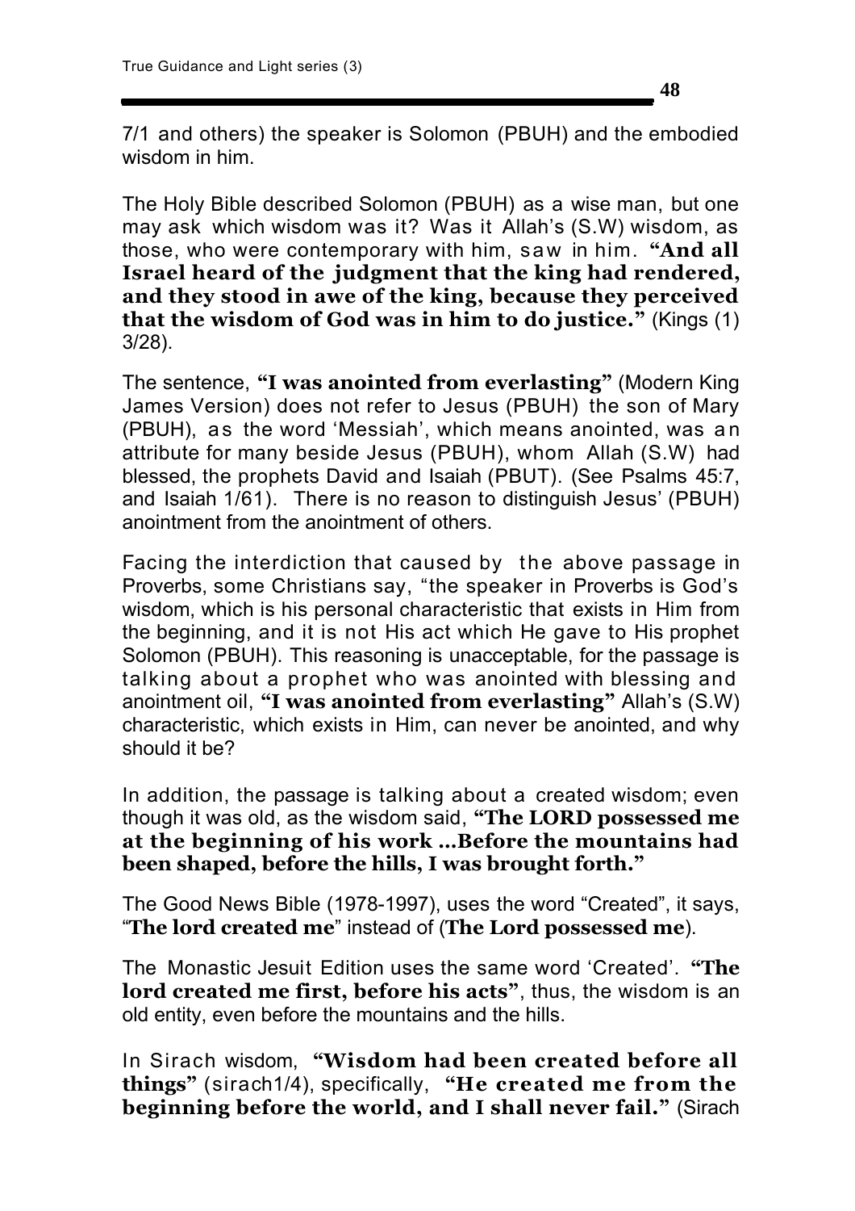7/1 and others) the speaker is Solomon (PBUH) and the embodied wisdom in him.

The Holy Bible described Solomon (PBUH) as a wise man, but one may ask which wisdom was it? Was it Allah's (S.W) wisdom, as those, who were contemporary with him, saw in him. **"And all Israel heard of the judgment that the king had rendered, and they stood in awe of the king, because they perceived that the wisdom of God was in him to do justice."** (Kings (1) 3/28).

The sentence, **"I was anointed from everlasting"** (Modern King James Version) does not refer to Jesus (PBUH) the son of Mary (PBUH), as the word 'Messiah', which means anointed, was an attribute for many beside Jesus (PBUH), whom Allah (S.W) had blessed, the prophets David and Isaiah (PBUT). (See Psalms 45:7, and Isaiah 1/61). There is no reason to distinguish Jesus' (PBUH) anointment from the anointment of others.

Facing the interdiction that caused by the above passage in Proverbs, some Christians say, "the speaker in Proverbs is God's wisdom, which is his personal characteristic that exists in Him from the beginning, and it is not His act which He gave to His prophet Solomon (PBUH). This reasoning is unacceptable, for the passage is talking about a prophet who was anointed with blessing and anointment oil, **"I was anointed from everlasting"** Allah's (S.W) characteristic, which exists in Him, can never be anointed, and why should it be?

In addition, the passage is talking about a created wisdom; even though it was old, as the wisdom said, **"The LORD possessed me at the beginning of his work ...Before the mountains had been shaped, before the hills, I was brought forth."**

The Good News Bible (1978-1997), uses the word "Created", it says, "**The lord created me**" instead of (**The Lord possessed me**).

The Monastic Jesuit Edition uses the same word 'Created'. **"The lord created me first, before his acts"**, thus, the wisdom is an old entity, even before the mountains and the hills.

In Sirach wisdom, **"Wisdom had been created before all things"** (sirach1/4), specifically, **"He created me from the beginning before the world, and I shall never fail."** (Sirach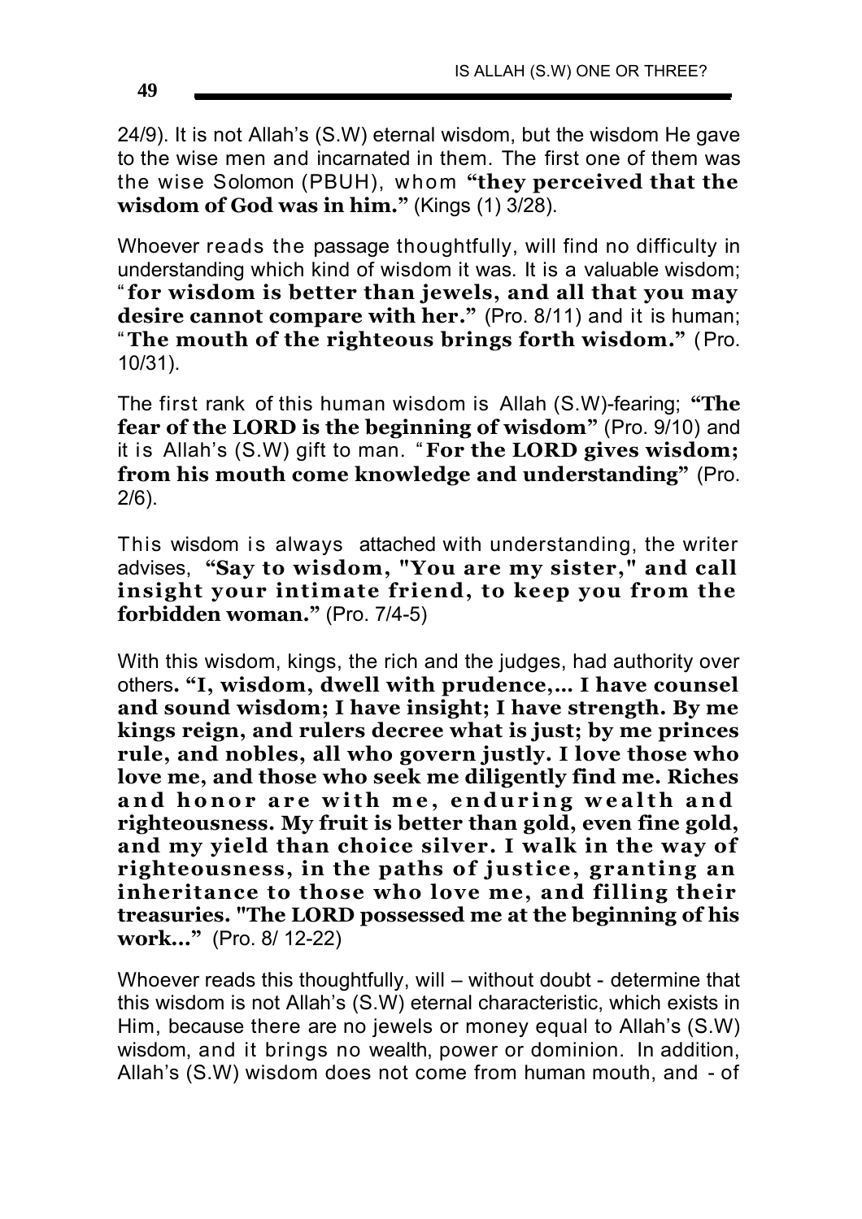24/9). It is not Allah's (S.W) eternal wisdom, but the wisdom He gave to the wise men and incarnated in them. The first one of them was the wise Solomon (PBUH), whom **"they perceived that the wisdom of God was in him."** (Kings (1) 3/28).

Whoever reads the passage thoughtfully, will find no difficulty in understanding which kind of wisdom it was. It is a valuable wisdom; "**for wisdom is better than jewels, and all that you may desire cannot compare with her."** (Pro. 8/11) and it is human; "**The mouth of the righteous brings forth wisdom."** (Pro. 10/31).

The first rank of this human wisdom is Allah (S.W)-fearing; **"The fear of the LORD is the beginning of wisdom"** (Pro. 9/10) and it is Allah's (S.W) gift to man. "**For the LORD gives wisdom; from his mouth come knowledge and understanding"** (Pro. 2/6).

This wisdom is always attached with understanding, the writer advises, **"Say to wisdom, "You are my sister," and call insight your intimate friend, to keep you from the forbidden woman."** (Pro. 7/4-5)

With this wisdom, kings, the rich and the judges, had authority over others**. "I, wisdom, dwell with prudence,... I have counsel and sound wisdom; I have insight; I have strength. By me kings reign, and rulers decree what is just; by me princes rule, and nobles, all who govern justly. I love those who love me, and those who seek me diligently find me. Riches and honor are with me, enduring wealth and righteousness. My fruit is better than gold, even fine gold, and my yield than choice silver. I walk in the way of righteousness, in the paths of justice, granting an inheritance to those who love me, and filling their treasuries. "The LORD possessed me at the beginning of his work..."** (Pro. 8/ 12-22)

Whoever reads this thoughtfully, will – without doubt - determine that this wisdom is not Allah's (S.W) eternal characteristic, which exists in Him, because there are no jewels or money equal to Allah's (S.W) wisdom, and it brings no wealth, power or dominion. In addition, Allah's (S.W) wisdom does not come from human mouth, and - of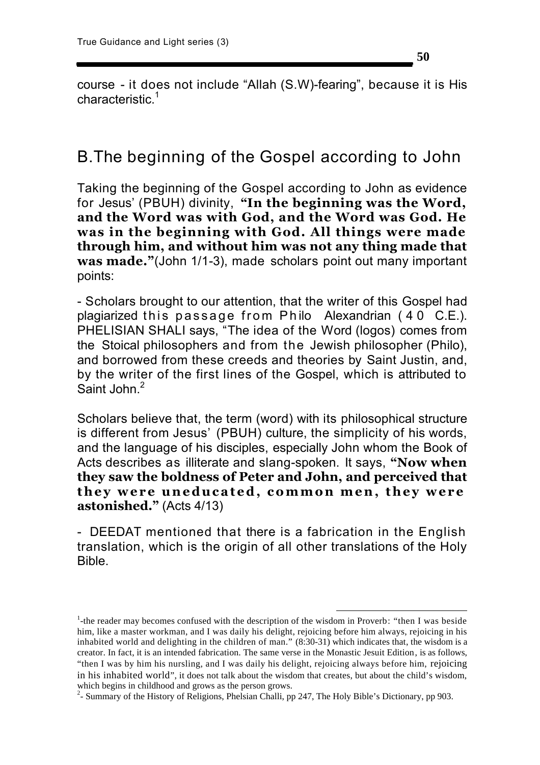course - it does not include "Allah (S.W)-fearing", because it is His characteristic.[1]

## B.The beginning of the Gospel according to John

Taking the beginning of the Gospel according to John as evidence for Jesus' (PBUH) divinity, **"In the beginning was the Word, and the Word was with God, and the Word was God. He was in the beginning with God. All things were made through him, and without him was not any thing made that was made."**(John 1/1-3), made scholars point out many important points:

- Scholars brought to our attention, that the writer of this Gospel had plagiarized this passage from Philo Alexandrian (40 C.E.). PHELISIAN SHALI says, "The idea of the Word (logos) comes from the Stoical philosophers and from the Jewish philosopher (Philo), and borrowed from these creeds and theories by Saint Justin, and, by the writer of the first lines of the Gospel, which is attributed to Saint John.[2]

Scholars believe that, the term (word) with its philosophical structure is different from Jesus' (PBUH) culture, the simplicity of his words, and the language of his disciples, especially John whom the Book of Acts describes as illiterate and slang-spoken. It says, **"Now when they saw the boldness of Peter and John, and perceived that they were uneducated, common men, they were astonished."** (Acts 4/13)

- DEEDAT mentioned that there is a fabrication in the English translation, which is the origin of all other translations of the Holy Bible.

---

[1]-the reader may becomes confused with the description of the wisdom in Proverb: "then I was beside him, like a master workman, and I was daily his delight, rejoicing before him always, rejoicing in his inhabited world and delighting in the children of man." (8:30-31) which indicates that, the wisdom is a creator. In fact, it is an intended fabrication. The same verse in the Monastic Jesuit Edition, is as follows, "then I was by him his nursling, and I was daily his delight, rejoicing always before him, rejoicing in his inhabited world", it does not talk about the wisdom that creates, but about the child's wisdom, which begins in childhood and grows as the person grows.

[2]- Summary of the History of Religions, Phelsian Challi, pp 247, The Holy Bible's Dictionary, pp 903.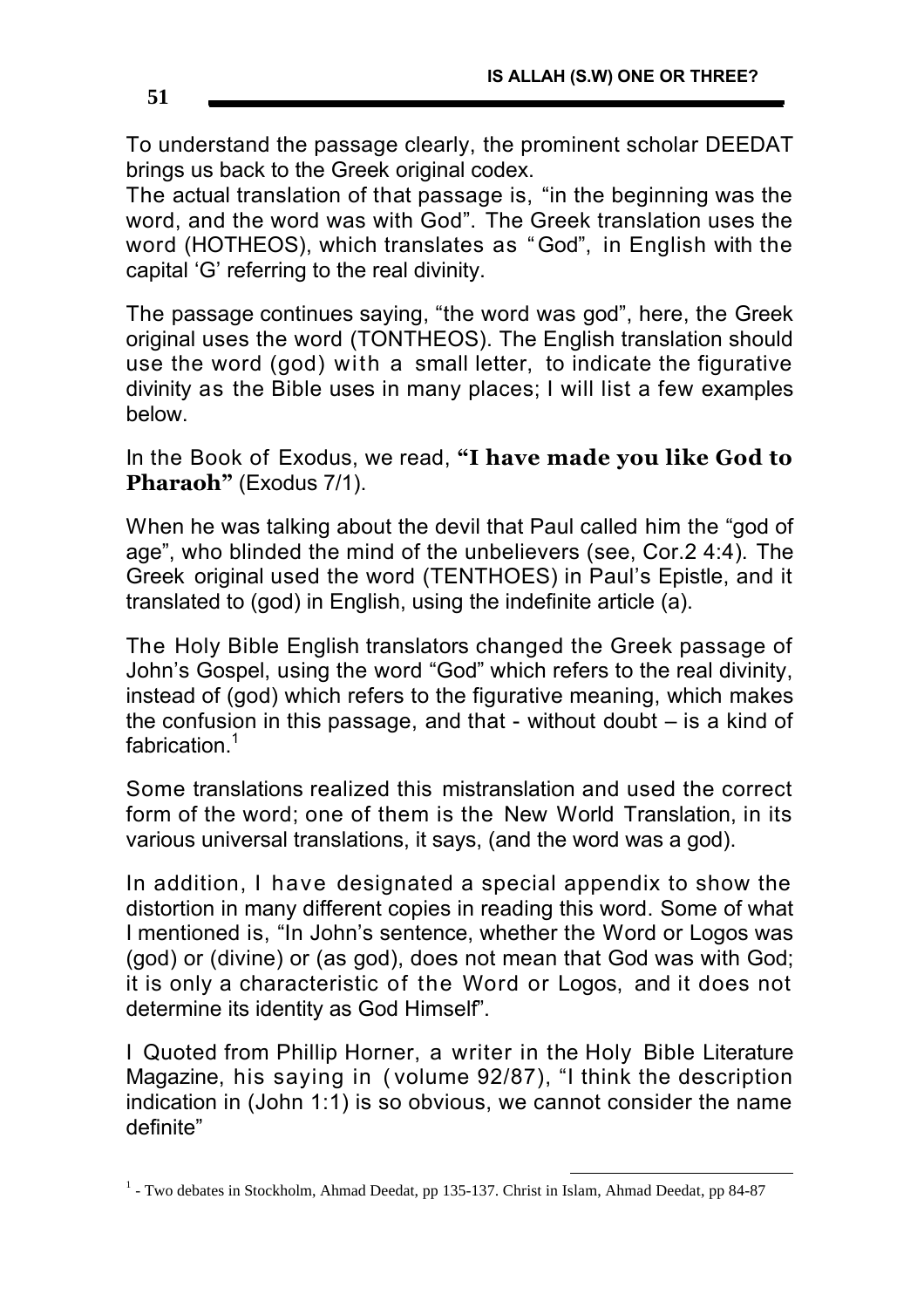To understand the passage clearly, the prominent scholar DEEDAT brings us back to the Greek original codex.

The actual translation of that passage is, "in the beginning was the word, and the word was with God". The Greek translation uses the word (HOTHEOS), which translates as "God", in English with the capital 'G' referring to the real divinity.

The passage continues saying, "the word was god", here, the Greek original uses the word (TONTHEOS). The English translation should use the word (god) with a small letter, to indicate the figurative divinity as the Bible uses in many places; I will list a few examples below.

In the Book of Exodus, we read, **"I have made you like God to Pharaoh"** (Exodus 7/1).

When he was talking about the devil that Paul called him the "god of age", who blinded the mind of the unbelievers (see, Cor.2 4:4). The Greek original used the word (TENTHOES) in Paul's Epistle, and it translated to (god) in English, using the indefinite article (a).

The Holy Bible English translators changed the Greek passage of John's Gospel, using the word "God" which refers to the real divinity, instead of (god) which refers to the figurative meaning, which makes the confusion in this passage, and that - without doubt – is a kind of fabrication.[1]

Some translations realized this mistranslation and used the correct form of the word; one of them is the New World Translation, in its various universal translations, it says, (and the word was a god).

In addition, I have designated a special appendix to show the distortion in many different copies in reading this word. Some of what I mentioned is, "In John's sentence, whether the Word or Logos was (god) or (divine) or (as god), does not mean that God was with God; it is only a characteristic of the Word or Logos, and it does not determine its identity as God Himself".

I Quoted from Phillip Horner, a writer in the Holy Bible Literature Magazine, his saying in (volume 92/87), "I think the description indication in (John 1:1) is so obvious, we cannot consider the name definite"

---

[1] - Two debates in Stockholm, Ahmad Deedat, pp 135-137. Christ in Islam, Ahmad Deedat, pp 84-87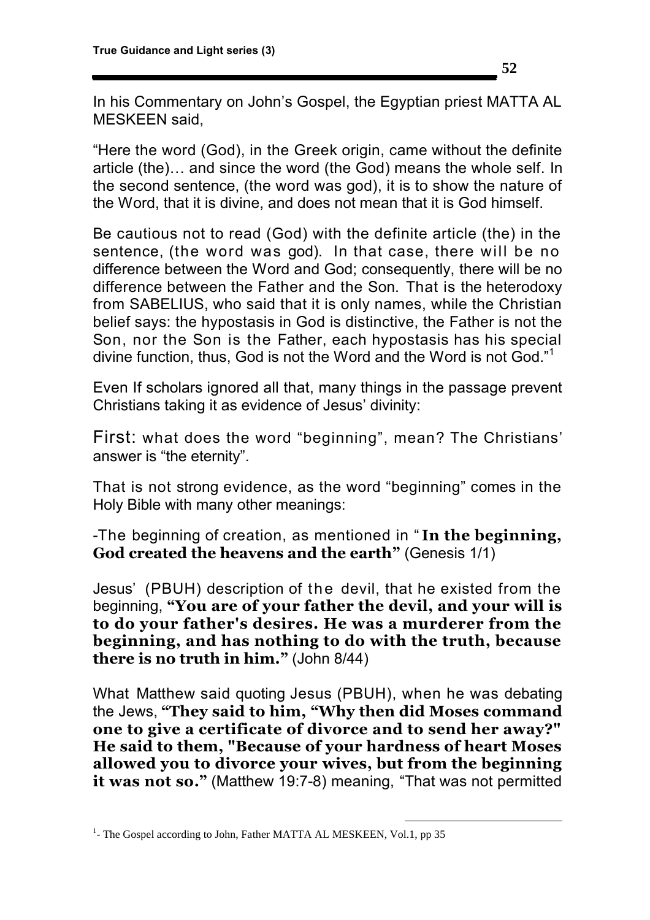In his Commentary on John's Gospel, the Egyptian priest MATTA AL MESKEEN said,

"Here the word (God), in the Greek origin, came without the definite article (the)… and since the word (the God) means the whole self. In the second sentence, (the word was god), it is to show the nature of the Word, that it is divine, and does not mean that it is God himself.

Be cautious not to read (God) with the definite article (the) in the sentence, (the word was god). In that case, there will be no difference between the Word and God; consequently, there will be no difference between the Father and the Son. That is the heterodoxy from SABELIUS, who said that it is only names, while the Christian belief says: the hypostasis in God is distinctive, the Father is not the Son, nor the Son is the Father, each hypostasis has his special divine function, thus, God is not the Word and the Word is not God."[1]

Even If scholars ignored all that, many things in the passage prevent Christians taking it as evidence of Jesus' divinity:

First: what does the word "beginning", mean? The Christians' answer is "the eternity".

That is not strong evidence, as the word "beginning" comes in the Holy Bible with many other meanings:

-The beginning of creation, as mentioned in "**In the beginning, God created the heavens and the earth**" (Genesis 1/1)

Jesus' (PBUH) description of the devil, that he existed from the beginning, **"You are of your father the devil, and your will is to do your father's desires. He was a murderer from the beginning, and has nothing to do with the truth, because there is no truth in him."** (John 8/44)

What Matthew said quoting Jesus (PBUH), when he was debating the Jews, **"They said to him, "Why then did Moses command one to give a certificate of divorce and to send her away?" He said to them, "Because of your hardness of heart Moses allowed you to divorce your wives, but from the beginning it was not so."** (Matthew 19:7-8) meaning, "That was not permitted

[1]- The Gospel according to John, Father MATTA AL MESKEEN, Vol.1, pp 35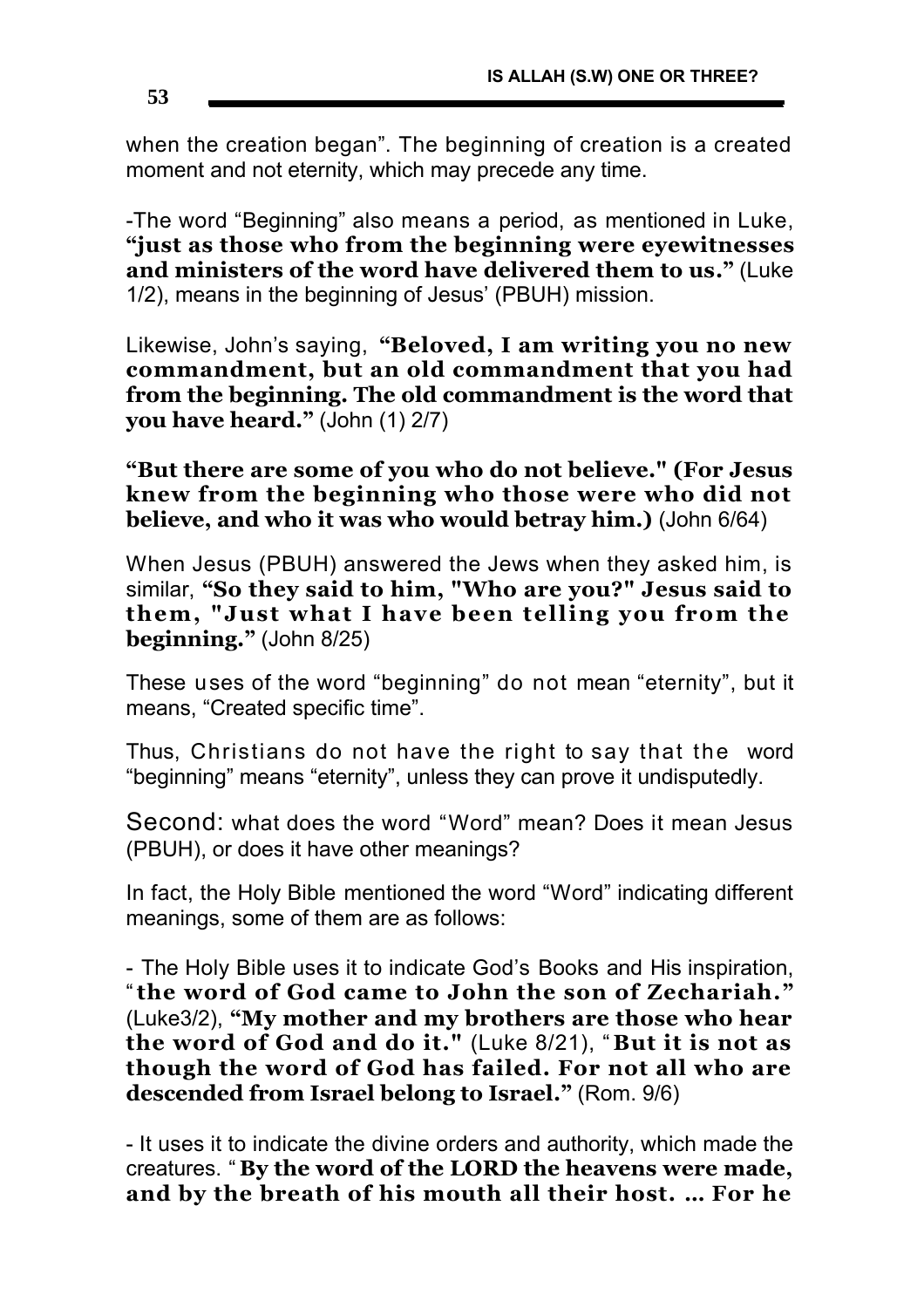when the creation began". The beginning of creation is a created moment and not eternity, which may precede any time.

-The word "Beginning" also means a period, as mentioned in Luke, **"just as those who from the beginning were eyewitnesses and ministers of the word have delivered them to us."** (Luke 1/2), means in the beginning of Jesus' (PBUH) mission.

Likewise, John's saying, **"Beloved, I am writing you no new commandment, but an old commandment that you had from the beginning. The old commandment is the word that you have heard."** (John (1) 2/7)

**"But there are some of you who do not believe." (For Jesus knew from the beginning who those were who did not believe, and who it was who would betray him.)** (John 6/64)

When Jesus (PBUH) answered the Jews when they asked him, is similar, **"So they said to him, "Who are you?" Jesus said to them, "Just what I have been telling you from the beginning."** (John 8/25)

These uses of the word "beginning" do not mean "eternity", but it means, "Created specific time".

Thus, Christians do not have the right to say that the word "beginning" means "eternity", unless they can prove it undisputedly.

Second: what does the word "Word" mean? Does it mean Jesus (PBUH), or does it have other meanings?

In fact, the Holy Bible mentioned the word "Word" indicating different meanings, some of them are as follows:

- The Holy Bible uses it to indicate God's Books and His inspiration, "**the word of God came to John the son of Zechariah."** (Luke3/2), **"My mother and my brothers are those who hear the word of God and do it."** (Luke 8/21), "**But it is not as though the word of God has failed. For not all who are descended from Israel belong to Israel."** (Rom. 9/6)

- It uses it to indicate the divine orders and authority, which made the creatures. "**By the word of the LORD the heavens were made, and by the breath of his mouth all their host. … For he**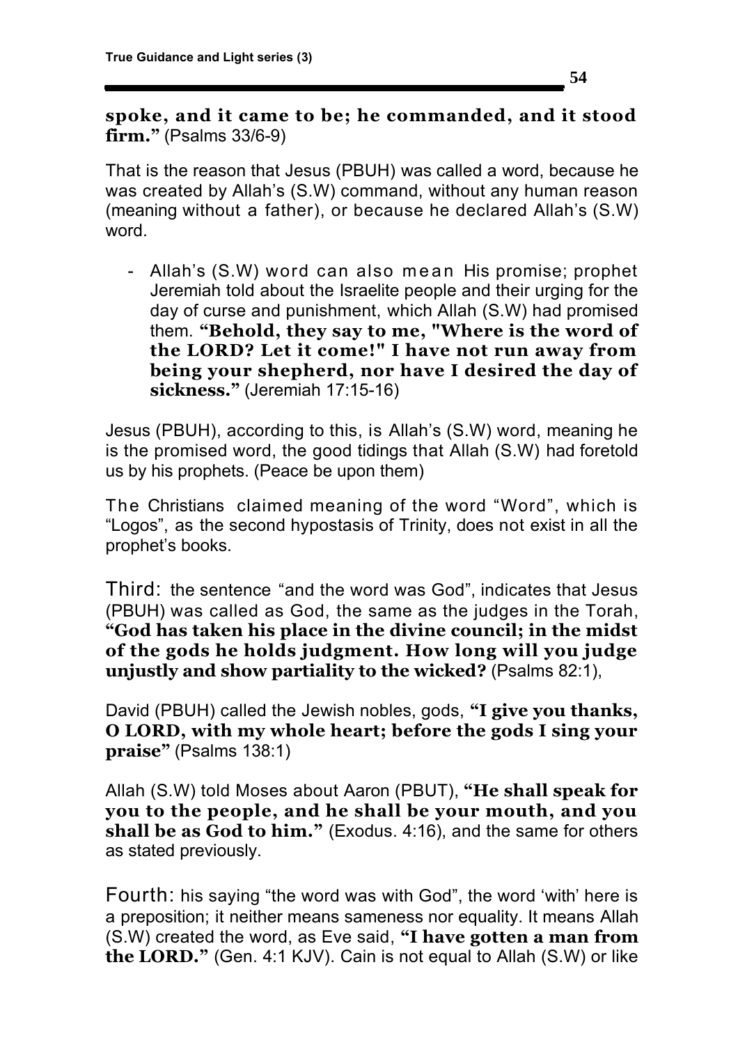**spoke, and it came to be; he commanded, and it stood firm."** (Psalms 33/6-9)

That is the reason that Jesus (PBUH) was called a word, because he was created by Allah's (S.W) command, without any human reason (meaning without a father), or because he declared Allah's (S.W) word.

- Allah's (S.W) word can also mean His promise; prophet Jeremiah told about the Israelite people and their urging for the day of curse and punishment, which Allah (S.W) had promised them. **"Behold, they say to me, "Where is the word of the LORD? Let it come!" I have not run away from being your shepherd, nor have I desired the day of sickness."** (Jeremiah 17:15-16)

Jesus (PBUH), according to this, is Allah's (S.W) word, meaning he is the promised word, the good tidings that Allah (S.W) had foretold us by his prophets. (Peace be upon them)

The Christians claimed meaning of the word "Word", which is "Logos", as the second hypostasis of Trinity, does not exist in all the prophet's books.

Third: the sentence "and the word was God", indicates that Jesus (PBUH) was called as God, the same as the judges in the Torah, **"God has taken his place in the divine council; in the midst of the gods he holds judgment. How long will you judge unjustly and show partiality to the wicked?** (Psalms 82:1),

David (PBUH) called the Jewish nobles, gods, **"I give you thanks, O LORD, with my whole heart; before the gods I sing your praise"** (Psalms 138:1)

Allah (S.W) told Moses about Aaron (PBUT), **"He shall speak for you to the people, and he shall be your mouth, and you shall be as God to him."** (Exodus. 4:16), and the same for others as stated previously.

Fourth: his saying "the word was with God", the word 'with' here is a preposition; it neither means sameness nor equality. It means Allah (S.W) created the word, as Eve said, **"I have gotten a man from the LORD."** (Gen. 4:1 KJV). Cain is not equal to Allah (S.W) or like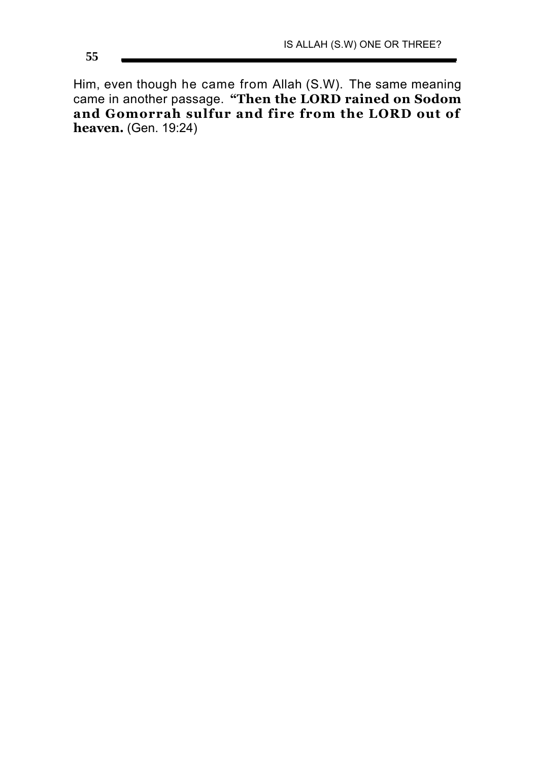Him, even though he came from Allah (S.W). The same meaning came in another passage. **"Then the LORD rained on Sodom and Gomorrah sulfur and fire from the LORD out of heaven.** (Gen. 19:24)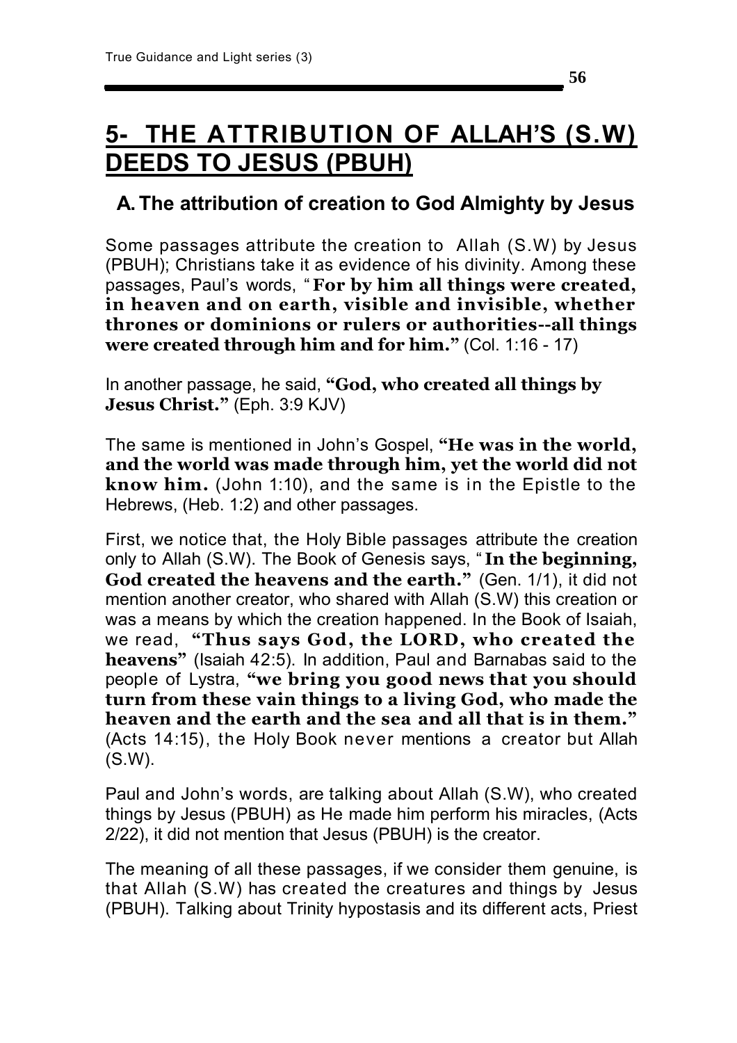# <u>5- THE ATTRIBUTION OF ALLAH'S (S.W) DEEDS TO JESUS (PBUH)</u>

## A. The attribution of creation to God Almighty by Jesus

Some passages attribute the creation to Allah (S.W) by Jesus (PBUH); Christians take it as evidence of his divinity. Among these passages, Paul's words, "**For by him all things were created, in heaven and on earth, visible and invisible, whether thrones or dominions or rulers or authorities--all things were created through him and for him.**" (Col. 1:16 - 17)

In another passage, he said, **"God, who created all things by Jesus Christ."** (Eph. 3:9 KJV)

The same is mentioned in John's Gospel, **"He was in the world, and the world was made through him, yet the world did not know him.** (John 1:10), and the same is in the Epistle to the Hebrews, (Heb. 1:2) and other passages.

First, we notice that, the Holy Bible passages attribute the creation only to Allah (S.W). The Book of Genesis says, "**In the beginning, God created the heavens and the earth."** (Gen. 1/1), it did not mention another creator, who shared with Allah (S.W) this creation or was a means by which the creation happened. In the Book of Isaiah, we read, **"Thus says God, the LORD, who created the heavens"** (Isaiah 42:5). In addition, Paul and Barnabas said to the people of Lystra, **"we bring you good news that you should turn from these vain things to a living God, who made the heaven and the earth and the sea and all that is in them."** (Acts 14:15), the Holy Book never mentions a creator but Allah (S.W).

Paul and John's words, are talking about Allah (S.W), who created things by Jesus (PBUH) as He made him perform his miracles, (Acts 2/22), it did not mention that Jesus (PBUH) is the creator.

The meaning of all these passages, if we consider them genuine, is that Allah (S.W) has created the creatures and things by Jesus (PBUH). Talking about Trinity hypostasis and its different acts, Priest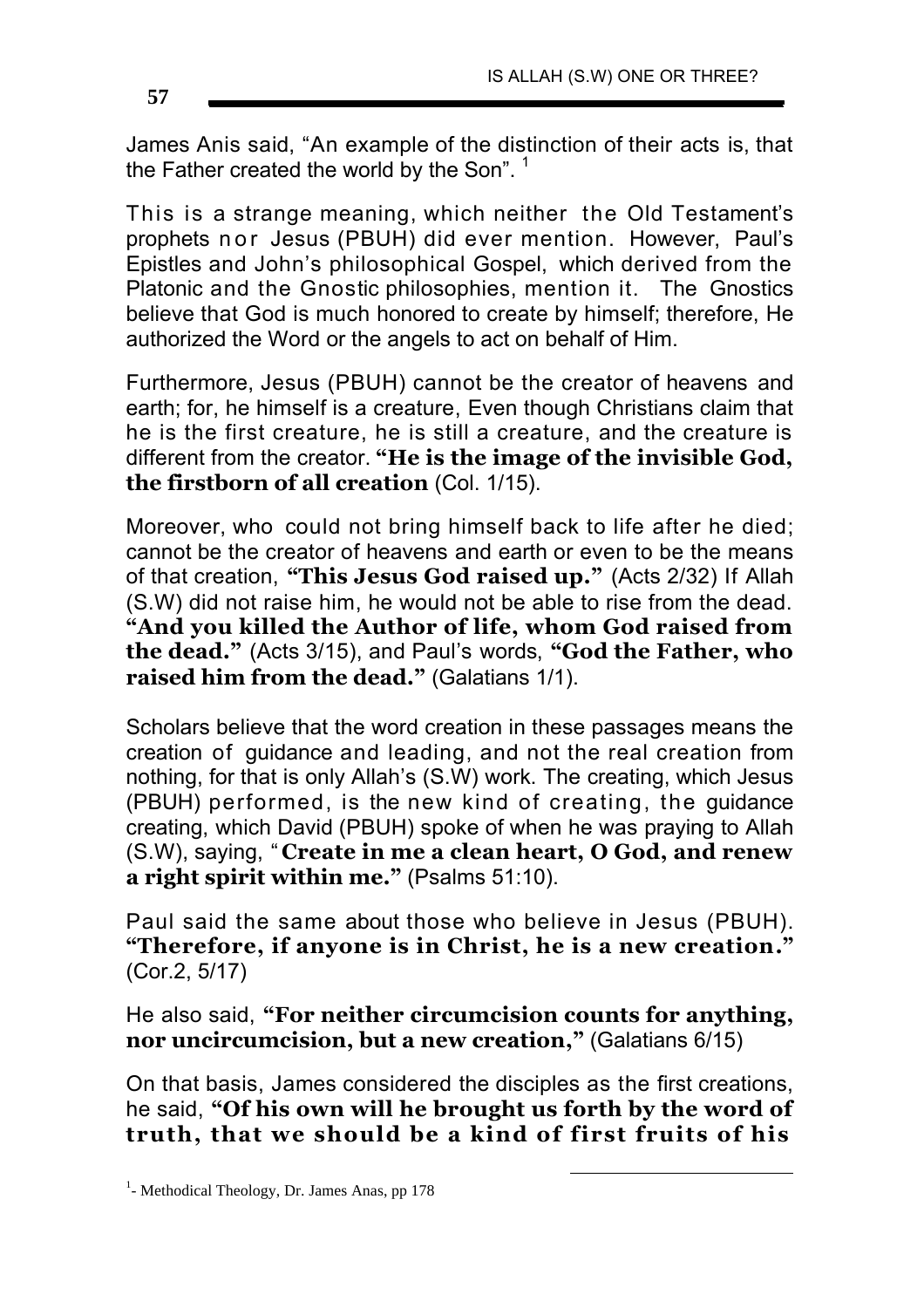James Anis said, "An example of the distinction of their acts is, that the Father created the world by the Son". [1]

This is a strange meaning, which neither the Old Testament's prophets nor Jesus (PBUH) did ever mention. However, Paul's Epistles and John's philosophical Gospel, which derived from the Platonic and the Gnostic philosophies, mention it. The Gnostics believe that God is much honored to create by himself; therefore, He authorized the Word or the angels to act on behalf of Him.

Furthermore, Jesus (PBUH) cannot be the creator of heavens and earth; for, he himself is a creature, Even though Christians claim that he is the first creature, he is still a creature, and the creature is different from the creator. **"He is the image of the invisible God, the firstborn of all creation** (Col. 1/15).

Moreover, who could not bring himself back to life after he died; cannot be the creator of heavens and earth or even to be the means of that creation, **"This Jesus God raised up."** (Acts 2/32) If Allah (S.W) did not raise him, he would not be able to rise from the dead. **"And you killed the Author of life, whom God raised from the dead."** (Acts 3/15), and Paul's words, **"God the Father, who raised him from the dead."** (Galatians 1/1).

Scholars believe that the word creation in these passages means the creation of guidance and leading, and not the real creation from nothing, for that is only Allah's (S.W) work. The creating, which Jesus (PBUH) performed, is the new kind of creating, the guidance creating, which David (PBUH) spoke of when he was praying to Allah (S.W), saying, " **Create in me a clean heart, O God, and renew a right spirit within me."** (Psalms 51:10).

Paul said the same about those who believe in Jesus (PBUH). **"Therefore, if anyone is in Christ, he is a new creation."** (Cor.2, 5/17)

He also said, **"For neither circumcision counts for anything, nor uncircumcision, but a new creation,"** (Galatians 6/15)

On that basis, James considered the disciples as the first creations, he said, **"Of his own will he brought us forth by the word of truth, that we should be a kind of first fruits of his**

[1]- Methodical Theology, Dr. James Anas, pp 178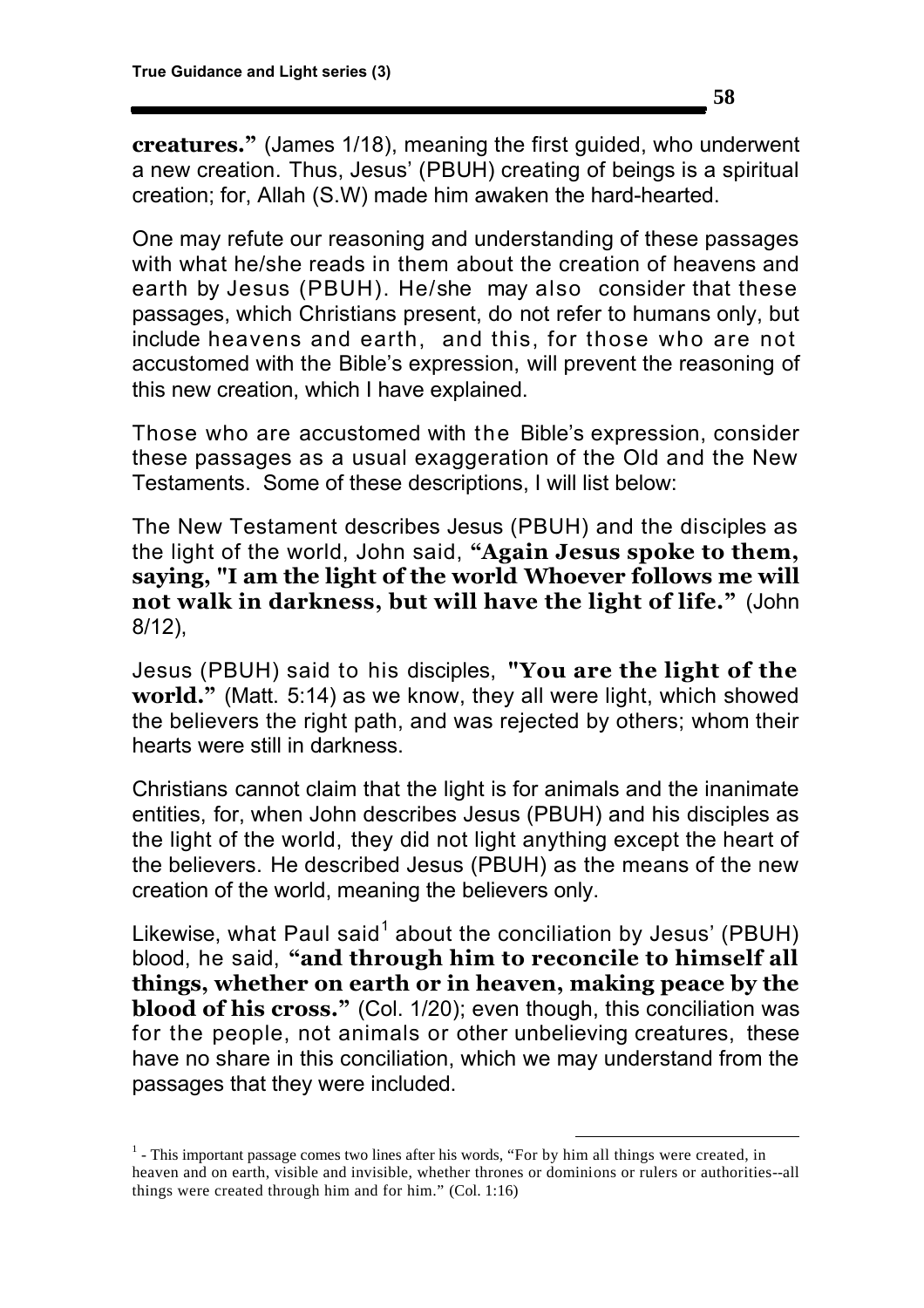**creatures."** (James 1/18), meaning the first guided, who underwent a new creation. Thus, Jesus' (PBUH) creating of beings is a spiritual creation; for, Allah (S.W) made him awaken the hard-hearted.

One may refute our reasoning and understanding of these passages with what he/she reads in them about the creation of heavens and earth by Jesus (PBUH). He/she may also consider that these passages, which Christians present, do not refer to humans only, but include heavens and earth, and this, for those who are not accustomed with the Bible's expression, will prevent the reasoning of this new creation, which I have explained.

Those who are accustomed with the Bible's expression, consider these passages as a usual exaggeration of the Old and the New Testaments. Some of these descriptions, I will list below:

The New Testament describes Jesus (PBUH) and the disciples as the light of the world, John said, **"Again Jesus spoke to them, saying, "I am the light of the world Whoever follows me will not walk in darkness, but will have the light of life."** (John 8/12),

Jesus (PBUH) said to his disciples, **"You are the light of the world."** (Matt. 5:14) as we know, they all were light, which showed the believers the right path, and was rejected by others; whom their hearts were still in darkness.

Christians cannot claim that the light is for animals and the inanimate entities, for, when John describes Jesus (PBUH) and his disciples as the light of the world, they did not light anything except the heart of the believers. He described Jesus (PBUH) as the means of the new creation of the world, meaning the believers only.

Likewise, what Paul said[1] about the conciliation by Jesus' (PBUH) blood, he said, **"and through him to reconcile to himself all things, whether on earth or in heaven, making peace by the blood of his cross."** (Col. 1/20); even though, this conciliation was for the people, not animals or other unbelieving creatures, these have no share in this conciliation, which we may understand from the passages that they were included.

---

[1] - This important passage comes two lines after his words, "For by him all things were created, in heaven and on earth, visible and invisible, whether thrones or dominions or rulers or authorities--all things were created through him and for him." (Col. 1:16)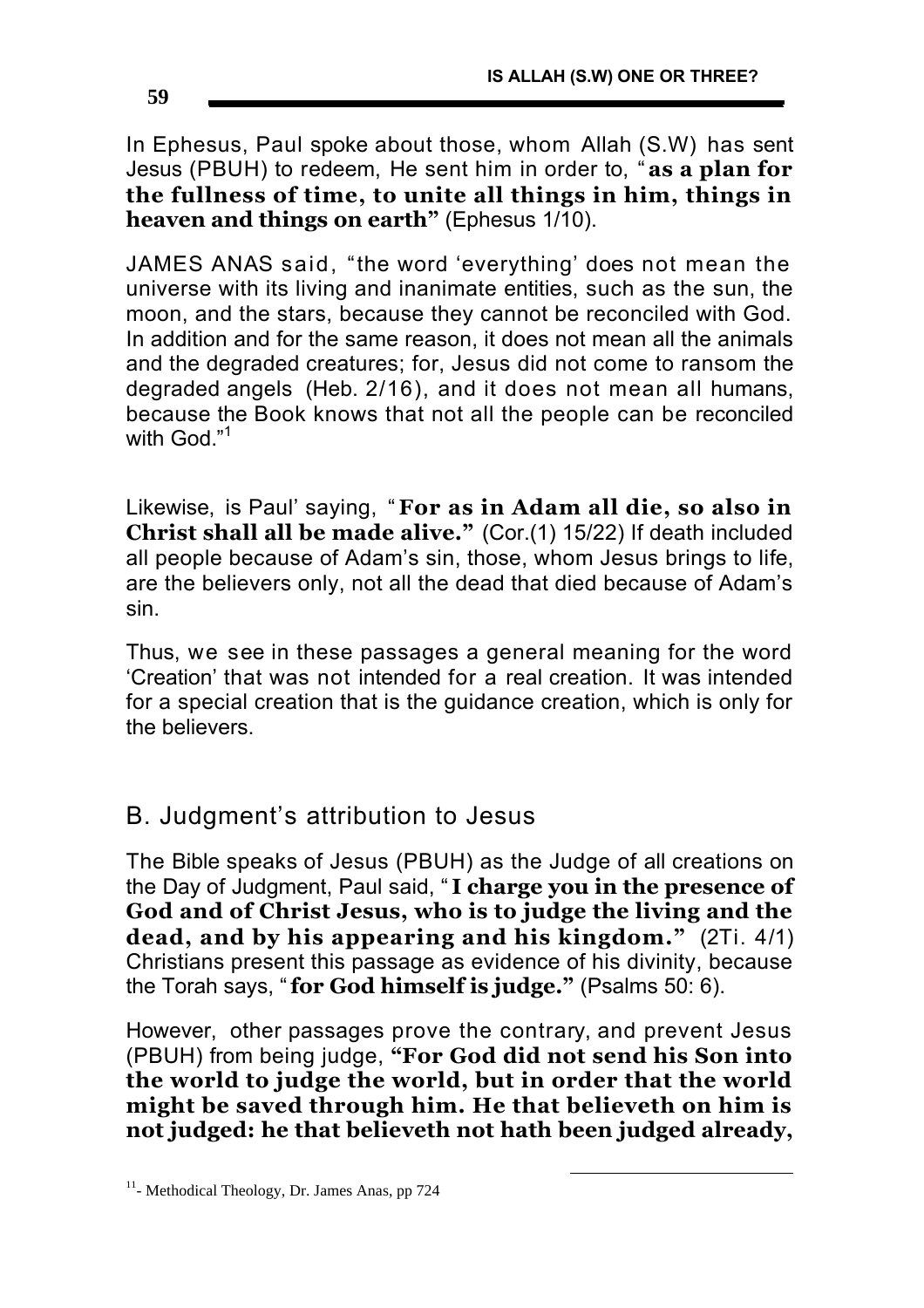In Ephesus, Paul spoke about those, whom Allah (S.W) has sent Jesus (PBUH) to redeem, He sent him in order to, "**as a plan for the fullness of time, to unite all things in him, things in heaven and things on earth"** (Ephesus 1/10).

JAMES ANAS said, "the word 'everything' does not mean the universe with its living and inanimate entities, such as the sun, the moon, and the stars, because they cannot be reconciled with God. In addition and for the same reason, it does not mean all the animals and the degraded creatures; for, Jesus did not come to ransom the degraded angels (Heb. 2/16), and it does not mean all humans, because the Book knows that not all the people can be reconciled with God."[1]

Likewise, is Paul' saying, "**For as in Adam all die, so also in Christ shall all be made alive."** (Cor.(1) 15/22) If death included all people because of Adam's sin, those, whom Jesus brings to life, are the believers only, not all the dead that died because of Adam's sin.

Thus, we see in these passages a general meaning for the word 'Creation' that was not intended for a real creation. It was intended for a special creation that is the guidance creation, which is only for the believers.

## B. Judgment's attribution to Jesus

The Bible speaks of Jesus (PBUH) as the Judge of all creations on the Day of Judgment, Paul said, "**I charge you in the presence of God and of Christ Jesus, who is to judge the living and the dead, and by his appearing and his kingdom."** (2Ti. 4/1) Christians present this passage as evidence of his divinity, because the Torah says, "**for God himself is judge."** (Psalms 50: 6).

However, other passages prove the contrary, and prevent Jesus (PBUH) from being judge, **"For God did not send his Son into the world to judge the world, but in order that the world might be saved through him. He that believeth on him is not judged: he that believeth not hath been judged already,**

[11]- Methodical Theology, Dr. James Anas, pp 724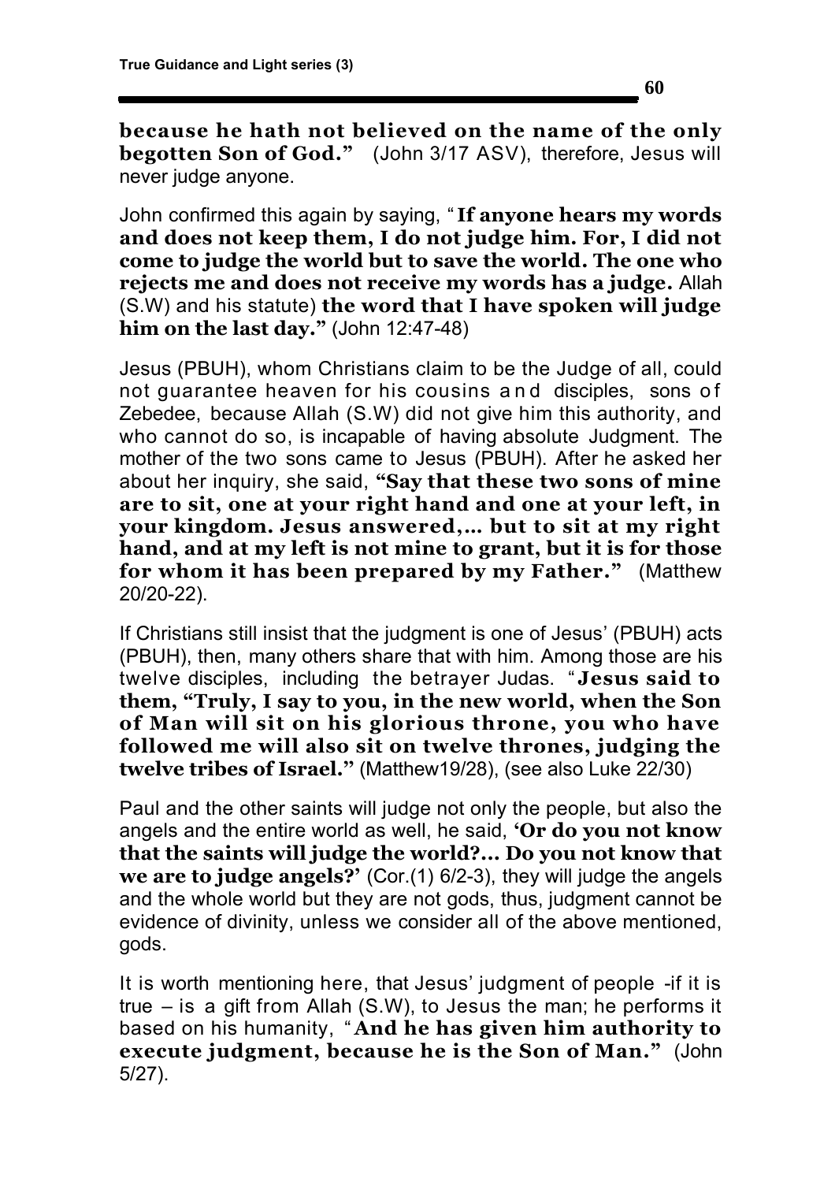**because he hath not believed on the name of the only begotten Son of God."** (John 3/17 ASV), therefore, Jesus will never judge anyone.

John confirmed this again by saying, "**If anyone hears my words and does not keep them, I do not judge him. For, I did not come to judge the world but to save the world. The one who rejects me and does not receive my words has a judge.** Allah (S.W) and his statute) **the word that I have spoken will judge him on the last day."** (John 12:47-48)

Jesus (PBUH), whom Christians claim to be the Judge of all, could not guarantee heaven for his cousins and disciples, sons of Zebedee, because Allah (S.W) did not give him this authority, and who cannot do so, is incapable of having absolute Judgment. The mother of the two sons came to Jesus (PBUH). After he asked her about her inquiry, she said, **"Say that these two sons of mine are to sit, one at your right hand and one at your left, in your kingdom. Jesus answered,… but to sit at my right hand, and at my left is not mine to grant, but it is for those for whom it has been prepared by my Father."** (Matthew 20/20-22).

If Christians still insist that the judgment is one of Jesus' (PBUH) acts (PBUH), then, many others share that with him. Among those are his twelve disciples, including the betrayer Judas. "**Jesus said to them, "Truly, I say to you, in the new world, when the Son of Man will sit on his glorious throne, you who have followed me will also sit on twelve thrones, judging the twelve tribes of Israel."** (Matthew19/28), (see also Luke 22/30)

Paul and the other saints will judge not only the people, but also the angels and the entire world as well, he said, **'Or do you not know that the saints will judge the world?… Do you not know that we are to judge angels?'** (Cor.(1) 6/2-3), they will judge the angels and the whole world but they are not gods, thus, judgment cannot be evidence of divinity, unless we consider all of the above mentioned, gods.

It is worth mentioning here, that Jesus' judgment of people -if it is true – is a gift from Allah (S.W), to Jesus the man; he performs it based on his humanity, "**And he has given him authority to execute judgment, because he is the Son of Man."** (John 5/27).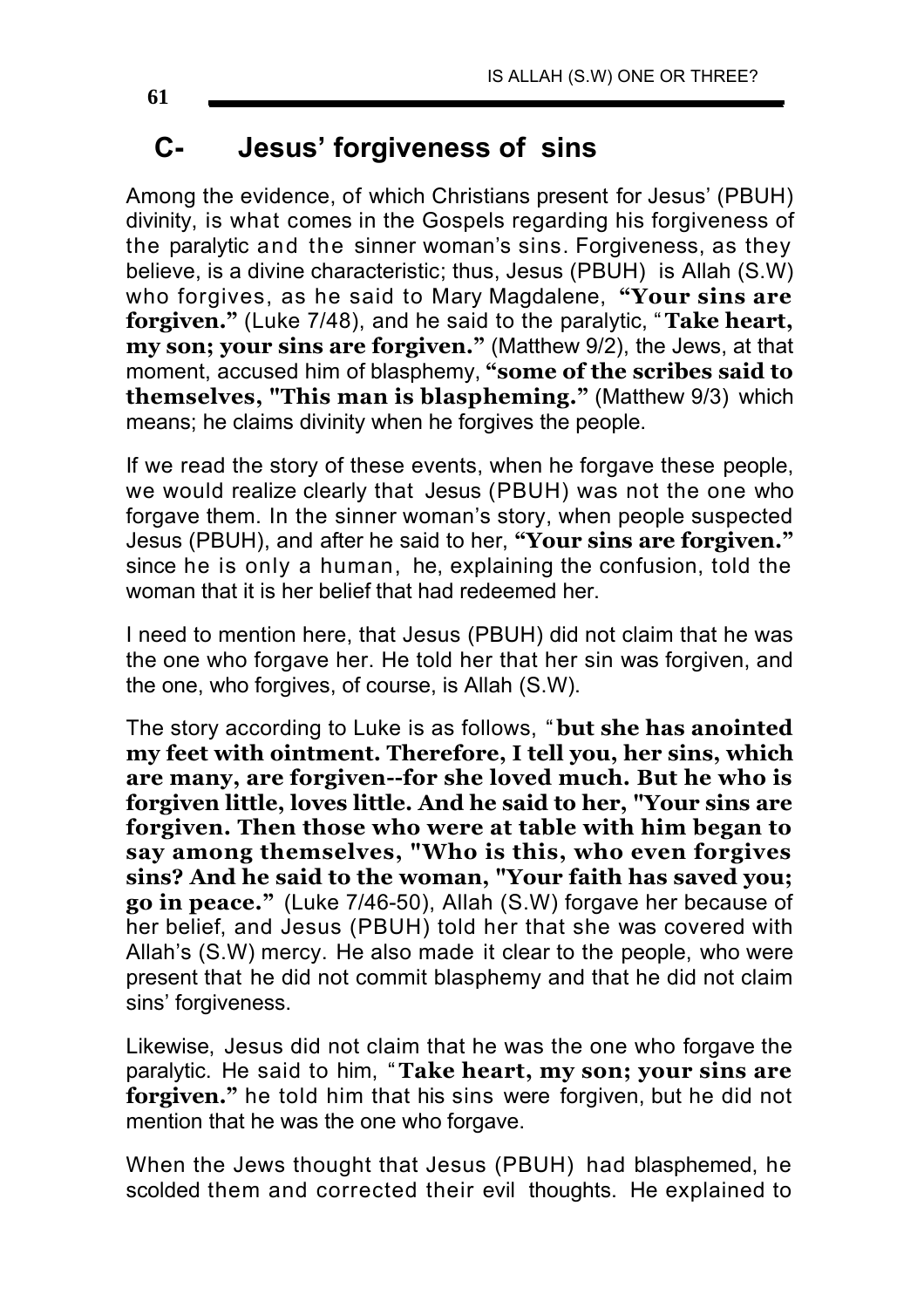## C- Jesus' forgiveness of sins

Among the evidence, of which Christians present for Jesus' (PBUH) divinity, is what comes in the Gospels regarding his forgiveness of the paralytic and the sinner woman's sins. Forgiveness, as they believe, is a divine characteristic; thus, Jesus (PBUH) is Allah (S.W) who forgives, as he said to Mary Magdalene, **"Your sins are forgiven."** (Luke 7/48), and he said to the paralytic, "**Take heart, my son; your sins are forgiven."** (Matthew 9/2), the Jews, at that moment, accused him of blasphemy, **"some of the scribes said to themselves, "This man is blaspheming."** (Matthew 9/3) which means; he claims divinity when he forgives the people.

If we read the story of these events, when he forgave these people, we would realize clearly that Jesus (PBUH) was not the one who forgave them. In the sinner woman's story, when people suspected Jesus (PBUH), and after he said to her, **"Your sins are forgiven."** since he is only a human, he, explaining the confusion, told the woman that it is her belief that had redeemed her.

I need to mention here, that Jesus (PBUH) did not claim that he was the one who forgave her. He told her that her sin was forgiven, and the one, who forgives, of course, is Allah (S.W).

The story according to Luke is as follows, "**but she has anointed my feet with ointment. Therefore, I tell you, her sins, which are many, are forgiven--for she loved much. But he who is forgiven little, loves little. And he said to her, "Your sins are forgiven. Then those who were at table with him began to say among themselves, "Who is this, who even forgives sins? And he said to the woman, "Your faith has saved you; go in peace."** (Luke 7/46-50), Allah (S.W) forgave her because of her belief, and Jesus (PBUH) told her that she was covered with Allah's (S.W) mercy. He also made it clear to the people, who were present that he did not commit blasphemy and that he did not claim sins' forgiveness.

Likewise, Jesus did not claim that he was the one who forgave the paralytic. He said to him, "**Take heart, my son; your sins are forgiven."** he told him that his sins were forgiven, but he did not mention that he was the one who forgave.

When the Jews thought that Jesus (PBUH) had blasphemed, he scolded them and corrected their evil thoughts. He explained to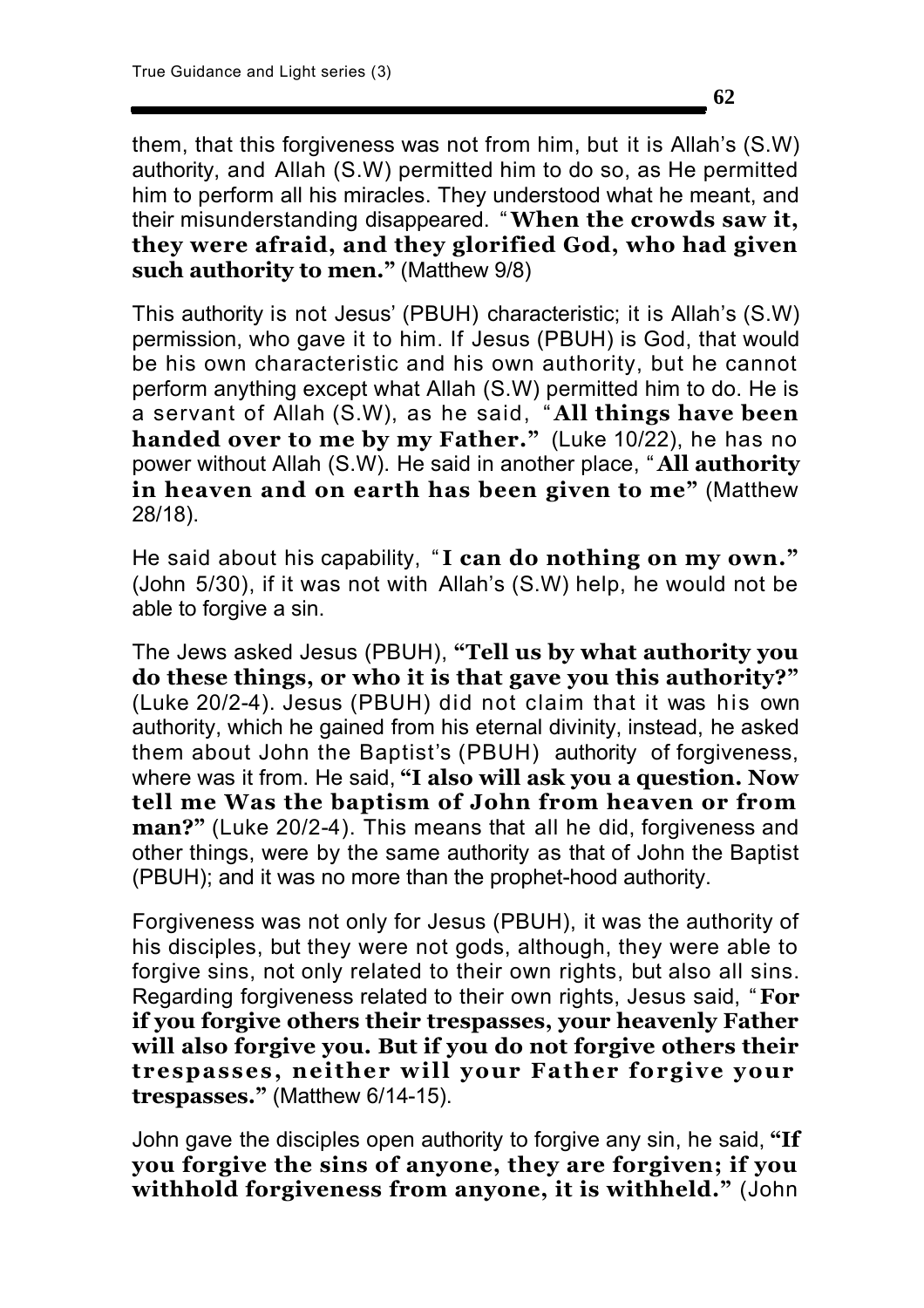them, that this forgiveness was not from him, but it is Allah's (S.W) authority, and Allah (S.W) permitted him to do so, as He permitted him to perform all his miracles. They understood what he meant, and their misunderstanding disappeared. "**When the crowds saw it, they were afraid, and they glorified God, who had given such authority to men."** (Matthew 9/8)

This authority is not Jesus' (PBUH) characteristic; it is Allah's (S.W) permission, who gave it to him. If Jesus (PBUH) is God, that would be his own characteristic and his own authority, but he cannot perform anything except what Allah (S.W) permitted him to do. He is a servant of Allah (S.W), as he said, "**All things have been handed over to me by my Father."** (Luke 10/22), he has no power without Allah (S.W). He said in another place, "**All authority in heaven and on earth has been given to me"** (Matthew 28/18).

He said about his capability, "**I can do nothing on my own."** (John 5/30), if it was not with Allah's (S.W) help, he would not be able to forgive a sin.

The Jews asked Jesus (PBUH), **"Tell us by what authority you do these things, or who it is that gave you this authority?"** (Luke 20/2-4). Jesus (PBUH) did not claim that it was his own authority, which he gained from his eternal divinity, instead, he asked them about John the Baptist's (PBUH) authority of forgiveness, where was it from. He said, **"I also will ask you a question. Now tell me Was the baptism of John from heaven or from man?"** (Luke 20/2-4). This means that all he did, forgiveness and other things, were by the same authority as that of John the Baptist (PBUH); and it was no more than the prophet-hood authority.

Forgiveness was not only for Jesus (PBUH), it was the authority of his disciples, but they were not gods, although, they were able to forgive sins, not only related to their own rights, but also all sins. Regarding forgiveness related to their own rights, Jesus said, "**For if you forgive others their trespasses, your heavenly Father will also forgive you. But if you do not forgive others their trespasses, neither will your Father forgive your trespasses."** (Matthew 6/14-15).

John gave the disciples open authority to forgive any sin, he said, **"If you forgive the sins of anyone, they are forgiven; if you withhold forgiveness from anyone, it is withheld."** (John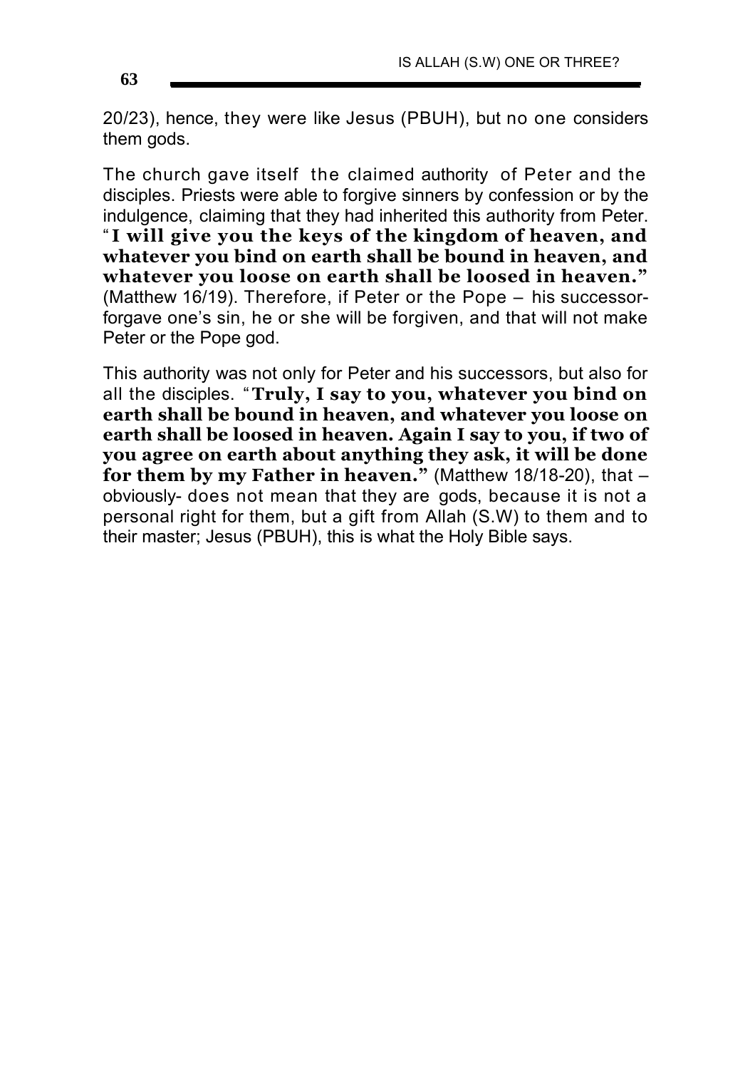20/23), hence, they were like Jesus (PBUH), but no one considers them gods.

The church gave itself the claimed authority of Peter and the disciples. Priests were able to forgive sinners by confession or by the indulgence, claiming that they had inherited this authority from Peter. "**I will give you the keys of the kingdom of heaven, and whatever you bind on earth shall be bound in heaven, and whatever you loose on earth shall be loosed in heaven."** (Matthew 16/19). Therefore, if Peter or the Pope – his successor- forgave one's sin, he or she will be forgiven, and that will not make Peter or the Pope god.

This authority was not only for Peter and his successors, but also for all the disciples. "**Truly, I say to you, whatever you bind on earth shall be bound in heaven, and whatever you loose on earth shall be loosed in heaven. Again I say to you, if two of you agree on earth about anything they ask, it will be done for them by my Father in heaven."** (Matthew 18/18-20), that – obviously- does not mean that they are gods, because it is not a personal right for them, but a gift from Allah (S.W) to them and to their master; Jesus (PBUH), this is what the Holy Bible says.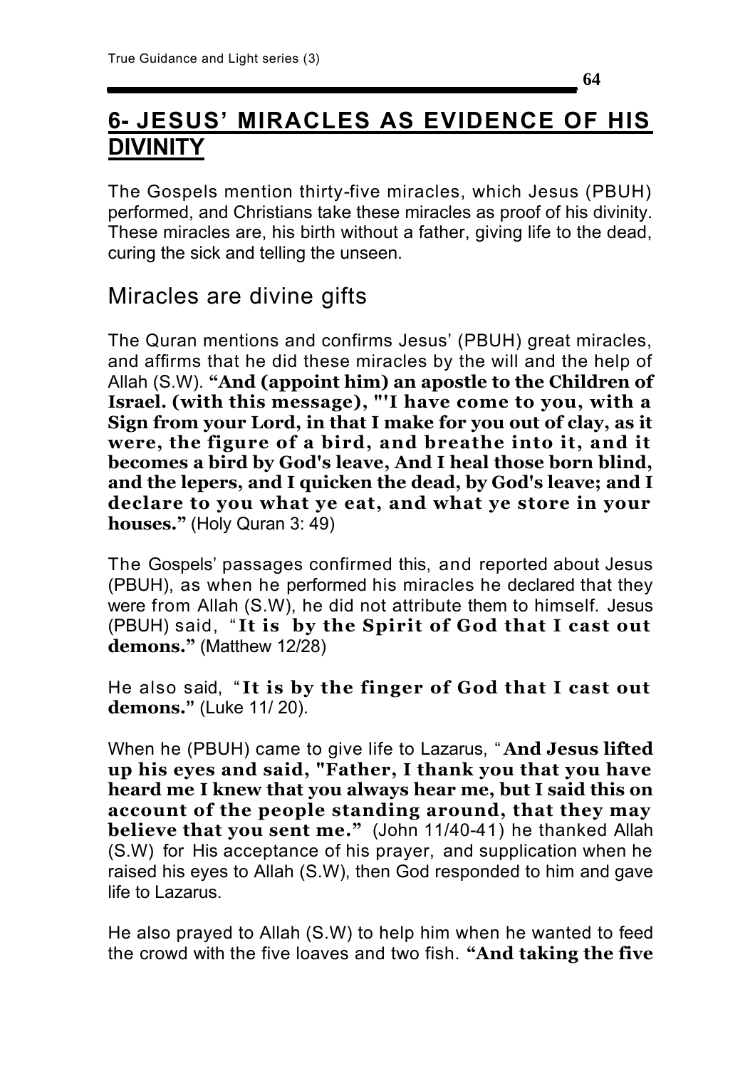## 6- JESUS' MIRACLES AS EVIDENCE OF HIS DIVINITY

The Gospels mention thirty-five miracles, which Jesus (PBUH) performed, and Christians take these miracles as proof of his divinity. These miracles are, his birth without a father, giving life to the dead, curing the sick and telling the unseen.

### Miracles are divine gifts

The Quran mentions and confirms Jesus' (PBUH) great miracles, and affirms that he did these miracles by the will and the help of Allah (S.W). **"And (appoint him) an apostle to the Children of Israel. (with this message), "'I have come to you, with a Sign from your Lord, in that I make for you out of clay, as it were, the figure of a bird, and breathe into it, and it becomes a bird by God's leave, And I heal those born blind, and the lepers, and I quicken the dead, by God's leave; and I declare to you what ye eat, and what ye store in your houses."** (Holy Quran 3: 49)

The Gospels' passages confirmed this, and reported about Jesus (PBUH), as when he performed his miracles he declared that they were from Allah (S.W), he did not attribute them to himself. Jesus (PBUH) said, "**It is by the Spirit of God that I cast out demons."** (Matthew 12/28)

He also said, "**It is by the finger of God that I cast out demons."** (Luke 11/ 20).

When he (PBUH) came to give life to Lazarus, "**And Jesus lifted up his eyes and said, "Father, I thank you that you have heard me I knew that you always hear me, but I said this on account of the people standing around, that they may believe that you sent me."** (John 11/40-41) he thanked Allah (S.W) for His acceptance of his prayer, and supplication when he raised his eyes to Allah (S.W), then God responded to him and gave life to Lazarus.

He also prayed to Allah (S.W) to help him when he wanted to feed the crowd with the five loaves and two fish. **"And taking the five**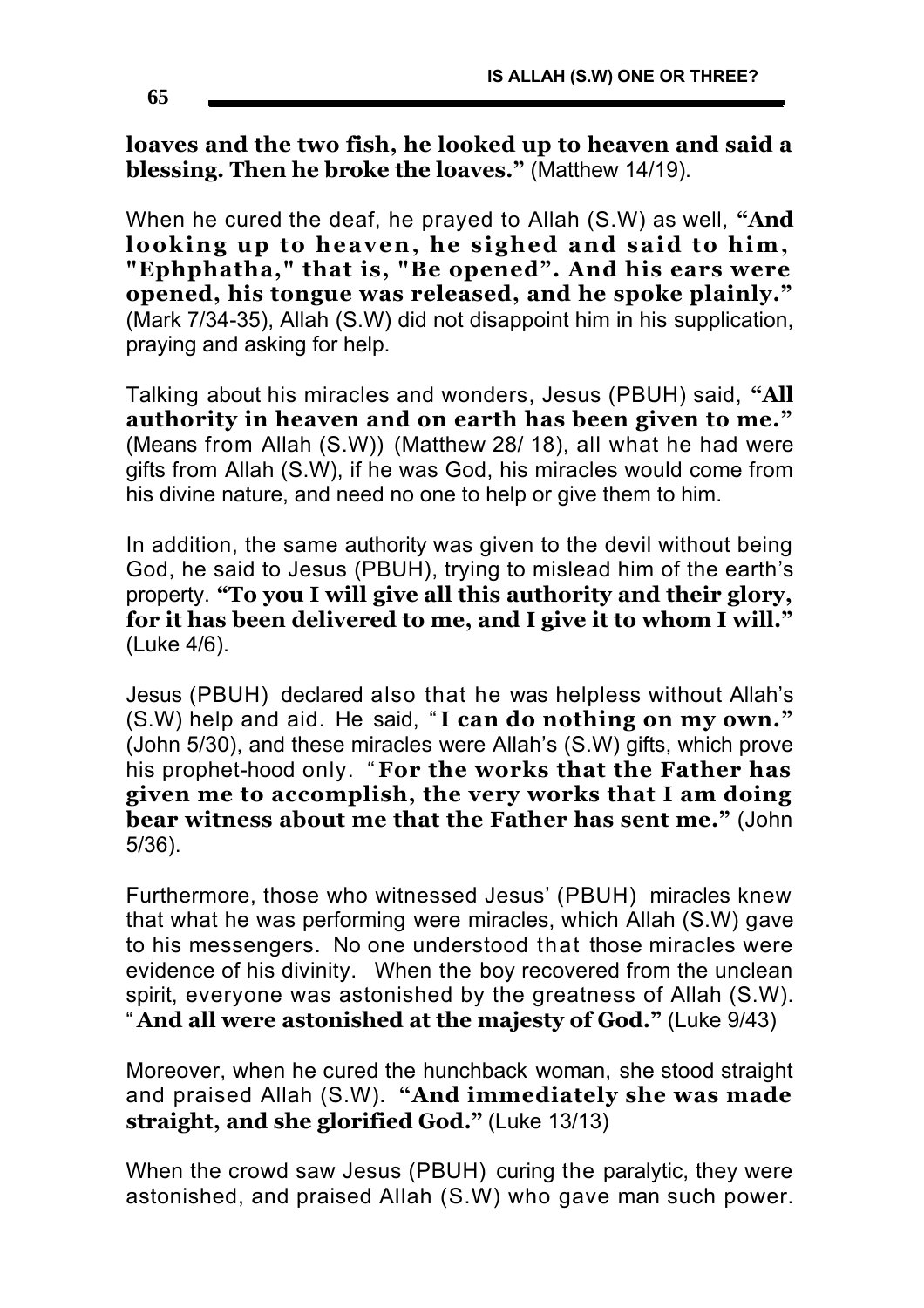**loaves and the two fish, he looked up to heaven and said a blessing. Then he broke the loaves."** (Matthew 14/19).

When he cured the deaf, he prayed to Allah (S.W) as well, **"And looking up to heaven, he sighed and said to him, "Ephphatha," that is, "Be opened". And his ears were opened, his tongue was released, and he spoke plainly."** (Mark 7/34-35), Allah (S.W) did not disappoint him in his supplication, praying and asking for help.

Talking about his miracles and wonders, Jesus (PBUH) said, **"All authority in heaven and on earth has been given to me."** (Means from Allah (S.W)) (Matthew 28/ 18), all what he had were gifts from Allah (S.W), if he was God, his miracles would come from his divine nature, and need no one to help or give them to him.

In addition, the same authority was given to the devil without being God, he said to Jesus (PBUH), trying to mislead him of the earth's property. **"To you I will give all this authority and their glory, for it has been delivered to me, and I give it to whom I will."** (Luke 4/6).

Jesus (PBUH) declared also that he was helpless without Allah's (S.W) help and aid. He said, "**I can do nothing on my own."** (John 5/30), and these miracles were Allah's (S.W) gifts, which prove his prophet-hood only. "**For the works that the Father has given me to accomplish, the very works that I am doing bear witness about me that the Father has sent me."** (John 5/36).

Furthermore, those who witnessed Jesus' (PBUH) miracles knew that what he was performing were miracles, which Allah (S.W) gave to his messengers. No one understood that those miracles were evidence of his divinity. When the boy recovered from the unclean spirit, everyone was astonished by the greatness of Allah (S.W). "**And all were astonished at the majesty of God."** (Luke 9/43)

Moreover, when he cured the hunchback woman, she stood straight and praised Allah (S.W). **"And immediately she was made straight, and she glorified God."** (Luke 13/13)

When the crowd saw Jesus (PBUH) curing the paralytic, they were astonished, and praised Allah (S.W) who gave man such power.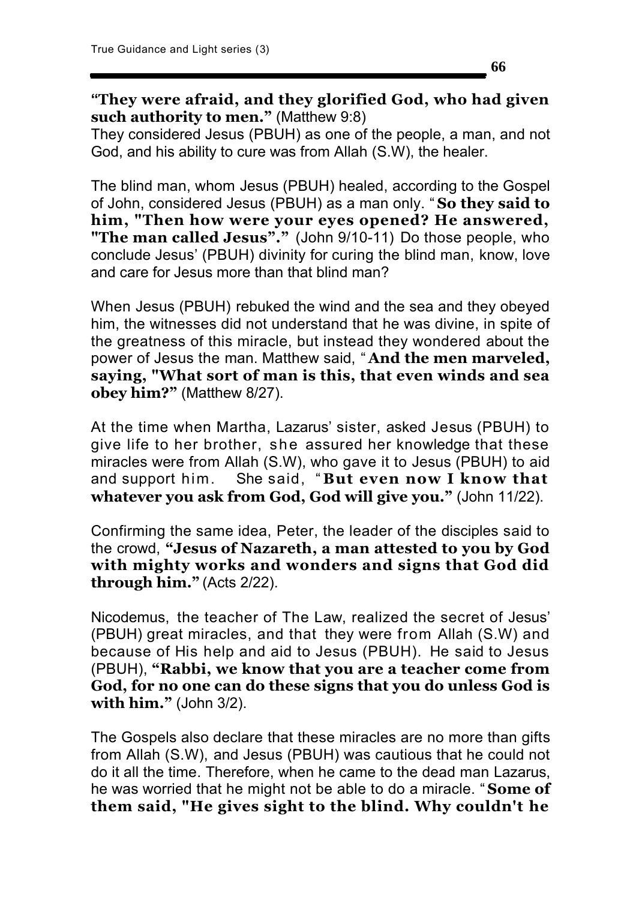**"They were afraid, and they glorified God, who had given such authority to men."** (Matthew 9:8)
They considered Jesus (PBUH) as one of the people, a man, and not God, and his ability to cure was from Allah (S.W), the healer.

The blind man, whom Jesus (PBUH) healed, according to the Gospel of John, considered Jesus (PBUH) as a man only. "**So they said to him, "Then how were your eyes opened? He answered, "The man called Jesus"."** (John 9/10-11) Do those people, who conclude Jesus' (PBUH) divinity for curing the blind man, know, love and care for Jesus more than that blind man?

When Jesus (PBUH) rebuked the wind and the sea and they obeyed him, the witnesses did not understand that he was divine, in spite of the greatness of this miracle, but instead they wondered about the power of Jesus the man. Matthew said, "**And the men marveled, saying, "What sort of man is this, that even winds and sea obey him?"** (Matthew 8/27).

At the time when Martha, Lazarus' sister, asked Jesus (PBUH) to give life to her brother, she assured her knowledge that these miracles were from Allah (S.W), who gave it to Jesus (PBUH) to aid and support him. She said, "**But even now I know that whatever you ask from God, God will give you."** (John 11/22).

Confirming the same idea, Peter, the leader of the disciples said to the crowd, **"Jesus of Nazareth, a man attested to you by God with mighty works and wonders and signs that God did through him."** (Acts 2/22).

Nicodemus, the teacher of The Law, realized the secret of Jesus' (PBUH) great miracles, and that they were from Allah (S.W) and because of His help and aid to Jesus (PBUH). He said to Jesus (PBUH), **"Rabbi, we know that you are a teacher come from God, for no one can do these signs that you do unless God is with him."** (John 3/2).

The Gospels also declare that these miracles are no more than gifts from Allah (S.W), and Jesus (PBUH) was cautious that he could not do it all the time. Therefore, when he came to the dead man Lazarus, he was worried that he might not be able to do a miracle. "**Some of them said, "He gives sight to the blind. Why couldn't he**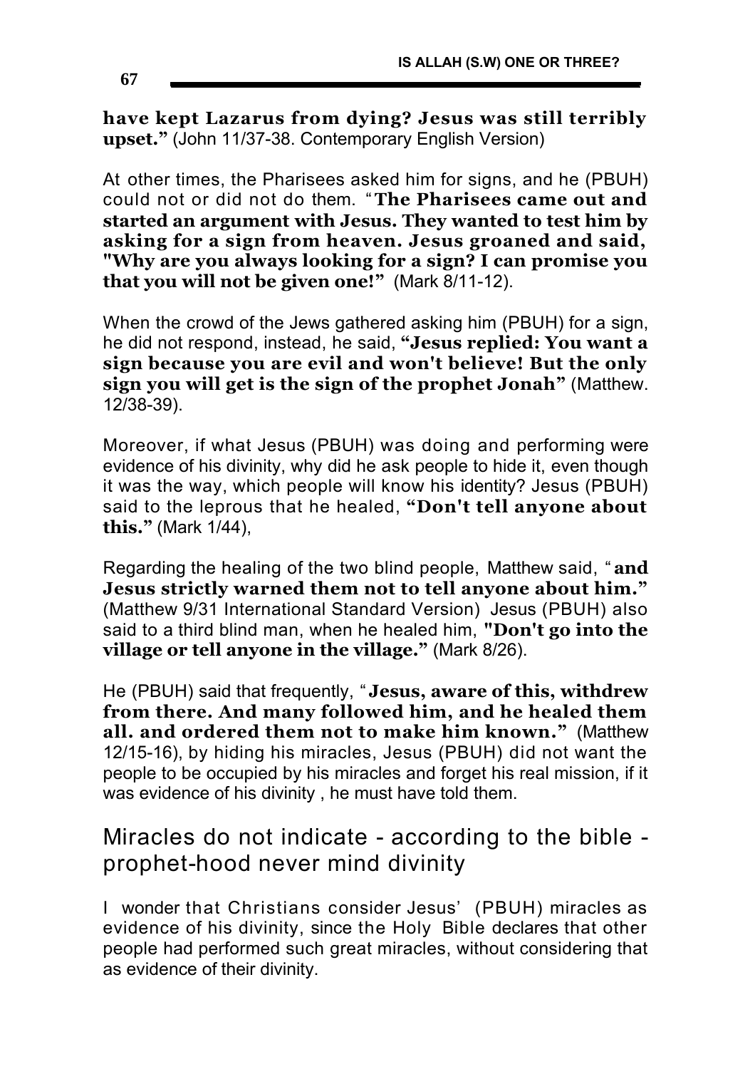**have kept Lazarus from dying? Jesus was still terribly upset."** (John 11/37-38. Contemporary English Version)

At other times, the Pharisees asked him for signs, and he (PBUH) could not or did not do them. "**The Pharisees came out and started an argument with Jesus. They wanted to test him by asking for a sign from heaven. Jesus groaned and said, "Why are you always looking for a sign? I can promise you that you will not be given one!"** (Mark 8/11-12).

When the crowd of the Jews gathered asking him (PBUH) for a sign, he did not respond, instead, he said, **"Jesus replied: You want a sign because you are evil and won't believe! But the only sign you will get is the sign of the prophet Jonah"** (Matthew. 12/38-39).

Moreover, if what Jesus (PBUH) was doing and performing were evidence of his divinity, why did he ask people to hide it, even though it was the way, which people will know his identity? Jesus (PBUH) said to the leprous that he healed, **"Don't tell anyone about this."** (Mark 1/44),

Regarding the healing of the two blind people, Matthew said, "**and Jesus strictly warned them not to tell anyone about him."** (Matthew 9/31 International Standard Version) Jesus (PBUH) also said to a third blind man, when he healed him, **"Don't go into the village or tell anyone in the village."** (Mark 8/26).

He (PBUH) said that frequently, "**Jesus, aware of this, withdrew from there. And many followed him, and he healed them all. and ordered them not to make him known."** (Matthew 12/15-16), by hiding his miracles, Jesus (PBUH) did not want the people to be occupied by his miracles and forget his real mission, if it was evidence of his divinity , he must have told them.

## Miracles do not indicate - according to the bible - prophet-hood never mind divinity

I wonder that Christians consider Jesus' (PBUH) miracles as evidence of his divinity, since the Holy Bible declares that other people had performed such great miracles, without considering that as evidence of their divinity.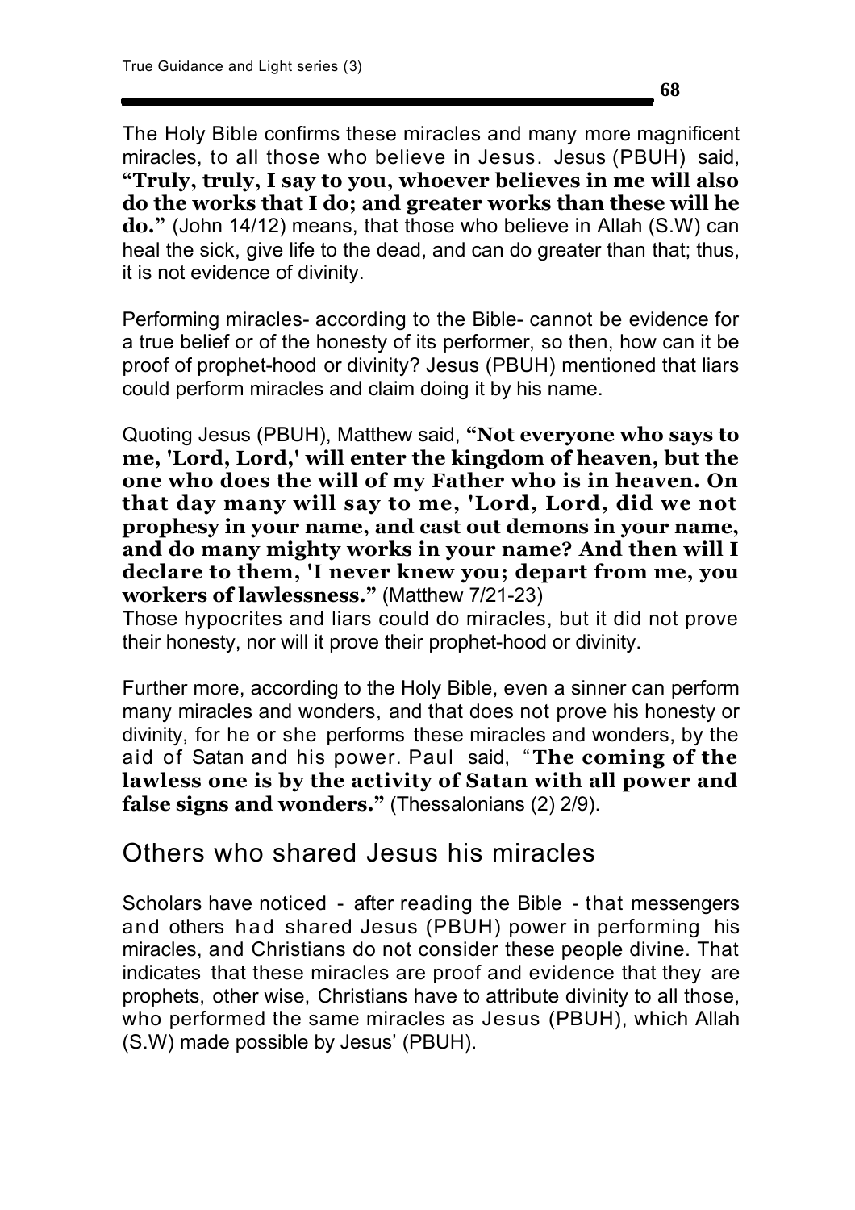The Holy Bible confirms these miracles and many more magnificent miracles, to all those who believe in Jesus. Jesus (PBUH) said, **"Truly, truly, I say to you, whoever believes in me will also do the works that I do; and greater works than these will he do."** (John 14/12) means, that those who believe in Allah (S.W) can heal the sick, give life to the dead, and can do greater than that; thus, it is not evidence of divinity.

Performing miracles- according to the Bible- cannot be evidence for a true belief or of the honesty of its performer, so then, how can it be proof of prophet-hood or divinity? Jesus (PBUH) mentioned that liars could perform miracles and claim doing it by his name.

Quoting Jesus (PBUH), Matthew said, **"Not everyone who says to me, 'Lord, Lord,' will enter the kingdom of heaven, but the one who does the will of my Father who is in heaven. On that day many will say to me, 'Lord, Lord, did we not prophesy in your name, and cast out demons in your name, and do many mighty works in your name? And then will I declare to them, 'I never knew you; depart from me, you workers of lawlessness."** (Matthew 7/21-23)
Those hypocrites and liars could do miracles, but it did not prove their honesty, nor will it prove their prophet-hood or divinity.

Further more, according to the Holy Bible, even a sinner can perform many miracles and wonders, and that does not prove his honesty or divinity, for he or she performs these miracles and wonders, by the aid of Satan and his power. Paul said, "**The coming of the lawless one is by the activity of Satan with all power and false signs and wonders."** (Thessalonians (2) 2/9).

## Others who shared Jesus his miracles

Scholars have noticed - after reading the Bible - that messengers and others had shared Jesus (PBUH) power in performing his miracles, and Christians do not consider these people divine. That indicates that these miracles are proof and evidence that they are prophets, other wise, Christians have to attribute divinity to all those, who performed the same miracles as Jesus (PBUH), which Allah (S.W) made possible by Jesus' (PBUH).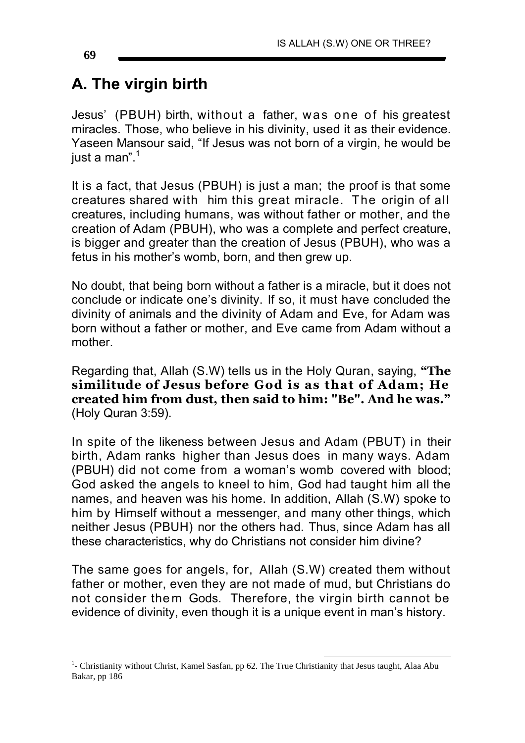## A. The virgin birth

Jesus' (PBUH) birth, without a father, was one of his greatest miracles. Those, who believe in his divinity, used it as their evidence. Yaseen Mansour said, "If Jesus was not born of a virgin, he would be just a man".[1]

It is a fact, that Jesus (PBUH) is just a man; the proof is that some creatures shared with him this great miracle. The origin of all creatures, including humans, was without father or mother, and the creation of Adam (PBUH), who was a complete and perfect creature, is bigger and greater than the creation of Jesus (PBUH), who was a fetus in his mother's womb, born, and then grew up.

No doubt, that being born without a father is a miracle, but it does not conclude or indicate one's divinity. If so, it must have concluded the divinity of animals and the divinity of Adam and Eve, for Adam was born without a father or mother, and Eve came from Adam without a mother.

Regarding that, Allah (S.W) tells us in the Holy Quran, saying, **"The similitude of Jesus before God is as that of Adam; He created him from dust, then said to him: "Be". And he was."** (Holy Quran 3:59).

In spite of the likeness between Jesus and Adam (PBUT) in their birth, Adam ranks higher than Jesus does in many ways. Adam (PBUH) did not come from a woman's womb covered with blood; God asked the angels to kneel to him, God had taught him all the names, and heaven was his home. In addition, Allah (S.W) spoke to him by Himself without a messenger, and many other things, which neither Jesus (PBUH) nor the others had. Thus, since Adam has all these characteristics, why do Christians not consider him divine?

The same goes for angels, for, Allah (S.W) created them without father or mother, even they are not made of mud, but Christians do not consider them Gods. Therefore, the virgin birth cannot be evidence of divinity, even though it is a unique event in man's history.

---

[1]- Christianity without Christ, Kamel Sasfan, pp 62. The True Christianity that Jesus taught, Alaa Abu Bakar, pp 186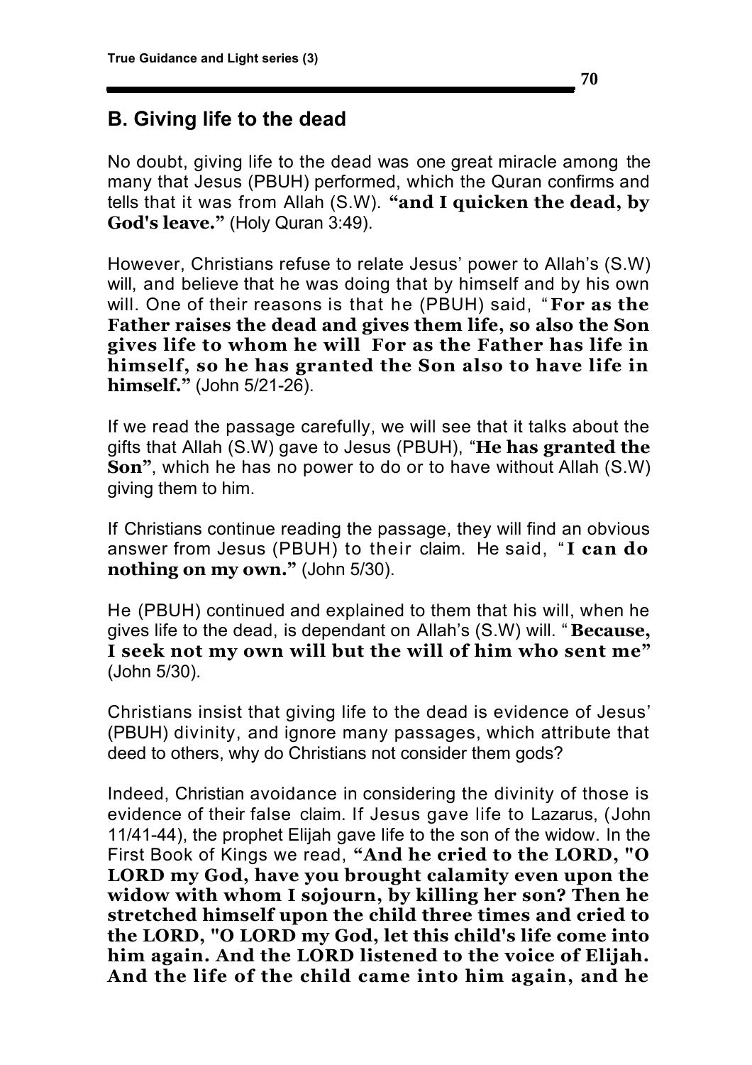## B. Giving life to the dead

No doubt, giving life to the dead was one great miracle among the many that Jesus (PBUH) performed, which the Quran confirms and tells that it was from Allah (S.W). **"and I quicken the dead, by God's leave."** (Holy Quran 3:49).

However, Christians refuse to relate Jesus' power to Allah's (S.W) will, and believe that he was doing that by himself and by his own will. One of their reasons is that he (PBUH) said, "**For as the Father raises the dead and gives them life, so also the Son gives life to whom he will For as the Father has life in himself, so he has granted the Son also to have life in himself."** (John 5/21-26).

If we read the passage carefully, we will see that it talks about the gifts that Allah (S.W) gave to Jesus (PBUH), "**He has granted the Son"**, which he has no power to do or to have without Allah (S.W) giving them to him.

If Christians continue reading the passage, they will find an obvious answer from Jesus (PBUH) to their claim. He said, "**I can do nothing on my own."** (John 5/30).

He (PBUH) continued and explained to them that his will, when he gives life to the dead, is dependant on Allah's (S.W) will. "**Because, I seek not my own will but the will of him who sent me"** (John 5/30).

Christians insist that giving life to the dead is evidence of Jesus' (PBUH) divinity, and ignore many passages, which attribute that deed to others, why do Christians not consider them gods?

Indeed, Christian avoidance in considering the divinity of those is evidence of their false claim. If Jesus gave life to Lazarus, (John 11/41-44), the prophet Elijah gave life to the son of the widow. In the First Book of Kings we read, **"And he cried to the LORD, "O LORD my God, have you brought calamity even upon the widow with whom I sojourn, by killing her son? Then he stretched himself upon the child three times and cried to the LORD, "O LORD my God, let this child's life come into him again. And the LORD listened to the voice of Elijah. And the life of the child came into him again, and he**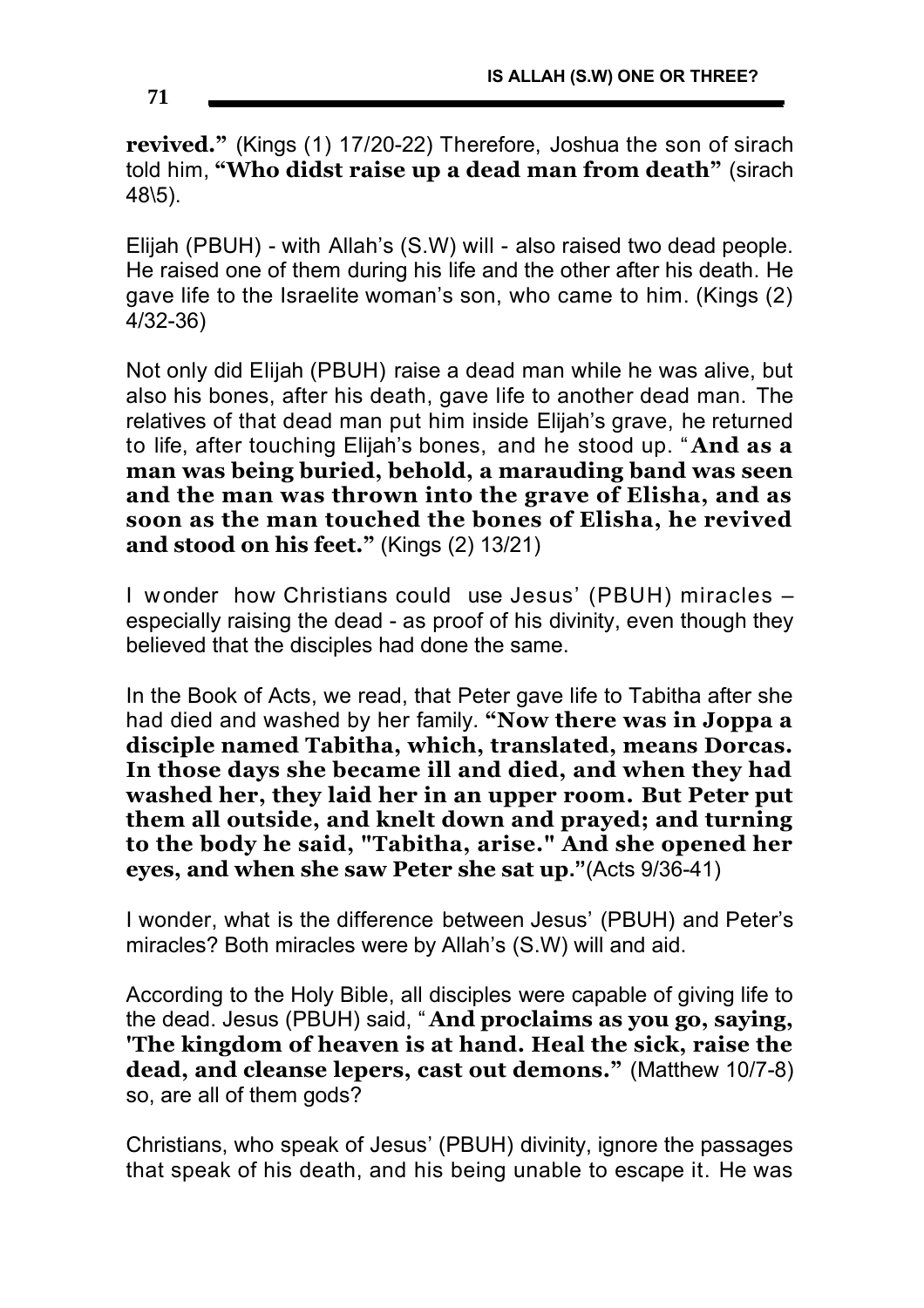**revived."** (Kings (1) 17/20-22) Therefore, Joshua the son of sirach told him, **"Who didst raise up a dead man from death"** (sirach 48\5).

Elijah (PBUH) - with Allah's (S.W) will - also raised two dead people. He raised one of them during his life and the other after his death. He gave life to the Israelite woman's son, who came to him. (Kings (2) 4/32-36)

Not only did Elijah (PBUH) raise a dead man while he was alive, but also his bones, after his death, gave life to another dead man. The relatives of that dead man put him inside Elijah's grave, he returned to life, after touching Elijah's bones, and he stood up. "**And as a man was being buried, behold, a marauding band was seen and the man was thrown into the grave of Elisha, and as soon as the man touched the bones of Elisha, he revived and stood on his feet."** (Kings (2) 13/21)

I wonder how Christians could use Jesus' (PBUH) miracles – especially raising the dead - as proof of his divinity, even though they believed that the disciples had done the same.

In the Book of Acts, we read, that Peter gave life to Tabitha after she had died and washed by her family. **"Now there was in Joppa a disciple named Tabitha, which, translated, means Dorcas. In those days she became ill and died, and when they had washed her, they laid her in an upper room. But Peter put them all outside, and knelt down and prayed; and turning to the body he said, "Tabitha, arise." And she opened her eyes, and when she saw Peter she sat up."**(Acts 9/36-41)

I wonder, what is the difference between Jesus' (PBUH) and Peter's miracles? Both miracles were by Allah's (S.W) will and aid.

According to the Holy Bible, all disciples were capable of giving life to the dead. Jesus (PBUH) said, "**And proclaims as you go, saying, 'The kingdom of heaven is at hand. Heal the sick, raise the dead, and cleanse lepers, cast out demons."** (Matthew 10/7-8) so, are all of them gods?

Christians, who speak of Jesus' (PBUH) divinity, ignore the passages that speak of his death, and his being unable to escape it. He was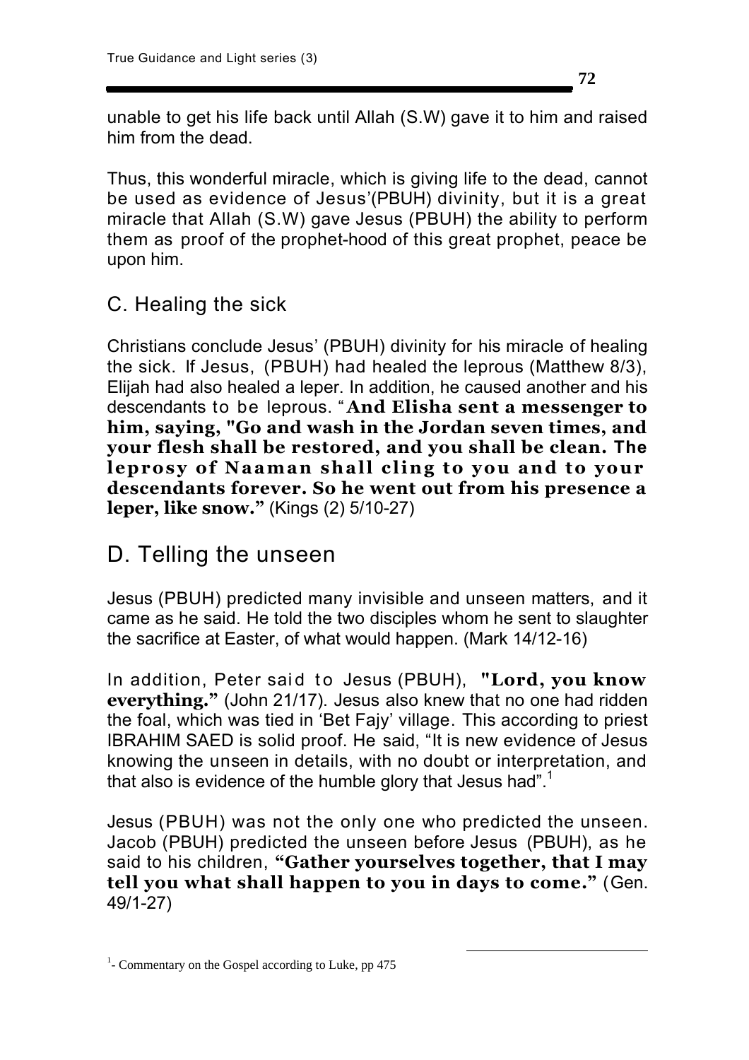unable to get his life back until Allah (S.W) gave it to him and raised him from the dead.

Thus, this wonderful miracle, which is giving life to the dead, cannot be used as evidence of Jesus'(PBUH) divinity, but it is a great miracle that Allah (S.W) gave Jesus (PBUH) the ability to perform them as proof of the prophet-hood of this great prophet, peace be upon him.

### C. Healing the sick

Christians conclude Jesus' (PBUH) divinity for his miracle of healing the sick. If Jesus, (PBUH) had healed the leprous (Matthew 8/3), Elijah had also healed a leper. In addition, he caused another and his descendants to be leprous. "**And Elisha sent a messenger to him, saying, "Go and wash in the Jordan seven times, and your flesh shall be restored, and you shall be clean. The leprosy of Naaman shall cling to you and to your descendants forever. So he went out from his presence a leper, like snow."** (Kings (2) 5/10-27)

## D. Telling the unseen

Jesus (PBUH) predicted many invisible and unseen matters, and it came as he said. He told the two disciples whom he sent to slaughter the sacrifice at Easter, of what would happen. (Mark 14/12-16)

In addition, Peter said to Jesus (PBUH), **"Lord, you know everything."** (John 21/17). Jesus also knew that no one had ridden the foal, which was tied in 'Bet Fajy' village. This according to priest IBRAHIM SAED is solid proof. He said, "It is new evidence of Jesus knowing the unseen in details, with no doubt or interpretation, and that also is evidence of the humble glory that Jesus had".[1]

Jesus (PBUH) was not the only one who predicted the unseen. Jacob (PBUH) predicted the unseen before Jesus (PBUH), as he said to his children, **"Gather yourselves together, that I may tell you what shall happen to you in days to come."** (Gen. 49/1-27)

---

[1]- Commentary on the Gospel according to Luke, pp 475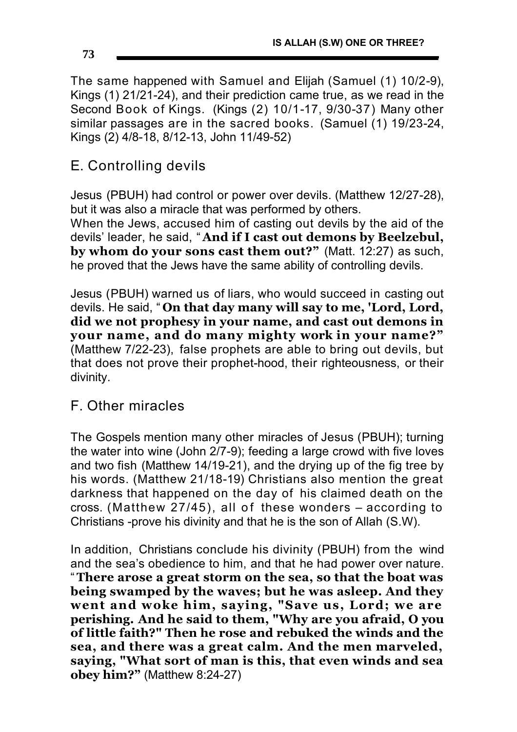The same happened with Samuel and Elijah (Samuel (1) 10/2-9), Kings (1) 21/21-24), and their prediction came true, as we read in the Second Book of Kings. (Kings (2) 10/1-17, 9/30-37) Many other similar passages are in the sacred books. (Samuel (1) 19/23-24, Kings (2) 4/8-18, 8/12-13, John 11/49-52)

## E. Controlling devils

Jesus (PBUH) had control or power over devils. (Matthew 12/27-28), but it was also a miracle that was performed by others.
When the Jews, accused him of casting out devils by the aid of the devils' leader, he said, "**And if I cast out demons by Beelzebul, by whom do your sons cast them out?"** (Matt. 12:27) as such, he proved that the Jews have the same ability of controlling devils.

Jesus (PBUH) warned us of liars, who would succeed in casting out devils. He said, "**On that day many will say to me, 'Lord, Lord, did we not prophesy in your name, and cast out demons in your name, and do many mighty work in your name?"** (Matthew 7/22-23), false prophets are able to bring out devils, but that does not prove their prophet-hood, their righteousness, or their divinity.

## F. Other miracles

The Gospels mention many other miracles of Jesus (PBUH); turning the water into wine (John 2/7-9); feeding a large crowd with five loves and two fish (Matthew 14/19-21), and the drying up of the fig tree by his words. (Matthew 21/18-19) Christians also mention the great darkness that happened on the day of his claimed death on the cross. (Matthew 27/45), all of these wonders – according to Christians -prove his divinity and that he is the son of Allah (S.W).

In addition, Christians conclude his divinity (PBUH) from the wind and the sea's obedience to him, and that he had power over nature. "**There arose a great storm on the sea, so that the boat was being swamped by the waves; but he was asleep. And they went and woke him, saying, "Save us, Lord; we are perishing. And he said to them, "Why are you afraid, O you of little faith?" Then he rose and rebuked the winds and the sea, and there was a great calm. And the men marveled, saying, "What sort of man is this, that even winds and sea obey him?"** (Matthew 8:24-27)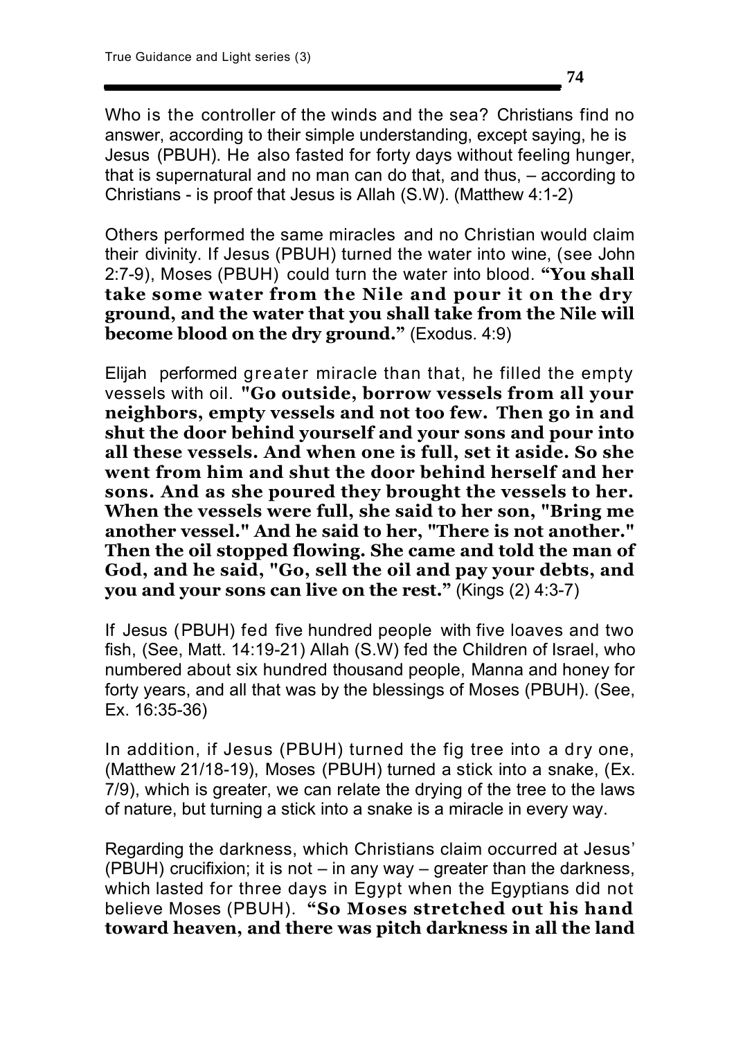Who is the controller of the winds and the sea? Christians find no answer, according to their simple understanding, except saying, he is Jesus (PBUH). He also fasted for forty days without feeling hunger, that is supernatural and no man can do that, and thus, – according to Christians - is proof that Jesus is Allah (S.W). (Matthew 4:1-2)

Others performed the same miracles and no Christian would claim their divinity. If Jesus (PBUH) turned the water into wine, (see John 2:7-9), Moses (PBUH) could turn the water into blood. **"You shall take some water from the Nile and pour it on the dry ground, and the water that you shall take from the Nile will become blood on the dry ground."** (Exodus. 4:9)

Elijah performed greater miracle than that, he filled the empty vessels with oil. **"Go outside, borrow vessels from all your neighbors, empty vessels and not too few. Then go in and shut the door behind yourself and your sons and pour into all these vessels. And when one is full, set it aside. So she went from him and shut the door behind herself and her sons. And as she poured they brought the vessels to her. When the vessels were full, she said to her son, "Bring me another vessel." And he said to her, "There is not another." Then the oil stopped flowing. She came and told the man of God, and he said, "Go, sell the oil and pay your debts, and you and your sons can live on the rest."** (Kings (2) 4:3-7)

If Jesus (PBUH) fed five hundred people with five loaves and two fish, (See, Matt. 14:19-21) Allah (S.W) fed the Children of Israel, who numbered about six hundred thousand people, Manna and honey for forty years, and all that was by the blessings of Moses (PBUH). (See, Ex. 16:35-36)

In addition, if Jesus (PBUH) turned the fig tree into a dry one, (Matthew 21/18-19), Moses (PBUH) turned a stick into a snake, (Ex. 7/9), which is greater, we can relate the drying of the tree to the laws of nature, but turning a stick into a snake is a miracle in every way.

Regarding the darkness, which Christians claim occurred at Jesus' (PBUH) crucifixion; it is not – in any way – greater than the darkness, which lasted for three days in Egypt when the Egyptians did not believe Moses (PBUH). **"So Moses stretched out his hand toward heaven, and there was pitch darkness in all the land**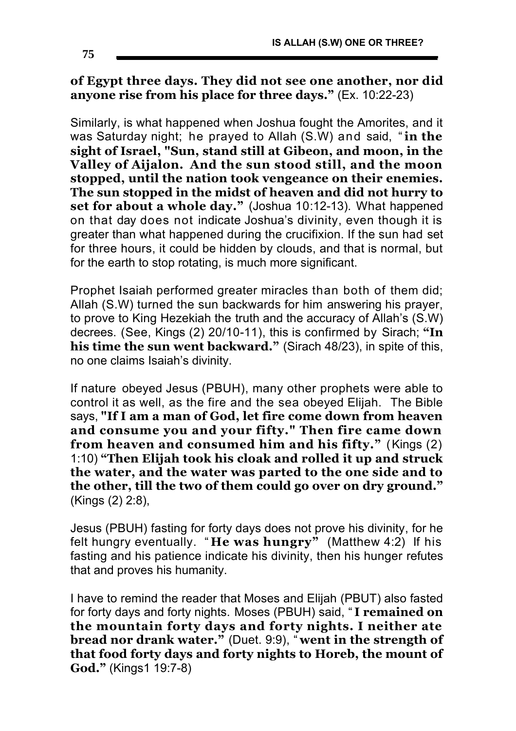**of Egypt three days. They did not see one another, nor did anyone rise from his place for three days."** (Ex. 10:22-23)

Similarly, is what happened when Joshua fought the Amorites, and it was Saturday night; he prayed to Allah (S.W) and said, "**in the sight of Israel, "Sun, stand still at Gibeon, and moon, in the Valley of Aijalon. And the sun stood still, and the moon stopped, until the nation took vengeance on their enemies. The sun stopped in the midst of heaven and did not hurry to set for about a whole day."** (Joshua 10:12-13). What happened on that day does not indicate Joshua's divinity, even though it is greater than what happened during the crucifixion. If the sun had set for three hours, it could be hidden by clouds, and that is normal, but for the earth to stop rotating, is much more significant.

Prophet Isaiah performed greater miracles than both of them did; Allah (S.W) turned the sun backwards for him answering his prayer, to prove to King Hezekiah the truth and the accuracy of Allah's (S.W) decrees. (See, Kings (2) 20/10-11), this is confirmed by Sirach; **"In his time the sun went backward."** (Sirach 48/23), in spite of this, no one claims Isaiah's divinity.

If nature obeyed Jesus (PBUH), many other prophets were able to control it as well, as the fire and the sea obeyed Elijah. The Bible says, **"If I am a man of God, let fire come down from heaven and consume you and your fifty." Then fire came down from heaven and consumed him and his fifty."** (Kings (2) 1:10) **"Then Elijah took his cloak and rolled it up and struck the water, and the water was parted to the one side and to the other, till the two of them could go over on dry ground."** (Kings (2) 2:8),

Jesus (PBUH) fasting for forty days does not prove his divinity, for he felt hungry eventually. "**He was hungry"** (Matthew 4:2) If his fasting and his patience indicate his divinity, then his hunger refutes that and proves his humanity.

I have to remind the reader that Moses and Elijah (PBUT) also fasted for forty days and forty nights. Moses (PBUH) said, "**I remained on the mountain forty days and forty nights. I neither ate bread nor drank water."** (Duet. 9:9), "**went in the strength of that food forty days and forty nights to Horeb, the mount of God."** (Kings1 19:7-8)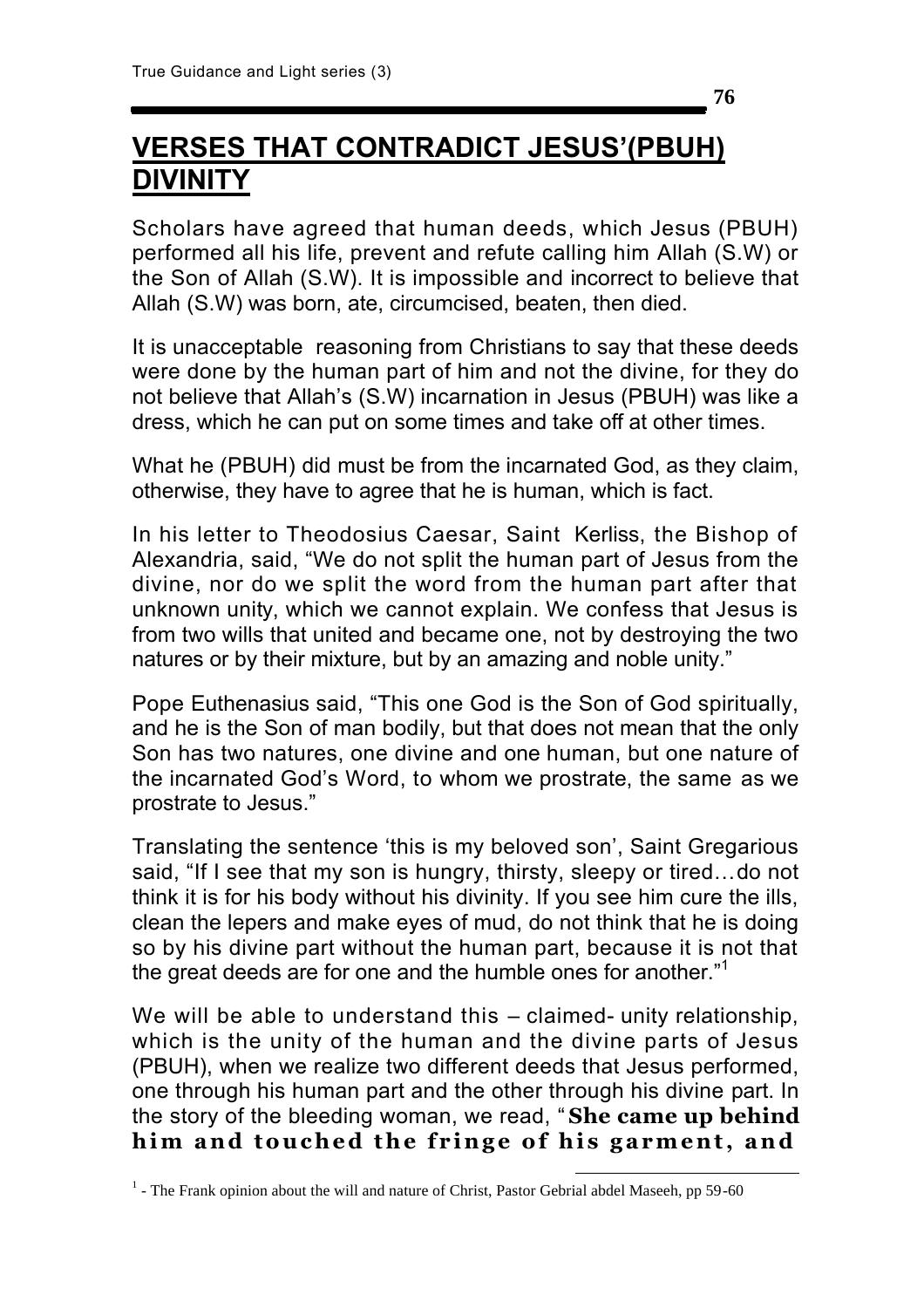## VERSES THAT CONTRADICT JESUS'(PBUH) DIVINITY

Scholars have agreed that human deeds, which Jesus (PBUH) performed all his life, prevent and refute calling him Allah (S.W) or the Son of Allah (S.W). It is impossible and incorrect to believe that Allah (S.W) was born, ate, circumcised, beaten, then died.

It is unacceptable reasoning from Christians to say that these deeds were done by the human part of him and not the divine, for they do not believe that Allah's (S.W) incarnation in Jesus (PBUH) was like a dress, which he can put on some times and take off at other times.

What he (PBUH) did must be from the incarnated God, as they claim, otherwise, they have to agree that he is human, which is fact.

In his letter to Theodosius Caesar, Saint Kerliss, the Bishop of Alexandria, said, "We do not split the human part of Jesus from the divine, nor do we split the word from the human part after that unknown unity, which we cannot explain. We confess that Jesus is from two wills that united and became one, not by destroying the two natures or by their mixture, but by an amazing and noble unity."

Pope Euthenasius said, "This one God is the Son of God spiritually, and he is the Son of man bodily, but that does not mean that the only Son has two natures, one divine and one human, but one nature of the incarnated God's Word, to whom we prostrate, the same as we prostrate to Jesus."

Translating the sentence 'this is my beloved son', Saint Gregarious said, "If I see that my son is hungry, thirsty, sleepy or tired…do not think it is for his body without his divinity. If you see him cure the ills, clean the lepers and make eyes of mud, do not think that he is doing so by his divine part without the human part, because it is not that the great deeds are for one and the humble ones for another."[1]

We will be able to understand this – claimed- unity relationship, which is the unity of the human and the divine parts of Jesus (PBUH), when we realize two different deeds that Jesus performed, one through his human part and the other through his divine part. In the story of the bleeding woman, we read, "**She came up behind him and touched the fringe of his garment, and**

[1] - The Frank opinion about the will and nature of Christ, Pastor Gebrial abdel Maseeh, pp 59-60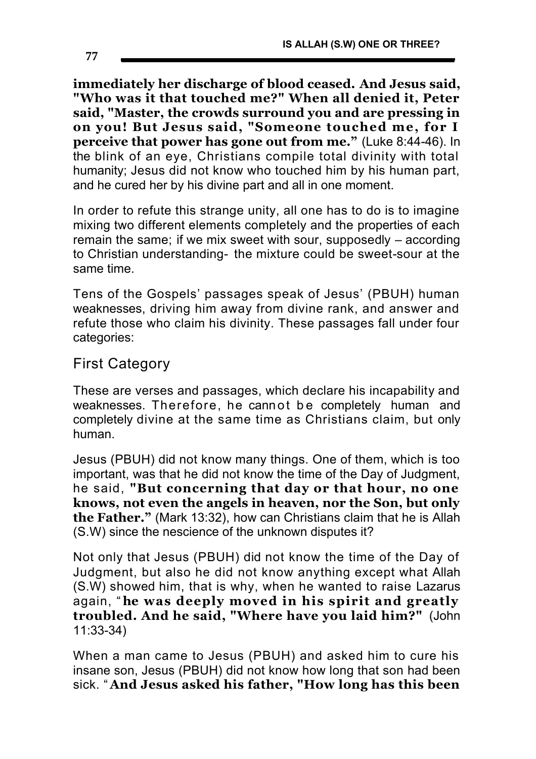**immediately her discharge of blood ceased. And Jesus said, "Who was it that touched me?" When all denied it, Peter said, "Master, the crowds surround you and are pressing in on you! But Jesus said, "Someone touched me, for I perceive that power has gone out from me."** (Luke 8:44-46). In the blink of an eye, Christians compile total divinity with total humanity; Jesus did not know who touched him by his human part, and he cured her by his divine part and all in one moment.

In order to refute this strange unity, all one has to do is to imagine mixing two different elements completely and the properties of each remain the same; if we mix sweet with sour, supposedly – according to Christian understanding- the mixture could be sweet-sour at the same time.

Tens of the Gospels' passages speak of Jesus' (PBUH) human weaknesses, driving him away from divine rank, and answer and refute those who claim his divinity. These passages fall under four categories:

## First Category

These are verses and passages, which declare his incapability and weaknesses. Therefore, he cannot be completely human and completely divine at the same time as Christians claim, but only human.

Jesus (PBUH) did not know many things. One of them, which is too important, was that he did not know the time of the Day of Judgment, he said, **"But concerning that day or that hour, no one knows, not even the angels in heaven, nor the Son, but only the Father."** (Mark 13:32), how can Christians claim that he is Allah (S.W) since the nescience of the unknown disputes it?

Not only that Jesus (PBUH) did not know the time of the Day of Judgment, but also he did not know anything except what Allah (S.W) showed him, that is why, when he wanted to raise Lazarus again, "**he was deeply moved in his spirit and greatly troubled. And he said, "Where have you laid him?"** (John 11:33-34)

When a man came to Jesus (PBUH) and asked him to cure his insane son, Jesus (PBUH) did not know how long that son had been sick. "**And Jesus asked his father, "How long has this been**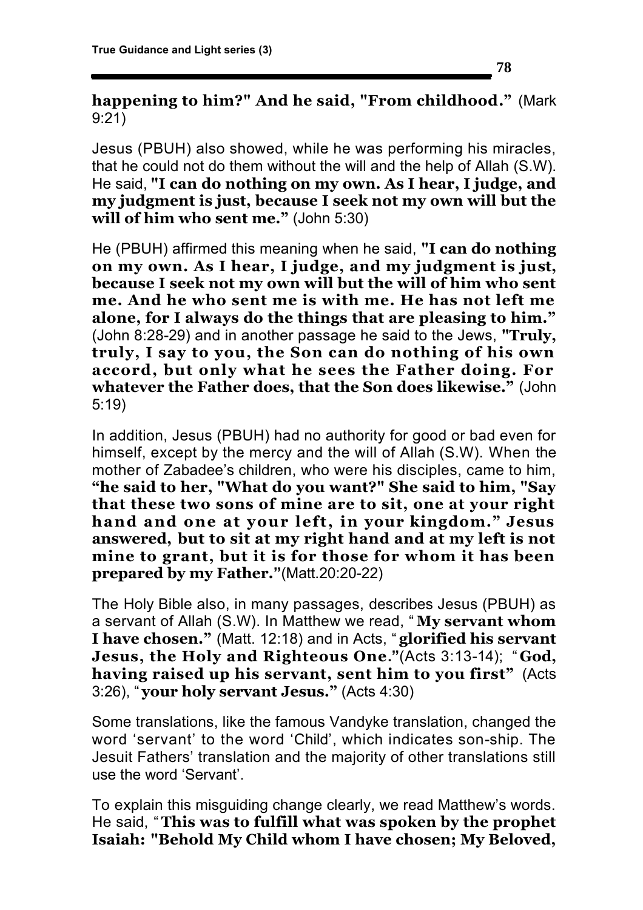**happening to him?" And he said, "From childhood."** (Mark 9:21)

Jesus (PBUH) also showed, while he was performing his miracles, that he could not do them without the will and the help of Allah (S.W). He said, **"I can do nothing on my own. As I hear, I judge, and my judgment is just, because I seek not my own will but the will of him who sent me."** (John 5:30)

He (PBUH) affirmed this meaning when he said, **"I can do nothing on my own. As I hear, I judge, and my judgment is just, because I seek not my own will but the will of him who sent me. And he who sent me is with me. He has not left me alone, for I always do the things that are pleasing to him."** (John 8:28-29) and in another passage he said to the Jews, **"Truly, truly, I say to you, the Son can do nothing of his own accord, but only what he sees the Father doing. For whatever the Father does, that the Son does likewise."** (John 5:19)

In addition, Jesus (PBUH) had no authority for good or bad even for himself, except by the mercy and the will of Allah (S.W). When the mother of Zabadee's children, who were his disciples, came to him, **"he said to her, "What do you want?" She said to him, "Say that these two sons of mine are to sit, one at your right hand and one at your left, in your kingdom." Jesus answered, but to sit at my right hand and at my left is not mine to grant, but it is for those for whom it has been prepared by my Father."**(Matt.20:20-22)

The Holy Bible also, in many passages, describes Jesus (PBUH) as a servant of Allah (S.W). In Matthew we read, "**My servant whom I have chosen."** (Matt. 12:18) and in Acts, "**glorified his servant Jesus, the Holy and Righteous One."**(Acts 3:13-14); "**God, having raised up his servant, sent him to you first"** (Acts 3:26), "**your holy servant Jesus."** (Acts 4:30)

Some translations, like the famous Vandyke translation, changed the word 'servant' to the word 'Child', which indicates son-ship. The Jesuit Fathers' translation and the majority of other translations still use the word 'Servant'.

To explain this misguiding change clearly, we read Matthew's words. He said, "**This was to fulfill what was spoken by the prophet Isaiah: "Behold My Child whom I have chosen; My Beloved,**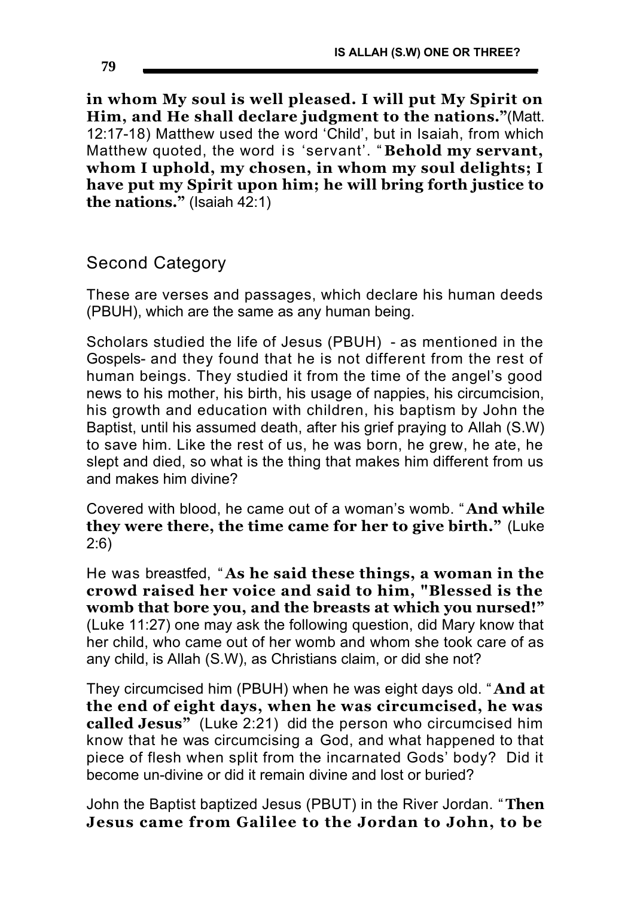**in whom My soul is well pleased. I will put My Spirit on Him, and He shall declare judgment to the nations."**(Matt. 12:17-18) Matthew used the word 'Child', but in Isaiah, from which Matthew quoted, the word is 'servant'. "**Behold my servant, whom I uphold, my chosen, in whom my soul delights; I have put my Spirit upon him; he will bring forth justice to the nations."** (Isaiah 42:1)

## Second Category

These are verses and passages, which declare his human deeds (PBUH), which are the same as any human being.

Scholars studied the life of Jesus (PBUH) - as mentioned in the Gospels- and they found that he is not different from the rest of human beings. They studied it from the time of the angel's good news to his mother, his birth, his usage of nappies, his circumcision, his growth and education with children, his baptism by John the Baptist, until his assumed death, after his grief praying to Allah (S.W) to save him. Like the rest of us, he was born, he grew, he ate, he slept and died, so what is the thing that makes him different from us and makes him divine?

Covered with blood, he came out of a woman's womb. "**And while they were there, the time came for her to give birth."** (Luke 2:6)

He was breastfed, "**As he said these things, a woman in the crowd raised her voice and said to him, "Blessed is the womb that bore you, and the breasts at which you nursed!"** (Luke 11:27) one may ask the following question, did Mary know that her child, who came out of her womb and whom she took care of as any child, is Allah (S.W), as Christians claim, or did she not?

They circumcised him (PBUH) when he was eight days old. "**And at the end of eight days, when he was circumcised, he was called Jesus"** (Luke 2:21) did the person who circumcised him know that he was circumcising a God, and what happened to that piece of flesh when split from the incarnated Gods' body? Did it become un-divine or did it remain divine and lost or buried?

John the Baptist baptized Jesus (PBUT) in the River Jordan. "**Then Jesus came from Galilee to the Jordan to John, to be**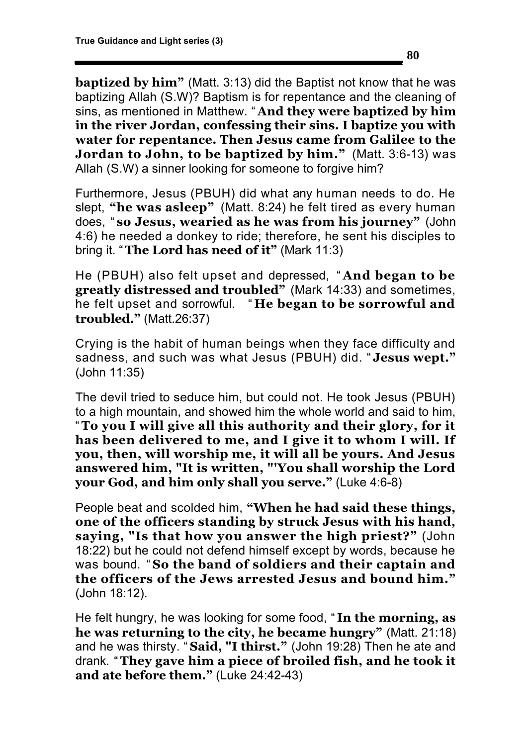**baptized by him"** (Matt. 3:13) did the Baptist not know that he was baptizing Allah (S.W)? Baptism is for repentance and the cleaning of sins, as mentioned in Matthew. "**And they were baptized by him in the river Jordan, confessing their sins. I baptize you with water for repentance. Then Jesus came from Galilee to the Jordan to John, to be baptized by him."** (Matt. 3:6-13) was Allah (S.W) a sinner looking for someone to forgive him?

Furthermore, Jesus (PBUH) did what any human needs to do. He slept, **"he was asleep"** (Matt. 8:24) he felt tired as every human does, "**so Jesus, wearied as he was from his journey"** (John 4:6) he needed a donkey to ride; therefore, he sent his disciples to bring it. "**The Lord has need of it"** (Mark 11:3)

He (PBUH) also felt upset and depressed, "**And began to be greatly distressed and troubled"** (Mark 14:33) and sometimes, he felt upset and sorrowful. "**He began to be sorrowful and troubled."** (Matt.26:37)

Crying is the habit of human beings when they face difficulty and sadness, and such was what Jesus (PBUH) did. "**Jesus wept."** (John 11:35)

The devil tried to seduce him, but could not. He took Jesus (PBUH) to a high mountain, and showed him the whole world and said to him, "**To you I will give all this authority and their glory, for it has been delivered to me, and I give it to whom I will. If you, then, will worship me, it will all be yours. And Jesus answered him, "It is written, "'You shall worship the Lord your God, and him only shall you serve."** (Luke 4:6-8)

People beat and scolded him, **"When he had said these things, one of the officers standing by struck Jesus with his hand, saying, "Is that how you answer the high priest?"** (John 18:22) but he could not defend himself except by words, because he was bound. "**So the band of soldiers and their captain and the officers of the Jews arrested Jesus and bound him."** (John 18:12).

He felt hungry, he was looking for some food, "**In the morning, as he was returning to the city, he became hungry"** (Matt. 21:18) and he was thirsty. "**Said, "I thirst."** (John 19:28) Then he ate and drank. "**They gave him a piece of broiled fish, and he took it and ate before them."** (Luke 24:42-43)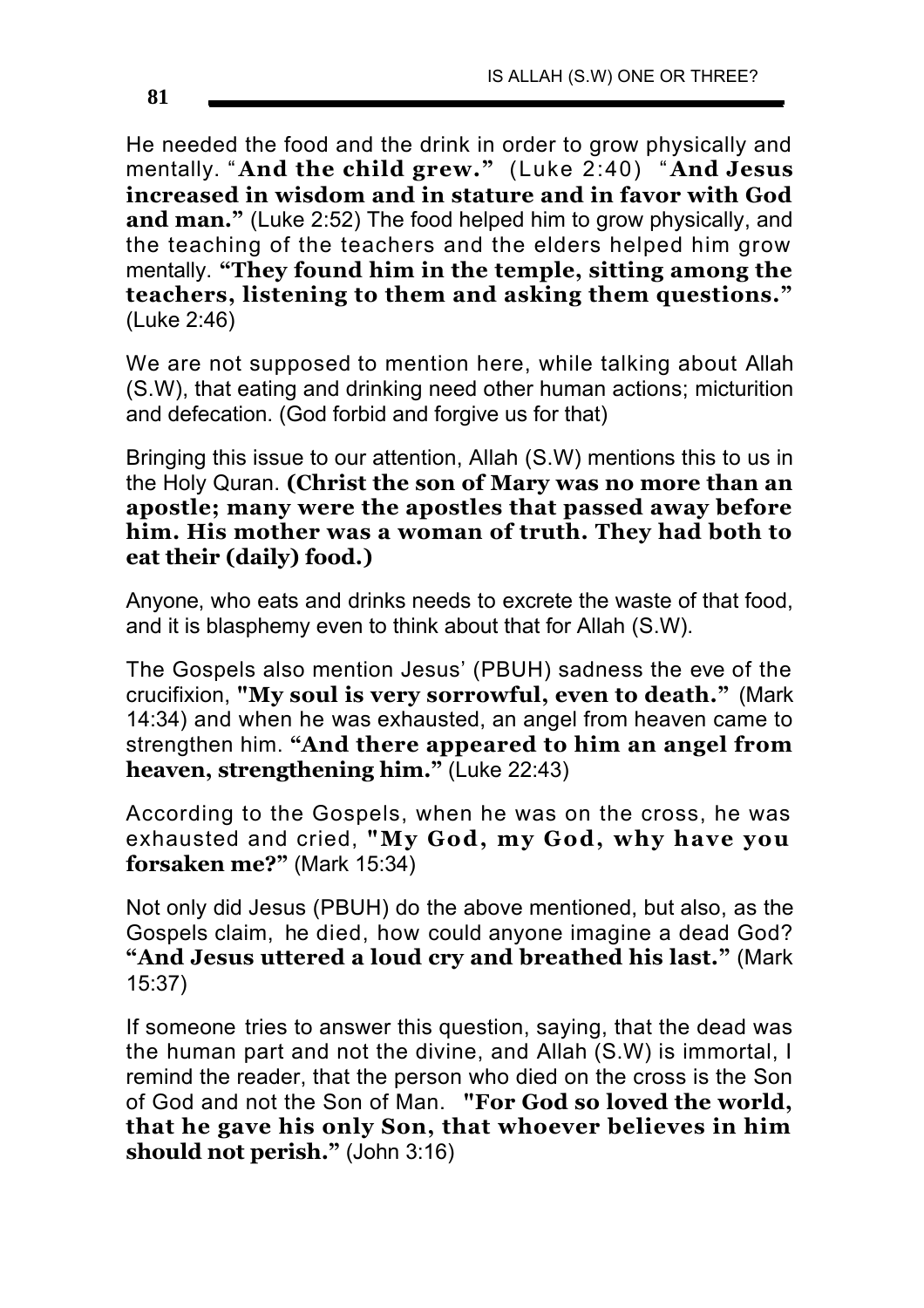He needed the food and the drink in order to grow physically and mentally. "**And the child grew."** (Luke 2:40) "**And Jesus increased in wisdom and in stature and in favor with God and man."** (Luke 2:52) The food helped him to grow physically, and the teaching of the teachers and the elders helped him grow mentally. **"They found him in the temple, sitting among the teachers, listening to them and asking them questions."** (Luke 2:46)

We are not supposed to mention here, while talking about Allah (S.W), that eating and drinking need other human actions; micturition and defecation. (God forbid and forgive us for that)

Bringing this issue to our attention, Allah (S.W) mentions this to us in the Holy Quran. **(Christ the son of Mary was no more than an apostle; many were the apostles that passed away before him. His mother was a woman of truth. They had both to eat their (daily) food.)**

Anyone, who eats and drinks needs to excrete the waste of that food, and it is blasphemy even to think about that for Allah (S.W).

The Gospels also mention Jesus' (PBUH) sadness the eve of the crucifixion, **"My soul is very sorrowful, even to death."** (Mark 14:34) and when he was exhausted, an angel from heaven came to strengthen him. **"And there appeared to him an angel from heaven, strengthening him."** (Luke 22:43)

According to the Gospels, when he was on the cross, he was exhausted and cried, **"My God, my God, why have you forsaken me?"** (Mark 15:34)

Not only did Jesus (PBUH) do the above mentioned, but also, as the Gospels claim, he died, how could anyone imagine a dead God? **"And Jesus uttered a loud cry and breathed his last."** (Mark 15:37)

If someone tries to answer this question, saying, that the dead was the human part and not the divine, and Allah (S.W) is immortal, I remind the reader, that the person who died on the cross is the Son of God and not the Son of Man. **"For God so loved the world, that he gave his only Son, that whoever believes in him should not perish."** (John 3:16)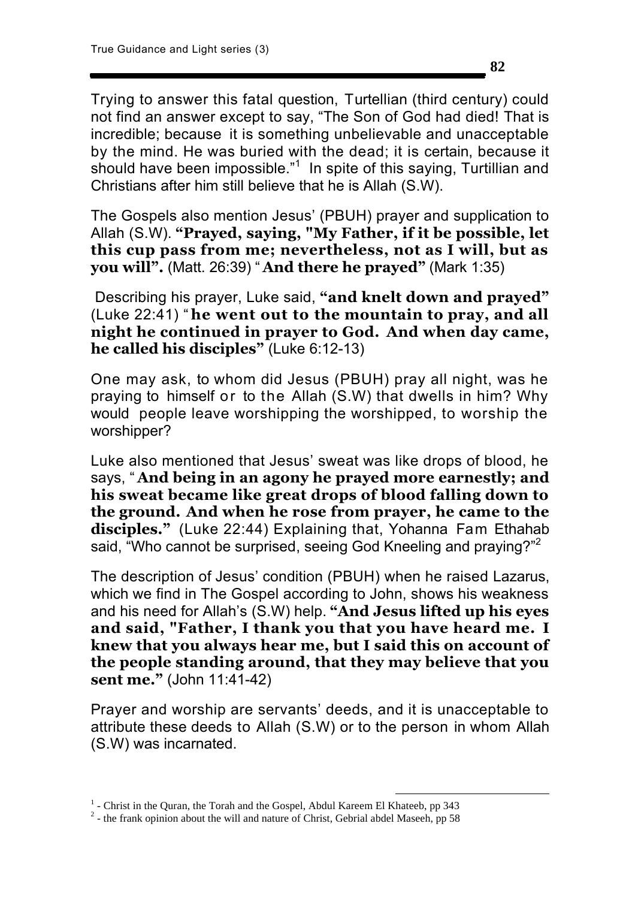Trying to answer this fatal question, Turtellian (third century) could not find an answer except to say, "The Son of God had died! That is incredible; because it is something unbelievable and unacceptable by the mind. He was buried with the dead; it is certain, because it should have been impossible."[1] In spite of this saying, Turtillian and Christians after him still believe that he is Allah (S.W).

The Gospels also mention Jesus' (PBUH) prayer and supplication to Allah (S.W). **"Prayed, saying, "My Father, if it be possible, let this cup pass from me; nevertheless, not as I will, but as you will".** (Matt. 26:39) "**And there he prayed"** (Mark 1:35)

Describing his prayer, Luke said, **"and knelt down and prayed"** (Luke 22:41) "**he went out to the mountain to pray, and all night he continued in prayer to God. And when day came, he called his disciples"** (Luke 6:12-13)

One may ask, to whom did Jesus (PBUH) pray all night, was he praying to himself or to the Allah (S.W) that dwells in him? Why would people leave worshipping the worshipped, to worship the worshipper?

Luke also mentioned that Jesus' sweat was like drops of blood, he says, "**And being in an agony he prayed more earnestly; and his sweat became like great drops of blood falling down to the ground. And when he rose from prayer, he came to the disciples."** (Luke 22:44) Explaining that, Yohanna Fam Ethahab said, "Who cannot be surprised, seeing God Kneeling and praying?"[2]

The description of Jesus' condition (PBUH) when he raised Lazarus, which we find in The Gospel according to John, shows his weakness and his need for Allah's (S.W) help. **"And Jesus lifted up his eyes and said, "Father, I thank you that you have heard me. I knew that you always hear me, but I said this on account of the people standing around, that they may believe that you sent me."** (John 11:41-42)

Prayer and worship are servants' deeds, and it is unacceptable to attribute these deeds to Allah (S.W) or to the person in whom Allah (S.W) was incarnated.

---

[1] - Christ in the Quran, the Torah and the Gospel, Abdul Kareem El Khateeb, pp 343

[2] - the frank opinion about the will and nature of Christ, Gebrial abdel Maseeh, pp 58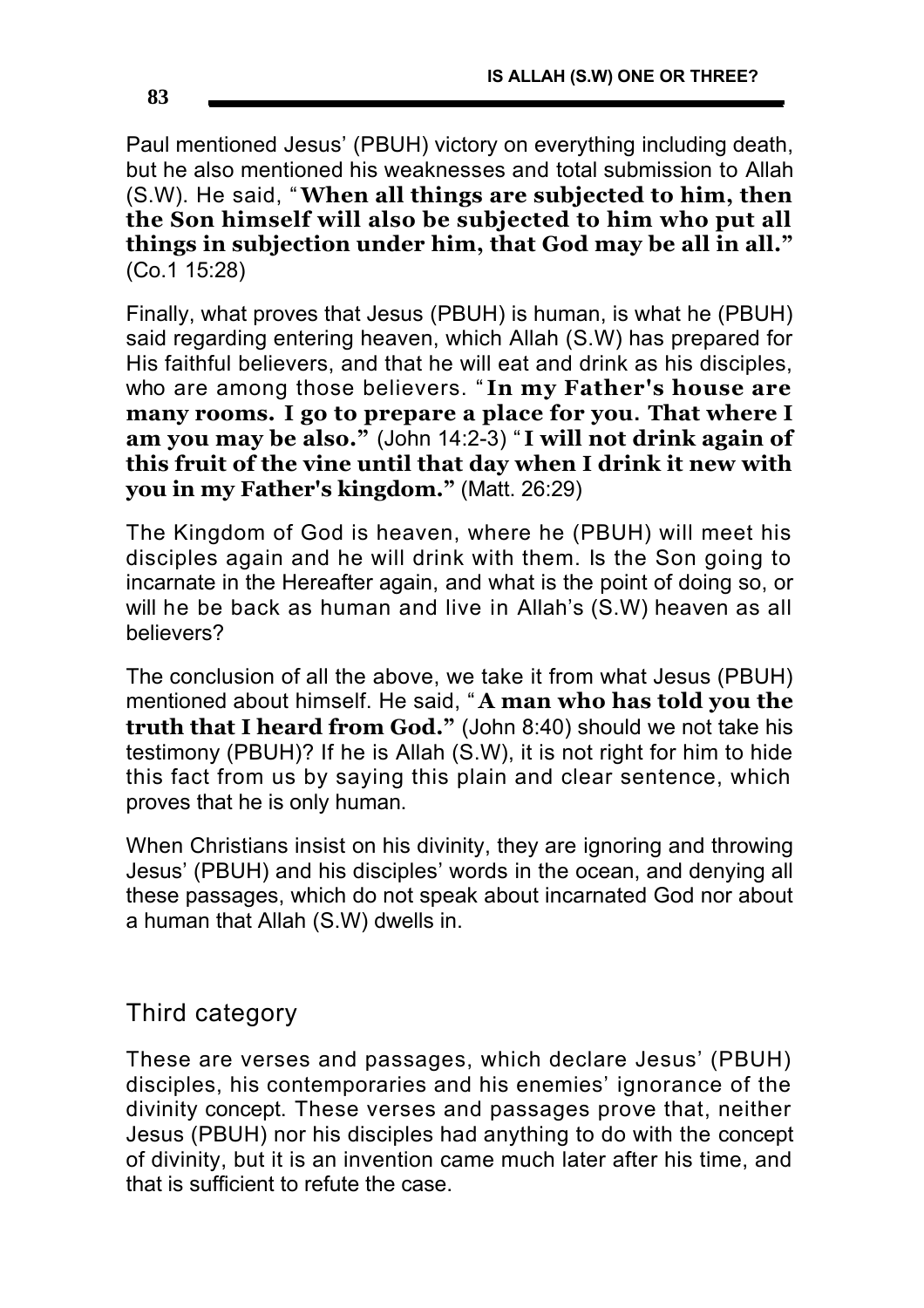Paul mentioned Jesus' (PBUH) victory on everything including death, but he also mentioned his weaknesses and total submission to Allah (S.W). He said, "**When all things are subjected to him, then the Son himself will also be subjected to him who put all things in subjection under him, that God may be all in all."** (Co.1 15:28)

Finally, what proves that Jesus (PBUH) is human, is what he (PBUH) said regarding entering heaven, which Allah (S.W) has prepared for His faithful believers, and that he will eat and drink as his disciples, who are among those believers. "**In my Father's house are many rooms. I go to prepare a place for you. That where I am you may be also."** (John 14:2-3) "**I will not drink again of this fruit of the vine until that day when I drink it new with you in my Father's kingdom."** (Matt. 26:29)

The Kingdom of God is heaven, where he (PBUH) will meet his disciples again and he will drink with them. Is the Son going to incarnate in the Hereafter again, and what is the point of doing so, or will he be back as human and live in Allah's (S.W) heaven as all believers?

The conclusion of all the above, we take it from what Jesus (PBUH) mentioned about himself. He said, "**A man who has told you the truth that I heard from God."** (John 8:40) should we not take his testimony (PBUH)? If he is Allah (S.W), it is not right for him to hide this fact from us by saying this plain and clear sentence, which proves that he is only human.

When Christians insist on his divinity, they are ignoring and throwing Jesus' (PBUH) and his disciples' words in the ocean, and denying all these passages, which do not speak about incarnated God nor about a human that Allah (S.W) dwells in.

## Third category

These are verses and passages, which declare Jesus' (PBUH) disciples, his contemporaries and his enemies' ignorance of the divinity concept. These verses and passages prove that, neither Jesus (PBUH) nor his disciples had anything to do with the concept of divinity, but it is an invention came much later after his time, and that is sufficient to refute the case.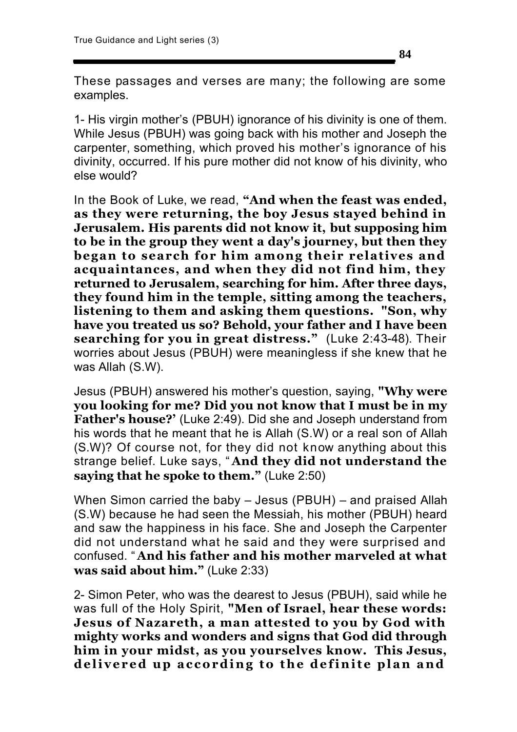These passages and verses are many; the following are some examples.

1- His virgin mother's (PBUH) ignorance of his divinity is one of them. While Jesus (PBUH) was going back with his mother and Joseph the carpenter, something, which proved his mother's ignorance of his divinity, occurred. If his pure mother did not know of his divinity, who else would?

In the Book of Luke, we read, **"And when the feast was ended, as they were returning, the boy Jesus stayed behind in Jerusalem. His parents did not know it, but supposing him to be in the group they went a day's journey, but then they began to search for him among their relatives and acquaintances, and when they did not find him, they returned to Jerusalem, searching for him. After three days, they found him in the temple, sitting among the teachers, listening to them and asking them questions. "Son, why have you treated us so? Behold, your father and I have been searching for you in great distress."** (Luke 2:43-48). Their worries about Jesus (PBUH) were meaningless if she knew that he was Allah (S.W).

Jesus (PBUH) answered his mother's question, saying, **"Why were you looking for me? Did you not know that I must be in my Father's house?'** (Luke 2:49). Did she and Joseph understand from his words that he meant that he is Allah (S.W) or a real son of Allah (S.W)? Of course not, for they did not know anything about this strange belief. Luke says, "**And they did not understand the saying that he spoke to them."** (Luke 2:50)

When Simon carried the baby – Jesus (PBUH) – and praised Allah (S.W) because he had seen the Messiah, his mother (PBUH) heard and saw the happiness in his face. She and Joseph the Carpenter did not understand what he said and they were surprised and confused. "**And his father and his mother marveled at what was said about him."** (Luke 2:33)

2- Simon Peter, who was the dearest to Jesus (PBUH), said while he was full of the Holy Spirit, **"Men of Israel, hear these words: Jesus of Nazareth, a man attested to you by God with mighty works and wonders and signs that God did through him in your midst, as you yourselves know. This Jesus, delivered up according to the definite plan and**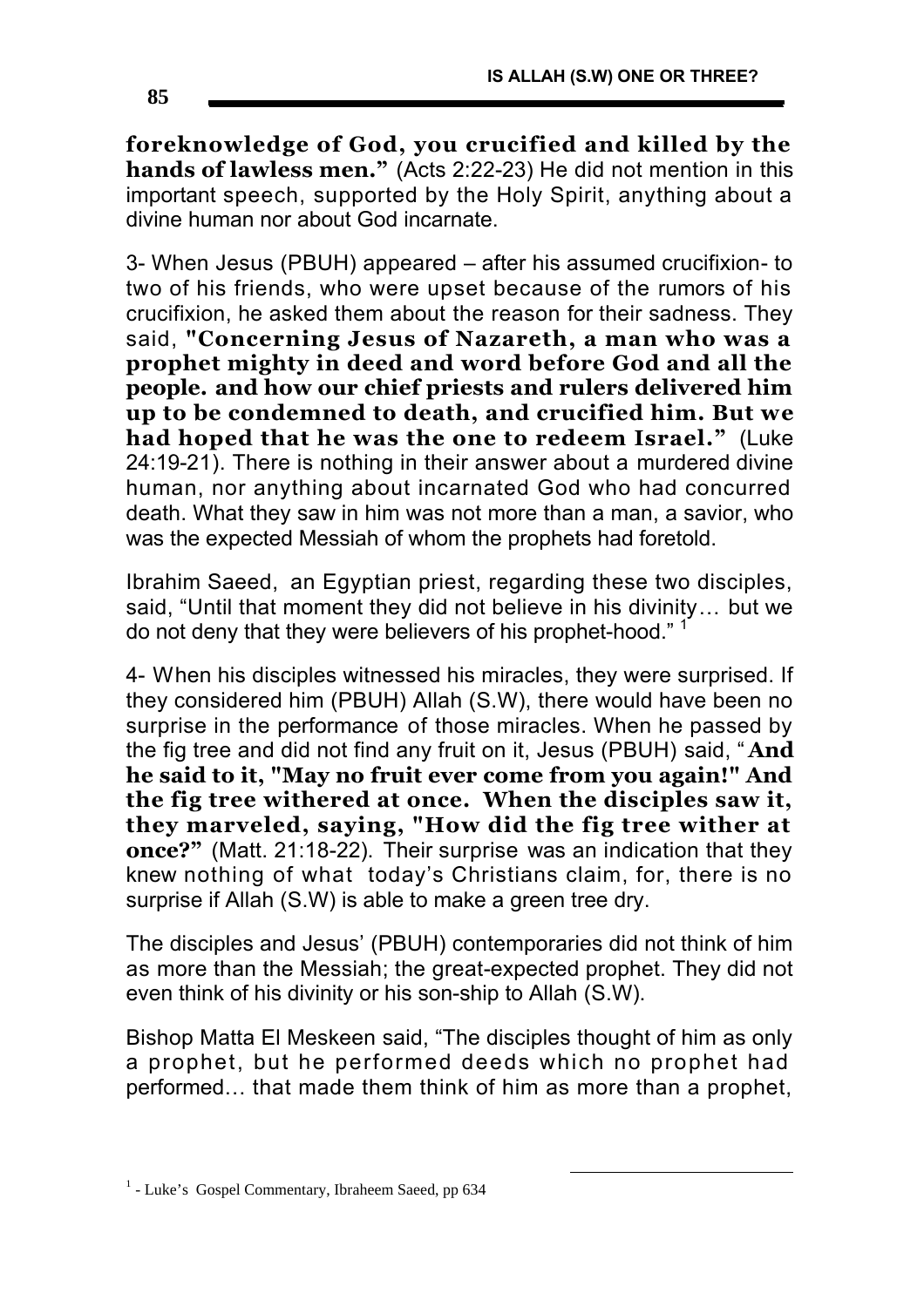**foreknowledge of God, you crucified and killed by the hands of lawless men."** (Acts 2:22-23) He did not mention in this important speech, supported by the Holy Spirit, anything about a divine human nor about God incarnate.

3- When Jesus (PBUH) appeared – after his assumed crucifixion- to two of his friends, who were upset because of the rumors of his crucifixion, he asked them about the reason for their sadness. They said, **"Concerning Jesus of Nazareth, a man who was a prophet mighty in deed and word before God and all the people. and how our chief priests and rulers delivered him up to be condemned to death, and crucified him. But we had hoped that he was the one to redeem Israel."** (Luke 24:19-21). There is nothing in their answer about a murdered divine human, nor anything about incarnated God who had concurred death. What they saw in him was not more than a man, a savior, who was the expected Messiah of whom the prophets had foretold.

Ibrahim Saeed, an Egyptian priest, regarding these two disciples, said, "Until that moment they did not believe in his divinity… but we do not deny that they were believers of his prophet-hood." [1]

4- When his disciples witnessed his miracles, they were surprised. If they considered him (PBUH) Allah (S.W), there would have been no surprise in the performance of those miracles. When he passed by the fig tree and did not find any fruit on it, Jesus (PBUH) said, "**And he said to it, "May no fruit ever come from you again!" And the fig tree withered at once. When the disciples saw it, they marveled, saying, "How did the fig tree wither at once?"** (Matt. 21:18-22). Their surprise was an indication that they knew nothing of what today's Christians claim, for, there is no surprise if Allah (S.W) is able to make a green tree dry.

The disciples and Jesus' (PBUH) contemporaries did not think of him as more than the Messiah; the great-expected prophet. They did not even think of his divinity or his son-ship to Allah (S.W).

Bishop Matta El Meskeen said, "The disciples thought of him as only a prophet, but he performed deeds which no prophet had performed… that made them think of him as more than a prophet,

---

[1] - Luke's Gospel Commentary, Ibraheem Saeed, pp 634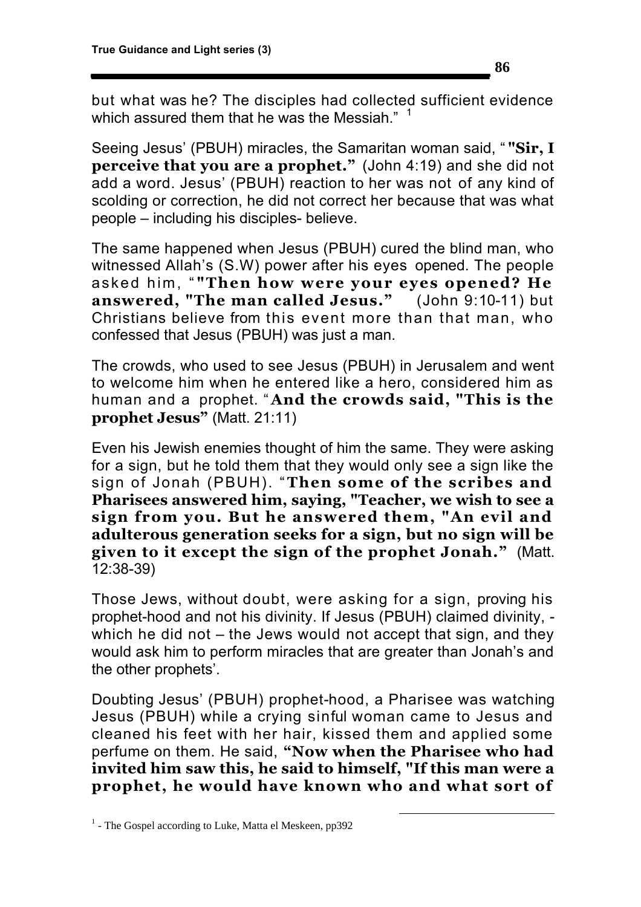but what was he? The disciples had collected sufficient evidence which assured them that he was the Messiah." [1]

Seeing Jesus' (PBUH) miracles, the Samaritan woman said, " **"Sir, I perceive that you are a prophet."** (John 4:19) and she did not add a word. Jesus' (PBUH) reaction to her was not of any kind of scolding or correction, he did not correct her because that was what people – including his disciples- believe.

The same happened when Jesus (PBUH) cured the blind man, who witnessed Allah's (S.W) power after his eyes opened. The people asked him, "**"Then how were your eyes opened? He answered, "The man called Jesus."** (John 9:10-11) but Christians believe from this event more than that man, who confessed that Jesus (PBUH) was just a man.

The crowds, who used to see Jesus (PBUH) in Jerusalem and went to welcome him when he entered like a hero, considered him as human and a prophet. "**And the crowds said, "This is the prophet Jesus"** (Matt. 21:11)

Even his Jewish enemies thought of him the same. They were asking for a sign, but he told them that they would only see a sign like the sign of Jonah (PBUH). "**Then some of the scribes and Pharisees answered him, saying, "Teacher, we wish to see a sign from you. But he answered them, "An evil and adulterous generation seeks for a sign, but no sign will be given to it except the sign of the prophet Jonah."** (Matt. 12:38-39)

Those Jews, without doubt, were asking for a sign, proving his prophet-hood and not his divinity. If Jesus (PBUH) claimed divinity, - which he did not – the Jews would not accept that sign, and they would ask him to perform miracles that are greater than Jonah's and the other prophets'.

Doubting Jesus' (PBUH) prophet-hood, a Pharisee was watching Jesus (PBUH) while a crying sinful woman came to Jesus and cleaned his feet with her hair, kissed them and applied some perfume on them. He said, **"Now when the Pharisee who had invited him saw this, he said to himself, "If this man were a prophet, he would have known who and what sort of**

[1] - The Gospel according to Luke, Matta el Meskeen, pp392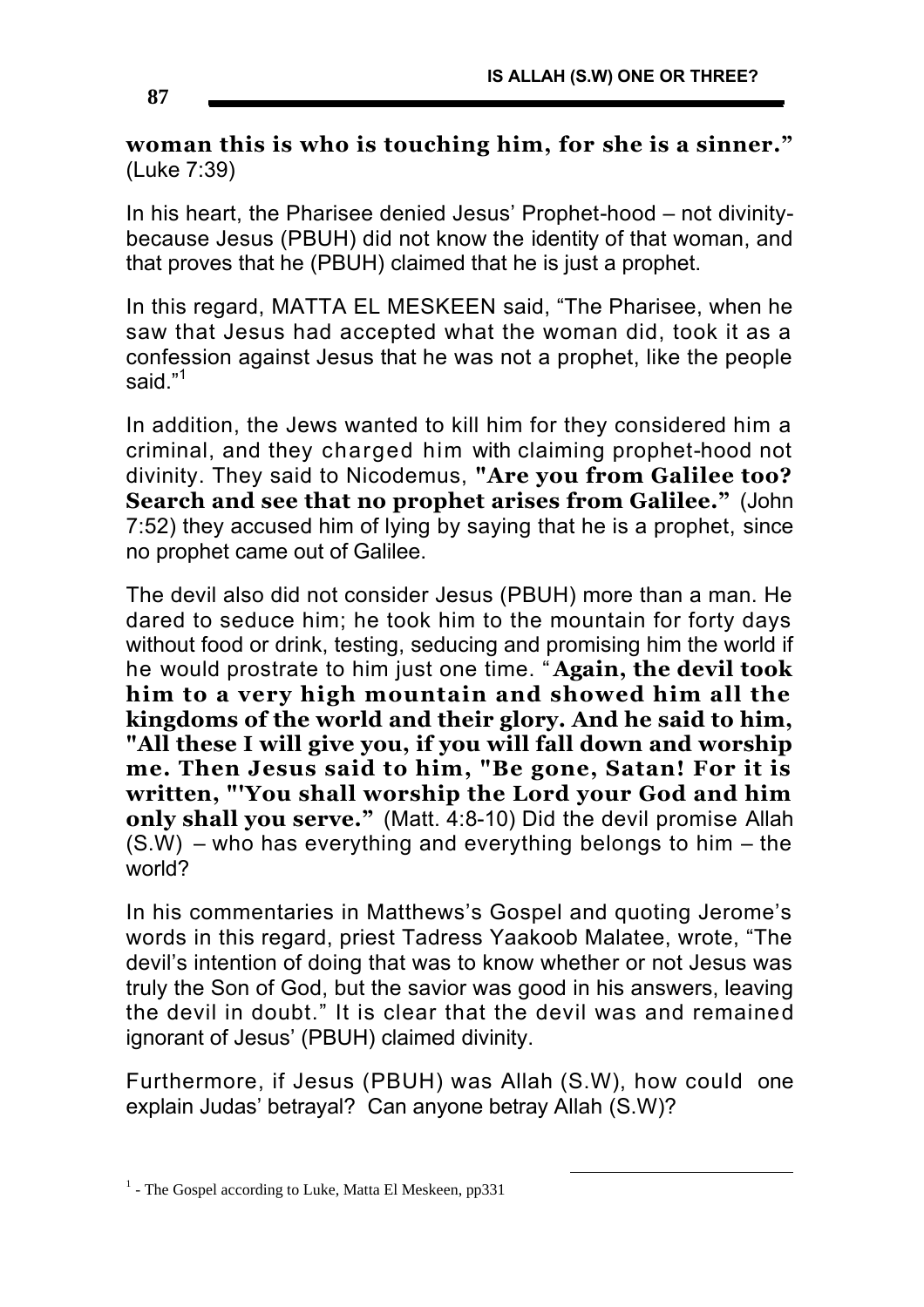**woman this is who is touching him, for she is a sinner."** (Luke 7:39)

In his heart, the Pharisee denied Jesus' Prophet-hood – not divinity- because Jesus (PBUH) did not know the identity of that woman, and that proves that he (PBUH) claimed that he is just a prophet.

In this regard, MATTA EL MESKEEN said, "The Pharisee, when he saw that Jesus had accepted what the woman did, took it as a confession against Jesus that he was not a prophet, like the people said."[1]

In addition, the Jews wanted to kill him for they considered him a criminal, and they charged him with claiming prophet-hood not divinity. They said to Nicodemus, **"Are you from Galilee too? Search and see that no prophet arises from Galilee."** (John 7:52) they accused him of lying by saying that he is a prophet, since no prophet came out of Galilee.

The devil also did not consider Jesus (PBUH) more than a man. He dared to seduce him; he took him to the mountain for forty days without food or drink, testing, seducing and promising him the world if he would prostrate to him just one time. "**Again, the devil took him to a very high mountain and showed him all the kingdoms of the world and their glory. And he said to him, "All these I will give you, if you will fall down and worship me. Then Jesus said to him, "Be gone, Satan! For it is written, "'You shall worship the Lord your God and him only shall you serve."** (Matt. 4:8-10) Did the devil promise Allah (S.W) – who has everything and everything belongs to him – the world?

In his commentaries in Matthews's Gospel and quoting Jerome's words in this regard, priest Tadress Yaakoob Malatee, wrote, "The devil's intention of doing that was to know whether or not Jesus was truly the Son of God, but the savior was good in his answers, leaving the devil in doubt." It is clear that the devil was and remained ignorant of Jesus' (PBUH) claimed divinity.

Furthermore, if Jesus (PBUH) was Allah (S.W), how could one explain Judas' betrayal? Can anyone betray Allah (S.W)?

---

[1] - The Gospel according to Luke, Matta El Meskeen, pp331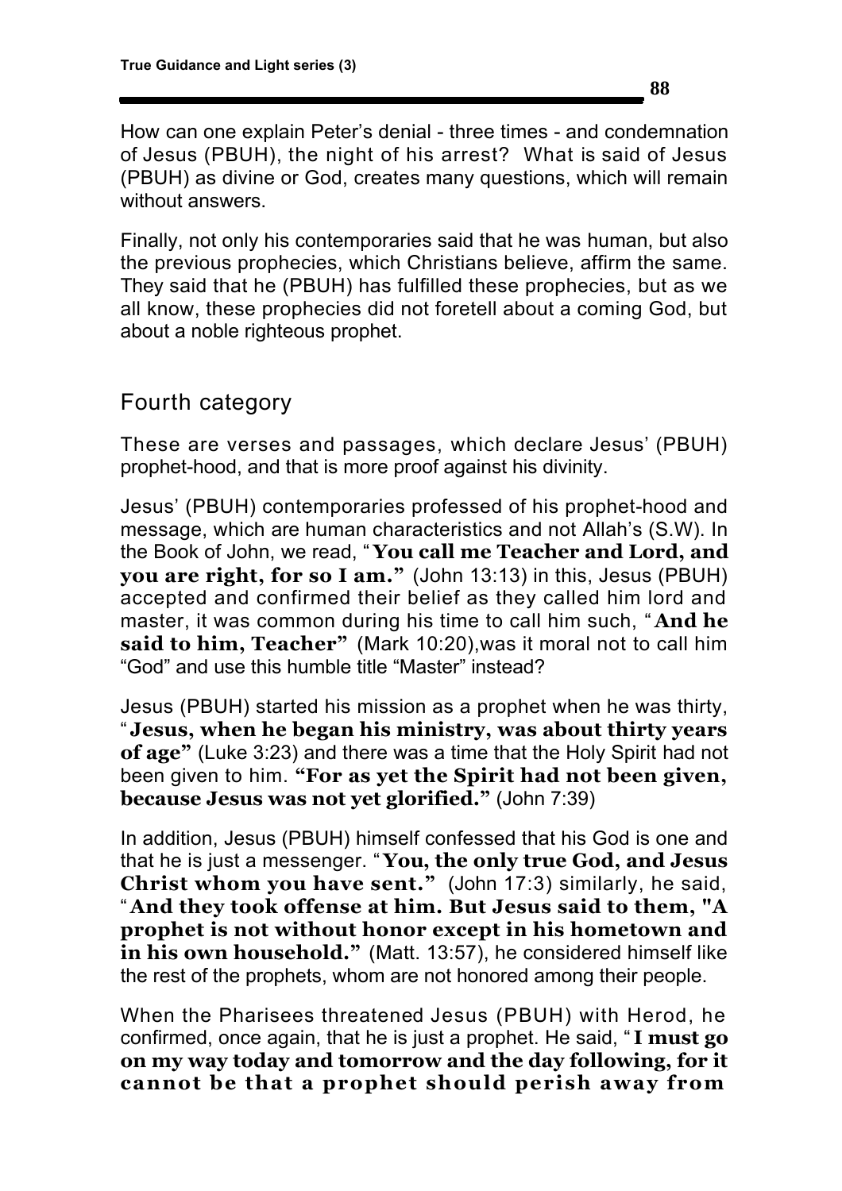How can one explain Peter's denial - three times - and condemnation of Jesus (PBUH), the night of his arrest? What is said of Jesus (PBUH) as divine or God, creates many questions, which will remain without answers.

Finally, not only his contemporaries said that he was human, but also the previous prophecies, which Christians believe, affirm the same. They said that he (PBUH) has fulfilled these prophecies, but as we all know, these prophecies did not foretell about a coming God, but about a noble righteous prophet.

## Fourth category

These are verses and passages, which declare Jesus' (PBUH) prophet-hood, and that is more proof against his divinity.

Jesus' (PBUH) contemporaries professed of his prophet-hood and message, which are human characteristics and not Allah's (S.W). In the Book of John, we read, "**You call me Teacher and Lord, and you are right, for so I am."** (John 13:13) in this, Jesus (PBUH) accepted and confirmed their belief as they called him lord and master, it was common during his time to call him such, "**And he said to him, Teacher"** (Mark 10:20),was it moral not to call him "God" and use this humble title "Master" instead?

Jesus (PBUH) started his mission as a prophet when he was thirty, "**Jesus, when he began his ministry, was about thirty years of age"** (Luke 3:23) and there was a time that the Holy Spirit had not been given to him. **"For as yet the Spirit had not been given, because Jesus was not yet glorified."** (John 7:39)

In addition, Jesus (PBUH) himself confessed that his God is one and that he is just a messenger. "**You, the only true God, and Jesus Christ whom you have sent."** (John 17:3) similarly, he said, "**And they took offense at him. But Jesus said to them, "A prophet is not without honor except in his hometown and in his own household."** (Matt. 13:57), he considered himself like the rest of the prophets, whom are not honored among their people.

When the Pharisees threatened Jesus (PBUH) with Herod, he confirmed, once again, that he is just a prophet. He said, "**I must go on my way today and tomorrow and the day following, for it cannot be that a prophet should perish away from**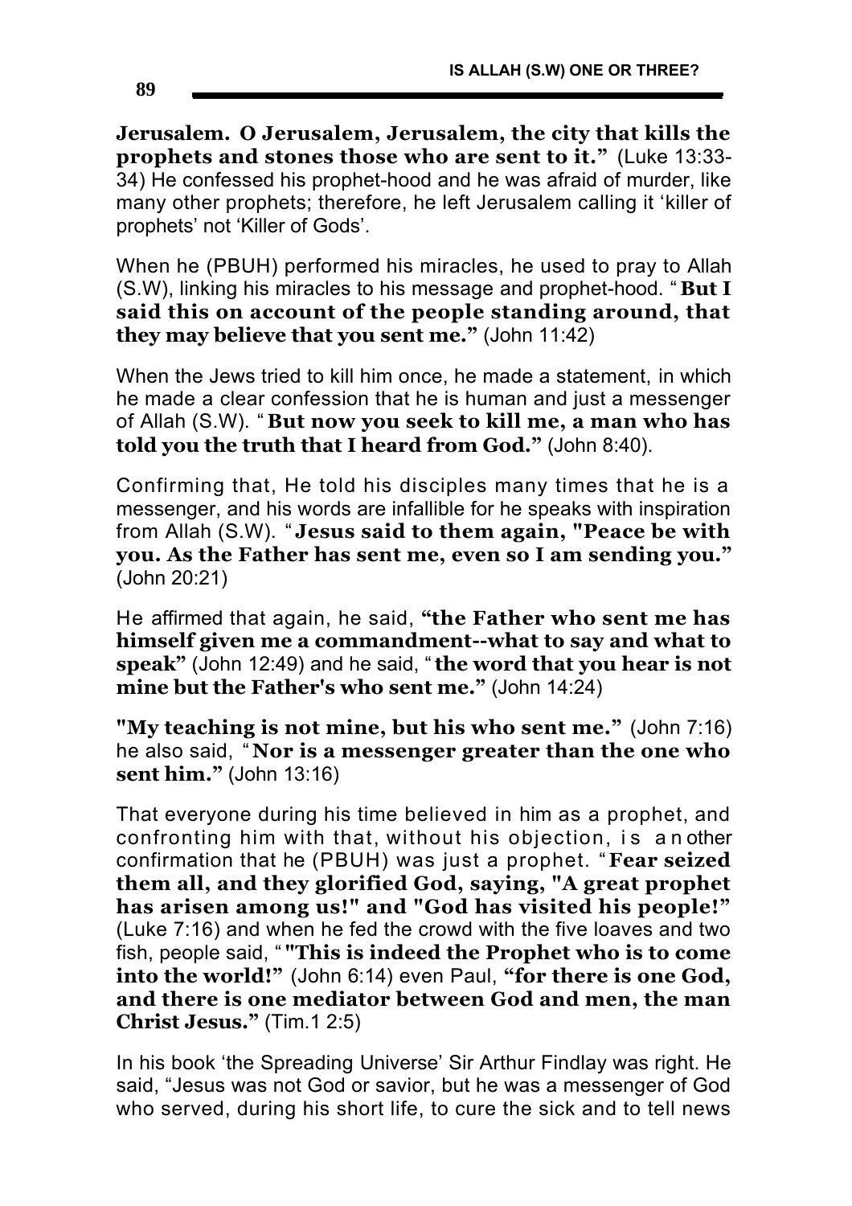**Jerusalem. O Jerusalem, Jerusalem, the city that kills the prophets and stones those who are sent to it."** (Luke 13:33-34) He confessed his prophet-hood and he was afraid of murder, like many other prophets; therefore, he left Jerusalem calling it 'killer of prophets' not 'Killer of Gods'.

When he (PBUH) performed his miracles, he used to pray to Allah (S.W), linking his miracles to his message and prophet-hood. "**But I said this on account of the people standing around, that they may believe that you sent me."** (John 11:42)

When the Jews tried to kill him once, he made a statement, in which he made a clear confession that he is human and just a messenger of Allah (S.W). "**But now you seek to kill me, a man who has told you the truth that I heard from God."** (John 8:40).

Confirming that, He told his disciples many times that he is a messenger, and his words are infallible for he speaks with inspiration from Allah (S.W). "**Jesus said to them again, "Peace be with you. As the Father has sent me, even so I am sending you."** (John 20:21)

He affirmed that again, he said, **"the Father who sent me has himself given me a commandment--what to say and what to speak"** (John 12:49) and he said, "**the word that you hear is not mine but the Father's who sent me."** (John 14:24)

**"My teaching is not mine, but his who sent me."** (John 7:16) he also said, "**Nor is a messenger greater than the one who sent him."** (John 13:16)

That everyone during his time believed in him as a prophet, and confronting him with that, without his objection, is another confirmation that he (PBUH) was just a prophet. "**Fear seized them all, and they glorified God, saying, "A great prophet has arisen among us!" and "God has visited his people!"** (Luke 7:16) and when he fed the crowd with the five loaves and two fish, people said, "**"This is indeed the Prophet who is to come into the world!"** (John 6:14) even Paul, **"for there is one God, and there is one mediator between God and men, the man Christ Jesus."** (Tim.1 2:5)

In his book 'the Spreading Universe' Sir Arthur Findlay was right. He said, "Jesus was not God or savior, but he was a messenger of God who served, during his short life, to cure the sick and to tell news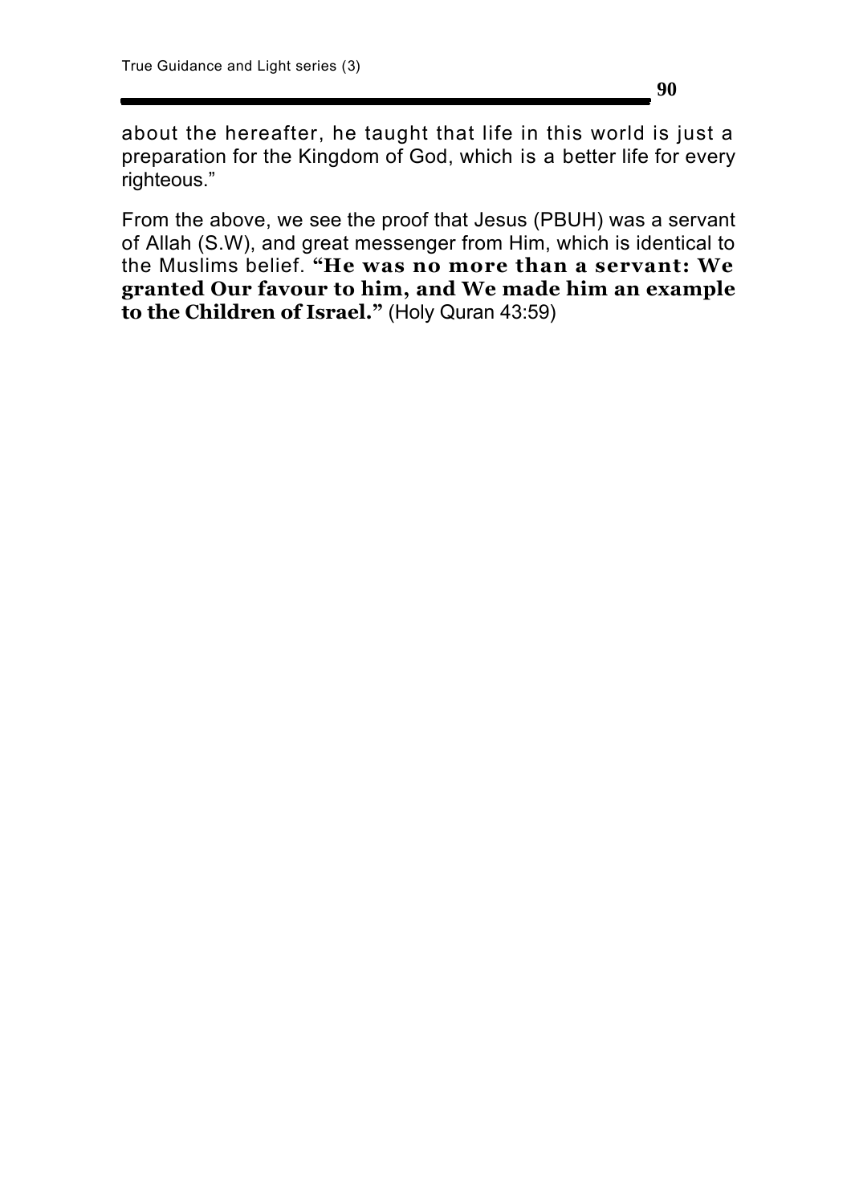about the hereafter, he taught that life in this world is just a preparation for the Kingdom of God, which is a better life for every righteous."

From the above, we see the proof that Jesus (PBUH) was a servant of Allah (S.W), and great messenger from Him, which is identical to the Muslims belief. **"He was no more than a servant: We granted Our favour to him, and We made him an example to the Children of Israel."** (Holy Quran 43:59)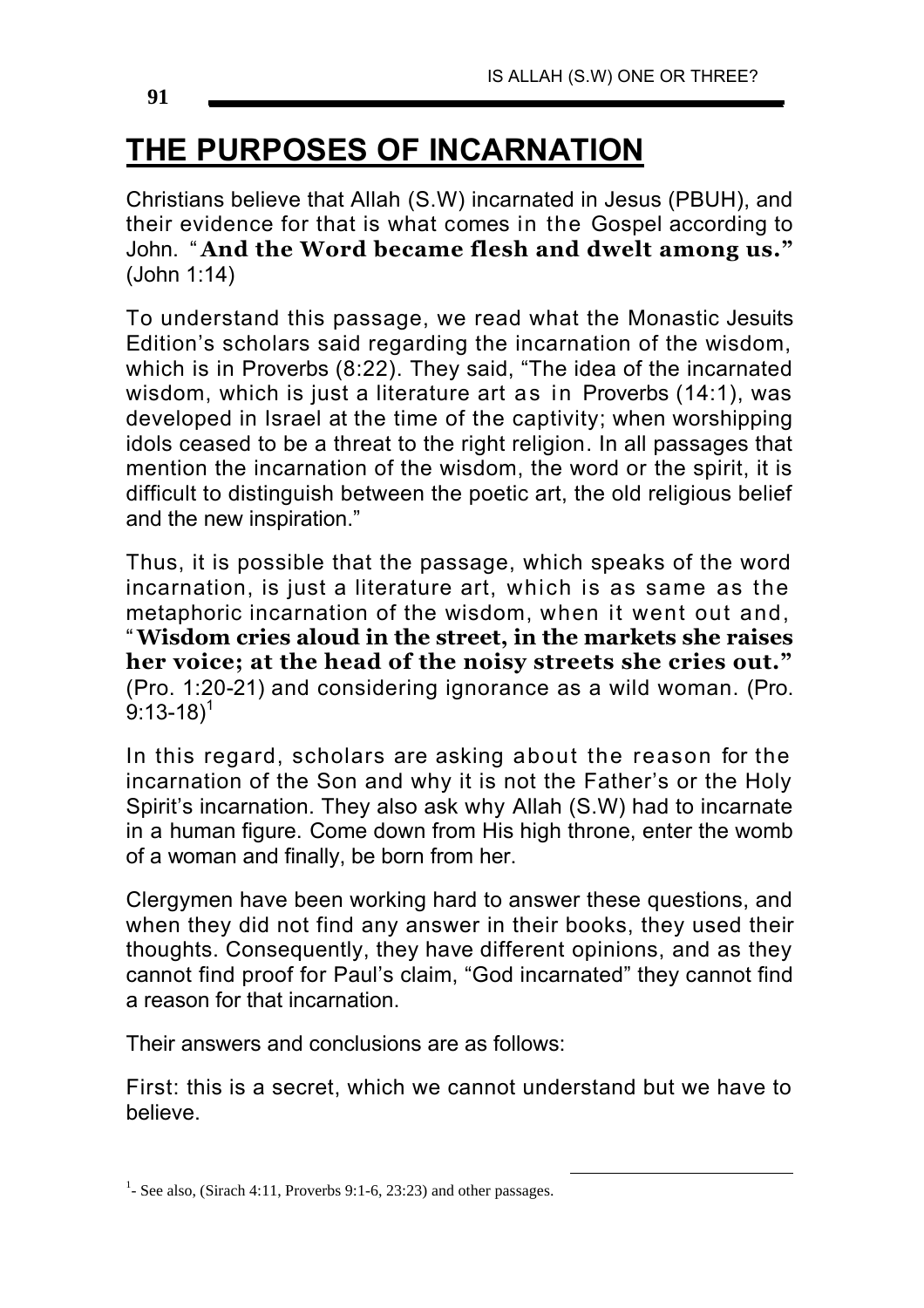# THE PURPOSES OF INCARNATION

Christians believe that Allah (S.W) incarnated in Jesus (PBUH), and their evidence for that is what comes in the Gospel according to John. "**And the Word became flesh and dwelt among us.**" (John 1:14)

To understand this passage, we read what the Monastic Jesuits Edition's scholars said regarding the incarnation of the wisdom, which is in Proverbs (8:22). They said, "The idea of the incarnated wisdom, which is just a literature art as in Proverbs (14:1), was developed in Israel at the time of the captivity; when worshipping idols ceased to be a threat to the right religion. In all passages that mention the incarnation of the wisdom, the word or the spirit, it is difficult to distinguish between the poetic art, the old religious belief and the new inspiration."

Thus, it is possible that the passage, which speaks of the word incarnation, is just a literature art, which is as same as the metaphoric incarnation of the wisdom, when it went out and, "**Wisdom cries aloud in the street, in the markets she raises her voice; at the head of the noisy streets she cries out.**" (Pro. 1:20-21) and considering ignorance as a wild woman. (Pro. 9:13-18)[1]

In this regard, scholars are asking about the reason for the incarnation of the Son and why it is not the Father's or the Holy Spirit's incarnation. They also ask why Allah (S.W) had to incarnate in a human figure. Come down from His high throne, enter the womb of a woman and finally, be born from her.

Clergymen have been working hard to answer these questions, and when they did not find any answer in their books, they used their thoughts. Consequently, they have different opinions, and as they cannot find proof for Paul's claim, "God incarnated" they cannot find a reason for that incarnation.

Their answers and conclusions are as follows:

First: this is a secret, which we cannot understand but we have to believe.

---

[1]- See also, (Sirach 4:11, Proverbs 9:1-6, 23:23) and other passages.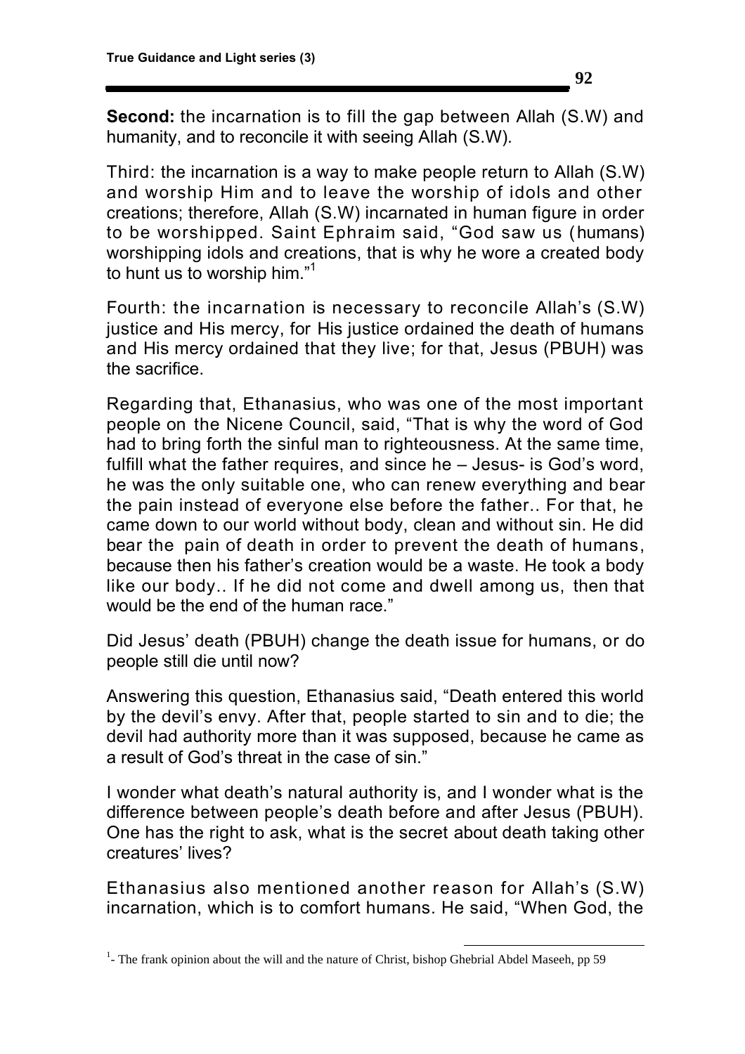**Second:** the incarnation is to fill the gap between Allah (S.W) and humanity, and to reconcile it with seeing Allah (S.W).

Third: the incarnation is a way to make people return to Allah (S.W) and worship Him and to leave the worship of idols and other creations; therefore, Allah (S.W) incarnated in human figure in order to be worshipped. Saint Ephraim said, "God saw us (humans) worshipping idols and creations, that is why he wore a created body to hunt us to worship him."[1]

Fourth: the incarnation is necessary to reconcile Allah's (S.W) justice and His mercy, for His justice ordained the death of humans and His mercy ordained that they live; for that, Jesus (PBUH) was the sacrifice.

Regarding that, Ethanasius, who was one of the most important people on the Nicene Council, said, "That is why the word of God had to bring forth the sinful man to righteousness. At the same time, fulfill what the father requires, and since he – Jesus- is God's word, he was the only suitable one, who can renew everything and bear the pain instead of everyone else before the father.. For that, he came down to our world without body, clean and without sin. He did bear the pain of death in order to prevent the death of humans, because then his father's creation would be a waste. He took a body like our body.. If he did not come and dwell among us, then that would be the end of the human race."

Did Jesus' death (PBUH) change the death issue for humans, or do people still die until now?

Answering this question, Ethanasius said, "Death entered this world by the devil's envy. After that, people started to sin and to die; the devil had authority more than it was supposed, because he came as a result of God's threat in the case of sin."

I wonder what death's natural authority is, and I wonder what is the difference between people's death before and after Jesus (PBUH). One has the right to ask, what is the secret about death taking other creatures' lives?

Ethanasius also mentioned another reason for Allah's (S.W) incarnation, which is to comfort humans. He said, "When God, the

[1]- The frank opinion about the will and the nature of Christ, bishop Ghebrial Abdel Maseeh, pp 59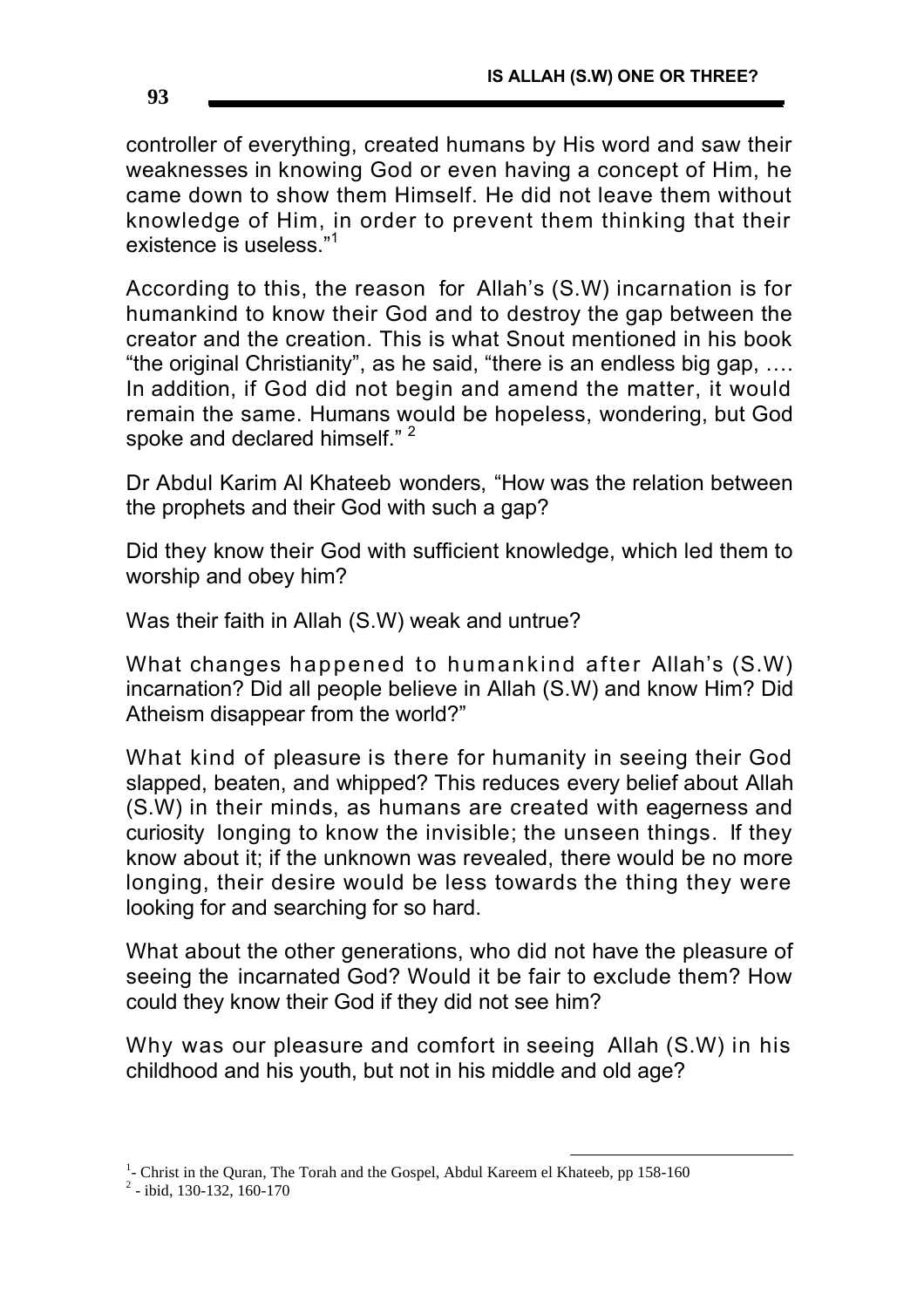controller of everything, created humans by His word and saw their weaknesses in knowing God or even having a concept of Him, he came down to show them Himself. He did not leave them without knowledge of Him, in order to prevent them thinking that their existence is useless."[1]

According to this, the reason for Allah's (S.W) incarnation is for humankind to know their God and to destroy the gap between the creator and the creation. This is what Snout mentioned in his book "the original Christianity", as he said, "there is an endless big gap, …. In addition, if God did not begin and amend the matter, it would remain the same. Humans would be hopeless, wondering, but God spoke and declared himself." [2]

Dr Abdul Karim Al Khateeb wonders, "How was the relation between the prophets and their God with such a gap?

Did they know their God with sufficient knowledge, which led them to worship and obey him?

Was their faith in Allah (S.W) weak and untrue?

What changes happened to humankind after Allah's (S.W) incarnation? Did all people believe in Allah (S.W) and know Him? Did Atheism disappear from the world?"

What kind of pleasure is there for humanity in seeing their God slapped, beaten, and whipped? This reduces every belief about Allah (S.W) in their minds, as humans are created with eagerness and curiosity longing to know the invisible; the unseen things. If they know about it; if the unknown was revealed, there would be no more longing, their desire would be less towards the thing they were looking for and searching for so hard.

What about the other generations, who did not have the pleasure of seeing the incarnated God? Would it be fair to exclude them? How could they know their God if they did not see him?

Why was our pleasure and comfort in seeing Allah (S.W) in his childhood and his youth, but not in his middle and old age?

---

[1]- Christ in the Quran, The Torah and the Gospel, Abdul Kareem el Khateeb, pp 158-160

[2] - ibid, 130-132, 160-170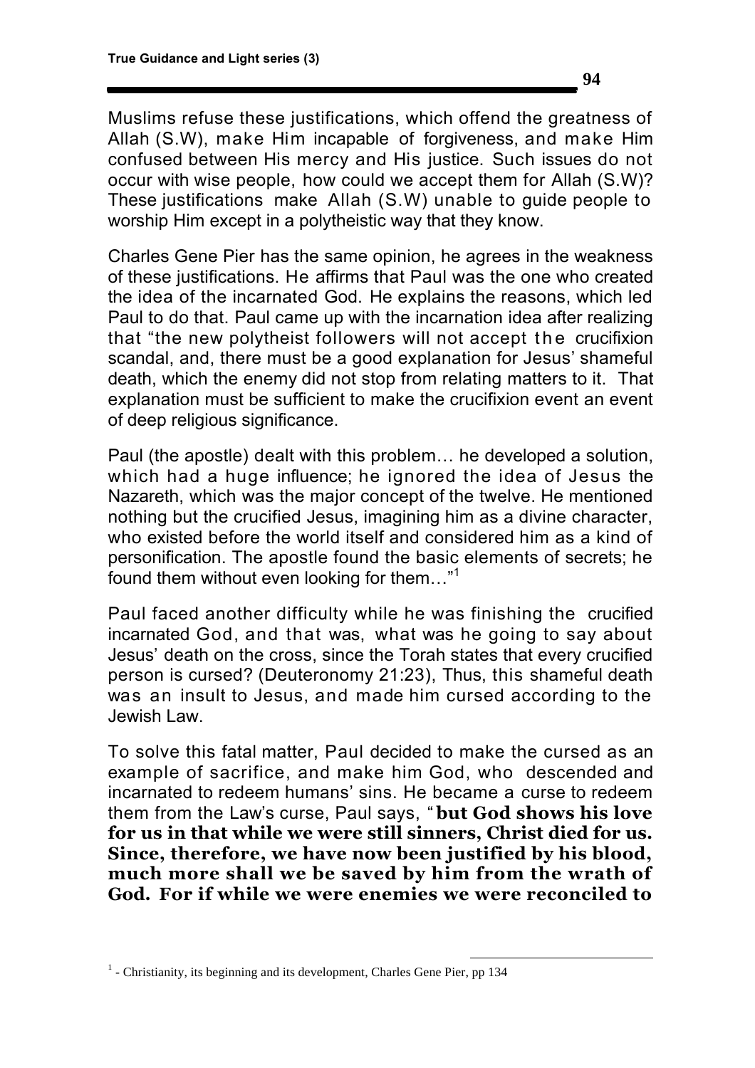Muslims refuse these justifications, which offend the greatness of Allah (S.W), make Him incapable of forgiveness, and make Him confused between His mercy and His justice. Such issues do not occur with wise people, how could we accept them for Allah (S.W)? These justifications make Allah (S.W) unable to guide people to worship Him except in a polytheistic way that they know.

Charles Gene Pier has the same opinion, he agrees in the weakness of these justifications. He affirms that Paul was the one who created the idea of the incarnated God. He explains the reasons, which led Paul to do that. Paul came up with the incarnation idea after realizing that "the new polytheist followers will not accept the crucifixion scandal, and, there must be a good explanation for Jesus' shameful death, which the enemy did not stop from relating matters to it. That explanation must be sufficient to make the crucifixion event an event of deep religious significance.

Paul (the apostle) dealt with this problem… he developed a solution, which had a huge influence; he ignored the idea of Jesus the Nazareth, which was the major concept of the twelve. He mentioned nothing but the crucified Jesus, imagining him as a divine character, who existed before the world itself and considered him as a kind of personification. The apostle found the basic elements of secrets; he found them without even looking for them…"[1]

Paul faced another difficulty while he was finishing the crucified incarnated God, and that was, what was he going to say about Jesus' death on the cross, since the Torah states that every crucified person is cursed? (Deuteronomy 21:23), Thus, this shameful death was an insult to Jesus, and made him cursed according to the Jewish Law.

To solve this fatal matter, Paul decided to make the cursed as an example of sacrifice, and make him God, who descended and incarnated to redeem humans' sins. He became a curse to redeem them from the Law's curse, Paul says, "**but God shows his love for us in that while we were still sinners, Christ died for us. Since, therefore, we have now been justified by his blood, much more shall we be saved by him from the wrath of God. For if while we were enemies we were reconciled to**

[1] - Christianity, its beginning and its development, Charles Gene Pier, pp 134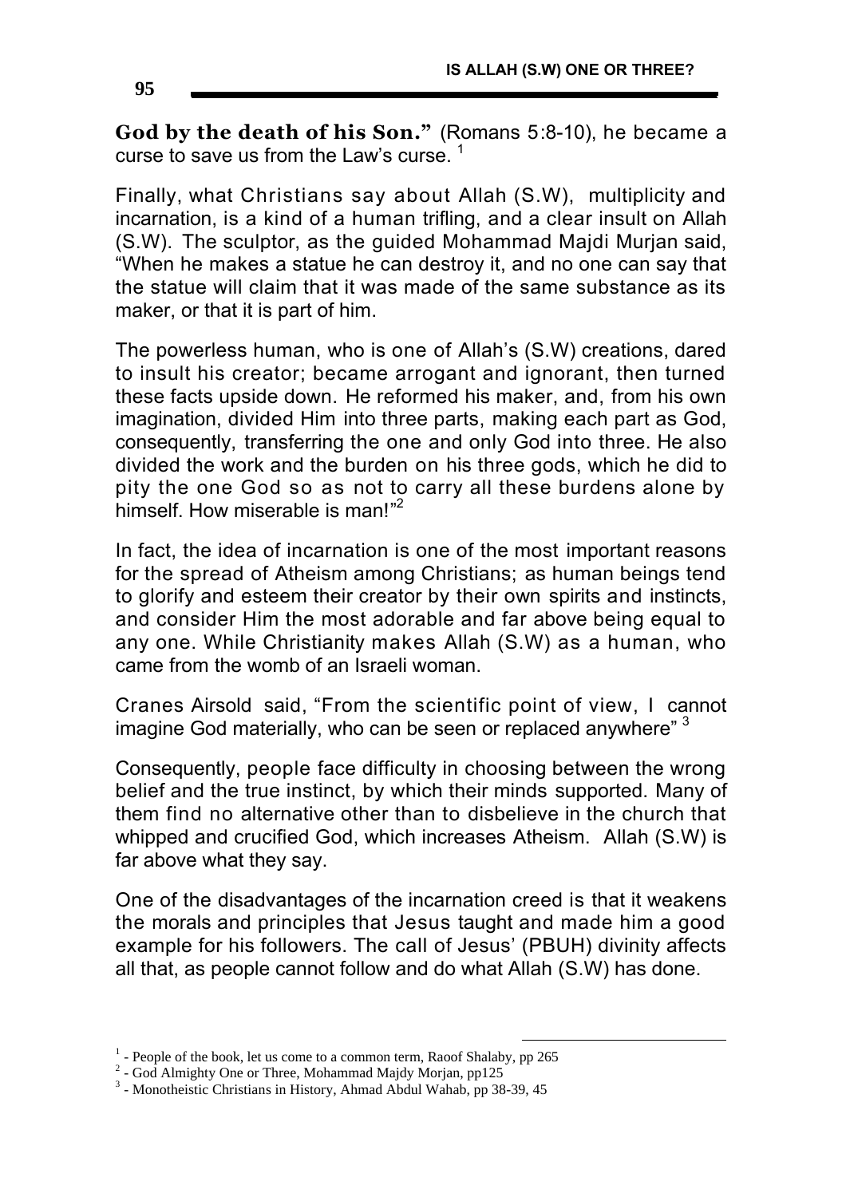**God by the death of his Son."** (Romans 5:8-10), he became a curse to save us from the Law's curse. [1]

Finally, what Christians say about Allah (S.W), multiplicity and incarnation, is a kind of a human trifling, and a clear insult on Allah (S.W). The sculptor, as the guided Mohammad Majdi Murjan said, "When he makes a statue he can destroy it, and no one can say that the statue will claim that it was made of the same substance as its maker, or that it is part of him.

The powerless human, who is one of Allah's (S.W) creations, dared to insult his creator; became arrogant and ignorant, then turned these facts upside down. He reformed his maker, and, from his own imagination, divided Him into three parts, making each part as God, consequently, transferring the one and only God into three. He also divided the work and the burden on his three gods, which he did to pity the one God so as not to carry all these burdens alone by himself. How miserable is man!"[2]

In fact, the idea of incarnation is one of the most important reasons for the spread of Atheism among Christians; as human beings tend to glorify and esteem their creator by their own spirits and instincts, and consider Him the most adorable and far above being equal to any one. While Christianity makes Allah (S.W) as a human, who came from the womb of an Israeli woman.

Cranes Airsold said, "From the scientific point of view, I cannot imagine God materially, who can be seen or replaced anywhere" [3]

Consequently, people face difficulty in choosing between the wrong belief and the true instinct, by which their minds supported. Many of them find no alternative other than to disbelieve in the church that whipped and crucified God, which increases Atheism. Allah (S.W) is far above what they say.

One of the disadvantages of the incarnation creed is that it weakens the morals and principles that Jesus taught and made him a good example for his followers. The call of Jesus' (PBUH) divinity affects all that, as people cannot follow and do what Allah (S.W) has done.

---

[1] - People of the book, let us come to a common term, Raoof Shalaby, pp 265

[2] - God Almighty One or Three, Mohammad Majdy Morjan, pp125

[3] - Monotheistic Christians in History, Ahmad Abdul Wahab, pp 38-39, 45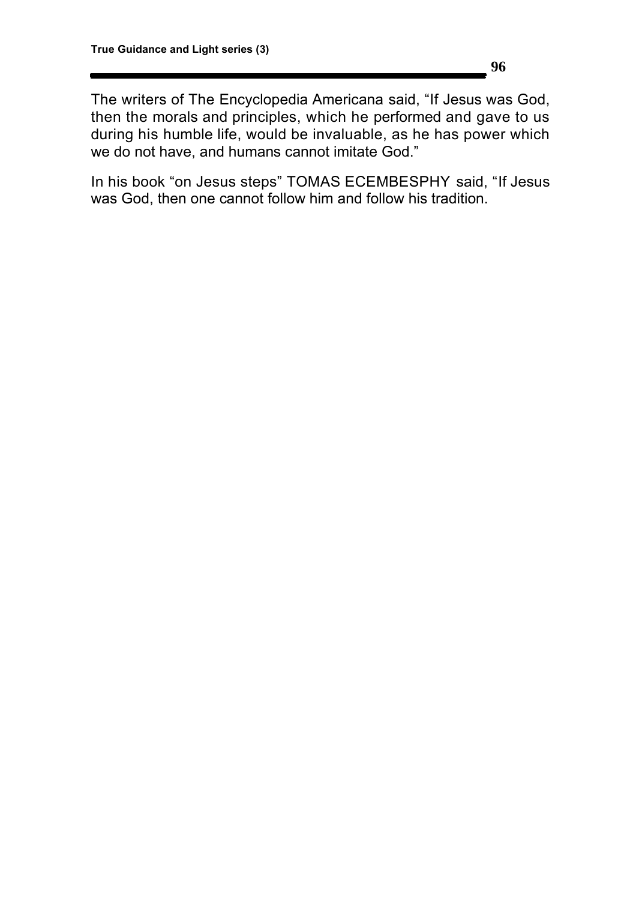The writers of The Encyclopedia Americana said, "If Jesus was God, then the morals and principles, which he performed and gave to us during his humble life, would be invaluable, as he has power which we do not have, and humans cannot imitate God."

In his book "on Jesus steps" TOMAS ECEMBESPHY said, "If Jesus was God, then one cannot follow him and follow his tradition.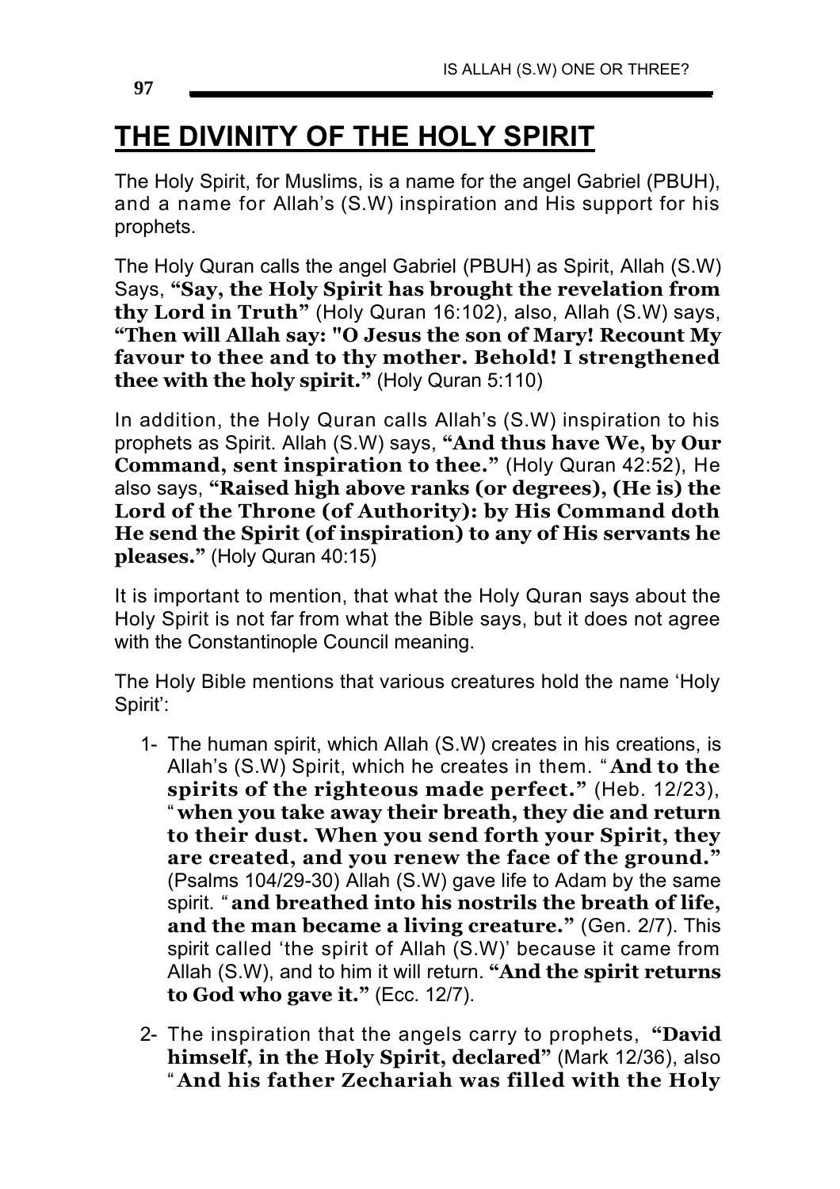# THE DIVINITY OF THE HOLY SPIRIT

The Holy Spirit, for Muslims, is a name for the angel Gabriel (PBUH), and a name for Allah's (S.W) inspiration and His support for his prophets.

The Holy Quran calls the angel Gabriel (PBUH) as Spirit, Allah (S.W) Says, **"Say, the Holy Spirit has brought the revelation from thy Lord in Truth"** (Holy Quran 16:102), also, Allah (S.W) says, **"Then will Allah say: "O Jesus the son of Mary! Recount My favour to thee and to thy mother. Behold! I strengthened thee with the holy spirit."** (Holy Quran 5:110)

In addition, the Holy Quran calls Allah's (S.W) inspiration to his prophets as Spirit. Allah (S.W) says, **"And thus have We, by Our Command, sent inspiration to thee."** (Holy Quran 42:52), He also says, **"Raised high above ranks (or degrees), (He is) the Lord of the Throne (of Authority): by His Command doth He send the Spirit (of inspiration) to any of His servants he pleases."** (Holy Quran 40:15)

It is important to mention, that what the Holy Quran says about the Holy Spirit is not far from what the Bible says, but it does not agree with the Constantinople Council meaning.

The Holy Bible mentions that various creatures hold the name 'Holy Spirit':

1- The human spirit, which Allah (S.W) creates in his creations, is Allah's (S.W) Spirit, which he creates in them. "**And to the spirits of the righteous made perfect."** (Heb. 12/23), "**when you take away their breath, they die and return to their dust. When you send forth your Spirit, they are created, and you renew the face of the ground."** (Psalms 104/29-30) Allah (S.W) gave life to Adam by the same spirit. "**and breathed into his nostrils the breath of life, and the man became a living creature."** (Gen. 2/7). This spirit called 'the spirit of Allah (S.W)' because it came from Allah (S.W), and to him it will return. **"And the spirit returns to God who gave it."** (Ecc. 12/7).

2- The inspiration that the angels carry to prophets, **"David himself, in the Holy Spirit, declared"** (Mark 12/36), also "**And his father Zechariah was filled with the Holy**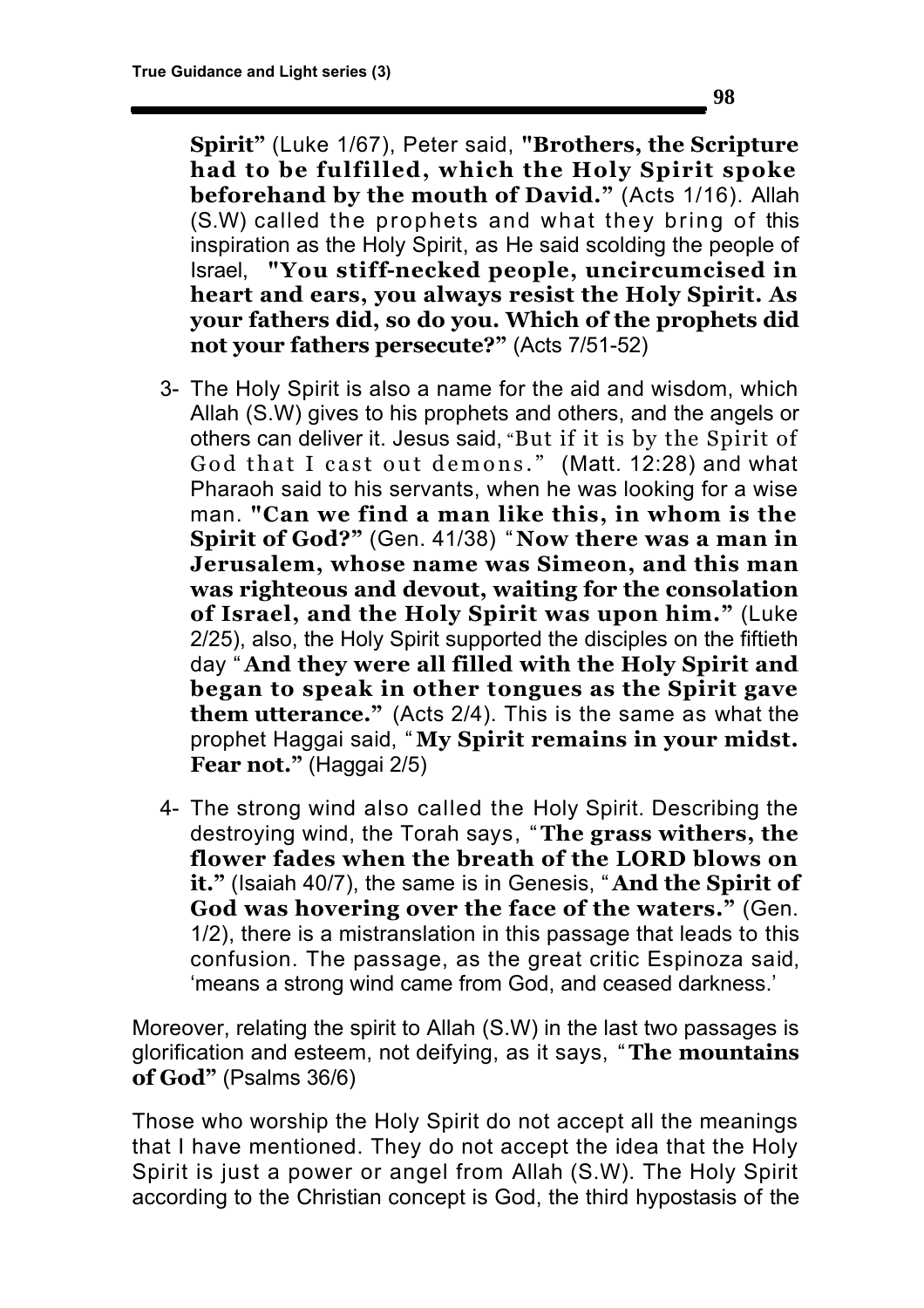**Spirit"** (Luke 1/67), Peter said, **"Brothers, the Scripture had to be fulfilled, which the Holy Spirit spoke beforehand by the mouth of David."** (Acts 1/16). Allah (S.W) called the prophets and what they bring of this inspiration as the Holy Spirit, as He said scolding the people of Israel, **"You stiff-necked people, uncircumcised in heart and ears, you always resist the Holy Spirit. As your fathers did, so do you. Which of the prophets did not your fathers persecute?"** (Acts 7/51-52)

3- The Holy Spirit is also a name for the aid and wisdom, which Allah (S.W) gives to his prophets and others, and the angels or others can deliver it. Jesus said, "But if it is by the Spirit of God that I cast out demons." (Matt. 12:28) and what Pharaoh said to his servants, when he was looking for a wise man. **"Can we find a man like this, in whom is the Spirit of God?"** (Gen. 41/38) "**Now there was a man in Jerusalem, whose name was Simeon, and this man was righteous and devout, waiting for the consolation of Israel, and the Holy Spirit was upon him."** (Luke 2/25), also, the Holy Spirit supported the disciples on the fiftieth day "**And they were all filled with the Holy Spirit and began to speak in other tongues as the Spirit gave them utterance."** (Acts 2/4). This is the same as what the prophet Haggai said, "**My Spirit remains in your midst. Fear not."** (Haggai 2/5)

4- The strong wind also called the Holy Spirit. Describing the destroying wind, the Torah says, "**The grass withers, the flower fades when the breath of the LORD blows on it."** (Isaiah 40/7), the same is in Genesis, "**And the Spirit of God was hovering over the face of the waters."** (Gen. 1/2), there is a mistranslation in this passage that leads to this confusion. The passage, as the great critic Espinoza said, 'means a strong wind came from God, and ceased darkness.'

Moreover, relating the spirit to Allah (S.W) in the last two passages is glorification and esteem, not deifying, as it says, "**The mountains of God"** (Psalms 36/6)

Those who worship the Holy Spirit do not accept all the meanings that I have mentioned. They do not accept the idea that the Holy Spirit is just a power or angel from Allah (S.W). The Holy Spirit according to the Christian concept is God, the third hypostasis of the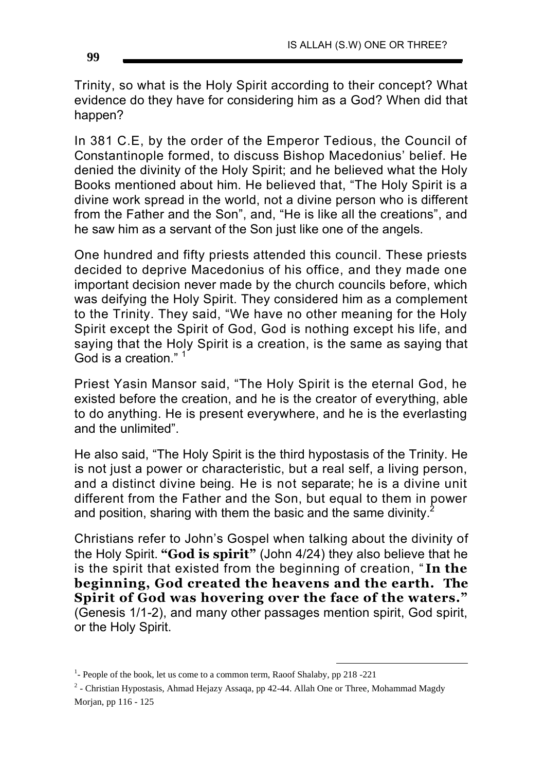Trinity, so what is the Holy Spirit according to their concept? What evidence do they have for considering him as a God? When did that happen?

In 381 C.E, by the order of the Emperor Tedious, the Council of Constantinople formed, to discuss Bishop Macedonius' belief. He denied the divinity of the Holy Spirit; and he believed what the Holy Books mentioned about him. He believed that, "The Holy Spirit is a divine work spread in the world, not a divine person who is different from the Father and the Son", and, "He is like all the creations", and he saw him as a servant of the Son just like one of the angels.

One hundred and fifty priests attended this council. These priests decided to deprive Macedonius of his office, and they made one important decision never made by the church councils before, which was deifying the Holy Spirit. They considered him as a complement to the Trinity. They said, "We have no other meaning for the Holy Spirit except the Spirit of God, God is nothing except his life, and saying that the Holy Spirit is a creation, is the same as saying that God is a creation." [1]

Priest Yasin Mansor said, "The Holy Spirit is the eternal God, he existed before the creation, and he is the creator of everything, able to do anything. He is present everywhere, and he is the everlasting and the unlimited".

He also said, "The Holy Spirit is the third hypostasis of the Trinity. He is not just a power or characteristic, but a real self, a living person, and a distinct divine being. He is not separate; he is a divine unit different from the Father and the Son, but equal to them in power and position, sharing with them the basic and the same divinity.[2]

Christians refer to John's Gospel when talking about the divinity of the Holy Spirit. **"God is spirit"** (John 4/24) they also believe that he is the spirit that existed from the beginning of creation, "**In the beginning, God created the heavens and the earth. The Spirit of God was hovering over the face of the waters."** (Genesis 1/1-2), and many other passages mention spirit, God spirit, or the Holy Spirit.

---

[1]- People of the book, let us come to a common term, Raoof Shalaby, pp 218 -221

[2] - Christian Hypostasis, Ahmad Hejazy Assaqa, pp 42-44. Allah One or Three, Mohammad Magdy Morjan, pp 116 - 125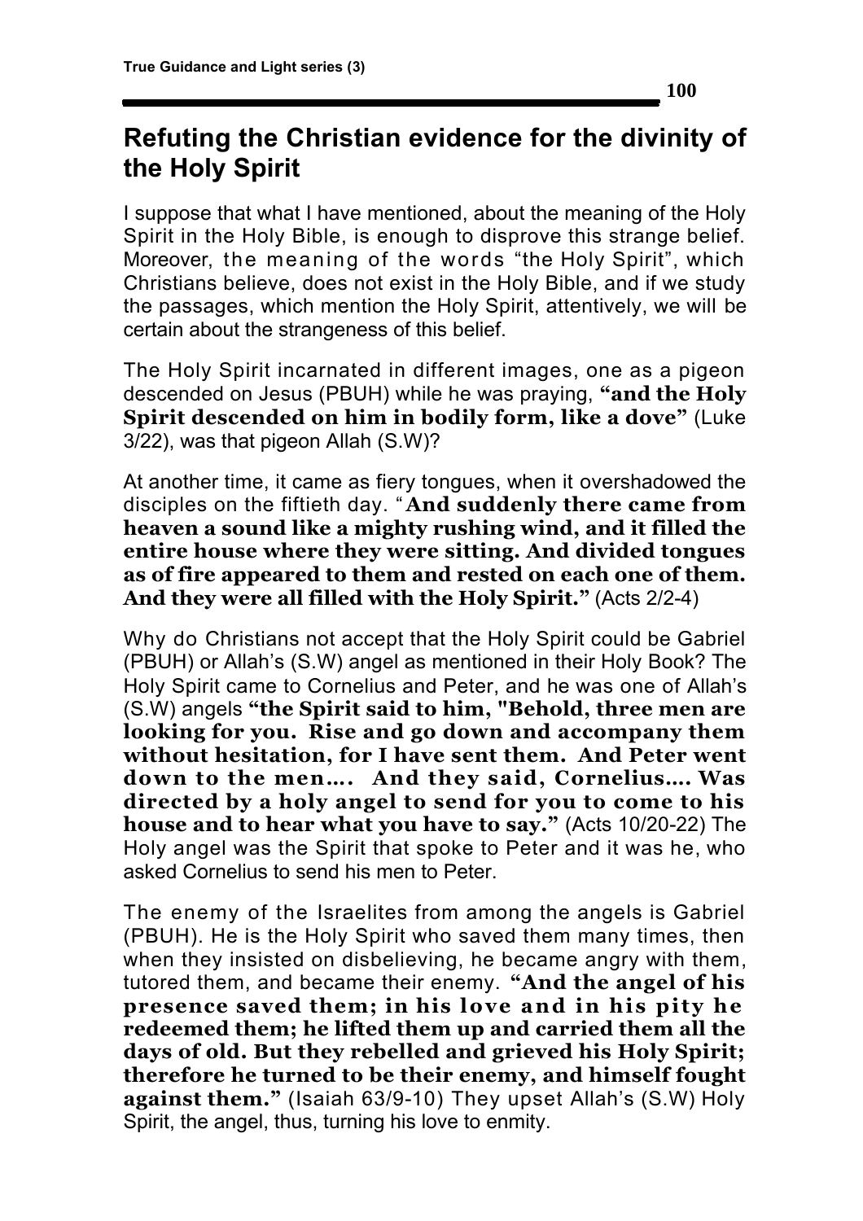## Refuting the Christian evidence for the divinity of the Holy Spirit

I suppose that what I have mentioned, about the meaning of the Holy Spirit in the Holy Bible, is enough to disprove this strange belief. Moreover, the meaning of the words "the Holy Spirit", which Christians believe, does not exist in the Holy Bible, and if we study the passages, which mention the Holy Spirit, attentively, we will be certain about the strangeness of this belief.

The Holy Spirit incarnated in different images, one as a pigeon descended on Jesus (PBUH) while he was praying, **"and the Holy Spirit descended on him in bodily form, like a dove"** (Luke 3/22), was that pigeon Allah (S.W)?

At another time, it came as fiery tongues, when it overshadowed the disciples on the fiftieth day. "**And suddenly there came from heaven a sound like a mighty rushing wind, and it filled the entire house where they were sitting. And divided tongues as of fire appeared to them and rested on each one of them. And they were all filled with the Holy Spirit."** (Acts 2/2-4)

Why do Christians not accept that the Holy Spirit could be Gabriel (PBUH) or Allah's (S.W) angel as mentioned in their Holy Book? The Holy Spirit came to Cornelius and Peter, and he was one of Allah's (S.W) angels **"the Spirit said to him, "Behold, three men are looking for you. Rise and go down and accompany them without hesitation, for I have sent them. And Peter went down to the men…. And they said, Cornelius…. Was directed by a holy angel to send for you to come to his house and to hear what you have to say."** (Acts 10/20-22) The Holy angel was the Spirit that spoke to Peter and it was he, who asked Cornelius to send his men to Peter.

The enemy of the Israelites from among the angels is Gabriel (PBUH). He is the Holy Spirit who saved them many times, then when they insisted on disbelieving, he became angry with them, tutored them, and became their enemy. **"And the angel of his presence saved them; in his love and in his pity he redeemed them; he lifted them up and carried them all the days of old. But they rebelled and grieved his Holy Spirit; therefore he turned to be their enemy, and himself fought against them."** (Isaiah 63/9-10) They upset Allah's (S.W) Holy Spirit, the angel, thus, turning his love to enmity.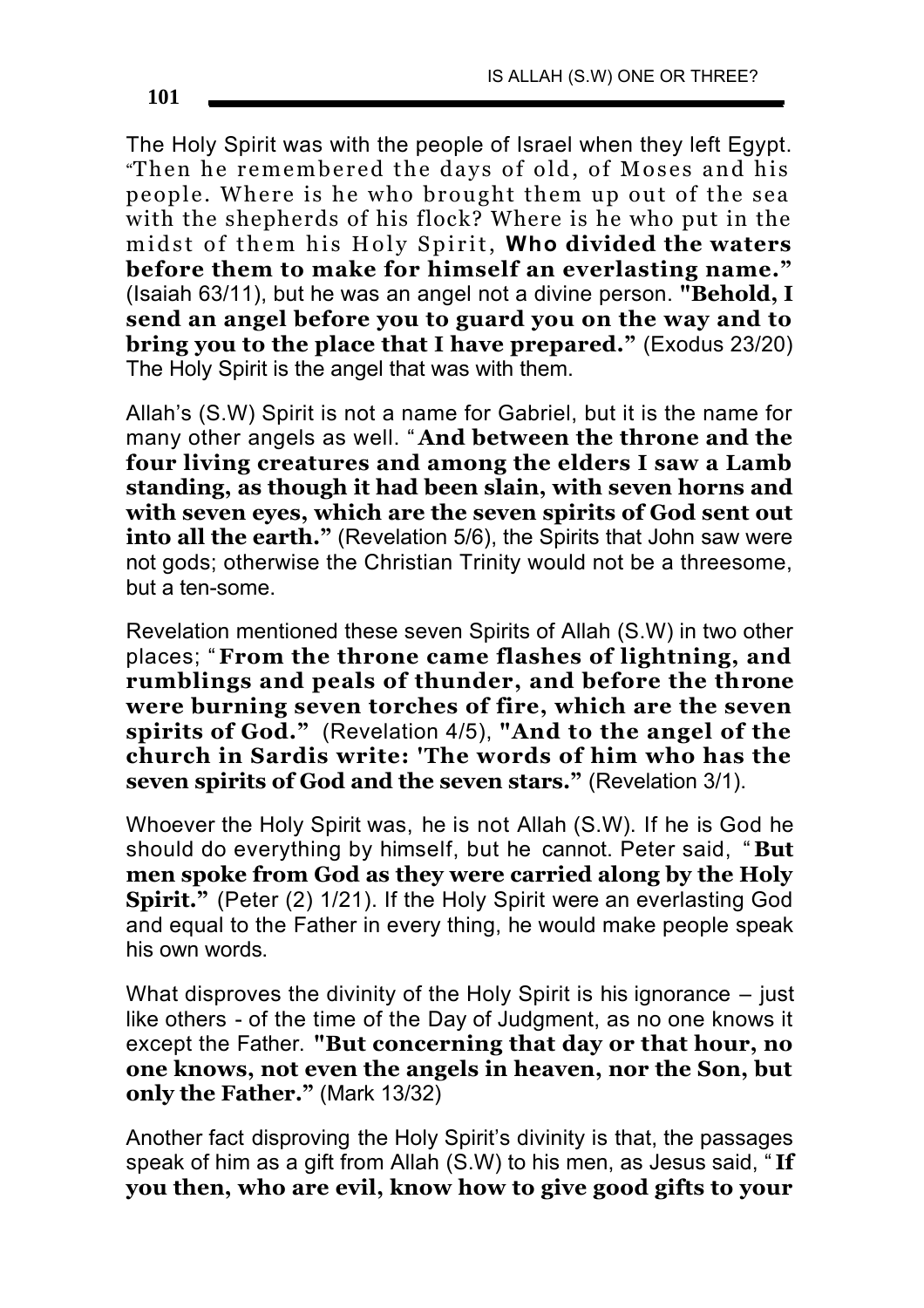The Holy Spirit was with the people of Israel when they left Egypt. "Then he remembered the days of old, of Moses and his people. Where is he who brought them up out of the sea with the shepherds of his flock? Where is he who put in the midst of them his Holy Spirit, **Who divided the waters before them to make for himself an everlasting name."** (Isaiah 63/11), but he was an angel not a divine person. **"Behold, I send an angel before you to guard you on the way and to bring you to the place that I have prepared."** (Exodus 23/20) The Holy Spirit is the angel that was with them.

Allah's (S.W) Spirit is not a name for Gabriel, but it is the name for many other angels as well. "**And between the throne and the four living creatures and among the elders I saw a Lamb standing, as though it had been slain, with seven horns and with seven eyes, which are the seven spirits of God sent out into all the earth."** (Revelation 5/6), the Spirits that John saw were not gods; otherwise the Christian Trinity would not be a threesome, but a ten-some.

Revelation mentioned these seven Spirits of Allah (S.W) in two other places; "**From the throne came flashes of lightning, and rumblings and peals of thunder, and before the throne were burning seven torches of fire, which are the seven spirits of God."** (Revelation 4/5), **"And to the angel of the church in Sardis write: 'The words of him who has the seven spirits of God and the seven stars."** (Revelation 3/1).

Whoever the Holy Spirit was, he is not Allah (S.W). If he is God he should do everything by himself, but he cannot. Peter said, "**But men spoke from God as they were carried along by the Holy Spirit."** (Peter (2) 1/21). If the Holy Spirit were an everlasting God and equal to the Father in every thing, he would make people speak his own words.

What disproves the divinity of the Holy Spirit is his ignorance – just like others - of the time of the Day of Judgment, as no one knows it except the Father. **"But concerning that day or that hour, no one knows, not even the angels in heaven, nor the Son, but only the Father."** (Mark 13/32)

Another fact disproving the Holy Spirit's divinity is that, the passages speak of him as a gift from Allah (S.W) to his men, as Jesus said, "**If you then, who are evil, know how to give good gifts to your**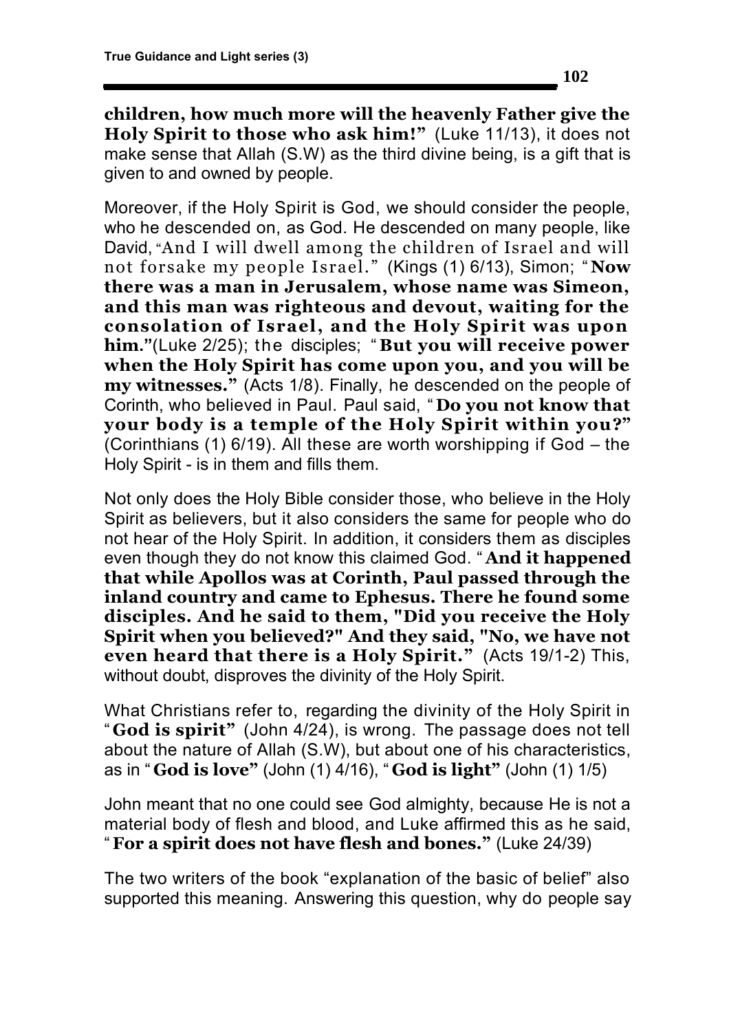**children, how much more will the heavenly Father give the Holy Spirit to those who ask him!"** (Luke 11/13), it does not make sense that Allah (S.W) as the third divine being, is a gift that is given to and owned by people.

Moreover, if the Holy Spirit is God, we should consider the people, who he descended on, as God. He descended on many people, like David, "And I will dwell among the children of Israel and will not forsake my people Israel." (Kings (1) 6/13), Simon; "**Now there was a man in Jerusalem, whose name was Simeon, and this man was righteous and devout, waiting for the consolation of Israel, and the Holy Spirit was upon him."**(Luke 2/25); the disciples; "**But you will receive power when the Holy Spirit has come upon you, and you will be my witnesses."** (Acts 1/8). Finally, he descended on the people of Corinth, who believed in Paul. Paul said, "**Do you not know that your body is a temple of the Holy Spirit within you?"** (Corinthians (1) 6/19). All these are worth worshipping if God – the Holy Spirit - is in them and fills them.

Not only does the Holy Bible consider those, who believe in the Holy Spirit as believers, but it also considers the same for people who do not hear of the Holy Spirit. In addition, it considers them as disciples even though they do not know this claimed God. "**And it happened that while Apollos was at Corinth, Paul passed through the inland country and came to Ephesus. There he found some disciples. And he said to them, "Did you receive the Holy Spirit when you believed?" And they said, "No, we have not even heard that there is a Holy Spirit."** (Acts 19/1-2) This, without doubt, disproves the divinity of the Holy Spirit.

What Christians refer to, regarding the divinity of the Holy Spirit in "**God is spirit"** (John 4/24), is wrong. The passage does not tell about the nature of Allah (S.W), but about one of his characteristics, as in "**God is love"** (John (1) 4/16), "**God is light"** (John (1) 1/5)

John meant that no one could see God almighty, because He is not a material body of flesh and blood, and Luke affirmed this as he said, "**For a spirit does not have flesh and bones."** (Luke 24/39)

The two writers of the book "explanation of the basic of belief" also supported this meaning. Answering this question, why do people say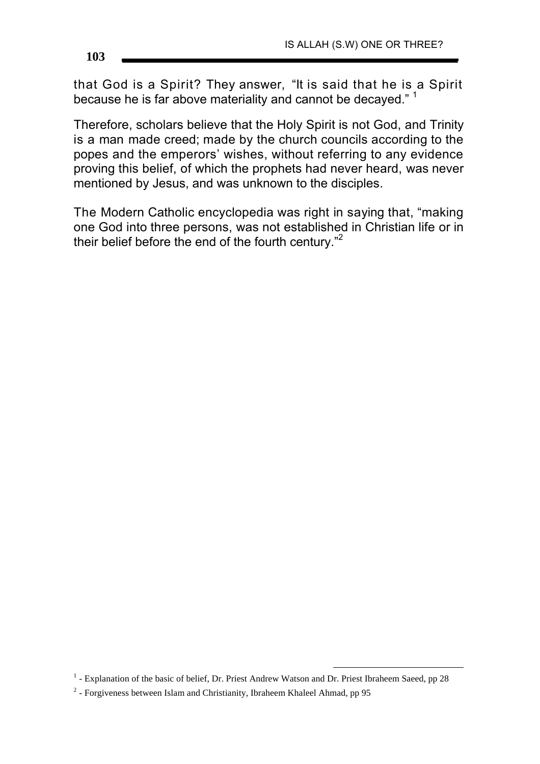that God is a Spirit? They answer, “It is said that he is a Spirit because he is far above materiality and cannot be decayed.” [1]

Therefore, scholars believe that the Holy Spirit is not God, and Trinity is a man made creed; made by the church councils according to the popes and the emperors’ wishes, without referring to any evidence proving this belief, of which the prophets had never heard, was never mentioned by Jesus, and was unknown to the disciples.

The Modern Catholic encyclopedia was right in saying that, “making one God into three persons, was not established in Christian life or in their belief before the end of the fourth century.”[2]

---

[1] - Explanation of the basic of belief, Dr. Priest Andrew Watson and Dr. Priest Ibraheem Saeed, pp 28

[2] - Forgiveness between Islam and Christianity, Ibraheem Khaleel Ahmad, pp 95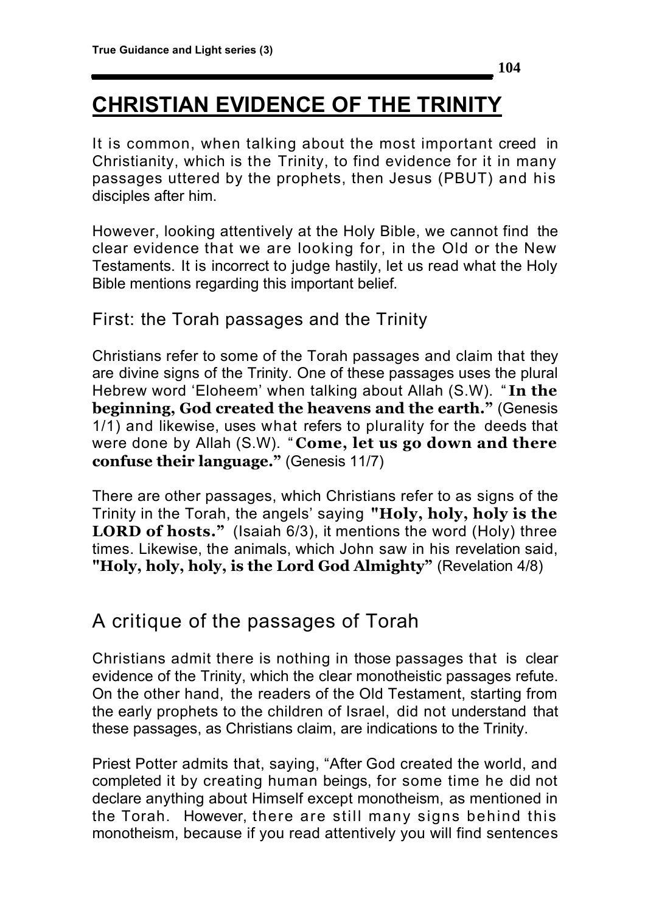# CHRISTIAN EVIDENCE OF THE TRINITY

It is common, when talking about the most important creed in Christianity, which is the Trinity, to find evidence for it in many passages uttered by the prophets, then Jesus (PBUT) and his disciples after him.

However, looking attentively at the Holy Bible, we cannot find the clear evidence that we are looking for, in the Old or the New Testaments. It is incorrect to judge hastily, let us read what the Holy Bible mentions regarding this important belief.

## First: the Torah passages and the Trinity

Christians refer to some of the Torah passages and claim that they are divine signs of the Trinity. One of these passages uses the plural Hebrew word 'Eloheem' when talking about Allah (S.W). "**In the beginning, God created the heavens and the earth."** (Genesis 1/1) and likewise, uses what refers to plurality for the deeds that were done by Allah (S.W). "**Come, let us go down and there confuse their language."** (Genesis 11/7)

There are other passages, which Christians refer to as signs of the Trinity in the Torah, the angels' saying **"Holy, holy, holy is the LORD of hosts."** (Isaiah 6/3), it mentions the word (Holy) three times. Likewise, the animals, which John saw in his revelation said, **"Holy, holy, holy, is the Lord God Almighty"** (Revelation 4/8)

## A critique of the passages of Torah

Christians admit there is nothing in those passages that is clear evidence of the Trinity, which the clear monotheistic passages refute. On the other hand, the readers of the Old Testament, starting from the early prophets to the children of Israel, did not understand that these passages, as Christians claim, are indications to the Trinity.

Priest Potter admits that, saying, "After God created the world, and completed it by creating human beings, for some time he did not declare anything about Himself except monotheism, as mentioned in the Torah. However, there are still many signs behind this monotheism, because if you read attentively you will find sentences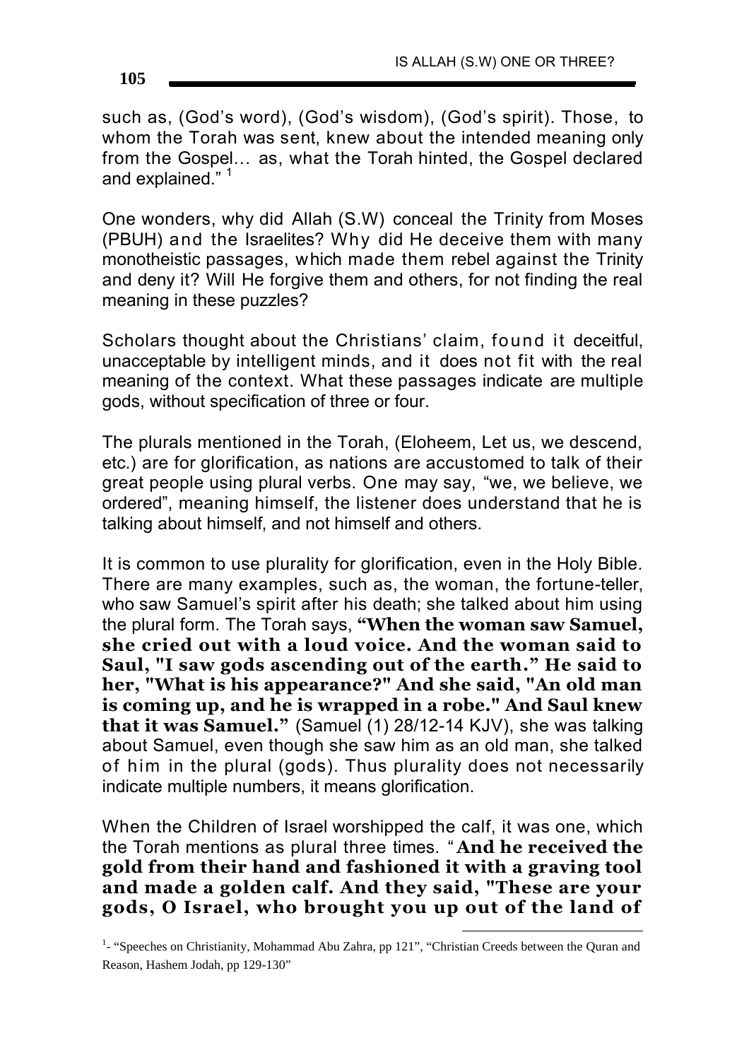such as, (God's word), (God's wisdom), (God's spirit). Those, to whom the Torah was sent, knew about the intended meaning only from the Gospel… as, what the Torah hinted, the Gospel declared and explained." [1]

One wonders, why did Allah (S.W) conceal the Trinity from Moses (PBUH) and the Israelites? Why did He deceive them with many monotheistic passages, which made them rebel against the Trinity and deny it? Will He forgive them and others, for not finding the real meaning in these puzzles?

Scholars thought about the Christians' claim, found it deceitful, unacceptable by intelligent minds, and it does not fit with the real meaning of the context. What these passages indicate are multiple gods, without specification of three or four.

The plurals mentioned in the Torah, (Eloheem, Let us, we descend, etc.) are for glorification, as nations are accustomed to talk of their great people using plural verbs. One may say, "we, we believe, we ordered", meaning himself, the listener does understand that he is talking about himself, and not himself and others.

It is common to use plurality for glorification, even in the Holy Bible. There are many examples, such as, the woman, the fortune-teller, who saw Samuel's spirit after his death; she talked about him using the plural form. The Torah says, **"When the woman saw Samuel, she cried out with a loud voice. And the woman said to Saul, "I saw gods ascending out of the earth." He said to her, "What is his appearance?" And she said, "An old man is coming up, and he is wrapped in a robe." And Saul knew that it was Samuel."** (Samuel (1) 28/12-14 KJV), she was talking about Samuel, even though she saw him as an old man, she talked of him in the plural (gods). Thus plurality does not necessarily indicate multiple numbers, it means glorification.

When the Children of Israel worshipped the calf, it was one, which the Torah mentions as plural three times. "**And he received the gold from their hand and fashioned it with a graving tool and made a golden calf. And they said, "These are your gods, O Israel, who brought you up out of the land of**

---

[1]- "Speeches on Christianity, Mohammad Abu Zahra, pp 121", "Christian Creeds between the Quran and Reason, Hashem Jodah, pp 129-130"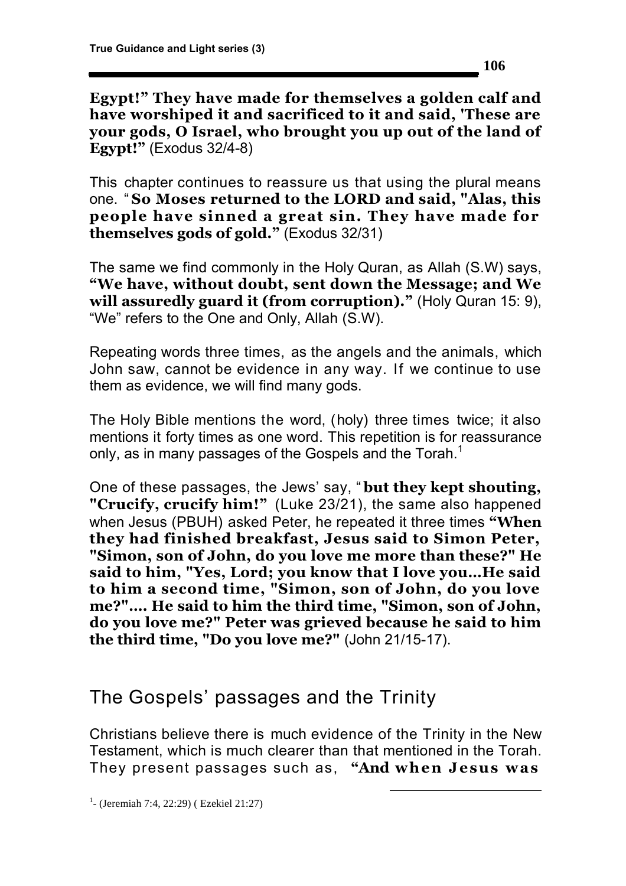**Egypt!" They have made for themselves a golden calf and have worshiped it and sacrificed to it and said, 'These are your gods, O Israel, who brought you up out of the land of Egypt!"** (Exodus 32/4-8)

This chapter continues to reassure us that using the plural means one. "**So Moses returned to the LORD and said, "Alas, this people have sinned a great sin. They have made for themselves gods of gold."** (Exodus 32/31)

The same we find commonly in the Holy Quran, as Allah (S.W) says, **"We have, without doubt, sent down the Message; and We will assuredly guard it (from corruption)."** (Holy Quran 15: 9), "We" refers to the One and Only, Allah (S.W).

Repeating words three times, as the angels and the animals, which John saw, cannot be evidence in any way. If we continue to use them as evidence, we will find many gods.

The Holy Bible mentions the word, (holy) three times twice; it also mentions it forty times as one word. This repetition is for reassurance only, as in many passages of the Gospels and the Torah.[1]

One of these passages, the Jews' say, "**but they kept shouting, "Crucify, crucify him!"** (Luke 23/21), the same also happened when Jesus (PBUH) asked Peter, he repeated it three times **"When they had finished breakfast, Jesus said to Simon Peter, "Simon, son of John, do you love me more than these?" He said to him, "Yes, Lord; you know that I love you...He said to him a second time, "Simon, son of John, do you love me?".... He said to him the third time, "Simon, son of John, do you love me?" Peter was grieved because he said to him the third time, "Do you love me?"** (John 21/15-17).

## The Gospels' passages and the Trinity

Christians believe there is much evidence of the Trinity in the New Testament, which is much clearer than that mentioned in the Torah. They present passages such as, **"And when Jesus was**

[1]- (Jeremiah 7:4, 22:29) ( Ezekiel 21:27)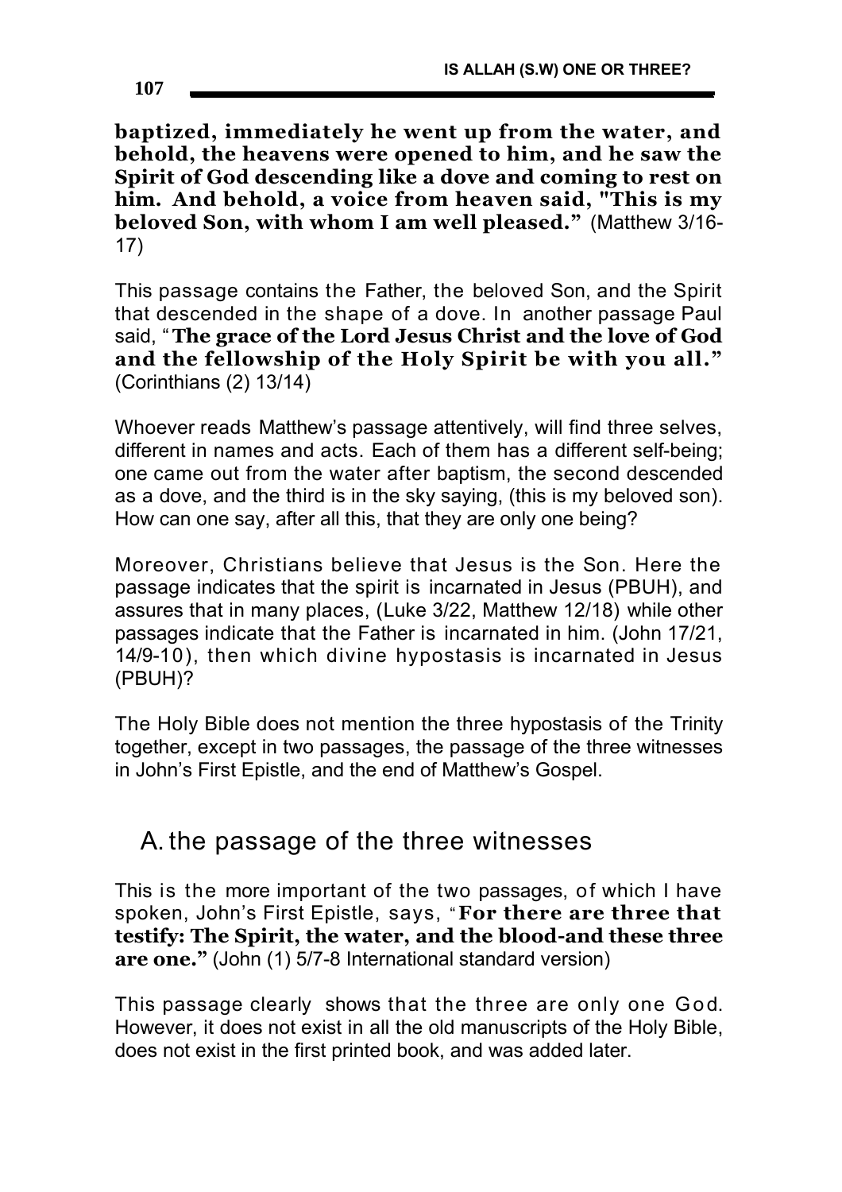**baptized, immediately he went up from the water, and behold, the heavens were opened to him, and he saw the Spirit of God descending like a dove and coming to rest on him. And behold, a voice from heaven said, "This is my beloved Son, with whom I am well pleased."** (Matthew 3/16-17)

This passage contains the Father, the beloved Son, and the Spirit that descended in the shape of a dove. In another passage Paul said, "**The grace of the Lord Jesus Christ and the love of God and the fellowship of the Holy Spirit be with you all.**" (Corinthians (2) 13/14)

Whoever reads Matthew's passage attentively, will find three selves, different in names and acts. Each of them has a different self-being; one came out from the water after baptism, the second descended as a dove, and the third is in the sky saying, (this is my beloved son). How can one say, after all this, that they are only one being?

Moreover, Christians believe that Jesus is the Son. Here the passage indicates that the spirit is incarnated in Jesus (PBUH), and assures that in many places, (Luke 3/22, Matthew 12/18) while other passages indicate that the Father is incarnated in him. (John 17/21, 14/9-10), then which divine hypostasis is incarnated in Jesus (PBUH)?

The Holy Bible does not mention the three hypostasis of the Trinity together, except in two passages, the passage of the three witnesses in John's First Epistle, and the end of Matthew's Gospel.

## A. the passage of the three witnesses

This is the more important of the two passages, of which I have spoken, John's First Epistle, says, "**For there are three that testify: The Spirit, the water, and the blood-and these three are one.**" (John (1) 5/7-8 International standard version)

This passage clearly shows that the three are only one God. However, it does not exist in all the old manuscripts of the Holy Bible, does not exist in the first printed book, and was added later.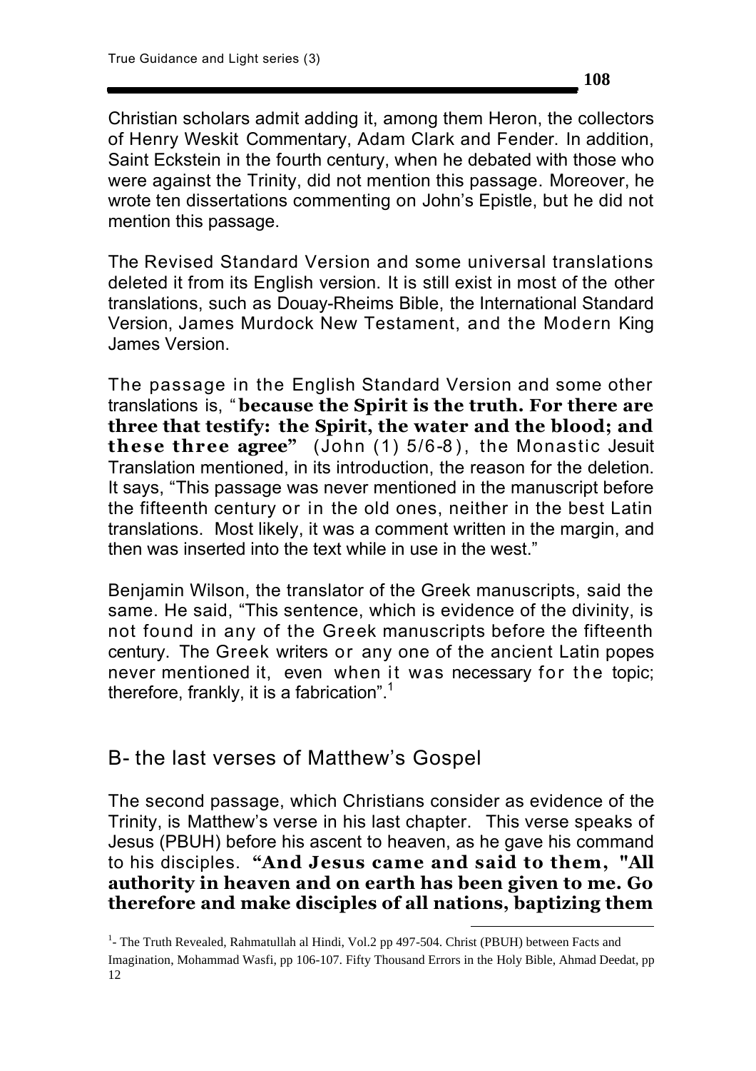Christian scholars admit adding it, among them Heron, the collectors of Henry Weskit Commentary, Adam Clark and Fender. In addition, Saint Eckstein in the fourth century, when he debated with those who were against the Trinity, did not mention this passage. Moreover, he wrote ten dissertations commenting on John's Epistle, but he did not mention this passage.

The Revised Standard Version and some universal translations deleted it from its English version. It is still exist in most of the other translations, such as Douay-Rheims Bible, the International Standard Version, James Murdock New Testament, and the Modern King James Version.

The passage in the English Standard Version and some other translations is, "**because the Spirit is the truth. For there are three that testify: the Spirit, the water and the blood; and these three agree"** (John (1) 5/6-8), the Monastic Jesuit Translation mentioned, in its introduction, the reason for the deletion. It says, "This passage was never mentioned in the manuscript before the fifteenth century or in the old ones, neither in the best Latin translations. Most likely, it was a comment written in the margin, and then was inserted into the text while in use in the west."

Benjamin Wilson, the translator of the Greek manuscripts, said the same. He said, "This sentence, which is evidence of the divinity, is not found in any of the Greek manuscripts before the fifteenth century. The Greek writers or any one of the ancient Latin popes never mentioned it, even when it was necessary for the topic; therefore, frankly, it is a fabrication".[1]

## B- the last verses of Matthew's Gospel

The second passage, which Christians consider as evidence of the Trinity, is Matthew's verse in his last chapter. This verse speaks of Jesus (PBUH) before his ascent to heaven, as he gave his command to his disciples. **"And Jesus came and said to them, "All authority in heaven and on earth has been given to me. Go therefore and make disciples of all nations, baptizing them**

---

[1]- The Truth Revealed, Rahmatullah al Hindi, Vol.2 pp 497-504. Christ (PBUH) between Facts and Imagination, Mohammad Wasfi, pp 106-107. Fifty Thousand Errors in the Holy Bible, Ahmad Deedat, pp 12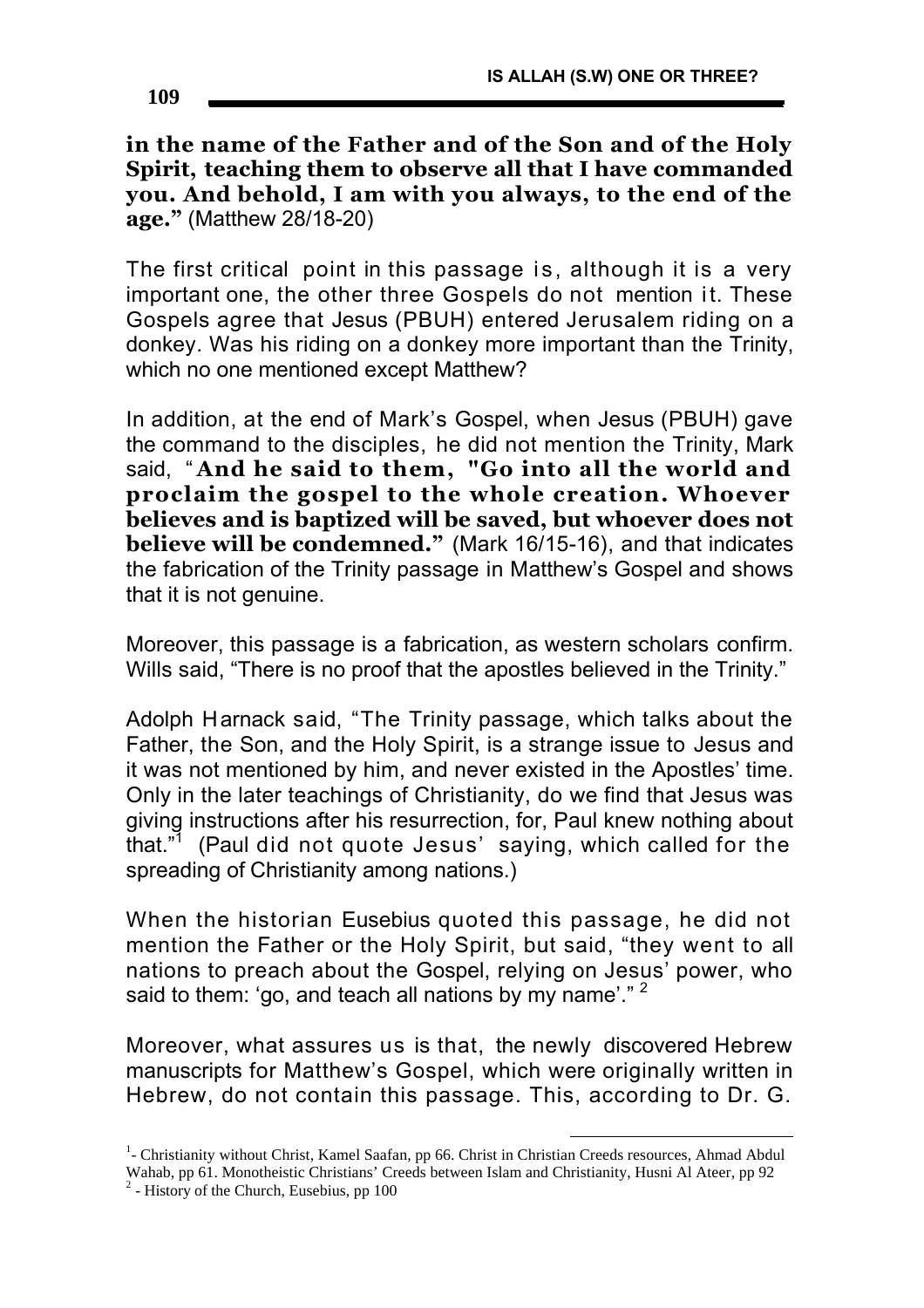**in the name of the Father and of the Son and of the Holy Spirit, teaching them to observe all that I have commanded you. And behold, I am with you always, to the end of the age."** (Matthew 28/18-20)

The first critical point in this passage is, although it is a very important one, the other three Gospels do not mention it. These Gospels agree that Jesus (PBUH) entered Jerusalem riding on a donkey. Was his riding on a donkey more important than the Trinity, which no one mentioned except Matthew?

In addition, at the end of Mark's Gospel, when Jesus (PBUH) gave the command to the disciples, he did not mention the Trinity, Mark said, "**And he said to them, "Go into all the world and proclaim the gospel to the whole creation. Whoever believes and is baptized will be saved, but whoever does not believe will be condemned."** (Mark 16/15-16), and that indicates the fabrication of the Trinity passage in Matthew's Gospel and shows that it is not genuine.

Moreover, this passage is a fabrication, as western scholars confirm. Wills said, "There is no proof that the apostles believed in the Trinity."

Adolph Harnack said, "The Trinity passage, which talks about the Father, the Son, and the Holy Spirit, is a strange issue to Jesus and it was not mentioned by him, and never existed in the Apostles' time. Only in the later teachings of Christianity, do we find that Jesus was giving instructions after his resurrection, for, Paul knew nothing about that."[1] (Paul did not quote Jesus' saying, which called for the spreading of Christianity among nations.)

When the historian Eusebius quoted this passage, he did not mention the Father or the Holy Spirit, but said, "they went to all nations to preach about the Gospel, relying on Jesus' power, who said to them: 'go, and teach all nations by my name'."[2]

Moreover, what assures us is that, the newly discovered Hebrew manuscripts for Matthew's Gospel, which were originally written in Hebrew, do not contain this passage. This, according to Dr. G.

---

[1]- Christianity without Christ, Kamel Saafan, pp 66. Christ in Christian Creeds resources, Ahmad Abdul Wahab, pp 61. Monotheistic Christians' Creeds between Islam and Christianity, Husni Al Ateer, pp 92

[2] - History of the Church, Eusebius, pp 100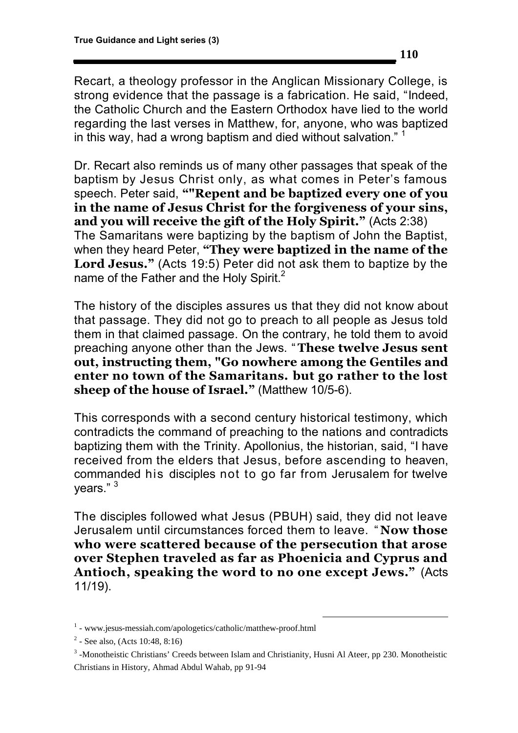Recart, a theology professor in the Anglican Missionary College, is strong evidence that the passage is a fabrication. He said, "Indeed, the Catholic Church and the Eastern Orthodox have lied to the world regarding the last verses in Matthew, for, anyone, who was baptized in this way, had a wrong baptism and died without salvation." [1]

Dr. Recart also reminds us of many other passages that speak of the baptism by Jesus Christ only, as what comes in Peter's famous speech. Peter said, **""Repent and be baptized every one of you in the name of Jesus Christ for the forgiveness of your sins, and you will receive the gift of the Holy Spirit."** (Acts 2:38) The Samaritans were baptizing by the baptism of John the Baptist, when they heard Peter, **"They were baptized in the name of the Lord Jesus."** (Acts 19:5) Peter did not ask them to baptize by the name of the Father and the Holy Spirit.[2]

The history of the disciples assures us that they did not know about that passage. They did not go to preach to all people as Jesus told them in that claimed passage. On the contrary, he told them to avoid preaching anyone other than the Jews. "**These twelve Jesus sent out, instructing them, "Go nowhere among the Gentiles and enter no town of the Samaritans. but go rather to the lost sheep of the house of Israel."** (Matthew 10/5-6).

This corresponds with a second century historical testimony, which contradicts the command of preaching to the nations and contradicts baptizing them with the Trinity. Apollonius, the historian, said, "I have received from the elders that Jesus, before ascending to heaven, commanded his disciples not to go far from Jerusalem for twelve years." [3]

The disciples followed what Jesus (PBUH) said, they did not leave Jerusalem until circumstances forced them to leave. "**Now those who were scattered because of the persecution that arose over Stephen traveled as far as Phoenicia and Cyprus and Antioch, speaking the word to no one except Jews."** (Acts 11/19).

---

[1] - www.jesus-messiah.com/apologetics/catholic/matthew-proof.html

[2] - See also, (Acts 10:48, 8:16)

[3] -Monotheistic Christians' Creeds between Islam and Christianity, Husni Al Ateer, pp 230. Monotheistic Christians in History, Ahmad Abdul Wahab, pp 91-94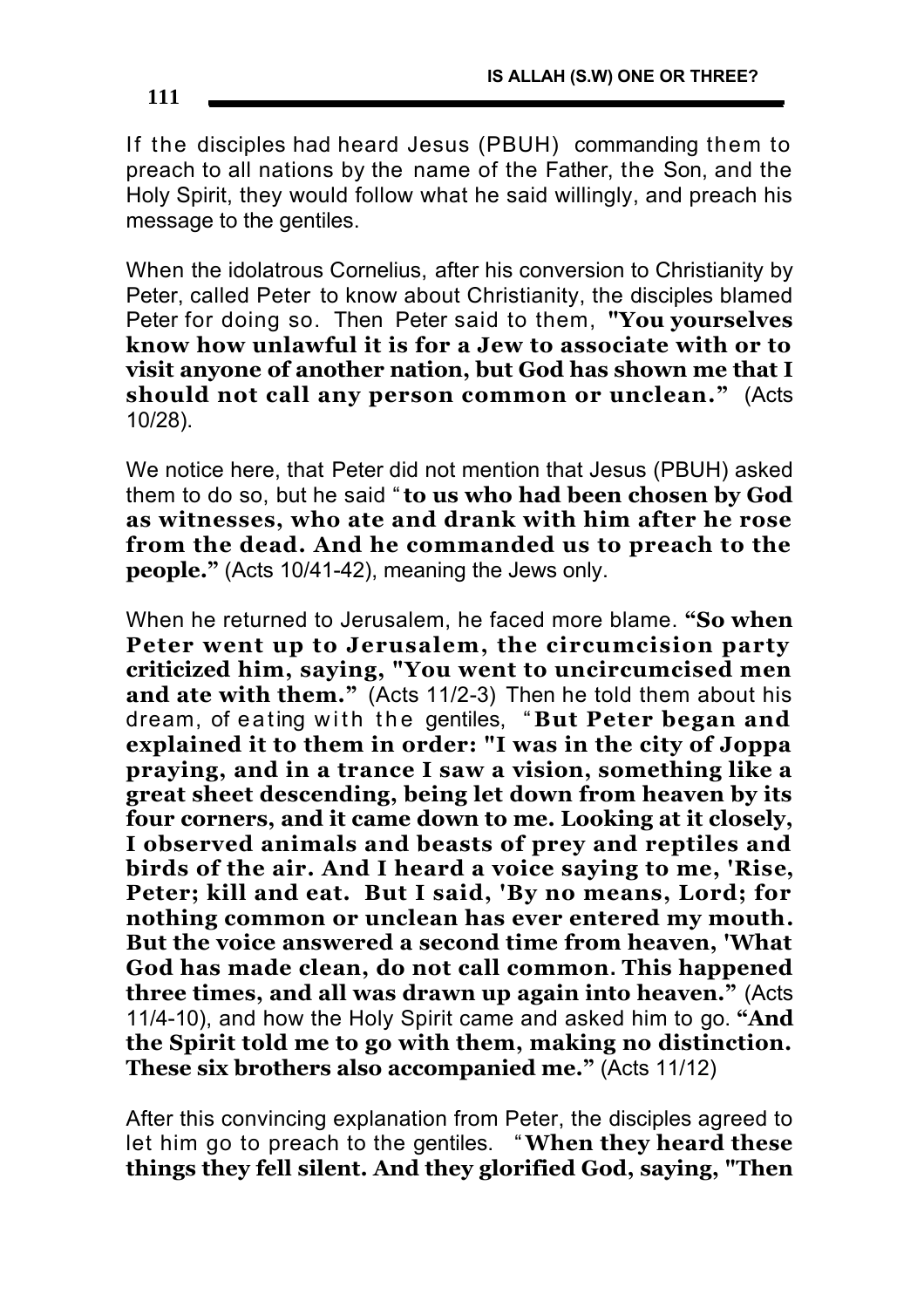If the disciples had heard Jesus (PBUH) commanding them to preach to all nations by the name of the Father, the Son, and the Holy Spirit, they would follow what he said willingly, and preach his message to the gentiles.

When the idolatrous Cornelius, after his conversion to Christianity by Peter, called Peter to know about Christianity, the disciples blamed Peter for doing so. Then Peter said to them, **"You yourselves know how unlawful it is for a Jew to associate with or to visit anyone of another nation, but God has shown me that I should not call any person common or unclean."** (Acts 10/28).

We notice here, that Peter did not mention that Jesus (PBUH) asked them to do so, but he said "**to us who had been chosen by God as witnesses, who ate and drank with him after he rose from the dead. And he commanded us to preach to the people."** (Acts 10/41-42), meaning the Jews only.

When he returned to Jerusalem, he faced more blame. **"So when Peter went up to Jerusalem, the circumcision party criticized him, saying, "You went to uncircumcised men and ate with them."** (Acts 11/2-3) Then he told them about his dream, of eating with the gentiles, "**But Peter began and explained it to them in order: "I was in the city of Joppa praying, and in a trance I saw a vision, something like a great sheet descending, being let down from heaven by its four corners, and it came down to me. Looking at it closely, I observed animals and beasts of prey and reptiles and birds of the air. And I heard a voice saying to me, 'Rise, Peter; kill and eat. But I said, 'By no means, Lord; for nothing common or unclean has ever entered my mouth. But the voice answered a second time from heaven, 'What God has made clean, do not call common. This happened three times, and all was drawn up again into heaven."** (Acts 11/4-10), and how the Holy Spirit came and asked him to go. **"And the Spirit told me to go with them, making no distinction. These six brothers also accompanied me."** (Acts 11/12)

After this convincing explanation from Peter, the disciples agreed to let him go to preach to the gentiles. "**When they heard these things they fell silent. And they glorified God, saying, "Then**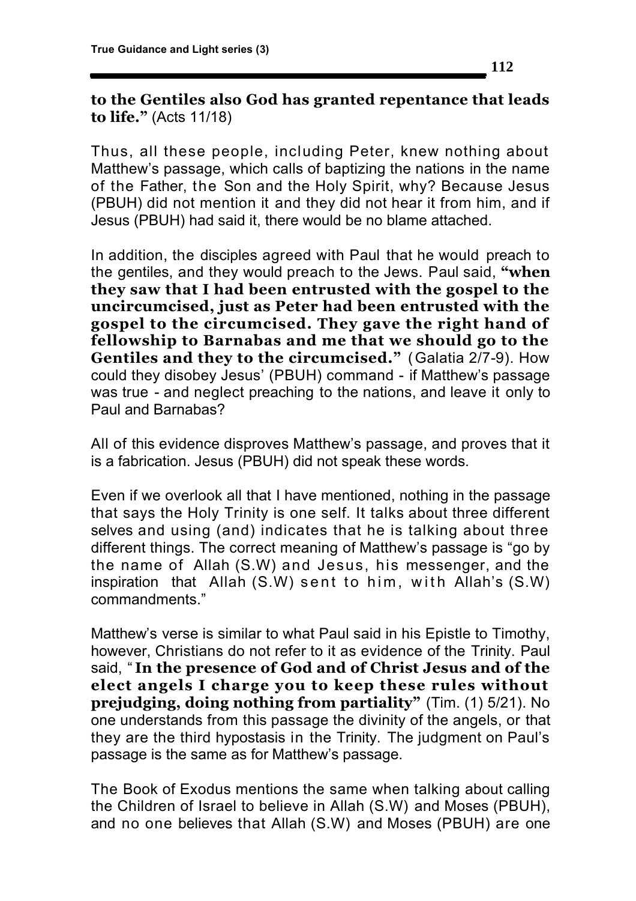**to the Gentiles also God has granted repentance that leads to life."** (Acts 11/18)

Thus, all these people, including Peter, knew nothing about Matthew's passage, which calls of baptizing the nations in the name of the Father, the Son and the Holy Spirit, why? Because Jesus (PBUH) did not mention it and they did not hear it from him, and if Jesus (PBUH) had said it, there would be no blame attached.

In addition, the disciples agreed with Paul that he would preach to the gentiles, and they would preach to the Jews. Paul said, **"when they saw that I had been entrusted with the gospel to the uncircumcised, just as Peter had been entrusted with the gospel to the circumcised. They gave the right hand of fellowship to Barnabas and me that we should go to the Gentiles and they to the circumcised."** (Galatia 2/7-9). How could they disobey Jesus' (PBUH) command - if Matthew's passage was true - and neglect preaching to the nations, and leave it only to Paul and Barnabas?

All of this evidence disproves Matthew's passage, and proves that it is a fabrication. Jesus (PBUH) did not speak these words.

Even if we overlook all that I have mentioned, nothing in the passage that says the Holy Trinity is one self. It talks about three different selves and using (and) indicates that he is talking about three different things. The correct meaning of Matthew's passage is "go by the name of Allah (S.W) and Jesus, his messenger, and the inspiration that Allah (S.W) sent to him, with Allah's (S.W) commandments."

Matthew's verse is similar to what Paul said in his Epistle to Timothy, however, Christians do not refer to it as evidence of the Trinity. Paul said, "**In the presence of God and of Christ Jesus and of the elect angels I charge you to keep these rules without prejudging, doing nothing from partiality"** (Tim. (1) 5/21). No one understands from this passage the divinity of the angels, or that they are the third hypostasis in the Trinity. The judgment on Paul's passage is the same as for Matthew's passage.

The Book of Exodus mentions the same when talking about calling the Children of Israel to believe in Allah (S.W) and Moses (PBUH), and no one believes that Allah (S.W) and Moses (PBUH) are one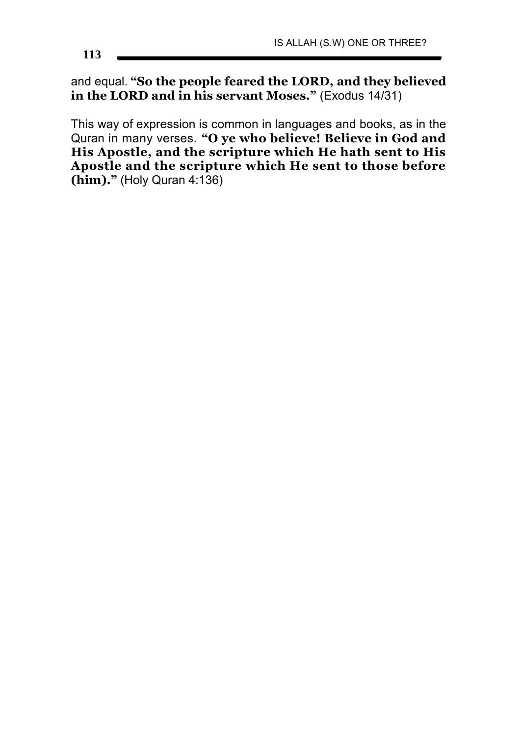and equal. **"So the people feared the LORD, and they believed in the LORD and in his servant Moses."** (Exodus 14/31)

This way of expression is common in languages and books, as in the Quran in many verses. **"O ye who believe! Believe in God and His Apostle, and the scripture which He hath sent to His Apostle and the scripture which He sent to those before (him)."** (Holy Quran 4:136)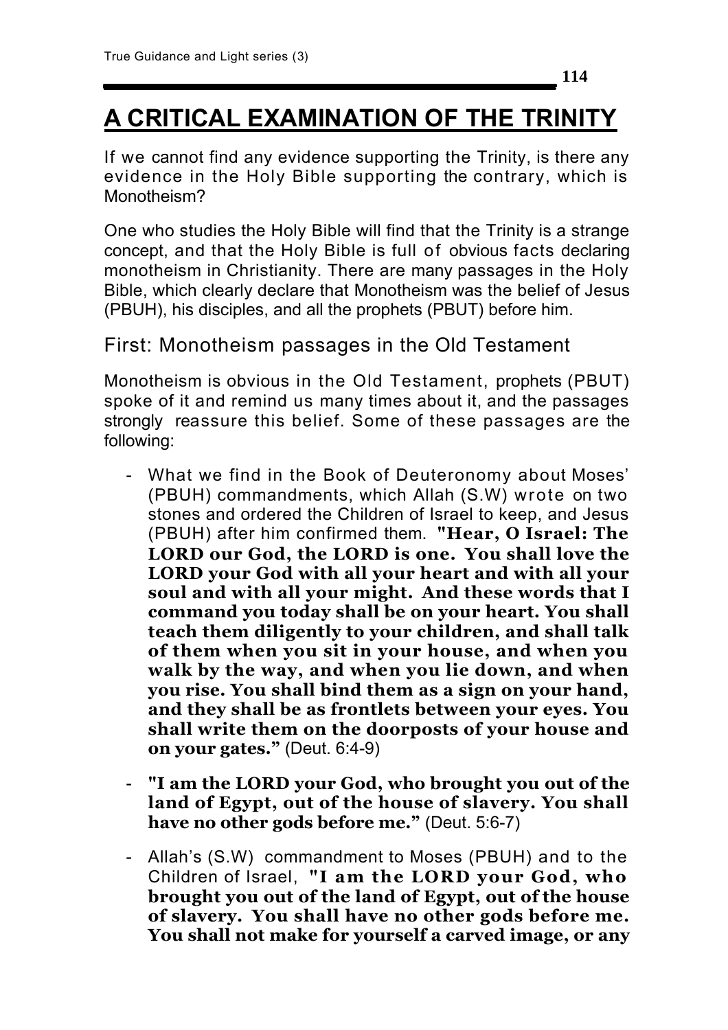# A CRITICAL EXAMINATION OF THE TRINITY

If we cannot find any evidence supporting the Trinity, is there any evidence in the Holy Bible supporting the contrary, which is Monotheism?

One who studies the Holy Bible will find that the Trinity is a strange concept, and that the Holy Bible is full of obvious facts declaring monotheism in Christianity. There are many passages in the Holy Bible, which clearly declare that Monotheism was the belief of Jesus (PBUH), his disciples, and all the prophets (PBUT) before him.

## First: Monotheism passages in the Old Testament

Monotheism is obvious in the Old Testament, prophets (PBUT) spoke of it and remind us many times about it, and the passages strongly reassure this belief. Some of these passages are the following:

- What we find in the Book of Deuteronomy about Moses' (PBUH) commandments, which Allah (S.W) wrote on two stones and ordered the Children of Israel to keep, and Jesus (PBUH) after him confirmed them. **"Hear, O Israel: The LORD our God, the LORD is one. You shall love the LORD your God with all your heart and with all your soul and with all your might. And these words that I command you today shall be on your heart. You shall teach them diligently to your children, and shall talk of them when you sit in your house, and when you walk by the way, and when you lie down, and when you rise. You shall bind them as a sign on your hand, and they shall be as frontlets between your eyes. You shall write them on the doorposts of your house and on your gates."** (Deut. 6:4-9)
- **"I am the LORD your God, who brought you out of the land of Egypt, out of the house of slavery. You shall have no other gods before me."** (Deut. 5:6-7)
- Allah's (S.W) commandment to Moses (PBUH) and to the Children of Israel, **"I am the LORD your God, who brought you out of the land of Egypt, out of the house of slavery. You shall have no other gods before me. You shall not make for yourself a carved image, or any**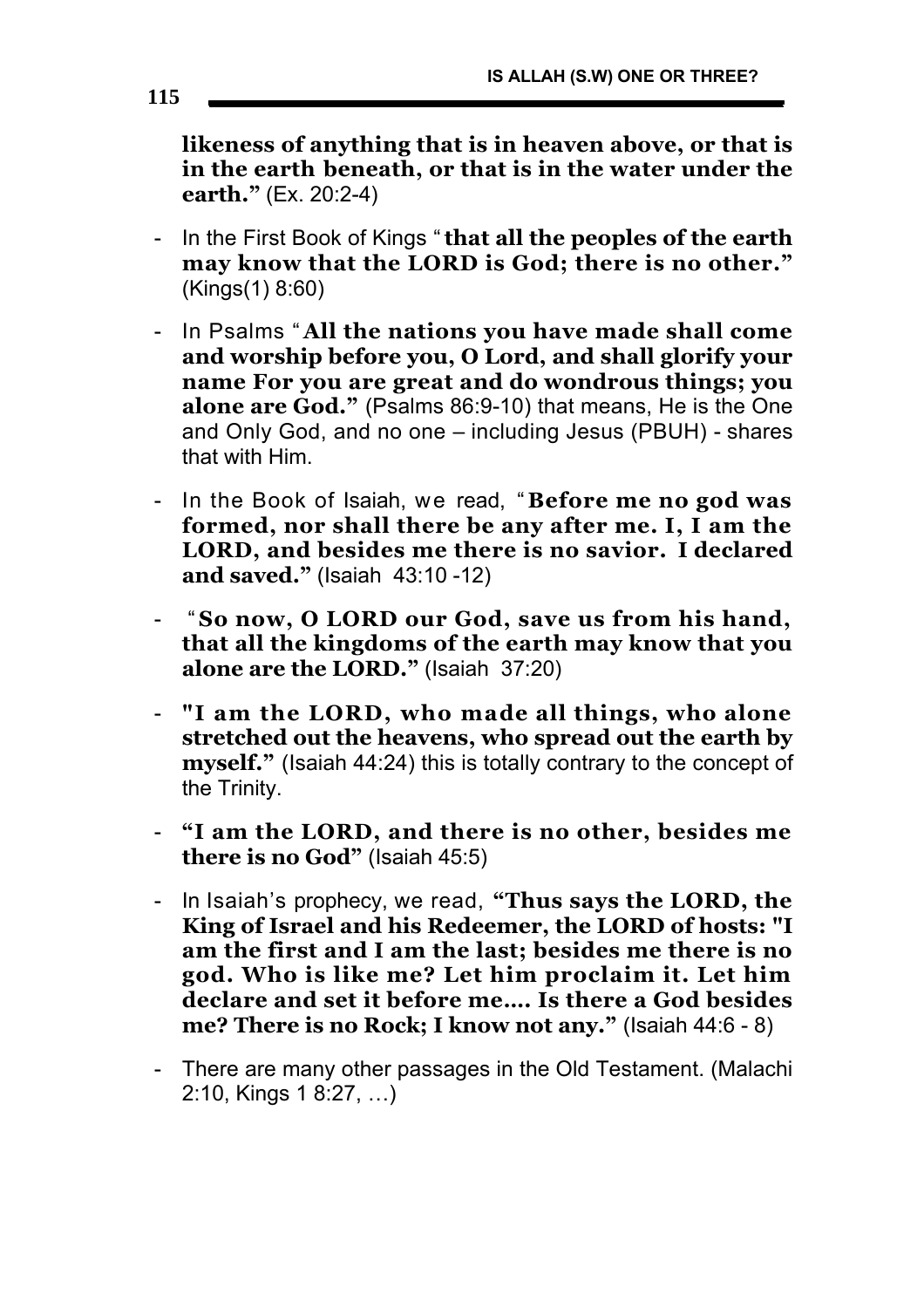**likeness of anything that is in heaven above, or that is in the earth beneath, or that is in the water under the earth."** (Ex. 20:2-4)

- In the First Book of Kings "**that all the peoples of the earth may know that the LORD is God; there is no other."** (Kings(1) 8:60)
- In Psalms "**All the nations you have made shall come and worship before you, O Lord, and shall glorify your name For you are great and do wondrous things; you alone are God."** (Psalms 86:9-10) that means, He is the One and Only God, and no one – including Jesus (PBUH) - shares that with Him.
- In the Book of Isaiah, we read, "**Before me no god was formed, nor shall there be any after me. I, I am the LORD, and besides me there is no savior. I declared and saved."** (Isaiah 43:10 -12)
- "**So now, O LORD our God, save us from his hand, that all the kingdoms of the earth may know that you alone are the LORD."** (Isaiah 37:20)
- **"I am the LORD, who made all things, who alone stretched out the heavens, who spread out the earth by myself."** (Isaiah 44:24) this is totally contrary to the concept of the Trinity.
- **"I am the LORD, and there is no other, besides me there is no God"** (Isaiah 45:5)
- In Isaiah's prophecy, we read, **"Thus says the LORD, the King of Israel and his Redeemer, the LORD of hosts: "I am the first and I am the last; besides me there is no god. Who is like me? Let him proclaim it. Let him declare and set it before me.... Is there a God besides me? There is no Rock; I know not any."** (Isaiah 44:6 - 8)
- There are many other passages in the Old Testament. (Malachi 2:10, Kings 1 8:27, …)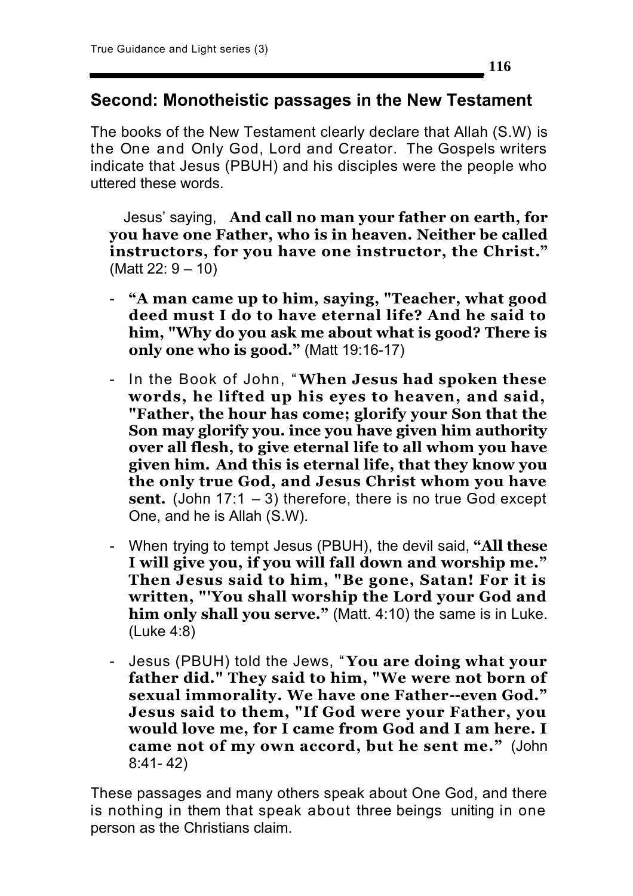## Second: Monotheistic passages in the New Testament

The books of the New Testament clearly declare that Allah (S.W) is the One and Only God, Lord and Creator. The Gospels writers indicate that Jesus (PBUH) and his disciples were the people who uttered these words.

Jesus' saying, **And call no man your father on earth, for you have one Father, who is in heaven. Neither be called instructors, for you have one instructor, the Christ."** (Matt 22: 9 – 10)

- **"A man came up to him, saying, "Teacher, what good deed must I do to have eternal life? And he said to him, "Why do you ask me about what is good? There is only one who is good."** (Matt 19:16-17)
- In the Book of John, "**When Jesus had spoken these words, he lifted up his eyes to heaven, and said, "Father, the hour has come; glorify your Son that the Son may glorify you. ince you have given him authority over all flesh, to give eternal life to all whom you have given him. And this is eternal life, that they know you the only true God, and Jesus Christ whom you have sent.** (John 17:1 – 3) therefore, there is no true God except One, and he is Allah (S.W).
- When trying to tempt Jesus (PBUH), the devil said, **"All these I will give you, if you will fall down and worship me." Then Jesus said to him, "Be gone, Satan! For it is written, "'You shall worship the Lord your God and him only shall you serve."** (Matt. 4:10) the same is in Luke. (Luke 4:8)
- Jesus (PBUH) told the Jews, "**You are doing what your father did." They said to him, "We were not born of sexual immorality. We have one Father--even God." Jesus said to them, "If God were your Father, you would love me, for I came from God and I am here. I came not of my own accord, but he sent me."** (John 8:41- 42)

These passages and many others speak about One God, and there is nothing in them that speak about three beings uniting in one person as the Christians claim.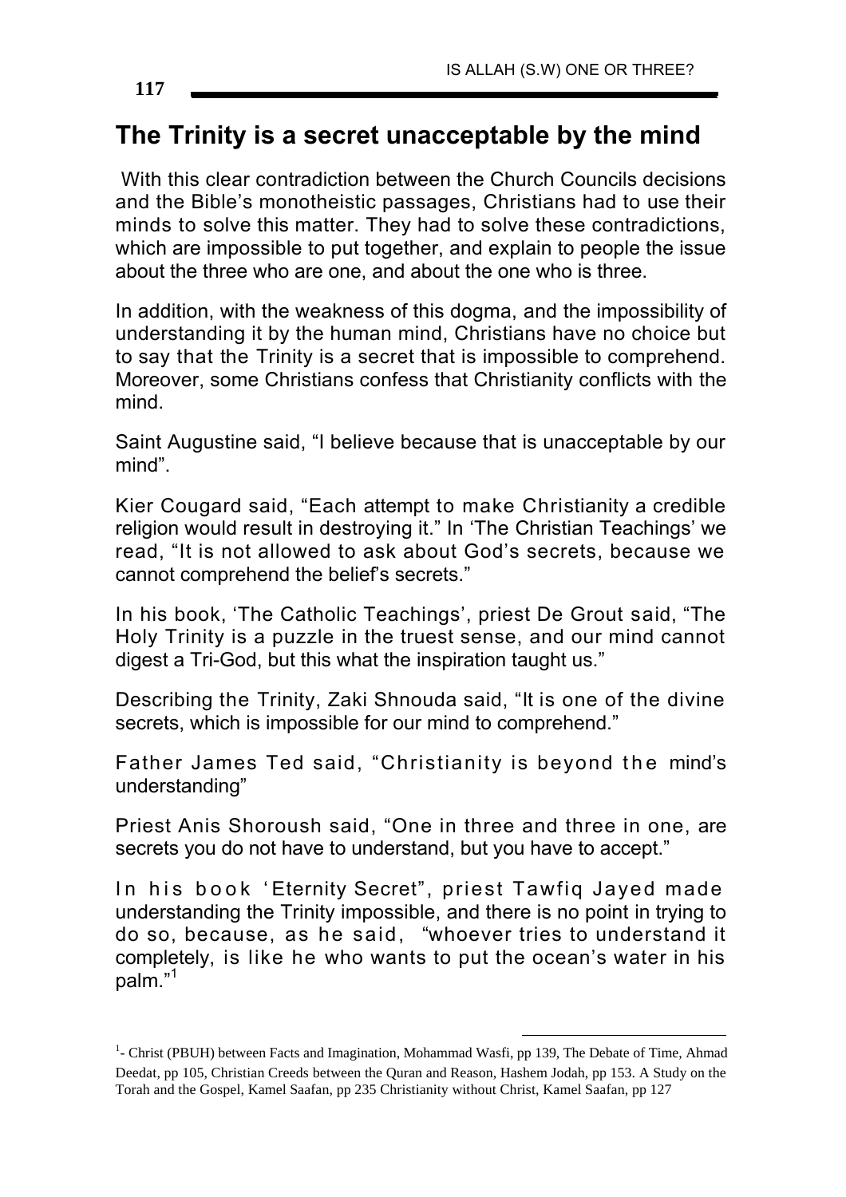## The Trinity is a secret unacceptable by the mind

With this clear contradiction between the Church Councils decisions and the Bible's monotheistic passages, Christians had to use their minds to solve this matter. They had to solve these contradictions, which are impossible to put together, and explain to people the issue about the three who are one, and about the one who is three.

In addition, with the weakness of this dogma, and the impossibility of understanding it by the human mind, Christians have no choice but to say that the Trinity is a secret that is impossible to comprehend. Moreover, some Christians confess that Christianity conflicts with the mind.

Saint Augustine said, "I believe because that is unacceptable by our mind".

Kier Cougard said, "Each attempt to make Christianity a credible religion would result in destroying it." In 'The Christian Teachings' we read, "It is not allowed to ask about God's secrets, because we cannot comprehend the belief's secrets."

In his book, 'The Catholic Teachings', priest De Grout said, "The Holy Trinity is a puzzle in the truest sense, and our mind cannot digest a Tri-God, but this what the inspiration taught us."

Describing the Trinity, Zaki Shnouda said, "It is one of the divine secrets, which is impossible for our mind to comprehend."

Father James Ted said, "Christianity is beyond the mind's understanding"

Priest Anis Shoroush said, "One in three and three in one, are secrets you do not have to understand, but you have to accept."

In his book 'Eternity Secret", priest Tawfiq Jayed made understanding the Trinity impossible, and there is no point in trying to do so, because, as he said, "whoever tries to understand it completely, is like he who wants to put the ocean's water in his palm."[1]

---

[1]- Christ (PBUH) between Facts and Imagination, Mohammad Wasfi, pp 139, The Debate of Time, Ahmad Deedat, pp 105, Christian Creeds between the Quran and Reason, Hashem Jodah, pp 153. A Study on the Torah and the Gospel, Kamel Saafan, pp 235 Christianity without Christ, Kamel Saafan, pp 127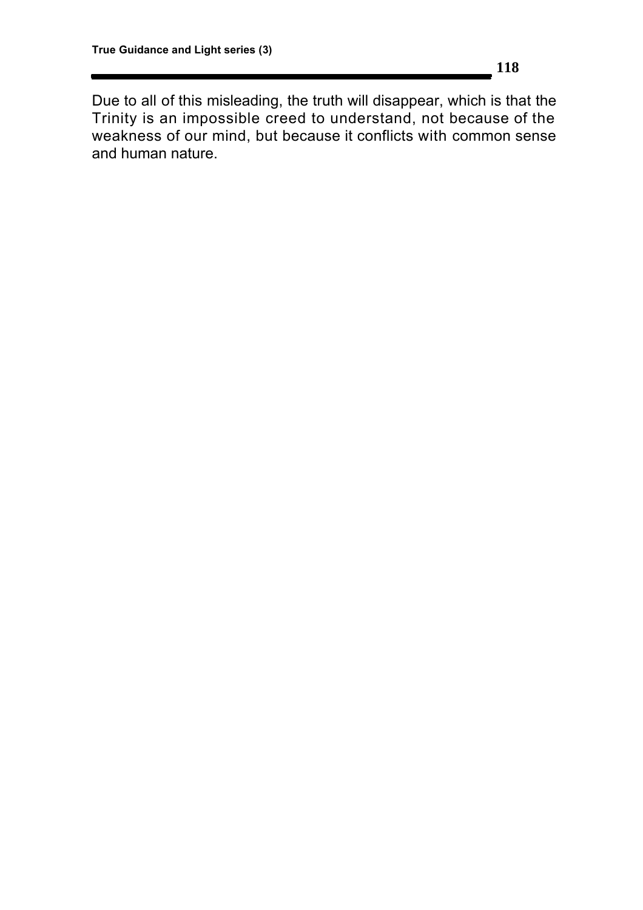Due to all of this misleading, the truth will disappear, which is that the Trinity is an impossible creed to understand, not because of the weakness of our mind, but because it conflicts with common sense and human nature.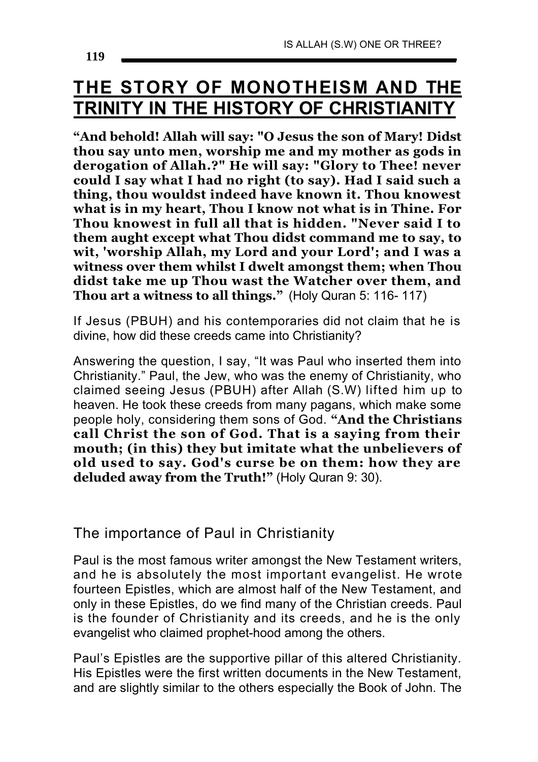# THE STORY OF MONOTHEISM AND THE TRINITY IN THE HISTORY OF CHRISTIANITY

**"And behold! Allah will say: "O Jesus the son of Mary! Didst thou say unto men, worship me and my mother as gods in derogation of Allah.?" He will say: "Glory to Thee! never could I say what I had no right (to say). Had I said such a thing, thou wouldst indeed have known it. Thou knowest what is in my heart, Thou I know not what is in Thine. For Thou knowest in full all that is hidden. "Never said I to them aught except what Thou didst command me to say, to wit, 'worship Allah, my Lord and your Lord'; and I was a witness over them whilst I dwelt amongst them; when Thou didst take me up Thou wast the Watcher over them, and Thou art a witness to all things."** (Holy Quran 5: 116- 117)

If Jesus (PBUH) and his contemporaries did not claim that he is divine, how did these creeds came into Christianity?

Answering the question, I say, "It was Paul who inserted them into Christianity." Paul, the Jew, who was the enemy of Christianity, who claimed seeing Jesus (PBUH) after Allah (S.W) lifted him up to heaven. He took these creeds from many pagans, which make some people holy, considering them sons of God. **"And the Christians call Christ the son of God. That is a saying from their mouth; (in this) they but imitate what the unbelievers of old used to say. God's curse be on them: how they are deluded away from the Truth!"** (Holy Quran 9: 30).

## The importance of Paul in Christianity

Paul is the most famous writer amongst the New Testament writers, and he is absolutely the most important evangelist. He wrote fourteen Epistles, which are almost half of the New Testament, and only in these Epistles, do we find many of the Christian creeds. Paul is the founder of Christianity and its creeds, and he is the only evangelist who claimed prophet-hood among the others.

Paul's Epistles are the supportive pillar of this altered Christianity. His Epistles were the first written documents in the New Testament, and are slightly similar to the others especially the Book of John. The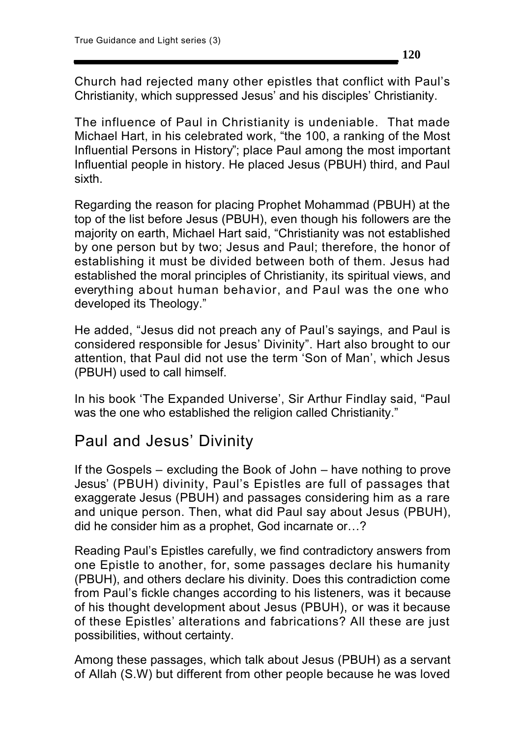Church had rejected many other epistles that conflict with Paul's Christianity, which suppressed Jesus' and his disciples' Christianity.

The influence of Paul in Christianity is undeniable. That made Michael Hart, in his celebrated work, "the 100, a ranking of the Most Influential Persons in History"; place Paul among the most important Influential people in history. He placed Jesus (PBUH) third, and Paul sixth.

Regarding the reason for placing Prophet Mohammad (PBUH) at the top of the list before Jesus (PBUH), even though his followers are the majority on earth, Michael Hart said, "Christianity was not established by one person but by two; Jesus and Paul; therefore, the honor of establishing it must be divided between both of them. Jesus had established the moral principles of Christianity, its spiritual views, and everything about human behavior, and Paul was the one who developed its Theology."

He added, "Jesus did not preach any of Paul's sayings, and Paul is considered responsible for Jesus' Divinity". Hart also brought to our attention, that Paul did not use the term 'Son of Man', which Jesus (PBUH) used to call himself.

In his book 'The Expanded Universe', Sir Arthur Findlay said, "Paul was the one who established the religion called Christianity."

## Paul and Jesus' Divinity

If the Gospels – excluding the Book of John – have nothing to prove Jesus' (PBUH) divinity, Paul's Epistles are full of passages that exaggerate Jesus (PBUH) and passages considering him as a rare and unique person. Then, what did Paul say about Jesus (PBUH), did he consider him as a prophet, God incarnate or…?

Reading Paul's Epistles carefully, we find contradictory answers from one Epistle to another, for, some passages declare his humanity (PBUH), and others declare his divinity. Does this contradiction come from Paul's fickle changes according to his listeners, was it because of his thought development about Jesus (PBUH), or was it because of these Epistles' alterations and fabrications? All these are just possibilities, without certainty.

Among these passages, which talk about Jesus (PBUH) as a servant of Allah (S.W) but different from other people because he was loved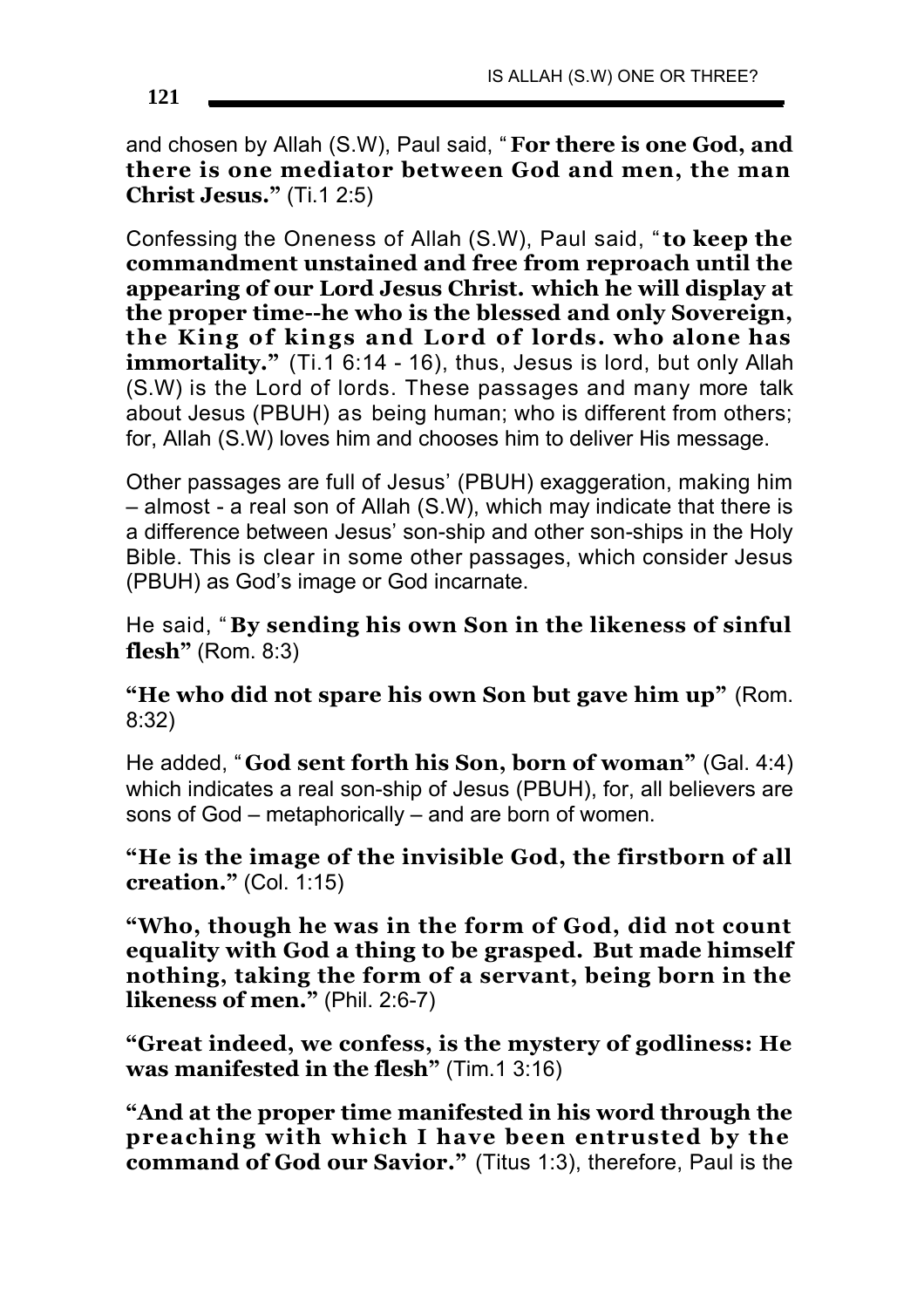and chosen by Allah (S.W), Paul said, " **For there is one God, and there is one mediator between God and men, the man Christ Jesus."** (Ti.1 2:5)

Confessing the Oneness of Allah (S.W), Paul said, " **to keep the commandment unstained and free from reproach until the appearing of our Lord Jesus Christ. which he will display at the proper time--he who is the blessed and only Sovereign, the King of kings and Lord of lords. who alone has immortality."** (Ti.1 6:14 - 16), thus, Jesus is lord, but only Allah (S.W) is the Lord of lords. These passages and many more talk about Jesus (PBUH) as being human; who is different from others; for, Allah (S.W) loves him and chooses him to deliver His message.

Other passages are full of Jesus' (PBUH) exaggeration, making him – almost - a real son of Allah (S.W), which may indicate that there is a difference between Jesus' son-ship and other son-ships in the Holy Bible. This is clear in some other passages, which consider Jesus (PBUH) as God's image or God incarnate.

He said, " **By sending his own Son in the likeness of sinful flesh"** (Rom. 8:3)

**"He who did not spare his own Son but gave him up"** (Rom. 8:32)

He added, " **God sent forth his Son, born of woman"** (Gal. 4:4) which indicates a real son-ship of Jesus (PBUH), for, all believers are sons of God – metaphorically – and are born of women.

**"He is the image of the invisible God, the firstborn of all creation."** (Col. 1:15)

**"Who, though he was in the form of God, did not count equality with God a thing to be grasped. But made himself nothing, taking the form of a servant, being born in the likeness of men."** (Phil. 2:6-7)

**"Great indeed, we confess, is the mystery of godliness: He was manifested in the flesh"** (Tim.1 3:16)

**"And at the proper time manifested in his word through the preaching with which I have been entrusted by the command of God our Savior."** (Titus 1:3), therefore, Paul is the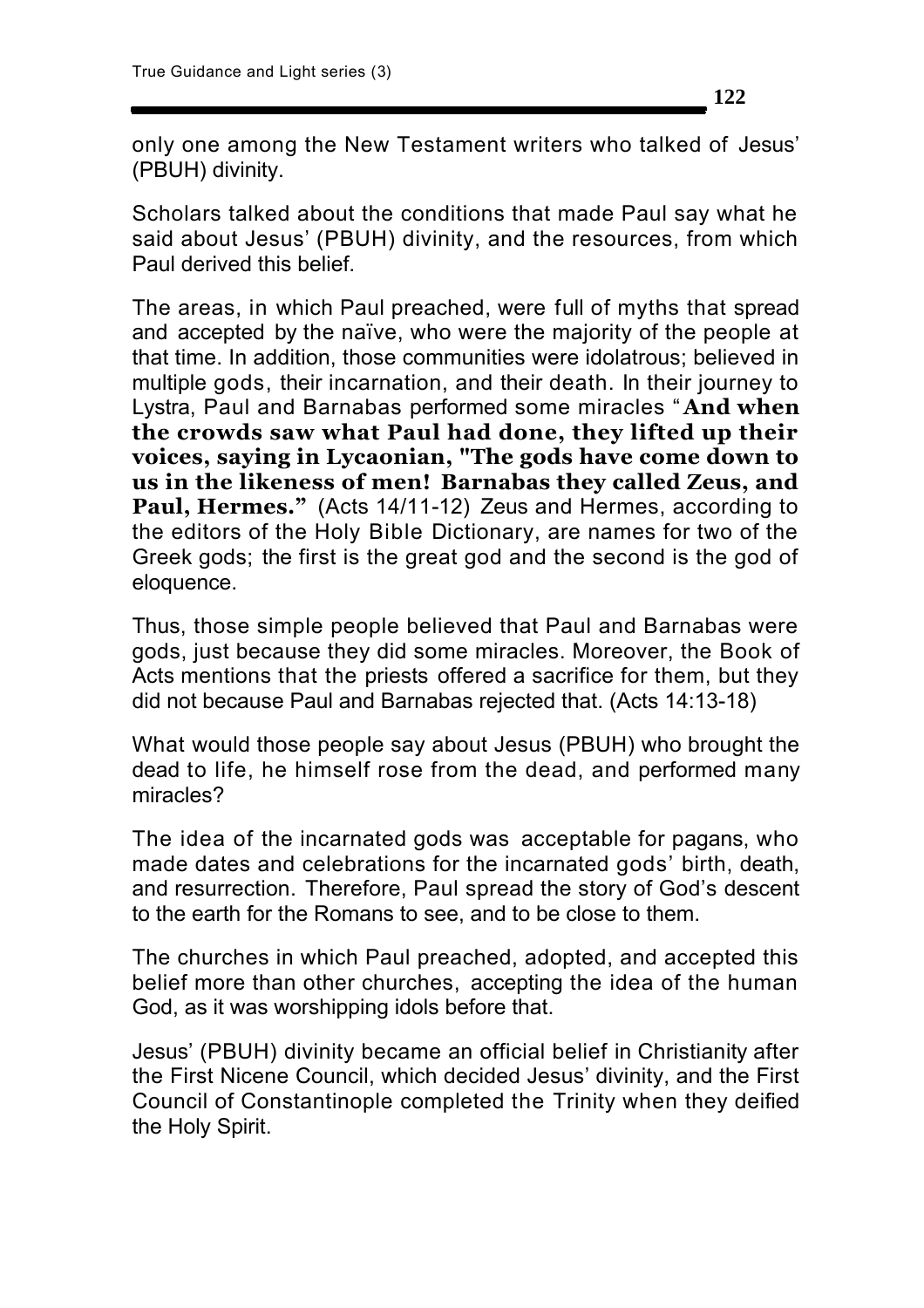only one among the New Testament writers who talked of Jesus' (PBUH) divinity.

Scholars talked about the conditions that made Paul say what he said about Jesus' (PBUH) divinity, and the resources, from which Paul derived this belief.

The areas, in which Paul preached, were full of myths that spread and accepted by the naïve, who were the majority of the people at that time. In addition, those communities were idolatrous; believed in multiple gods, their incarnation, and their death. In their journey to Lystra, Paul and Barnabas performed some miracles "**And when the crowds saw what Paul had done, they lifted up their voices, saying in Lycaonian, "The gods have come down to us in the likeness of men! Barnabas they called Zeus, and Paul, Hermes."** (Acts 14/11-12) Zeus and Hermes, according to the editors of the Holy Bible Dictionary, are names for two of the Greek gods; the first is the great god and the second is the god of eloquence.

Thus, those simple people believed that Paul and Barnabas were gods, just because they did some miracles. Moreover, the Book of Acts mentions that the priests offered a sacrifice for them, but they did not because Paul and Barnabas rejected that. (Acts 14:13-18)

What would those people say about Jesus (PBUH) who brought the dead to life, he himself rose from the dead, and performed many miracles?

The idea of the incarnated gods was acceptable for pagans, who made dates and celebrations for the incarnated gods' birth, death, and resurrection. Therefore, Paul spread the story of God's descent to the earth for the Romans to see, and to be close to them.

The churches in which Paul preached, adopted, and accepted this belief more than other churches, accepting the idea of the human God, as it was worshipping idols before that.

Jesus' (PBUH) divinity became an official belief in Christianity after the First Nicene Council, which decided Jesus' divinity, and the First Council of Constantinople completed the Trinity when they deified the Holy Spirit.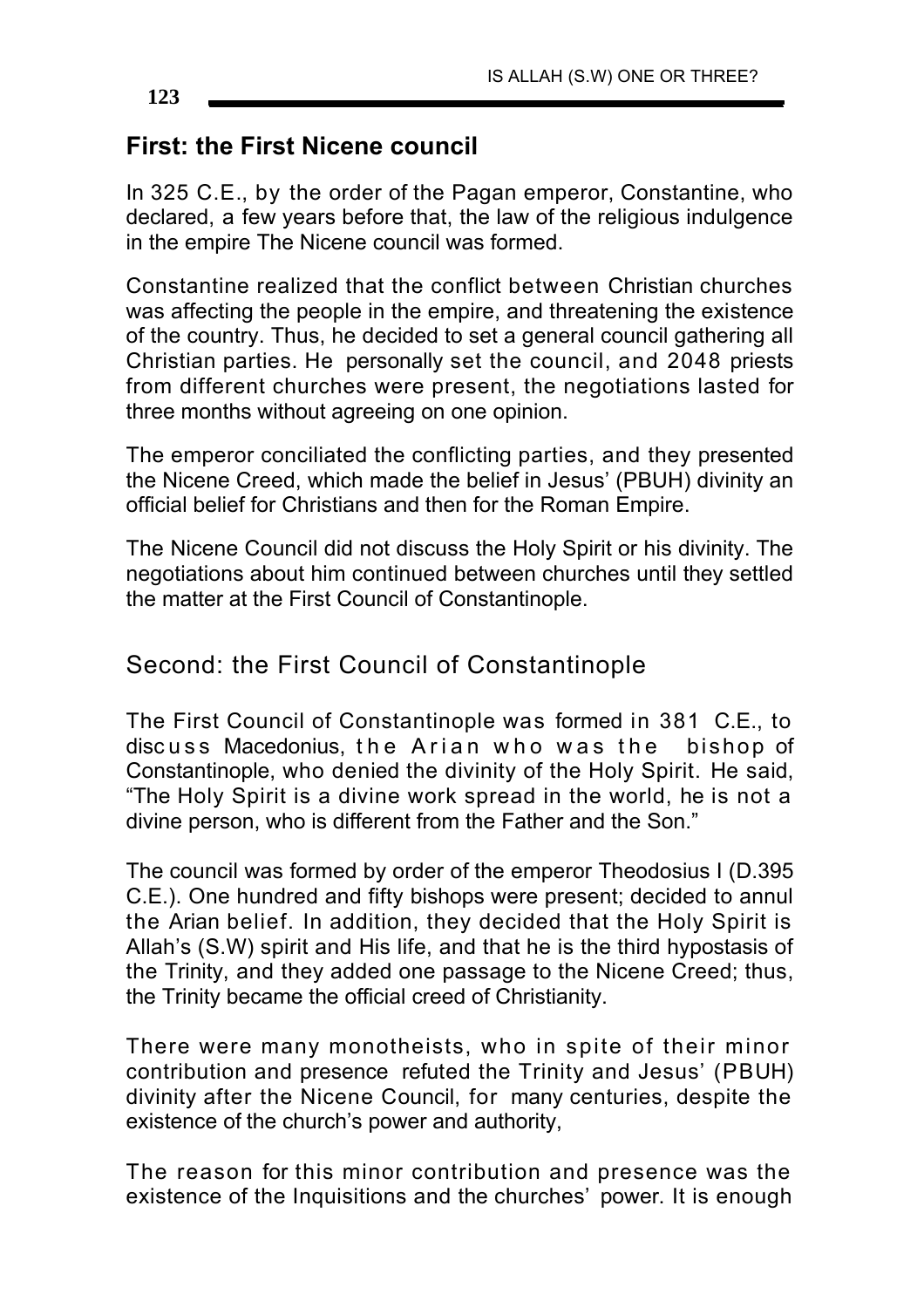## First: the First Nicene council

In 325 C.E., by the order of the Pagan emperor, Constantine, who declared, a few years before that, the law of the religious indulgence in the empire The Nicene council was formed.

Constantine realized that the conflict between Christian churches was affecting the people in the empire, and threatening the existence of the country. Thus, he decided to set a general council gathering all Christian parties. He personally set the council, and 2048 priests from different churches were present, the negotiations lasted for three months without agreeing on one opinion.

The emperor conciliated the conflicting parties, and they presented the Nicene Creed, which made the belief in Jesus' (PBUH) divinity an official belief for Christians and then for the Roman Empire.

The Nicene Council did not discuss the Holy Spirit or his divinity. The negotiations about him continued between churches until they settled the matter at the First Council of Constantinople.

## Second: the First Council of Constantinople

The First Council of Constantinople was formed in 381 C.E., to discuss Macedonius, the Arian who was the bishop of Constantinople, who denied the divinity of the Holy Spirit. He said, "The Holy Spirit is a divine work spread in the world, he is not a divine person, who is different from the Father and the Son."

The council was formed by order of the emperor Theodosius I (D.395 C.E.). One hundred and fifty bishops were present; decided to annul the Arian belief. In addition, they decided that the Holy Spirit is Allah's (S.W) spirit and His life, and that he is the third hypostasis of the Trinity, and they added one passage to the Nicene Creed; thus, the Trinity became the official creed of Christianity.

There were many monotheists, who in spite of their minor contribution and presence refuted the Trinity and Jesus' (PBUH) divinity after the Nicene Council, for many centuries, despite the existence of the church's power and authority,

The reason for this minor contribution and presence was the existence of the Inquisitions and the churches' power. It is enough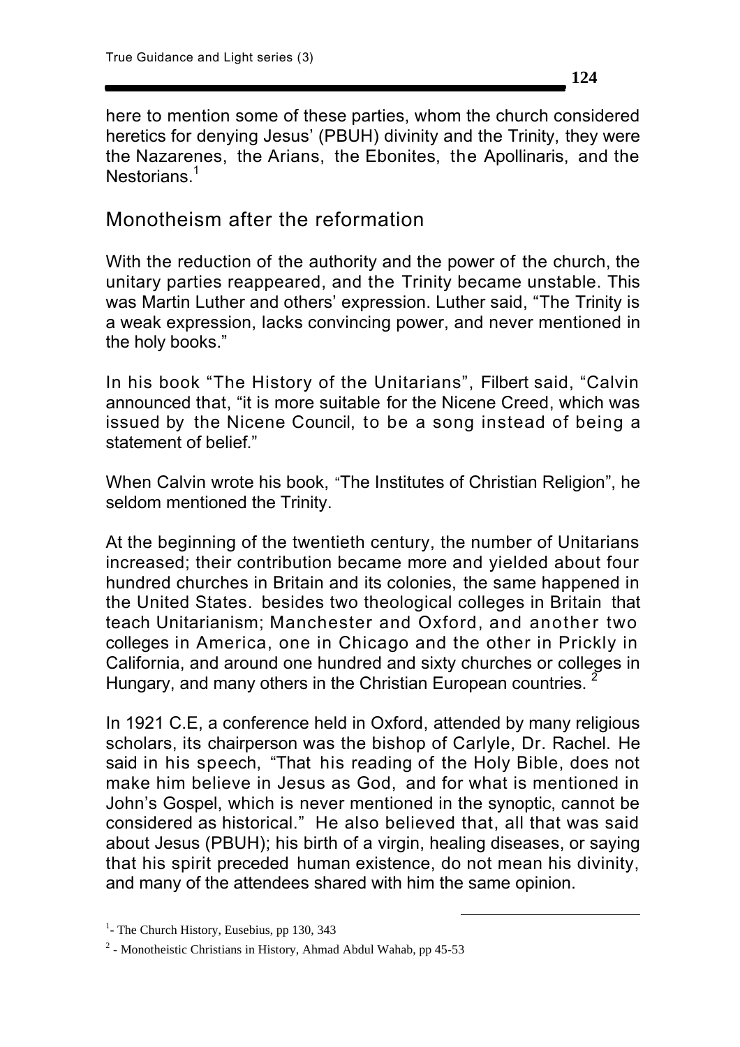here to mention some of these parties, whom the church considered heretics for denying Jesus' (PBUH) divinity and the Trinity, they were the Nazarenes, the Arians, the Ebonites, the Apollinaris, and the Nestorians.[1]

## Monotheism after the reformation

With the reduction of the authority and the power of the church, the unitary parties reappeared, and the Trinity became unstable. This was Martin Luther and others' expression. Luther said, "The Trinity is a weak expression, lacks convincing power, and never mentioned in the holy books."

In his book "The History of the Unitarians", Filbert said, "Calvin announced that, "it is more suitable for the Nicene Creed, which was issued by the Nicene Council, to be a song instead of being a statement of belief."

When Calvin wrote his book, "The Institutes of Christian Religion", he seldom mentioned the Trinity.

At the beginning of the twentieth century, the number of Unitarians increased; their contribution became more and yielded about four hundred churches in Britain and its colonies, the same happened in the United States. besides two theological colleges in Britain that teach Unitarianism; Manchester and Oxford, and another two colleges in America, one in Chicago and the other in Prickly in California, and around one hundred and sixty churches or colleges in Hungary, and many others in the Christian European countries. [2]

In 1921 C.E, a conference held in Oxford, attended by many religious scholars, its chairperson was the bishop of Carlyle, Dr. Rachel. He said in his speech, "That his reading of the Holy Bible, does not make him believe in Jesus as God, and for what is mentioned in John's Gospel, which is never mentioned in the synoptic, cannot be considered as historical." He also believed that, all that was said about Jesus (PBUH); his birth of a virgin, healing diseases, or saying that his spirit preceded human existence, do not mean his divinity, and many of the attendees shared with him the same opinion.

[1]- The Church History, Eusebius, pp 130, 343

[2] - Monotheistic Christians in History, Ahmad Abdul Wahab, pp 45-53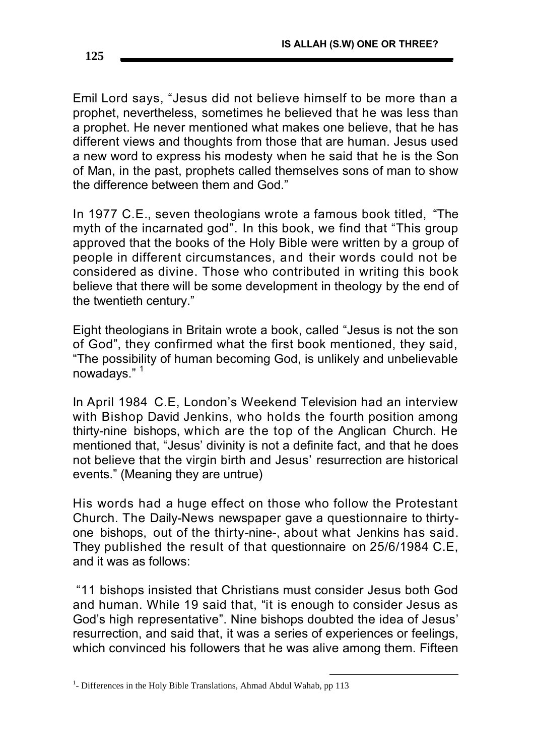Emil Lord says, "Jesus did not believe himself to be more than a prophet, nevertheless, sometimes he believed that he was less than a prophet. He never mentioned what makes one believe, that he has different views and thoughts from those that are human. Jesus used a new word to express his modesty when he said that he is the Son of Man, in the past, prophets called themselves sons of man to show the difference between them and God."

In 1977 C.E., seven theologians wrote a famous book titled, "The myth of the incarnated god". In this book, we find that "This group approved that the books of the Holy Bible were written by a group of people in different circumstances, and their words could not be considered as divine. Those who contributed in writing this book believe that there will be some development in theology by the end of the twentieth century."

Eight theologians in Britain wrote a book, called "Jesus is not the son of God", they confirmed what the first book mentioned, they said, "The possibility of human becoming God, is unlikely and unbelievable nowadays." [1]

In April 1984 C.E, London's Weekend Television had an interview with Bishop David Jenkins, who holds the fourth position among thirty-nine bishops, which are the top of the Anglican Church. He mentioned that, "Jesus' divinity is not a definite fact, and that he does not believe that the virgin birth and Jesus' resurrection are historical events." (Meaning they are untrue)

His words had a huge effect on those who follow the Protestant Church. The Daily-News newspaper gave a questionnaire to thirty-one bishops, out of the thirty-nine-, about what Jenkins has said. They published the result of that questionnaire on 25/6/1984 C.E, and it was as follows:

"11 bishops insisted that Christians must consider Jesus both God and human. While 19 said that, "it is enough to consider Jesus as God's high representative". Nine bishops doubted the idea of Jesus' resurrection, and said that, it was a series of experiences or feelings, which convinced his followers that he was alive among them. Fifteen

[1]- Differences in the Holy Bible Translations, Ahmad Abdul Wahab, pp 113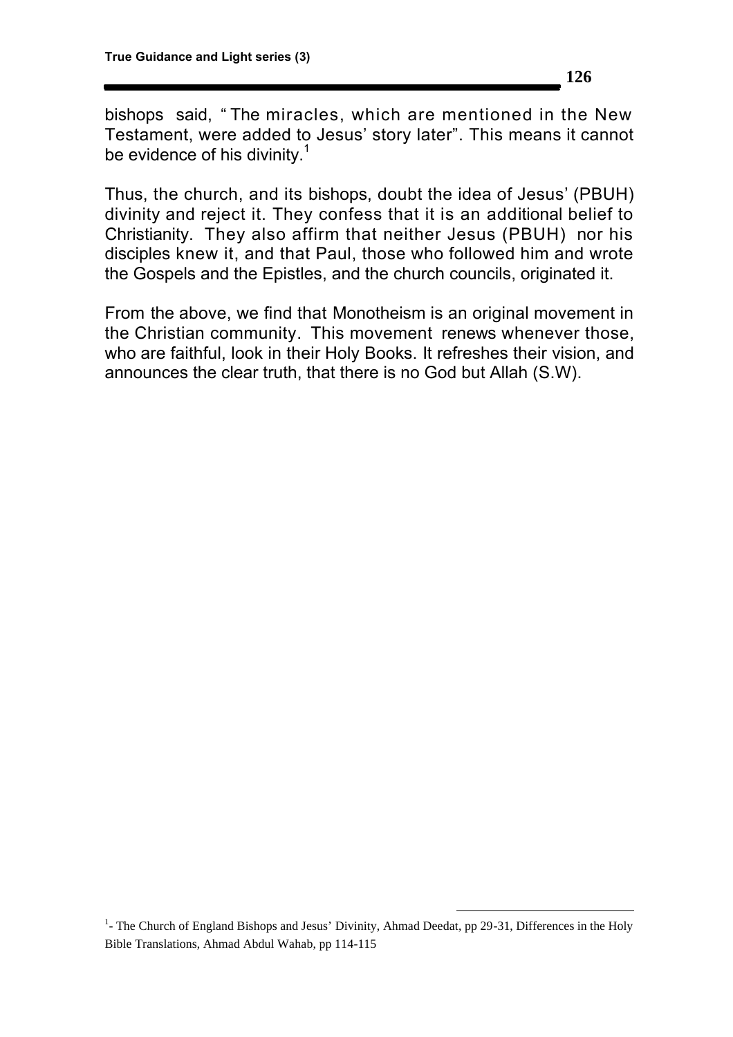bishops said, " The miracles, which are mentioned in the New Testament, were added to Jesus' story later". This means it cannot be evidence of his divinity.[1]

Thus, the church, and its bishops, doubt the idea of Jesus' (PBUH) divinity and reject it. They confess that it is an additional belief to Christianity. They also affirm that neither Jesus (PBUH) nor his disciples knew it, and that Paul, those who followed him and wrote the Gospels and the Epistles, and the church councils, originated it.

From the above, we find that Monotheism is an original movement in the Christian community. This movement renews whenever those, who are faithful, look in their Holy Books. It refreshes their vision, and announces the clear truth, that there is no God but Allah (S.W).

---

[1]- The Church of England Bishops and Jesus' Divinity, Ahmad Deedat, pp 29-31, Differences in the Holy Bible Translations, Ahmad Abdul Wahab, pp 114-115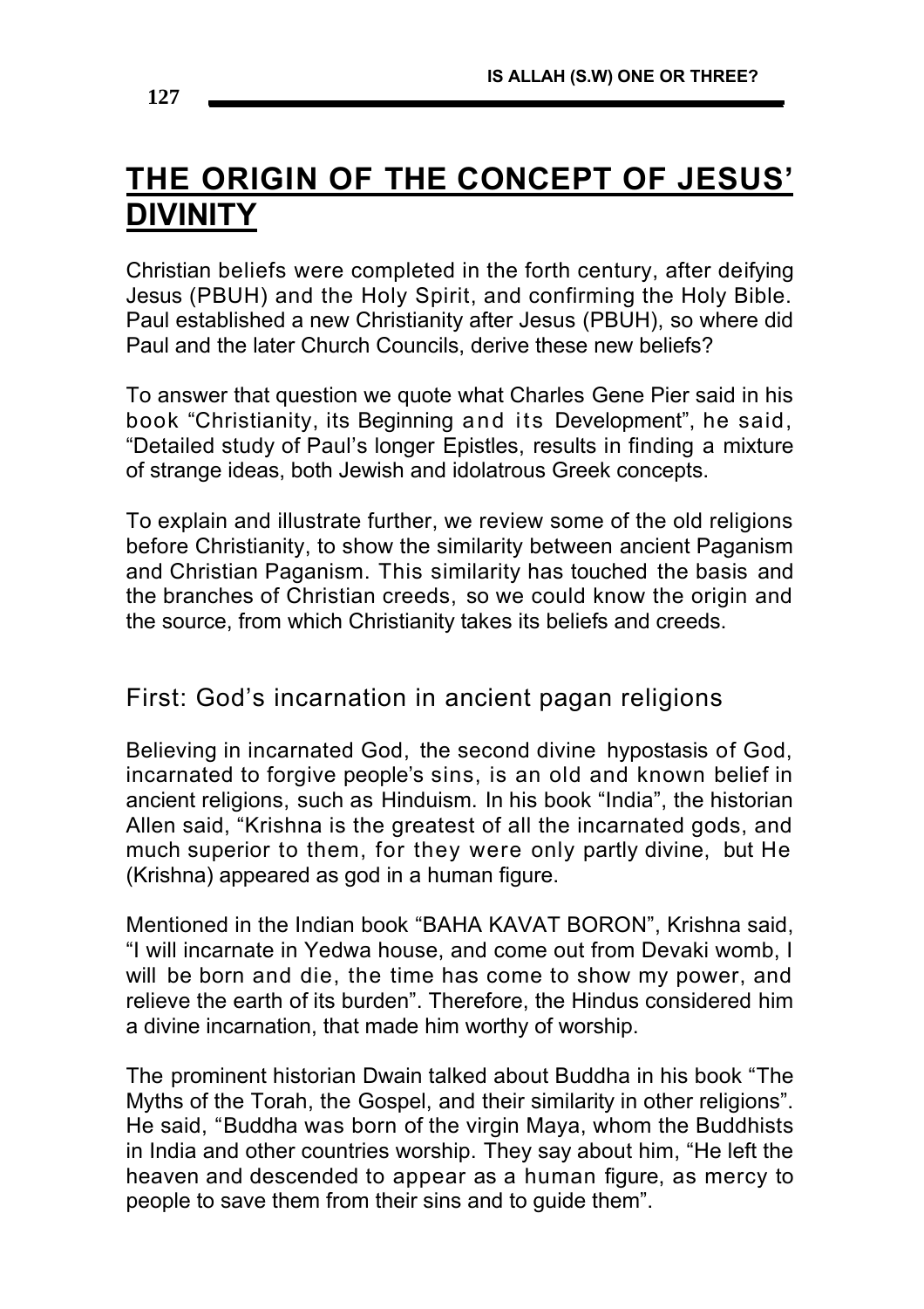# THE ORIGIN OF THE CONCEPT OF JESUS' DIVINITY

Christian beliefs were completed in the forth century, after deifying Jesus (PBUH) and the Holy Spirit, and confirming the Holy Bible. Paul established a new Christianity after Jesus (PBUH), so where did Paul and the later Church Councils, derive these new beliefs?

To answer that question we quote what Charles Gene Pier said in his book "Christianity, its Beginning and its Development", he said, "Detailed study of Paul's longer Epistles, results in finding a mixture of strange ideas, both Jewish and idolatrous Greek concepts.

To explain and illustrate further, we review some of the old religions before Christianity, to show the similarity between ancient Paganism and Christian Paganism. This similarity has touched the basis and the branches of Christian creeds, so we could know the origin and the source, from which Christianity takes its beliefs and creeds.

## First: God's incarnation in ancient pagan religions

Believing in incarnated God, the second divine hypostasis of God, incarnated to forgive people's sins, is an old and known belief in ancient religions, such as Hinduism. In his book "India", the historian Allen said, "Krishna is the greatest of all the incarnated gods, and much superior to them, for they were only partly divine, but He (Krishna) appeared as god in a human figure.

Mentioned in the Indian book "BAHA KAVAT BORON", Krishna said, "I will incarnate in Yedwa house, and come out from Devaki womb, I will be born and die, the time has come to show my power, and relieve the earth of its burden". Therefore, the Hindus considered him a divine incarnation, that made him worthy of worship.

The prominent historian Dwain talked about Buddha in his book "The Myths of the Torah, the Gospel, and their similarity in other religions". He said, "Buddha was born of the virgin Maya, whom the Buddhists in India and other countries worship. They say about him, "He left the heaven and descended to appear as a human figure, as mercy to people to save them from their sins and to guide them".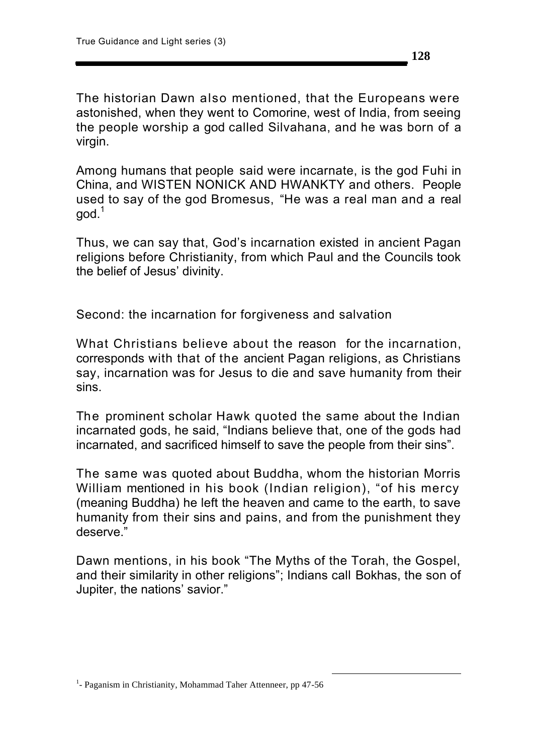The historian Dawn also mentioned, that the Europeans were astonished, when they went to Comorine, west of India, from seeing the people worship a god called Silvahana, and he was born of a virgin.

Among humans that people said were incarnate, is the god Fuhi in China, and WISTEN NONICK AND HWANKTY and others. People used to say of the god Bromesus, "He was a real man and a real god.[1]

Thus, we can say that, God's incarnation existed in ancient Pagan religions before Christianity, from which Paul and the Councils took the belief of Jesus' divinity.

Second: the incarnation for forgiveness and salvation

What Christians believe about the reason for the incarnation, corresponds with that of the ancient Pagan religions, as Christians say, incarnation was for Jesus to die and save humanity from their sins.

The prominent scholar Hawk quoted the same about the Indian incarnated gods, he said, "Indians believe that, one of the gods had incarnated, and sacrificed himself to save the people from their sins".

The same was quoted about Buddha, whom the historian Morris William mentioned in his book (Indian religion), "of his mercy (meaning Buddha) he left the heaven and came to the earth, to save humanity from their sins and pains, and from the punishment they deserve."

Dawn mentions, in his book "The Myths of the Torah, the Gospel, and their similarity in other religions"; Indians call Bokhas, the son of Jupiter, the nations' savior."

---

[1]- Paganism in Christianity, Mohammad Taher Attenneer, pp 47-56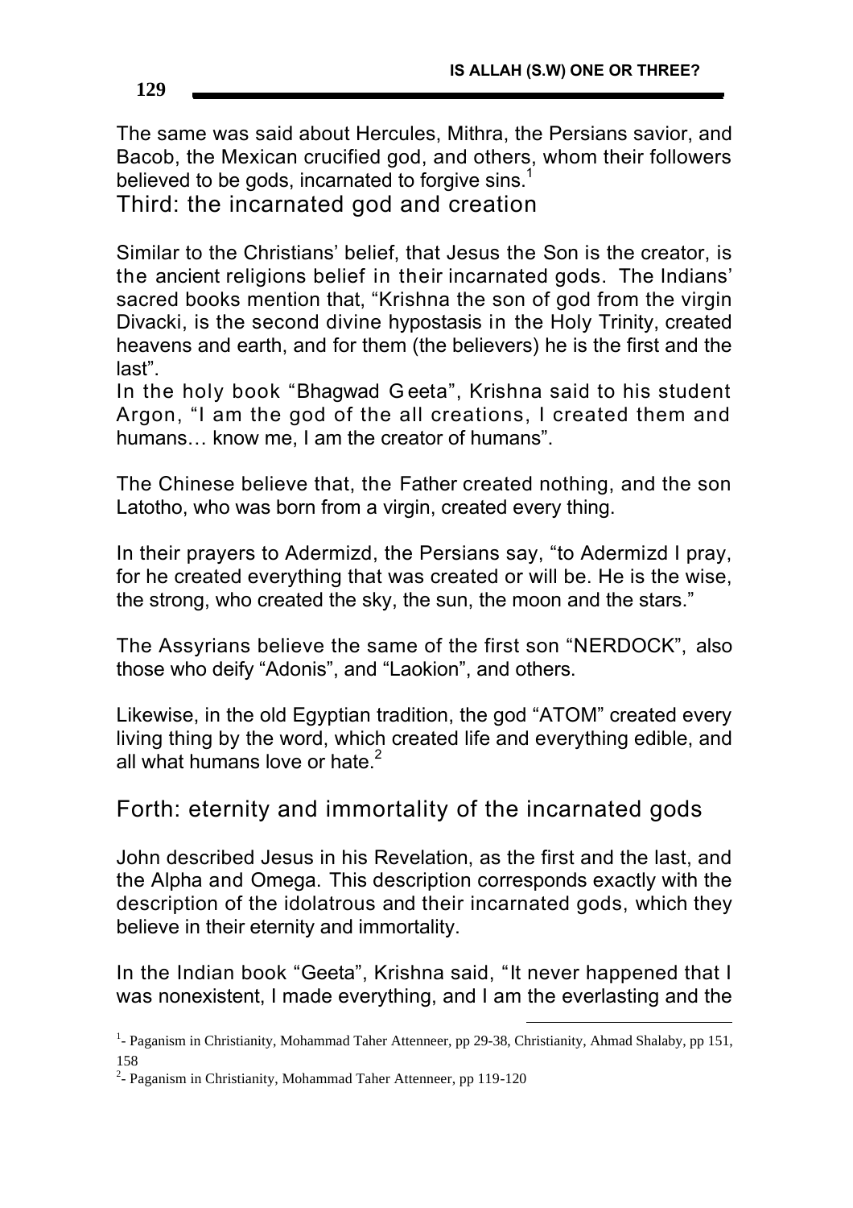The same was said about Hercules, Mithra, the Persians savior, and Bacob, the Mexican crucified god, and others, whom their followers believed to be gods, incarnated to forgive sins.[1]

## Third: the incarnated god and creation

Similar to the Christians' belief, that Jesus the Son is the creator, is the ancient religions belief in their incarnated gods. The Indians' sacred books mention that, "Krishna the son of god from the virgin Divacki, is the second divine hypostasis in the Holy Trinity, created heavens and earth, and for them (the believers) he is the first and the last".

In the holy book "Bhagwad G eeta", Krishna said to his student Argon, "I am the god of the all creations, I created them and humans… know me, I am the creator of humans".

The Chinese believe that, the Father created nothing, and the son Latotho, who was born from a virgin, created every thing.

In their prayers to Adermizd, the Persians say, "to Adermizd I pray, for he created everything that was created or will be. He is the wise, the strong, who created the sky, the sun, the moon and the stars."

The Assyrians believe the same of the first son "NERDOCK", also those who deify "Adonis", and "Laokion", and others.

Likewise, in the old Egyptian tradition, the god "ATOM" created every living thing by the word, which created life and everything edible, and all what humans love or hate.[2]

## Forth: eternity and immortality of the incarnated gods

John described Jesus in his Revelation, as the first and the last, and the Alpha and Omega. This description corresponds exactly with the description of the idolatrous and their incarnated gods, which they believe in their eternity and immortality.

In the Indian book "Geeta", Krishna said, "It never happened that I was nonexistent, I made everything, and I am the everlasting and the

---

[1]- Paganism in Christianity, Mohammad Taher Attenneer, pp 29-38, Christianity, Ahmad Shalaby, pp 151, 158

[2]- Paganism in Christianity, Mohammad Taher Attenneer, pp 119-120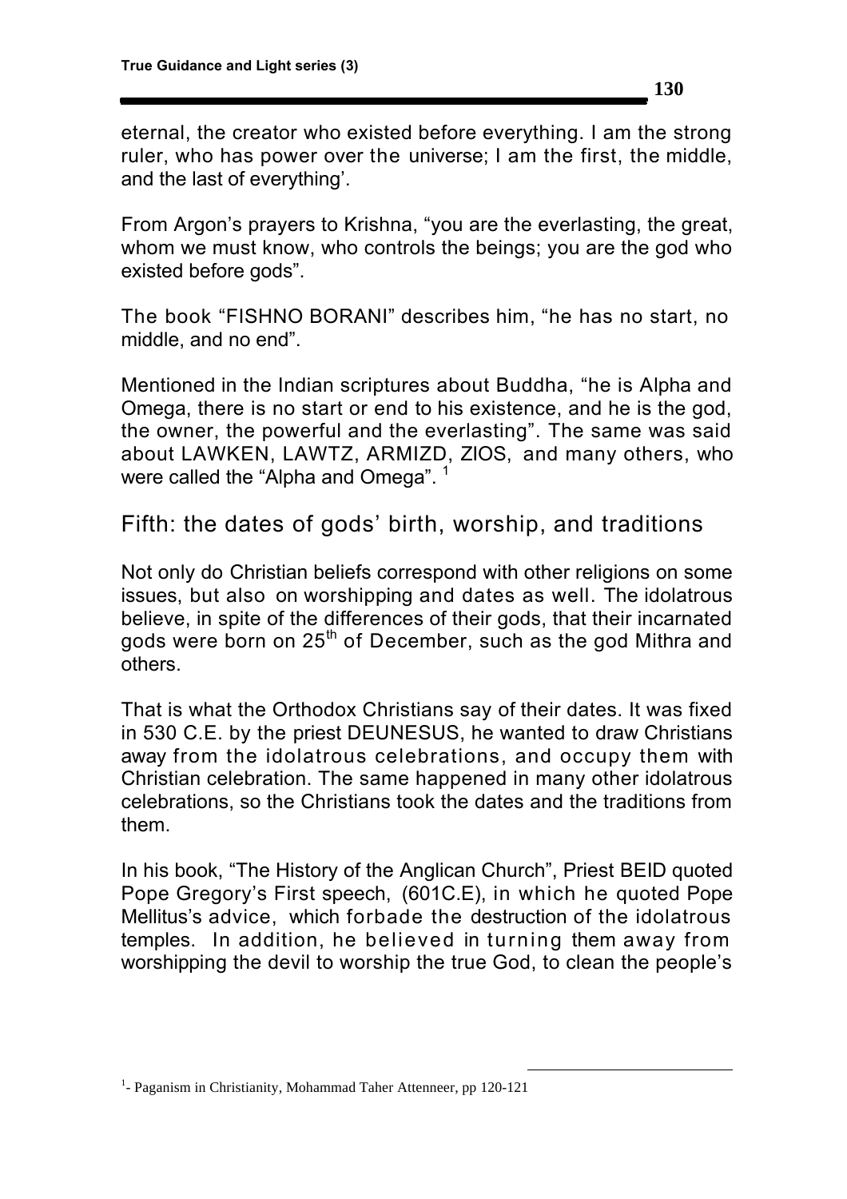eternal, the creator who existed before everything. I am the strong ruler, who has power over the universe; I am the first, the middle, and the last of everything'.

From Argon's prayers to Krishna, "you are the everlasting, the great, whom we must know, who controls the beings; you are the god who existed before gods".

The book "FISHNO BORANI" describes him, "he has no start, no middle, and no end".

Mentioned in the Indian scriptures about Buddha, "he is Alpha and Omega, there is no start or end to his existence, and he is the god, the owner, the powerful and the everlasting". The same was said about LAWKEN, LAWTZ, ARMIZD, ZIOS, and many others, who were called the "Alpha and Omega". [1]

## Fifth: the dates of gods' birth, worship, and traditions

Not only do Christian beliefs correspond with other religions on some issues, but also on worshipping and dates as well. The idolatrous believe, in spite of the differences of their gods, that their incarnated gods were born on 25th of December, such as the god Mithra and others.

That is what the Orthodox Christians say of their dates. It was fixed in 530 C.E. by the priest DEUNESUS, he wanted to draw Christians away from the idolatrous celebrations, and occupy them with Christian celebration. The same happened in many other idolatrous celebrations, so the Christians took the dates and the traditions from them.

In his book, "The History of the Anglican Church", Priest BEID quoted Pope Gregory's First speech, (601C.E), in which he quoted Pope Mellitus's advice, which forbade the destruction of the idolatrous temples. In addition, he believed in turning them away from worshipping the devil to worship the true God, to clean the people's

---

[1]- Paganism in Christianity, Mohammad Taher Attenneer, pp 120-121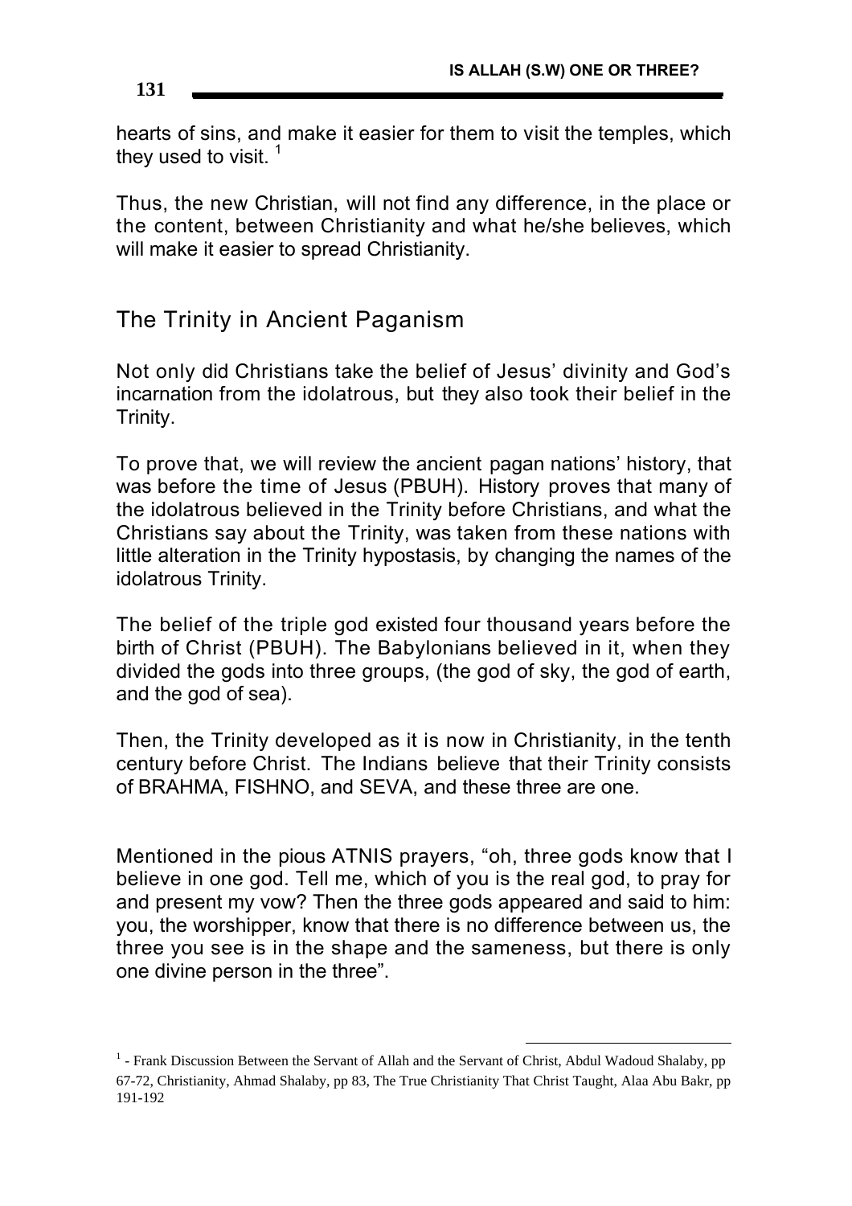hearts of sins, and make it easier for them to visit the temples, which they used to visit. [1]

Thus, the new Christian, will not find any difference, in the place or the content, between Christianity and what he/she believes, which will make it easier to spread Christianity.

## The Trinity in Ancient Paganism

Not only did Christians take the belief of Jesus' divinity and God's incarnation from the idolatrous, but they also took their belief in the Trinity.

To prove that, we will review the ancient pagan nations' history, that was before the time of Jesus (PBUH). History proves that many of the idolatrous believed in the Trinity before Christians, and what the Christians say about the Trinity, was taken from these nations with little alteration in the Trinity hypostasis, by changing the names of the idolatrous Trinity.

The belief of the triple god existed four thousand years before the birth of Christ (PBUH). The Babylonians believed in it, when they divided the gods into three groups, (the god of sky, the god of earth, and the god of sea).

Then, the Trinity developed as it is now in Christianity, in the tenth century before Christ. The Indians believe that their Trinity consists of BRAHMA, FISHNO, and SEVA, and these three are one.

Mentioned in the pious ATNIS prayers, "oh, three gods know that I believe in one god. Tell me, which of you is the real god, to pray for and present my vow? Then the three gods appeared and said to him: you, the worshipper, know that there is no difference between us, the three you see is in the shape and the sameness, but there is only one divine person in the three".

---

[1] - Frank Discussion Between the Servant of Allah and the Servant of Christ, Abdul Wadoud Shalaby, pp 67-72, Christianity, Ahmad Shalaby, pp 83, The True Christianity That Christ Taught, Alaa Abu Bakr, pp 191-192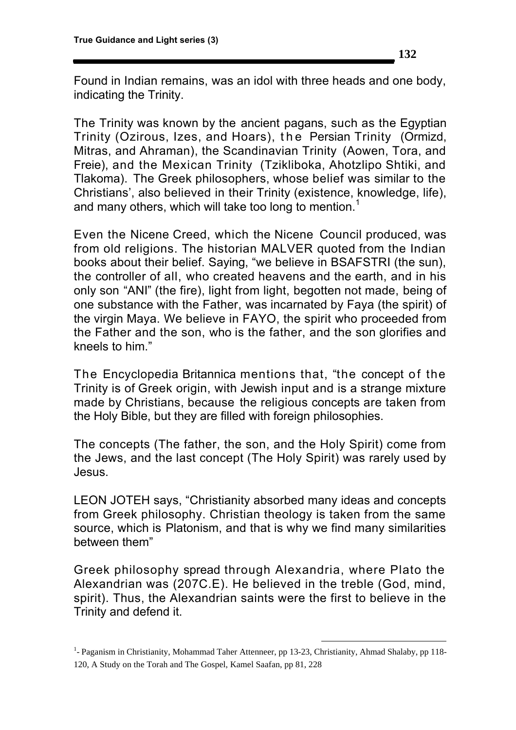Found in Indian remains, was an idol with three heads and one body, indicating the Trinity.

The Trinity was known by the ancient pagans, such as the Egyptian Trinity (Ozirous, Izes, and Hoars), the Persian Trinity (Ormizd, Mitras, and Ahraman), the Scandinavian Trinity (Aowen, Tora, and Freie), and the Mexican Trinity (Tzikliboka, Ahotzlipo Shtiki, and Tlakoma). The Greek philosophers, whose belief was similar to the Christians', also believed in their Trinity (existence, knowledge, life), and many others, which will take too long to mention.[1]

Even the Nicene Creed, which the Nicene Council produced, was from old religions. The historian MALVER quoted from the Indian books about their belief. Saying, "we believe in BSAFSTRI (the sun), the controller of all, who created heavens and the earth, and in his only son "ANI" (the fire), light from light, begotten not made, being of one substance with the Father, was incarnated by Faya (the spirit) of the virgin Maya. We believe in FAYO, the spirit who proceeded from the Father and the son, who is the father, and the son glorifies and kneels to him."

The Encyclopedia Britannica mentions that, "the concept of the Trinity is of Greek origin, with Jewish input and is a strange mixture made by Christians, because the religious concepts are taken from the Holy Bible, but they are filled with foreign philosophies.

The concepts (The father, the son, and the Holy Spirit) come from the Jews, and the last concept (The Holy Spirit) was rarely used by Jesus.

LEON JOTEH says, "Christianity absorbed many ideas and concepts from Greek philosophy. Christian theology is taken from the same source, which is Platonism, and that is why we find many similarities between them"

Greek philosophy spread through Alexandria, where Plato the Alexandrian was (207C.E). He believed in the treble (God, mind, spirit). Thus, the Alexandrian saints were the first to believe in the Trinity and defend it.

---

[1]- Paganism in Christianity, Mohammad Taher Attenneer, pp 13-23, Christianity, Ahmad Shalaby, pp 118-120, A Study on the Torah and The Gospel, Kamel Saafan, pp 81, 228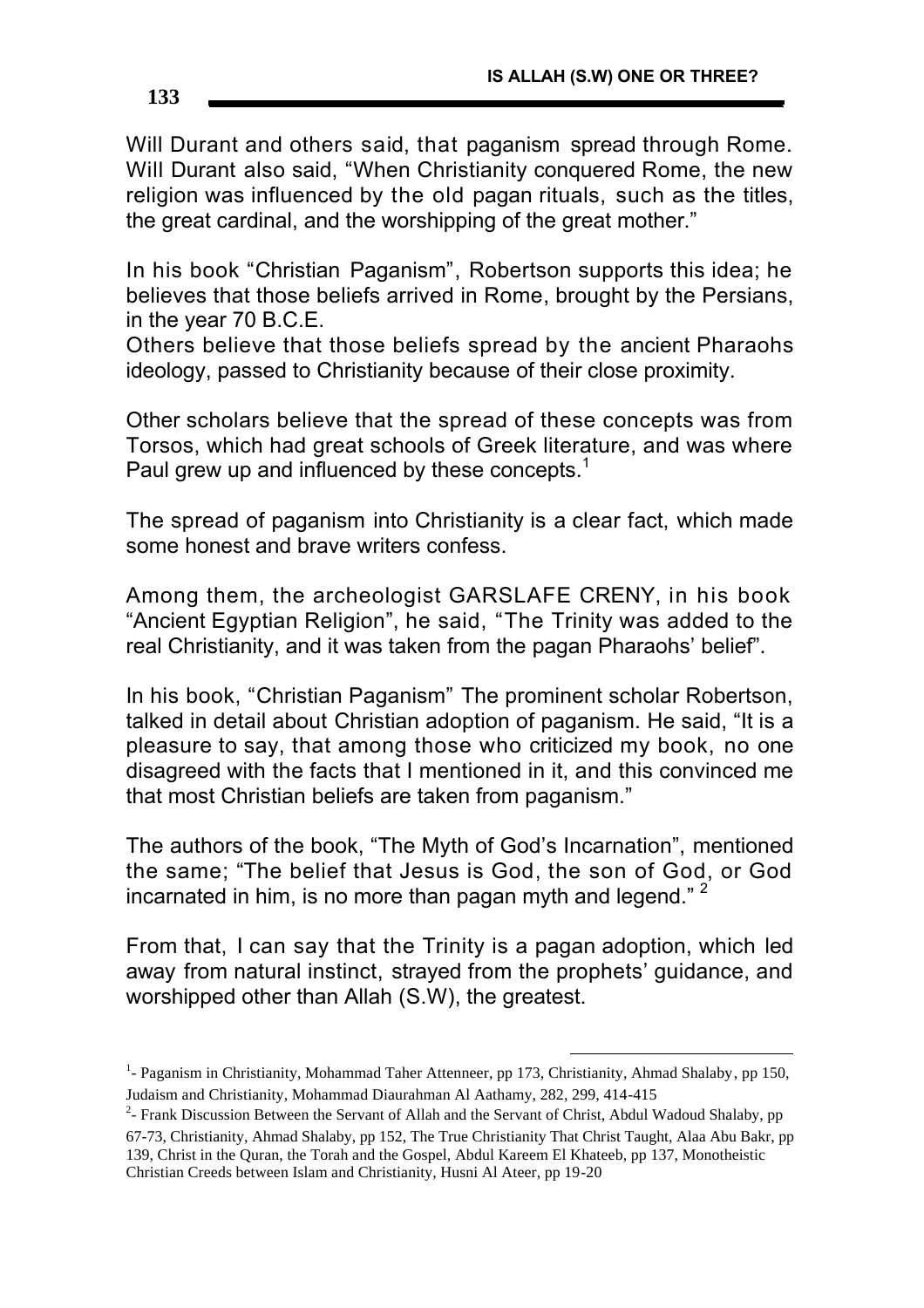Will Durant and others said, that paganism spread through Rome. Will Durant also said, “When Christianity conquered Rome, the new religion was influenced by the old pagan rituals, such as the titles, the great cardinal, and the worshipping of the great mother.”

In his book “Christian Paganism”, Robertson supports this idea; he believes that those beliefs arrived in Rome, brought by the Persians, in the year 70 B.C.E.
Others believe that those beliefs spread by the ancient Pharaohs ideology, passed to Christianity because of their close proximity.

Other scholars believe that the spread of these concepts was from Torsos, which had great schools of Greek literature, and was where Paul grew up and influenced by these concepts.[1]

The spread of paganism into Christianity is a clear fact, which made some honest and brave writers confess.

Among them, the archeologist GARSLAFE CRENY, in his book “Ancient Egyptian Religion”, he said, “The Trinity was added to the real Christianity, and it was taken from the pagan Pharaohs' belief”.

In his book, “Christian Paganism” The prominent scholar Robertson, talked in detail about Christian adoption of paganism. He said, “It is a pleasure to say, that among those who criticized my book, no one disagreed with the facts that I mentioned in it, and this convinced me that most Christian beliefs are taken from paganism.”

The authors of the book, “The Myth of God's Incarnation”, mentioned the same; “The belief that Jesus is God, the son of God, or God incarnated in him, is no more than pagan myth and legend.” [2]

From that, I can say that the Trinity is a pagan adoption, which led away from natural instinct, strayed from the prophets' guidance, and worshipped other than Allah (S.W), the greatest.

---

[1]- Paganism in Christianity, Mohammad Taher Attenneer, pp 173, Christianity, Ahmad Shalaby, pp 150, Judaism and Christianity, Mohammad Diaurahman Al Aathamy, 282, 299, 414-415

[2]- Frank Discussion Between the Servant of Allah and the Servant of Christ, Abdul Wadoud Shalaby, pp 67-73, Christianity, Ahmad Shalaby, pp 152, The True Christianity That Christ Taught, Alaa Abu Bakr, pp 139, Christ in the Quran, the Torah and the Gospel, Abdul Kareem El Khateeb, pp 137, Monotheistic Christian Creeds between Islam and Christianity, Husni Al Ateer, pp 19-20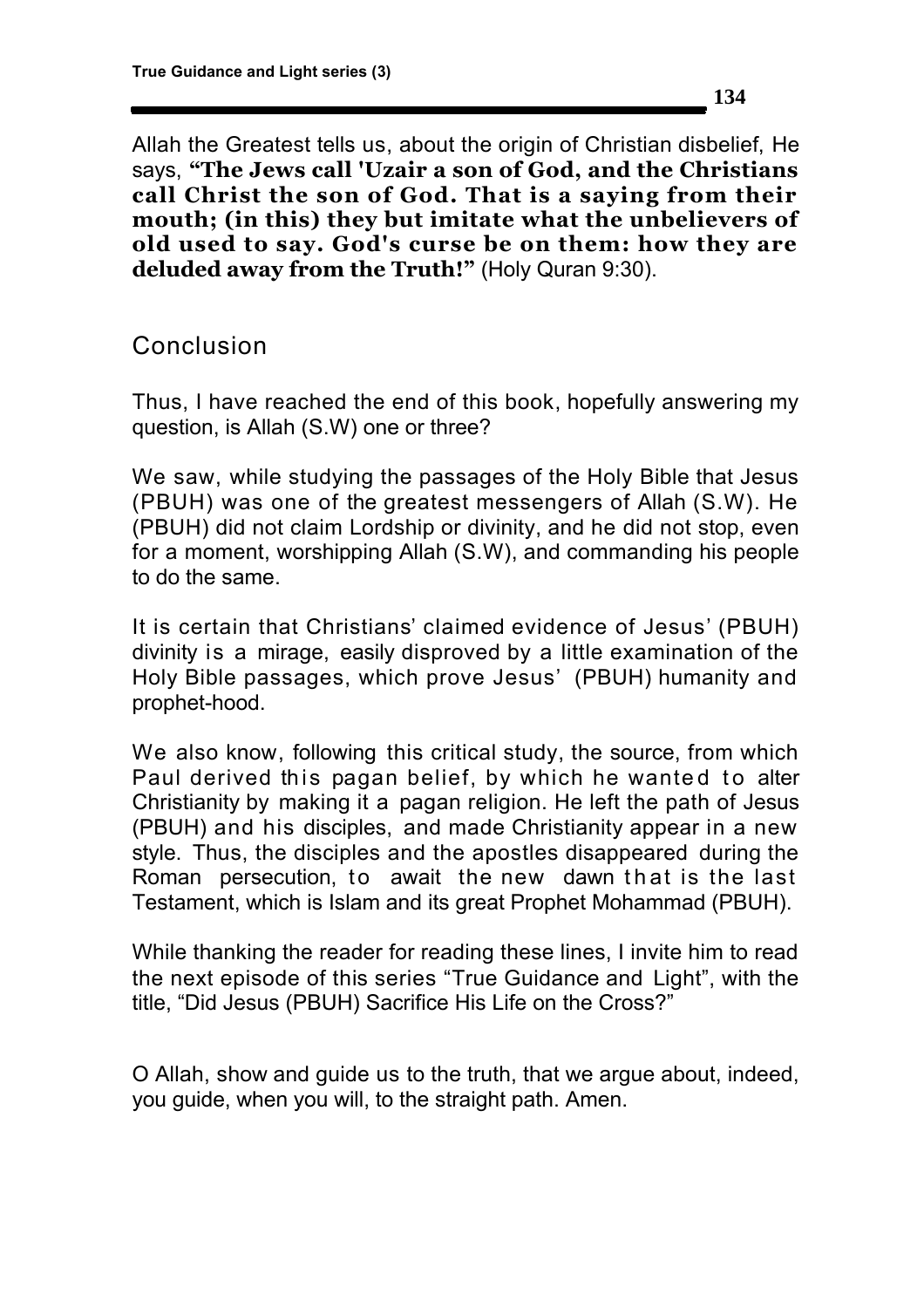Allah the Greatest tells us, about the origin of Christian disbelief, He says, **"The Jews call 'Uzair a son of God, and the Christians call Christ the son of God. That is a saying from their mouth; (in this) they but imitate what the unbelievers of old used to say. God's curse be on them: how they are deluded away from the Truth!"** (Holy Quran 9:30).

## Conclusion

Thus, I have reached the end of this book, hopefully answering my question, is Allah (S.W) one or three?

We saw, while studying the passages of the Holy Bible that Jesus (PBUH) was one of the greatest messengers of Allah (S.W). He (PBUH) did not claim Lordship or divinity, and he did not stop, even for a moment, worshipping Allah (S.W), and commanding his people to do the same.

It is certain that Christians' claimed evidence of Jesus' (PBUH) divinity is a mirage, easily disproved by a little examination of the Holy Bible passages, which prove Jesus' (PBUH) humanity and prophet-hood.

We also know, following this critical study, the source, from which Paul derived this pagan belief, by which he wanted to alter Christianity by making it a pagan religion. He left the path of Jesus (PBUH) and his disciples, and made Christianity appear in a new style. Thus, the disciples and the apostles disappeared during the Roman persecution, to await the new dawn that is the last Testament, which is Islam and its great Prophet Mohammad (PBUH).

While thanking the reader for reading these lines, I invite him to read the next episode of this series "True Guidance and Light", with the title, "Did Jesus (PBUH) Sacrifice His Life on the Cross?"

O Allah, show and guide us to the truth, that we argue about, indeed, you guide, when you will, to the straight path. Amen.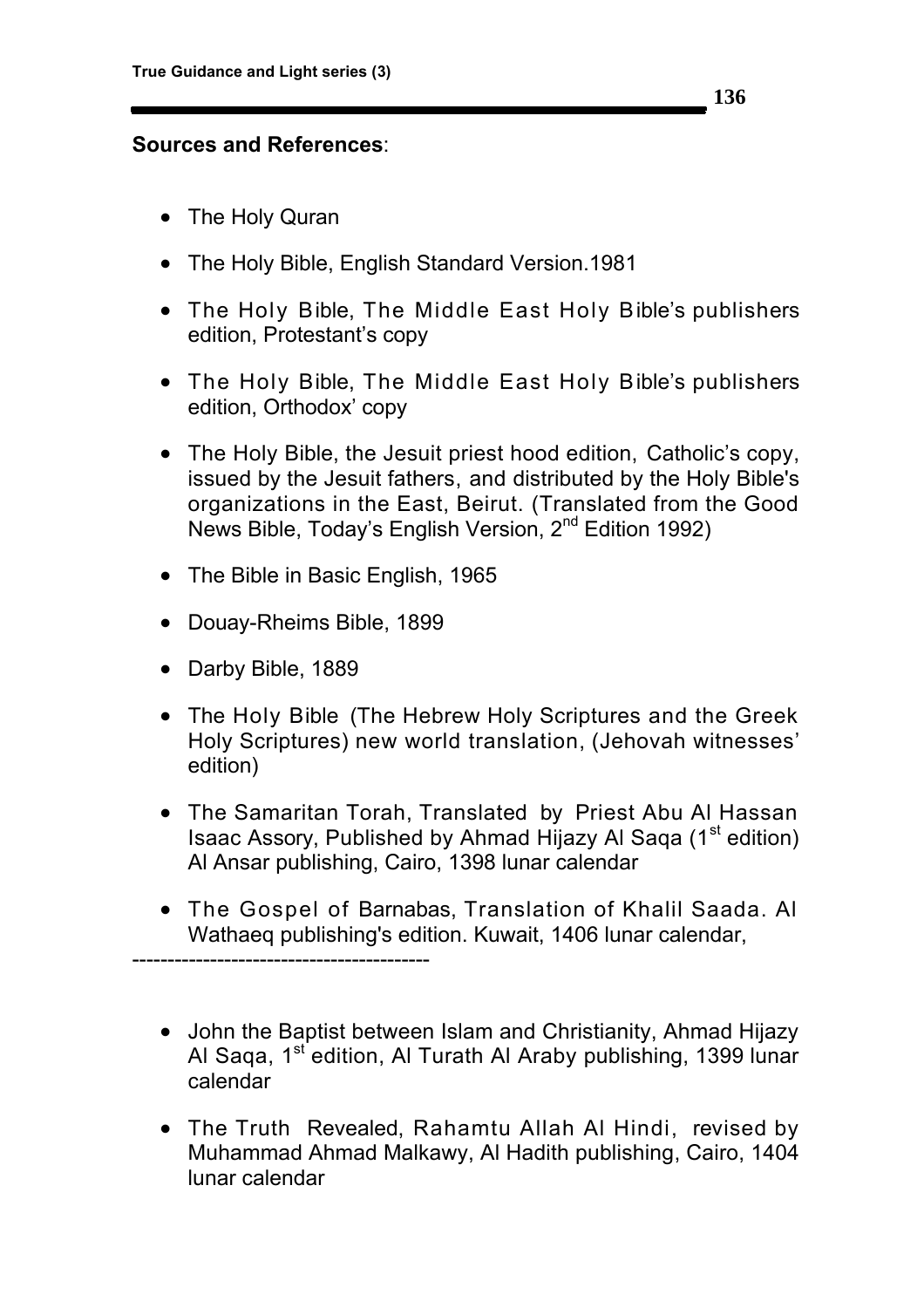**Sources and References**:

- The Holy Quran
- The Holy Bible, English Standard Version.1981
- The Holy Bible, The Middle East Holy Bible's publishers edition, Protestant's copy
- The Holy Bible, The Middle East Holy Bible's publishers edition, Orthodox' copy
- The Holy Bible, the Jesuit priest hood edition, Catholic's copy, issued by the Jesuit fathers, and distributed by the Holy Bible's organizations in the East, Beirut. (Translated from the Good News Bible, Today's English Version, 2nd Edition 1992)
- The Bible in Basic English, 1965
- Douay-Rheims Bible, 1899
- Darby Bible, 1889
- The Holy Bible (The Hebrew Holy Scriptures and the Greek Holy Scriptures) new world translation, (Jehovah witnesses' edition)
- The Samaritan Torah, Translated by Priest Abu Al Hassan Isaac Assory, Published by Ahmad Hijazy Al Saqa (1st edition) Al Ansar publishing, Cairo, 1398 lunar calendar
- The Gospel of Barnabas, Translation of Khalil Saada. Al Wathaeq publishing's edition. Kuwait, 1406 lunar calendar,

-----------------------------------------

- John the Baptist between Islam and Christianity, Ahmad Hijazy Al Saqa, 1st edition, Al Turath Al Araby publishing, 1399 lunar calendar
- The Truth Revealed, Rahamtu Allah Al Hindi, revised by Muhammad Ahmad Malkawy, Al Hadith publishing, Cairo, 1404 lunar calendar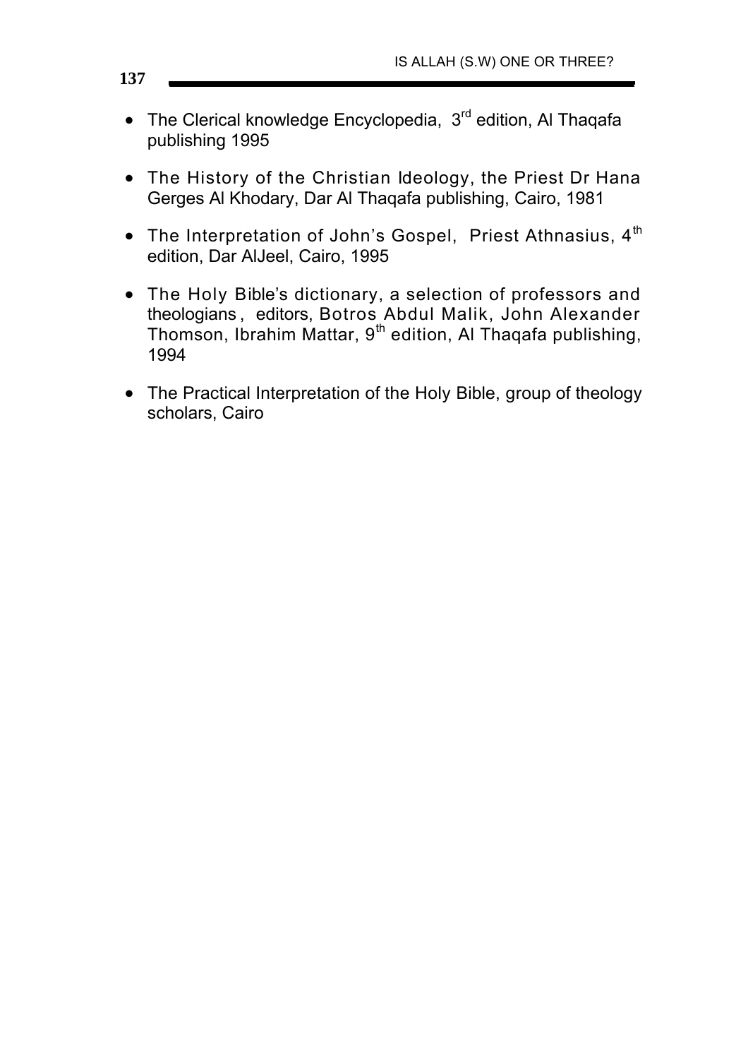- The Clerical knowledge Encyclopedia, 3rd edition, Al Thaqafa publishing 1995

- The History of the Christian Ideology, the Priest Dr Hana Gerges Al Khodary, Dar Al Thaqafa publishing, Cairo, 1981

- The Interpretation of John's Gospel, Priest Athnasius, 4th edition, Dar AlJeel, Cairo, 1995

- The Holy Bible's dictionary, a selection of professors and theologians , editors, Botros Abdul Malik, John Alexander Thomson, Ibrahim Mattar, 9th edition, Al Thaqafa publishing, 1994

- The Practical Interpretation of the Holy Bible, group of theology scholars, Cairo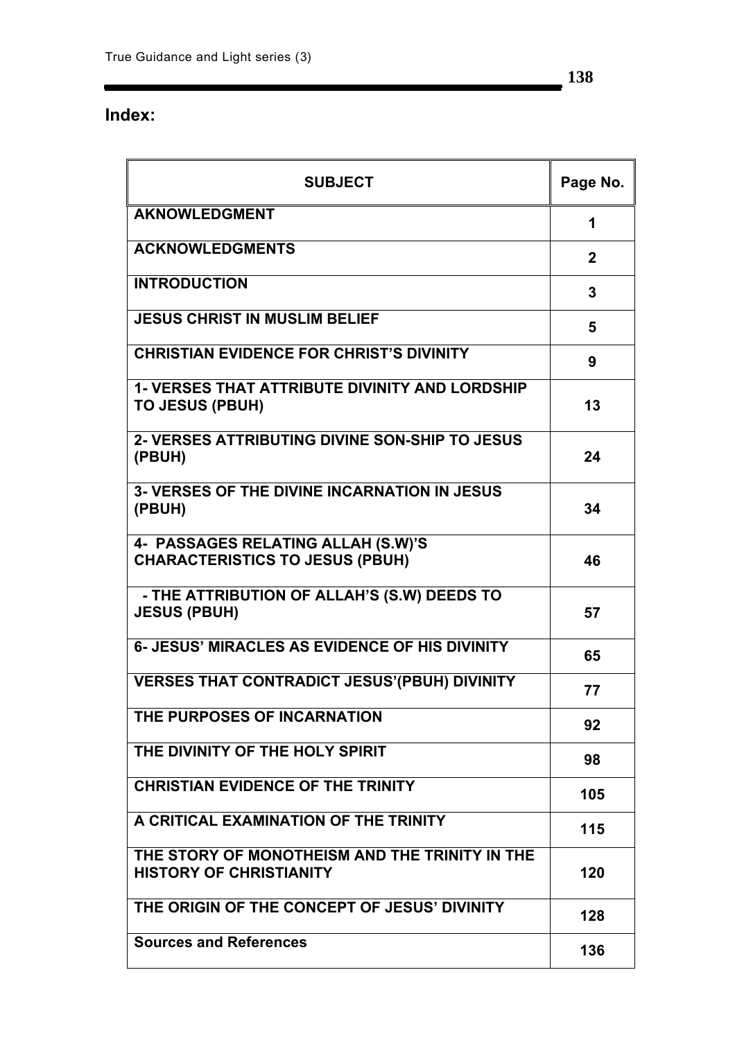**Index:**

| SUBJECT | Page No. |
|---|---|
| **AKNOWLEDGMENT** | **1** |
| **ACKNOWLEDGMENTS** | **2** |
| **INTRODUCTION** | **3** |
| **JESUS CHRIST IN MUSLIM BELIEF** | **5** |
| **CHRISTIAN EVIDENCE FOR CHRIST'S DIVINITY** | **9** |
| **1- VERSES THAT ATTRIBUTE DIVINITY AND LORDSHIP TO JESUS (PBUH)** | **13** |
| **2- VERSES ATTRIBUTING DIVINE SON-SHIP TO JESUS (PBUH)** | **24** |
| **3- VERSES OF THE DIVINE INCARNATION IN JESUS (PBUH)** | **34** |
| **4- PASSAGES RELATING ALLAH (S.W)'S CHARACTERISTICS TO JESUS (PBUH)** | **46** |
| **- THE ATTRIBUTION OF ALLAH'S (S.W) DEEDS TO JESUS (PBUH)** | **57** |
| **6- JESUS' MIRACLES AS EVIDENCE OF HIS DIVINITY** | **65** |
| **VERSES THAT CONTRADICT JESUS'(PBUH) DIVINITY** | **77** |
| **THE PURPOSES OF INCARNATION** | **92** |
| **THE DIVINITY OF THE HOLY SPIRIT** | **98** |
| **CHRISTIAN EVIDENCE OF THE TRINITY** | **105** |
| **A CRITICAL EXAMINATION OF THE TRINITY** | **115** |
| **THE STORY OF MONOTHEISM AND THE TRINITY IN THE HISTORY OF CHRISTIANITY** | **120** |
| **THE ORIGIN OF THE CONCEPT OF JESUS' DIVINITY** | **128** |
| **Sources and References** | **136** |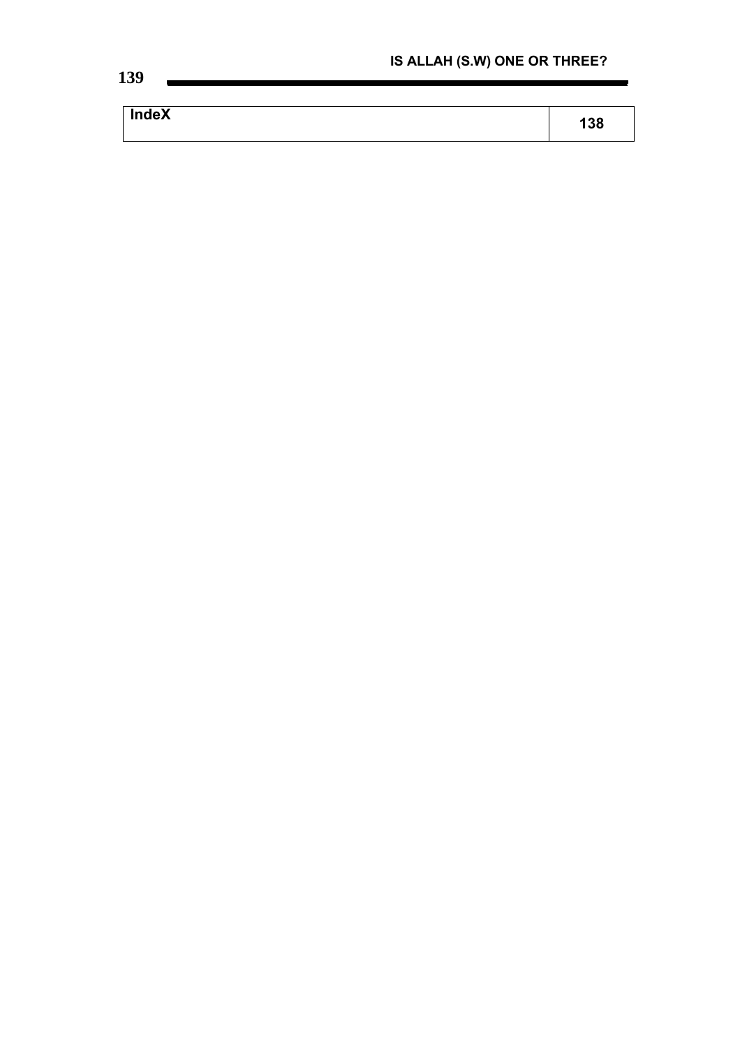| | |
|---|---|
| IndeX | 138 |